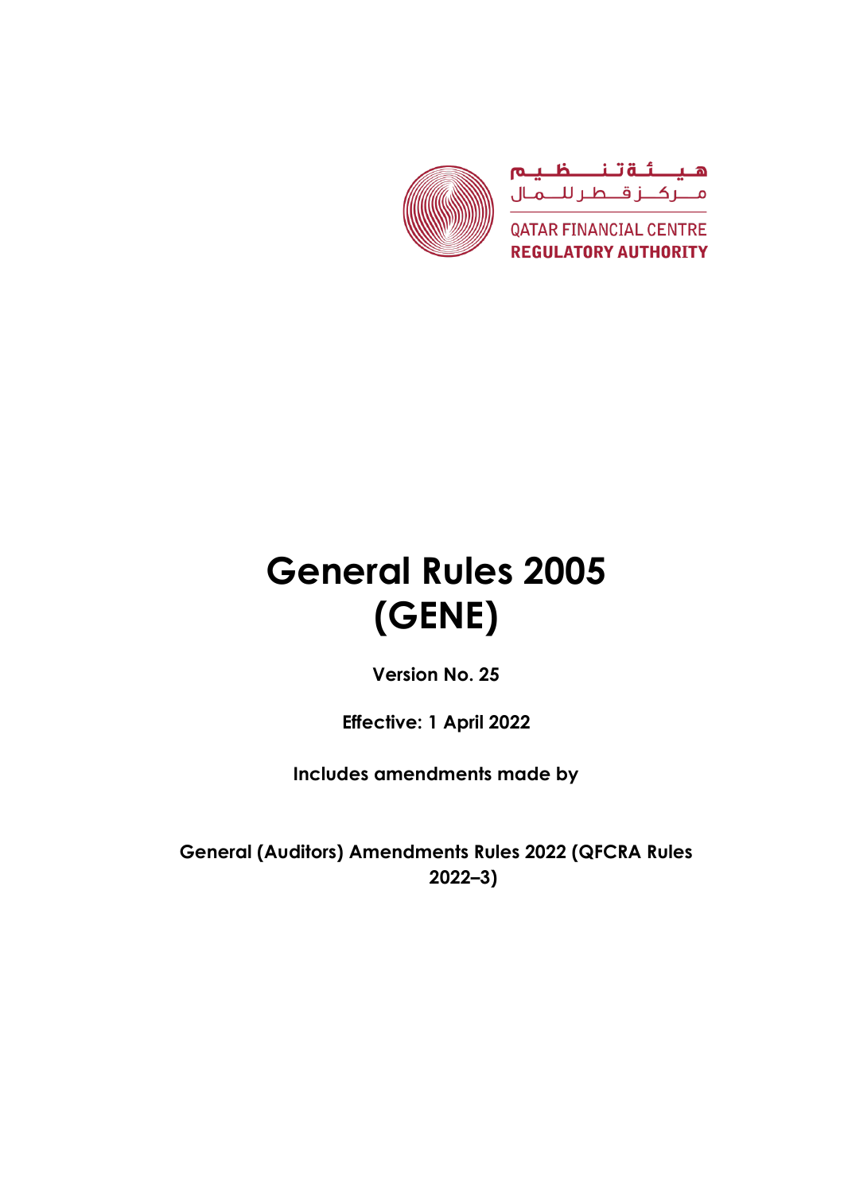هيئة تنظيم مركز قطر للمال

QATAR FINANCIAL CENTRE
**REGULATORY AUTHORITY**

# General Rules 2005 (GENE)

**Version No. 25**

**Effective: 1 April 2022**

**Includes amendments made by**

**General (Auditors) Amendments Rules 2022 (QFCRA Rules 2022–3)**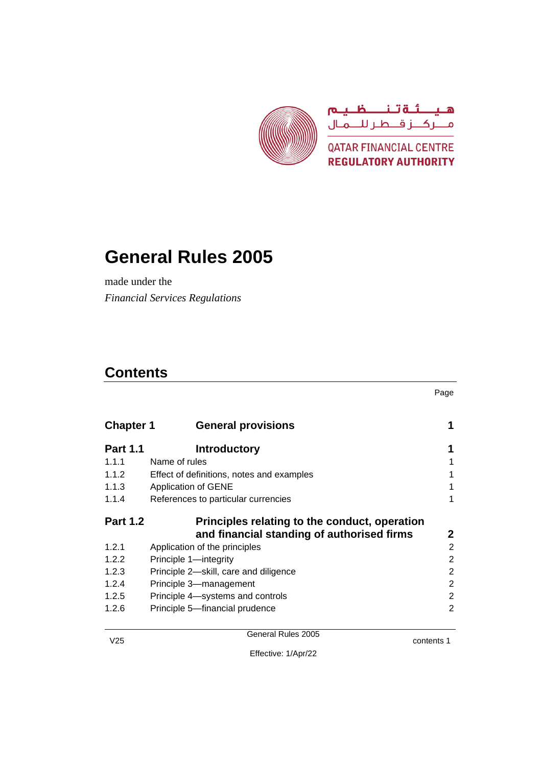هيئة تنظيم
مركز قطر للمال

QATAR FINANCIAL CENTRE
**REGULATORY AUTHORITY**

# General Rules 2005

made under the

*Financial Services Regulations*

## Contents

| | | Page |
|---|---|---|
| **Chapter 1** | **General provisions** | **1** |
| **Part 1.1** | **Introductory** | **1** |
| 1.1.1 | Name of rules | 1 |
| 1.1.2 | Effect of definitions, notes and examples | 1 |
| 1.1.3 | Application of GENE | 1 |
| 1.1.4 | References to particular currencies | 1 |
| **Part 1.2** | **Principles relating to the conduct, operation and financial standing of authorised firms** | **2** |
| 1.2.1 | Application of the principles | 2 |
| 1.2.2 | Principle 1—integrity | 2 |
| 1.2.3 | Principle 2—skill, care and diligence | 2 |
| 1.2.4 | Principle 3—management | 2 |
| 1.2.5 | Principle 4—systems and controls | 2 |
| 1.2.6 | Principle 5—financial prudence | 2 |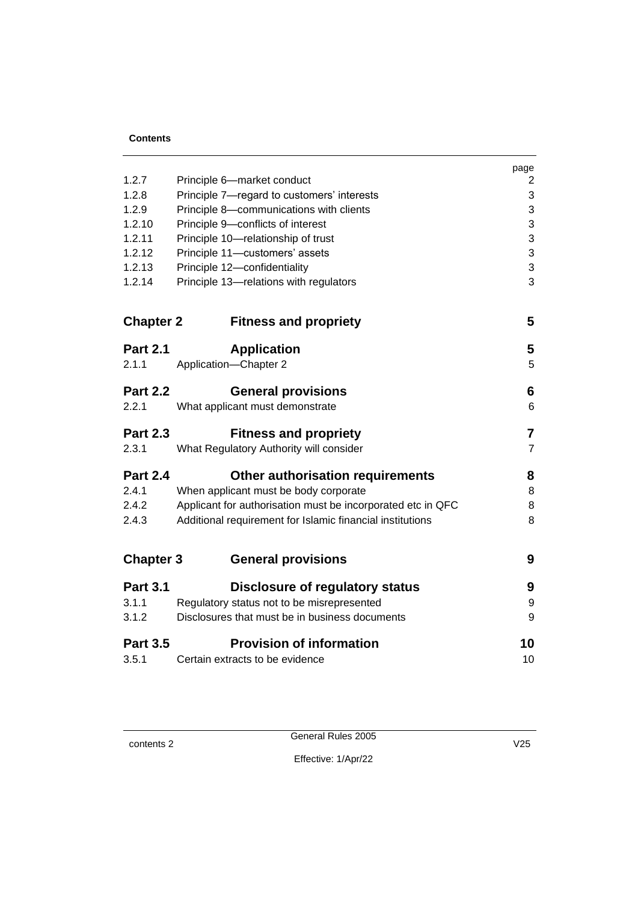**Contents**

| | | page |
|---|---|---|
| 1.2.7 | Principle 6—market conduct | 2 |
| 1.2.8 | Principle 7—regard to customers' interests | 3 |
| 1.2.9 | Principle 8—communications with clients | 3 |
| 1.2.10 | Principle 9—conflicts of interest | 3 |
| 1.2.11 | Principle 10—relationship of trust | 3 |
| 1.2.12 | Principle 11—customers' assets | 3 |
| 1.2.13 | Principle 12—confidentiality | 3 |
| 1.2.14 | Principle 13—relations with regulators | 3 |
| **Chapter 2** | **Fitness and propriety** | **5** |
| **Part 2.1** | **Application** | **5** |
| 2.1.1 | Application—Chapter 2 | 5 |
| **Part 2.2** | **General provisions** | **6** |
| 2.2.1 | What applicant must demonstrate | 6 |
| **Part 2.3** | **Fitness and propriety** | **7** |
| 2.3.1 | What Regulatory Authority will consider | 7 |
| **Part 2.4** | **Other authorisation requirements** | **8** |
| 2.4.1 | When applicant must be body corporate | 8 |
| 2.4.2 | Applicant for authorisation must be incorporated etc in QFC | 8 |
| 2.4.3 | Additional requirement for Islamic financial institutions | 8 |
| **Chapter 3** | **General provisions** | **9** |
| **Part 3.1** | **Disclosure of regulatory status** | **9** |
| 3.1.1 | Regulatory status not to be misrepresented | 9 |
| 3.1.2 | Disclosures that must be in business documents | 9 |
| **Part 3.5** | **Provision of information** | **10** |
| 3.5.1 | Certain extracts to be evidence | 10 |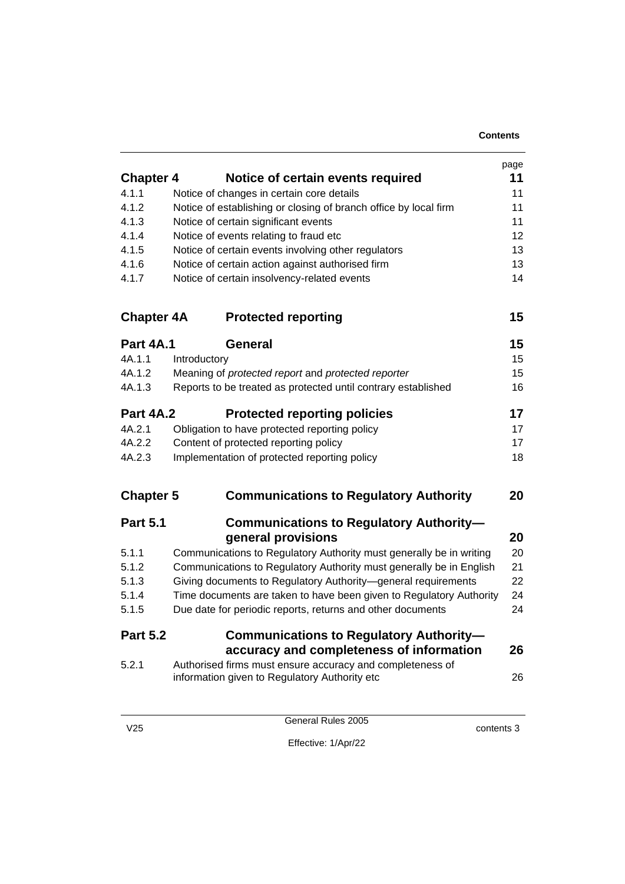| | | page |
|---|---|---|
| **Chapter 4** | **Notice of certain events required** | **11** |
| 4.1.1 | Notice of changes in certain core details | 11 |
| 4.1.2 | Notice of establishing or closing of branch office by local firm | 11 |
| 4.1.3 | Notice of certain significant events | 11 |
| 4.1.4 | Notice of events relating to fraud etc | 12 |
| 4.1.5 | Notice of certain events involving other regulators | 13 |
| 4.1.6 | Notice of certain action against authorised firm | 13 |
| 4.1.7 | Notice of certain insolvency-related events | 14 |
| **Chapter 4A** | **Protected reporting** | **15** |
| **Part 4A.1** | **General** | **15** |
| 4A.1.1 | Introductory | 15 |
| 4A.1.2 | Meaning of *protected report* and *protected reporter* | 15 |
| 4A.1.3 | Reports to be treated as protected until contrary established | 16 |
| **Part 4A.2** | **Protected reporting policies** | **17** |
| 4A.2.1 | Obligation to have protected reporting policy | 17 |
| 4A.2.2 | Content of protected reporting policy | 17 |
| 4A.2.3 | Implementation of protected reporting policy | 18 |
| **Chapter 5** | **Communications to Regulatory Authority** | **20** |
| **Part 5.1** | **Communications to Regulatory Authority—general provisions** | **20** |
| 5.1.1 | Communications to Regulatory Authority must generally be in writing | 20 |
| 5.1.2 | Communications to Regulatory Authority must generally be in English | 21 |
| 5.1.3 | Giving documents to Regulatory Authority—general requirements | 22 |
| 5.1.4 | Time documents are taken to have been given to Regulatory Authority | 24 |
| 5.1.5 | Due date for periodic reports, returns and other documents | 24 |
| **Part 5.2** | **Communications to Regulatory Authority—accuracy and completeness of information** | **26** |
| 5.2.1 | Authorised firms must ensure accuracy and completeness of information given to Regulatory Authority etc | 26 |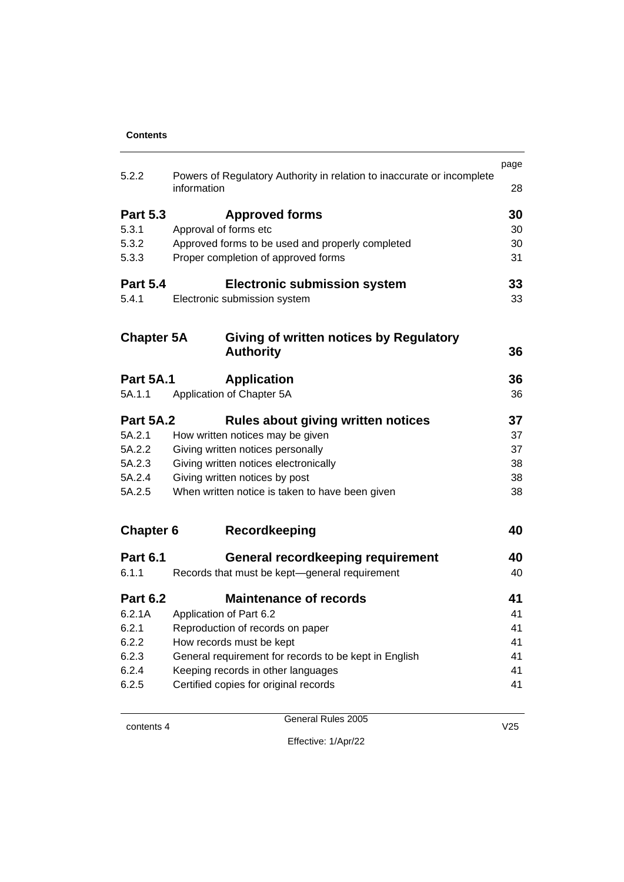**Contents**

| | | page |
|---|---|---|
| 5.2.2 | Powers of Regulatory Authority in relation to inaccurate or incomplete information | 28 |
| **Part 5.3** | **Approved forms** | **30** |
| 5.3.1 | Approval of forms etc | 30 |
| 5.3.2 | Approved forms to be used and properly completed | 30 |
| 5.3.3 | Proper completion of approved forms | 31 |
| **Part 5.4** | **Electronic submission system** | **33** |
| 5.4.1 | Electronic submission system | 33 |
| **Chapter 5A** | **Giving of written notices by Regulatory Authority** | **36** |
| **Part 5A.1** | **Application** | **36** |
| 5A.1.1 | Application of Chapter 5A | 36 |
| **Part 5A.2** | **Rules about giving written notices** | **37** |
| 5A.2.1 | How written notices may be given | 37 |
| 5A.2.2 | Giving written notices personally | 37 |
| 5A.2.3 | Giving written notices electronically | 38 |
| 5A.2.4 | Giving written notices by post | 38 |
| 5A.2.5 | When written notice is taken to have been given | 38 |
| **Chapter 6** | **Recordkeeping** | **40** |
| **Part 6.1** | **General recordkeeping requirement** | **40** |
| 6.1.1 | Records that must be kept—general requirement | 40 |
| **Part 6.2** | **Maintenance of records** | **41** |
| 6.2.1A | Application of Part 6.2 | 41 |
| 6.2.1 | Reproduction of records on paper | 41 |
| 6.2.2 | How records must be kept | 41 |
| 6.2.3 | General requirement for records to be kept in English | 41 |
| 6.2.4 | Keeping records in other languages | 41 |
| 6.2.5 | Certified copies for original records | 41 |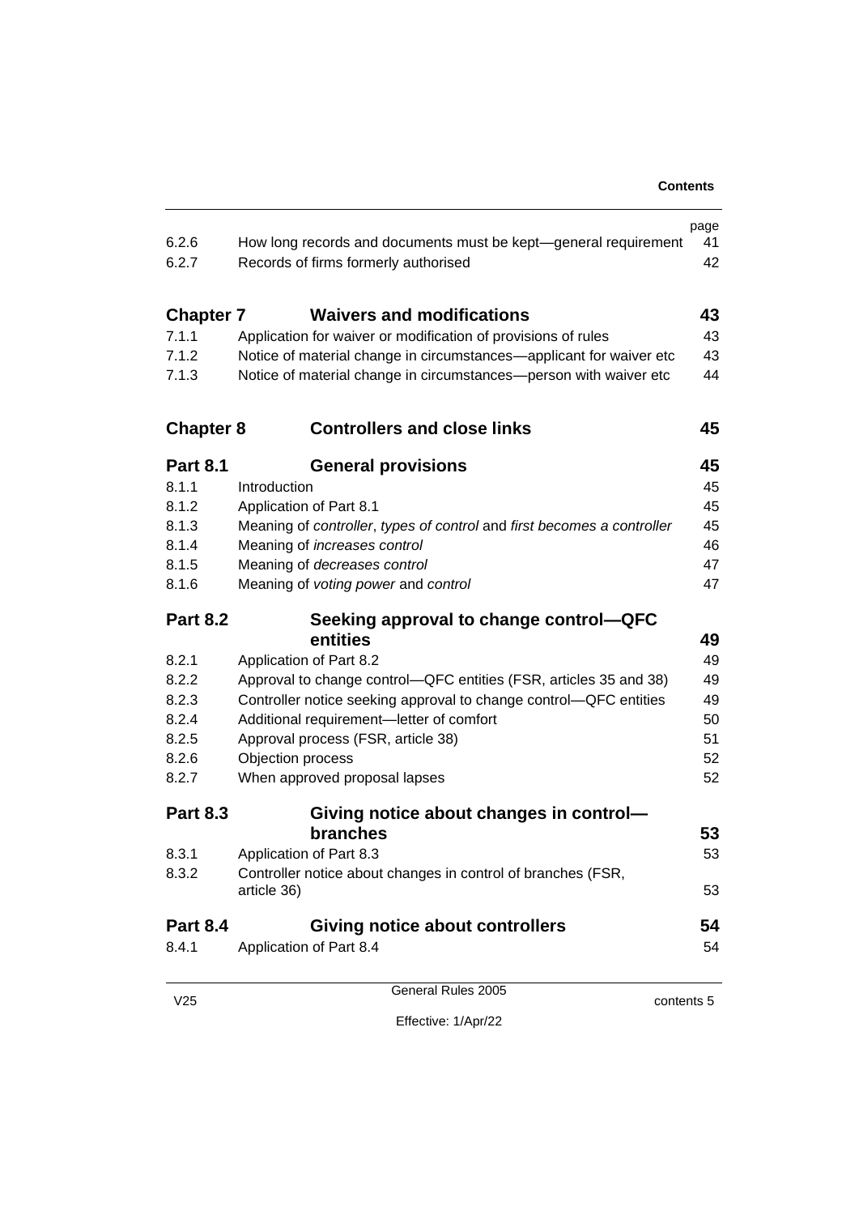| | | page |
|---|---|---|
| 6.2.6 | How long records and documents must be kept—general requirement | 41 |
| 6.2.7 | Records of firms formerly authorised | 42 |
| **Chapter 7** | **Waivers and modifications** | **43** |
| 7.1.1 | Application for waiver or modification of provisions of rules | 43 |
| 7.1.2 | Notice of material change in circumstances—applicant for waiver etc | 43 |
| 7.1.3 | Notice of material change in circumstances—person with waiver etc | 44 |
| **Chapter 8** | **Controllers and close links** | **45** |
| **Part 8.1** | **General provisions** | **45** |
| 8.1.1 | Introduction | 45 |
| 8.1.2 | Application of Part 8.1 | 45 |
| 8.1.3 | Meaning of *controller*, *types of control* and *first becomes a controller* | 45 |
| 8.1.4 | Meaning of *increases control* | 46 |
| 8.1.5 | Meaning of *decreases control* | 47 |
| 8.1.6 | Meaning of *voting power* and *control* | 47 |
| **Part 8.2** | **Seeking approval to change control—QFC entities** | **49** |
| 8.2.1 | Application of Part 8.2 | 49 |
| 8.2.2 | Approval to change control—QFC entities (FSR, articles 35 and 38) | 49 |
| 8.2.3 | Controller notice seeking approval to change control—QFC entities | 49 |
| 8.2.4 | Additional requirement—letter of comfort | 50 |
| 8.2.5 | Approval process (FSR, article 38) | 51 |
| 8.2.6 | Objection process | 52 |
| 8.2.7 | When approved proposal lapses | 52 |
| **Part 8.3** | **Giving notice about changes in control—branches** | **53** |
| 8.3.1 | Application of Part 8.3 | 53 |
| 8.3.2 | Controller notice about changes in control of branches (FSR, article 36) | 53 |
| **Part 8.4** | **Giving notice about controllers** | **54** |
| 8.4.1 | Application of Part 8.4 | 54 |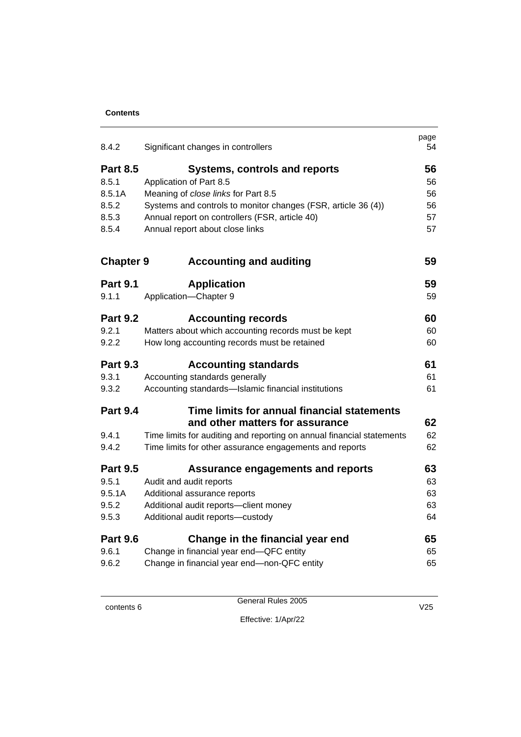**Contents**

| | | page |
|---|---|---|
| 8.4.2 | Significant changes in controllers | 54 |
| **Part 8.5** | **Systems, controls and reports** | **56** |
| 8.5.1 | Application of Part 8.5 | 56 |
| 8.5.1A | Meaning of *close links* for Part 8.5 | 56 |
| 8.5.2 | Systems and controls to monitor changes (FSR, article 36 (4)) | 56 |
| 8.5.3 | Annual report on controllers (FSR, article 40) | 57 |
| 8.5.4 | Annual report about close links | 57 |
| **Chapter 9** | **Accounting and auditing** | **59** |
| **Part 9.1** | **Application** | **59** |
| 9.1.1 | Application—Chapter 9 | 59 |
| **Part 9.2** | **Accounting records** | **60** |
| 9.2.1 | Matters about which accounting records must be kept | 60 |
| 9.2.2 | How long accounting records must be retained | 60 |
| **Part 9.3** | **Accounting standards** | **61** |
| 9.3.1 | Accounting standards generally | 61 |
| 9.3.2 | Accounting standards—Islamic financial institutions | 61 |
| **Part 9.4** | **Time limits for annual financial statements and other matters for assurance** | **62** |
| 9.4.1 | Time limits for auditing and reporting on annual financial statements | 62 |
| 9.4.2 | Time limits for other assurance engagements and reports | 62 |
| **Part 9.5** | **Assurance engagements and reports** | **63** |
| 9.5.1 | Audit and audit reports | 63 |
| 9.5.1A | Additional assurance reports | 63 |
| 9.5.2 | Additional audit reports—client money | 63 |
| 9.5.3 | Additional audit reports—custody | 64 |
| **Part 9.6** | **Change in the financial year end** | **65** |
| 9.6.1 | Change in financial year end—QFC entity | 65 |
| 9.6.2 | Change in financial year end—non-QFC entity | 65 |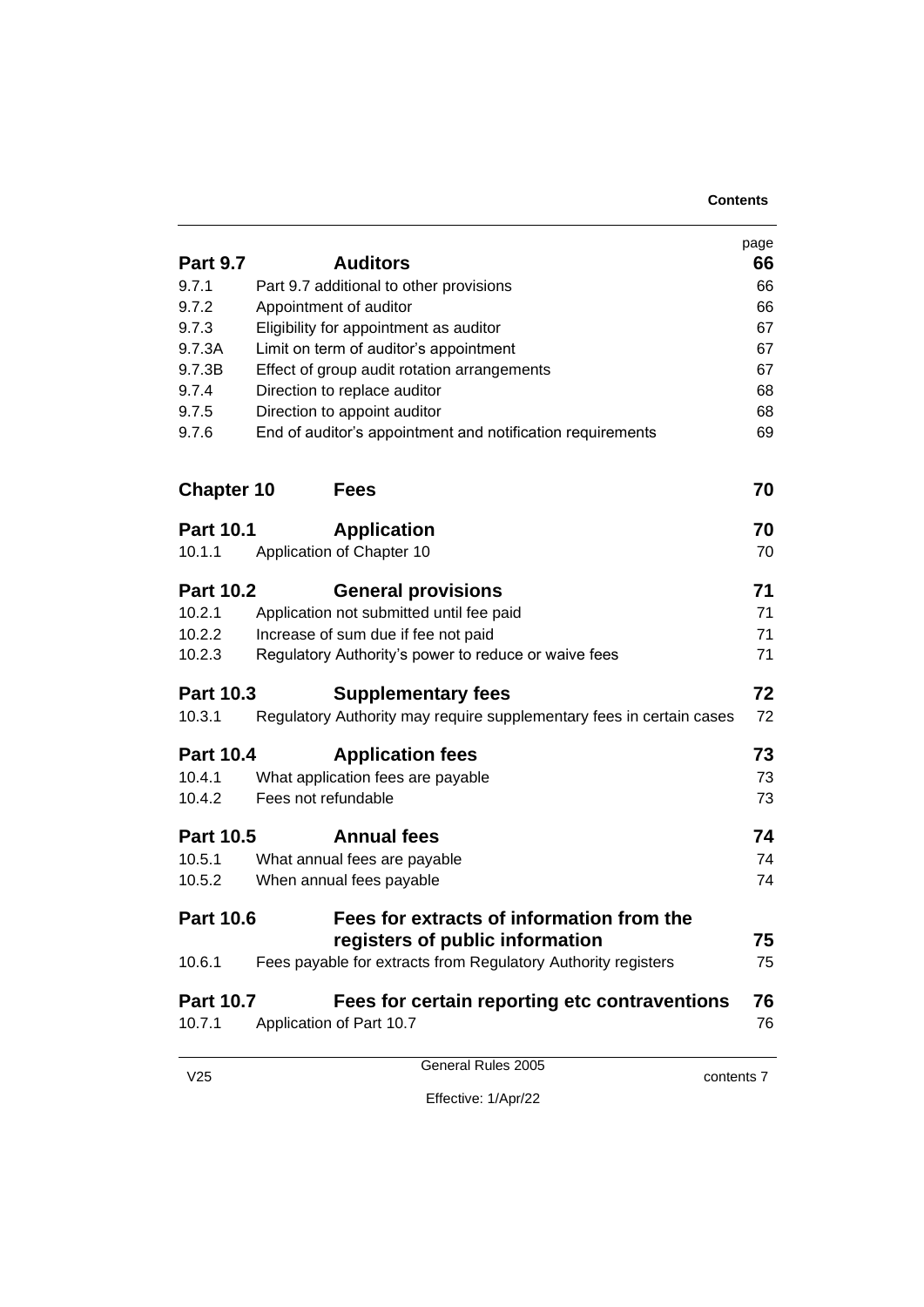| | | page |
|---|---|---|
| **Part 9.7** | **Auditors** | **66** |
| 9.7.1 | Part 9.7 additional to other provisions | 66 |
| 9.7.2 | Appointment of auditor | 66 |
| 9.7.3 | Eligibility for appointment as auditor | 67 |
| 9.7.3A | Limit on term of auditor's appointment | 67 |
| 9.7.3B | Effect of group audit rotation arrangements | 67 |
| 9.7.4 | Direction to replace auditor | 68 |
| 9.7.5 | Direction to appoint auditor | 68 |
| 9.7.6 | End of auditor's appointment and notification requirements | 69 |
| **Chapter 10** | **Fees** | **70** |
| **Part 10.1** | **Application** | **70** |
| 10.1.1 | Application of Chapter 10 | 70 |
| **Part 10.2** | **General provisions** | **71** |
| 10.2.1 | Application not submitted until fee paid | 71 |
| 10.2.2 | Increase of sum due if fee not paid | 71 |
| 10.2.3 | Regulatory Authority's power to reduce or waive fees | 71 |
| **Part 10.3** | **Supplementary fees** | **72** |
| 10.3.1 | Regulatory Authority may require supplementary fees in certain cases | 72 |
| **Part 10.4** | **Application fees** | **73** |
| 10.4.1 | What application fees are payable | 73 |
| 10.4.2 | Fees not refundable | 73 |
| **Part 10.5** | **Annual fees** | **74** |
| 10.5.1 | What annual fees are payable | 74 |
| 10.5.2 | When annual fees payable | 74 |
| **Part 10.6** | **Fees for extracts of information from the registers of public information** | **75** |
| 10.6.1 | Fees payable for extracts from Regulatory Authority registers | 75 |
| **Part 10.7** | **Fees for certain reporting etc contraventions** | **76** |
| 10.7.1 | Application of Part 10.7 | 76 |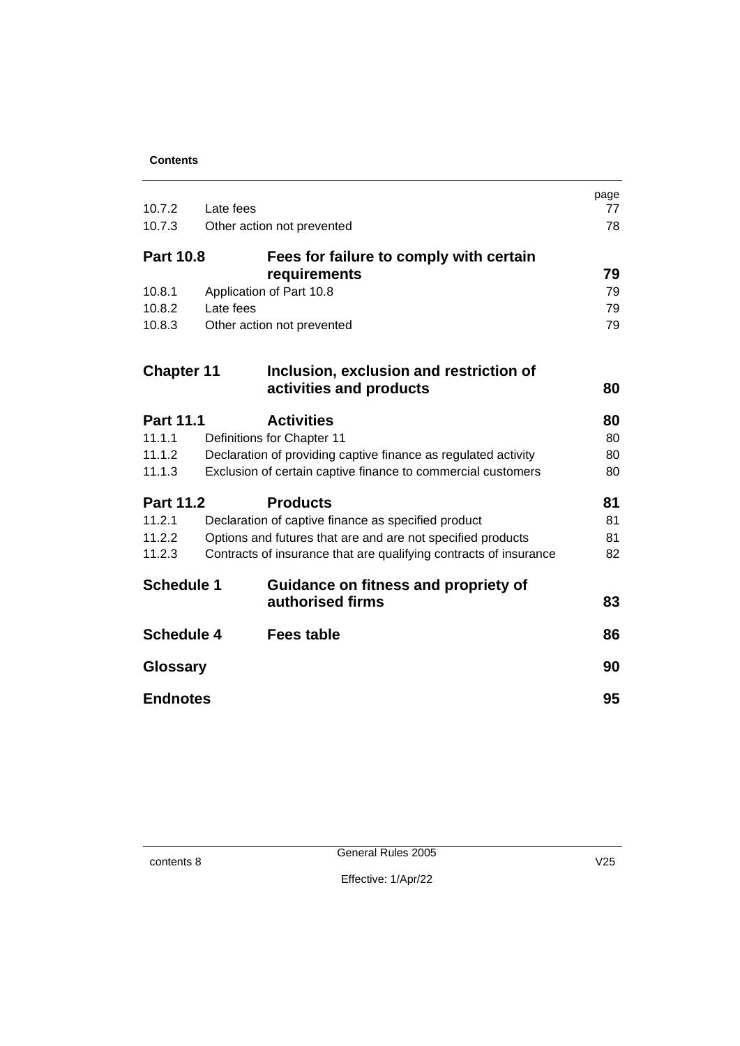| | | page |
|---|---|---|
| 10.7.2 | Late fees | 77 |
| 10.7.3 | Other action not prevented | 78 |
| **Part 10.8** | **Fees for failure to comply with certain requirements** | **79** |
| 10.8.1 | Application of Part 10.8 | 79 |
| 10.8.2 | Late fees | 79 |
| 10.8.3 | Other action not prevented | 79 |
| **Chapter 11** | **Inclusion, exclusion and restriction of activities and products** | **80** |
| **Part 11.1** | **Activities** | **80** |
| 11.1.1 | Definitions for Chapter 11 | 80 |
| 11.1.2 | Declaration of providing captive finance as regulated activity | 80 |
| 11.1.3 | Exclusion of certain captive finance to commercial customers | 80 |
| **Part 11.2** | **Products** | **81** |
| 11.2.1 | Declaration of captive finance as specified product | 81 |
| 11.2.2 | Options and futures that are and are not specified products | 81 |
| 11.2.3 | Contracts of insurance that are qualifying contracts of insurance | 82 |
| **Schedule 1** | **Guidance on fitness and propriety of authorised firms** | **83** |
| **Schedule 4** | **Fees table** | **86** |
| **Glossary** | | **90** |
| **Endnotes** | | **95** |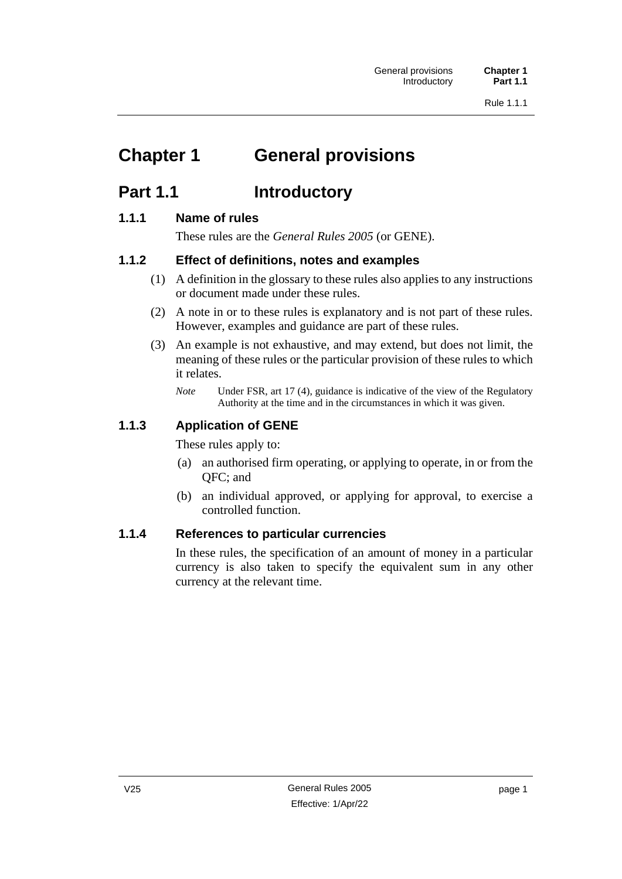# Chapter 1 General provisions

## Part 1.1 Introductory

### 1.1.1 Name of rules

These rules are the *General Rules 2005* (or GENE).

### 1.1.2 Effect of definitions, notes and examples

(1) A definition in the glossary to these rules also applies to any instructions or document made under these rules.

(2) A note in or to these rules is explanatory and is not part of these rules. However, examples and guidance are part of these rules.

(3) An example is not exhaustive, and may extend, but does not limit, the meaning of these rules or the particular provision of these rules to which it relates.

*Note* Under FSR, art 17 (4), guidance is indicative of the view of the Regulatory Authority at the time and in the circumstances in which it was given.

### 1.1.3 Application of GENE

These rules apply to:

(a) an authorised firm operating, or applying to operate, in or from the QFC; and

(b) an individual approved, or applying for approval, to exercise a controlled function.

### 1.1.4 References to particular currencies

In these rules, the specification of an amount of money in a particular currency is also taken to specify the equivalent sum in any other currency at the relevant time.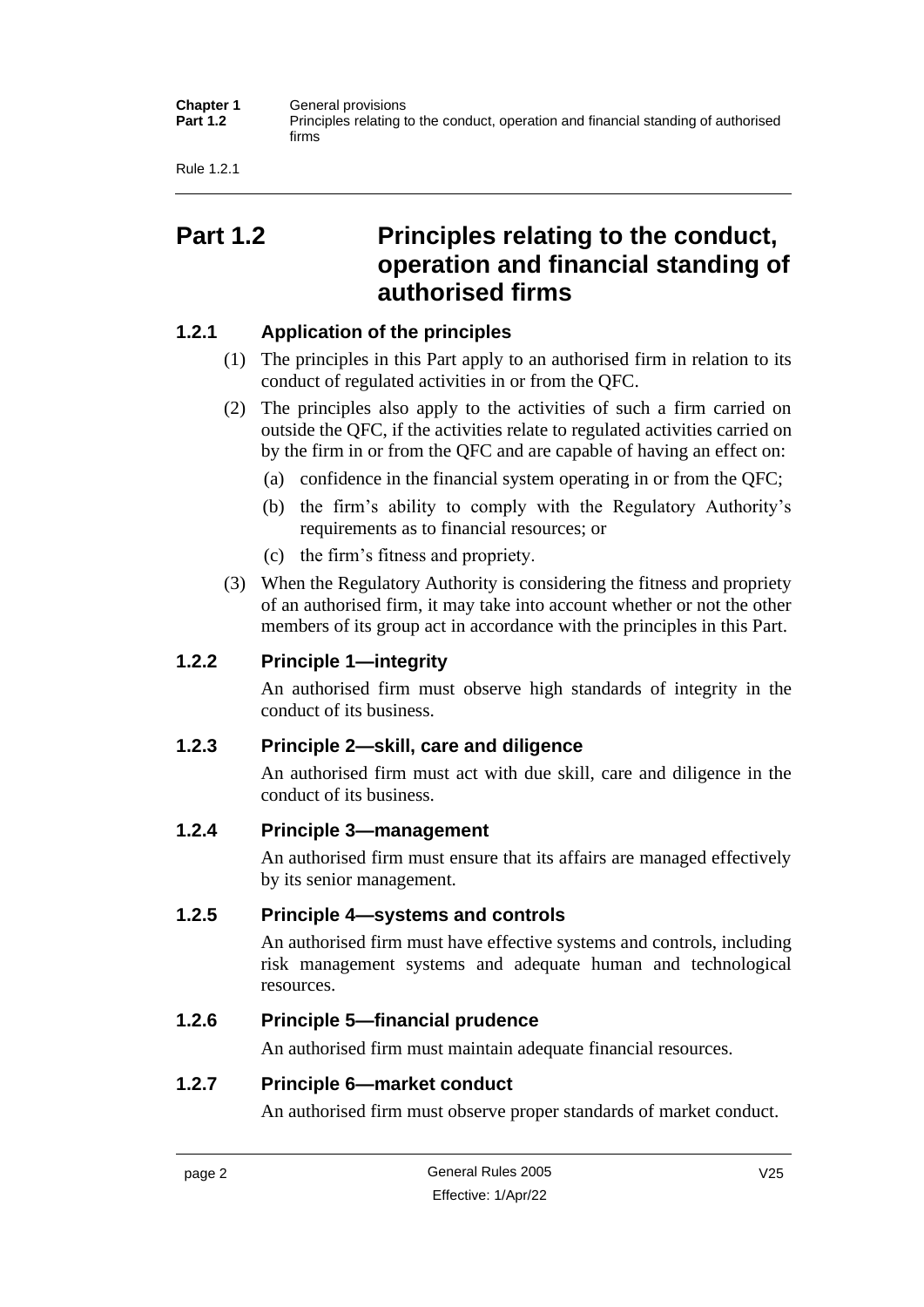## Part 1.2 Principles relating to the conduct, operation and financial standing of authorised firms

### 1.2.1 Application of the principles

(1) The principles in this Part apply to an authorised firm in relation to its conduct of regulated activities in or from the QFC.

(2) The principles also apply to the activities of such a firm carried on outside the QFC, if the activities relate to regulated activities carried on by the firm in or from the QFC and are capable of having an effect on:

(a) confidence in the financial system operating in or from the QFC;

(b) the firm's ability to comply with the Regulatory Authority's requirements as to financial resources; or

(c) the firm's fitness and propriety.

(3) When the Regulatory Authority is considering the fitness and propriety of an authorised firm, it may take into account whether or not the other members of its group act in accordance with the principles in this Part.

### 1.2.2 Principle 1—integrity

An authorised firm must observe high standards of integrity in the conduct of its business.

### 1.2.3 Principle 2—skill, care and diligence

An authorised firm must act with due skill, care and diligence in the conduct of its business.

### 1.2.4 Principle 3—management

An authorised firm must ensure that its affairs are managed effectively by its senior management.

### 1.2.5 Principle 4—systems and controls

An authorised firm must have effective systems and controls, including risk management systems and adequate human and technological resources.

### 1.2.6 Principle 5—financial prudence

An authorised firm must maintain adequate financial resources.

### 1.2.7 Principle 6—market conduct

An authorised firm must observe proper standards of market conduct.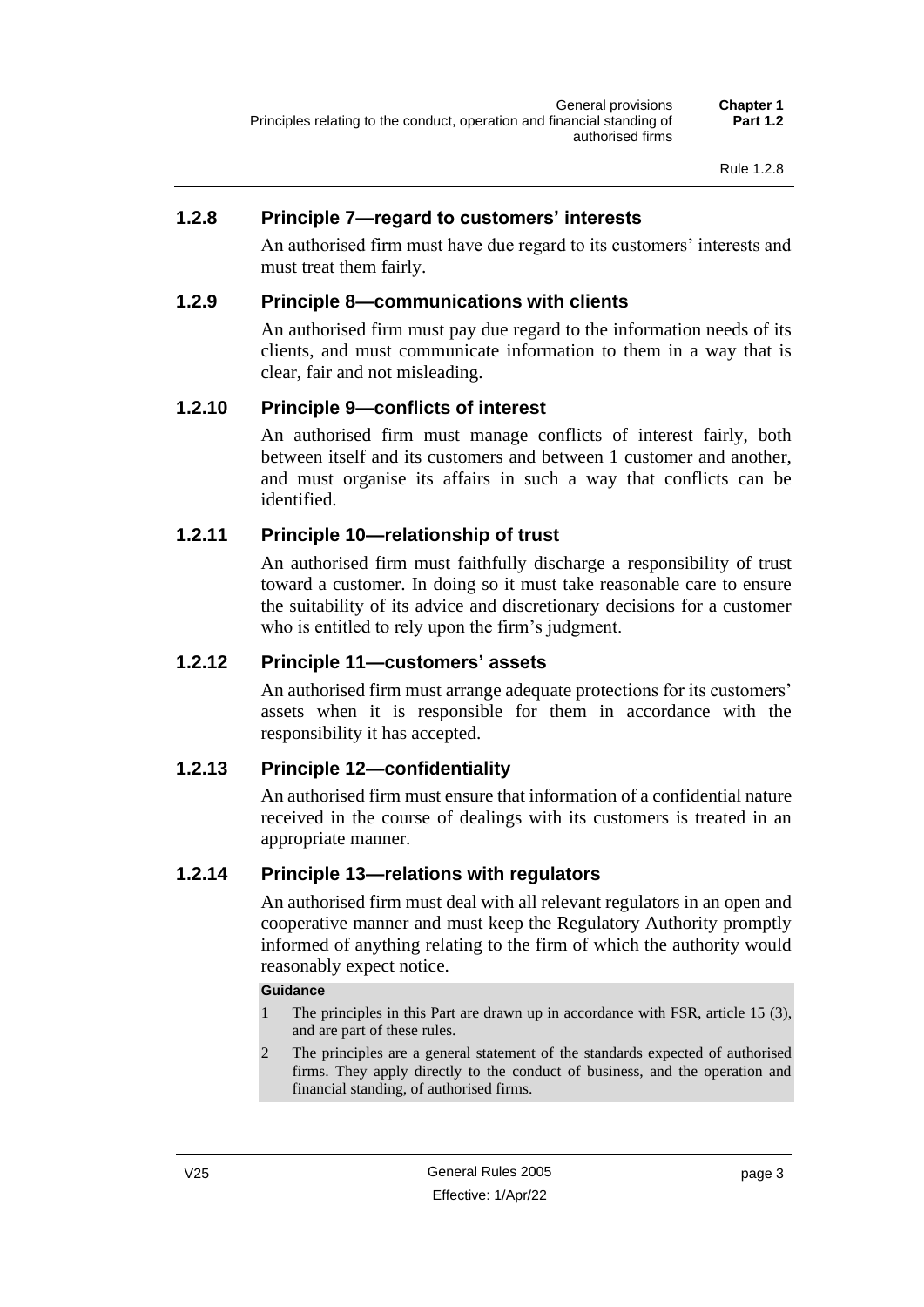### 1.2.8 Principle 7—regard to customers' interests

An authorised firm must have due regard to its customers' interests and must treat them fairly.

### 1.2.9 Principle 8—communications with clients

An authorised firm must pay due regard to the information needs of its clients, and must communicate information to them in a way that is clear, fair and not misleading.

### 1.2.10 Principle 9—conflicts of interest

An authorised firm must manage conflicts of interest fairly, both between itself and its customers and between 1 customer and another, and must organise its affairs in such a way that conflicts can be identified.

### 1.2.11 Principle 10—relationship of trust

An authorised firm must faithfully discharge a responsibility of trust toward a customer. In doing so it must take reasonable care to ensure the suitability of its advice and discretionary decisions for a customer who is entitled to rely upon the firm's judgment.

### 1.2.12 Principle 11—customers' assets

An authorised firm must arrange adequate protections for its customers' assets when it is responsible for them in accordance with the responsibility it has accepted.

### 1.2.13 Principle 12—confidentiality

An authorised firm must ensure that information of a confidential nature received in the course of dealings with its customers is treated in an appropriate manner.

### 1.2.14 Principle 13—relations with regulators

An authorised firm must deal with all relevant regulators in an open and cooperative manner and must keep the Regulatory Authority promptly informed of anything relating to the firm of which the authority would reasonably expect notice.

**Guidance**

1. The principles in this Part are drawn up in accordance with FSR, article 15 (3), and are part of these rules.
2. The principles are a general statement of the standards expected of authorised firms. They apply directly to the conduct of business, and the operation and financial standing, of authorised firms.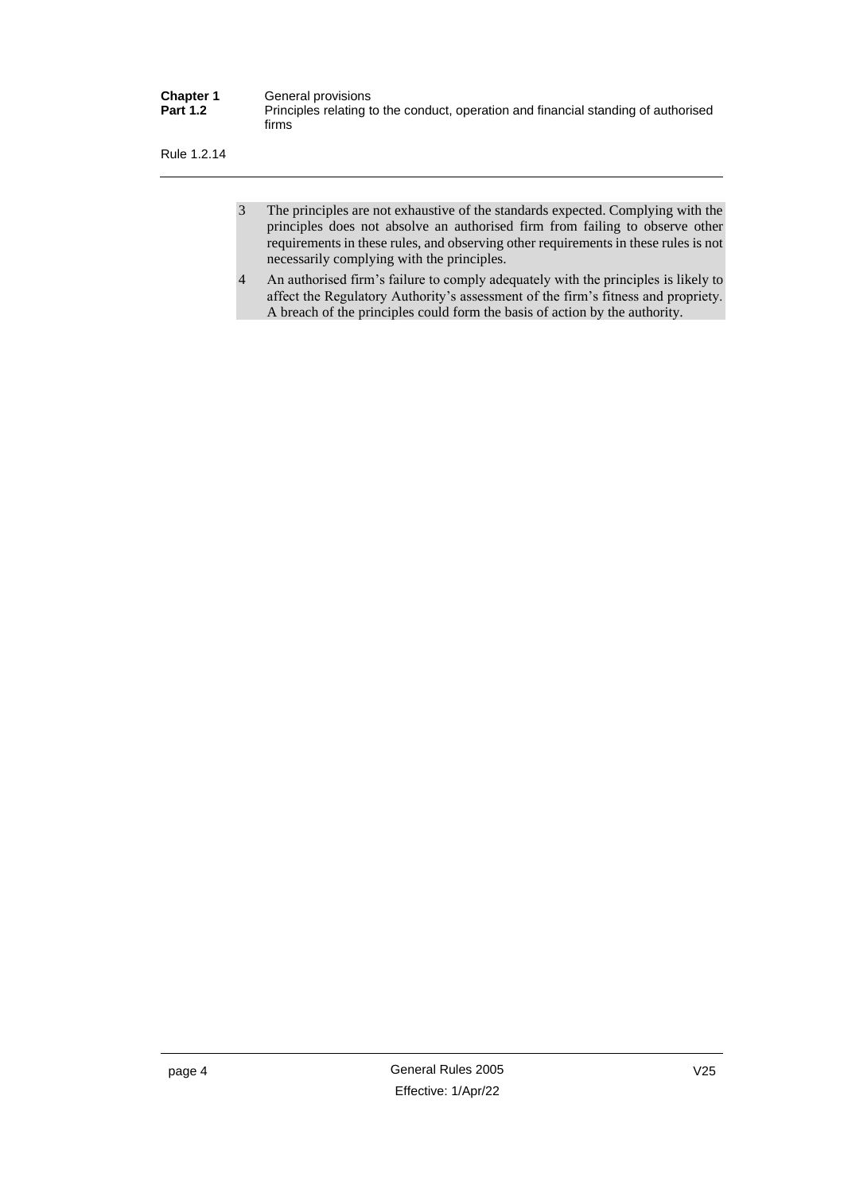3 The principles are not exhaustive of the standards expected. Complying with the principles does not absolve an authorised firm from failing to observe other requirements in these rules, and observing other requirements in these rules is not necessarily complying with the principles.

4 An authorised firm's failure to comply adequately with the principles is likely to affect the Regulatory Authority's assessment of the firm's fitness and propriety. A breach of the principles could form the basis of action by the authority.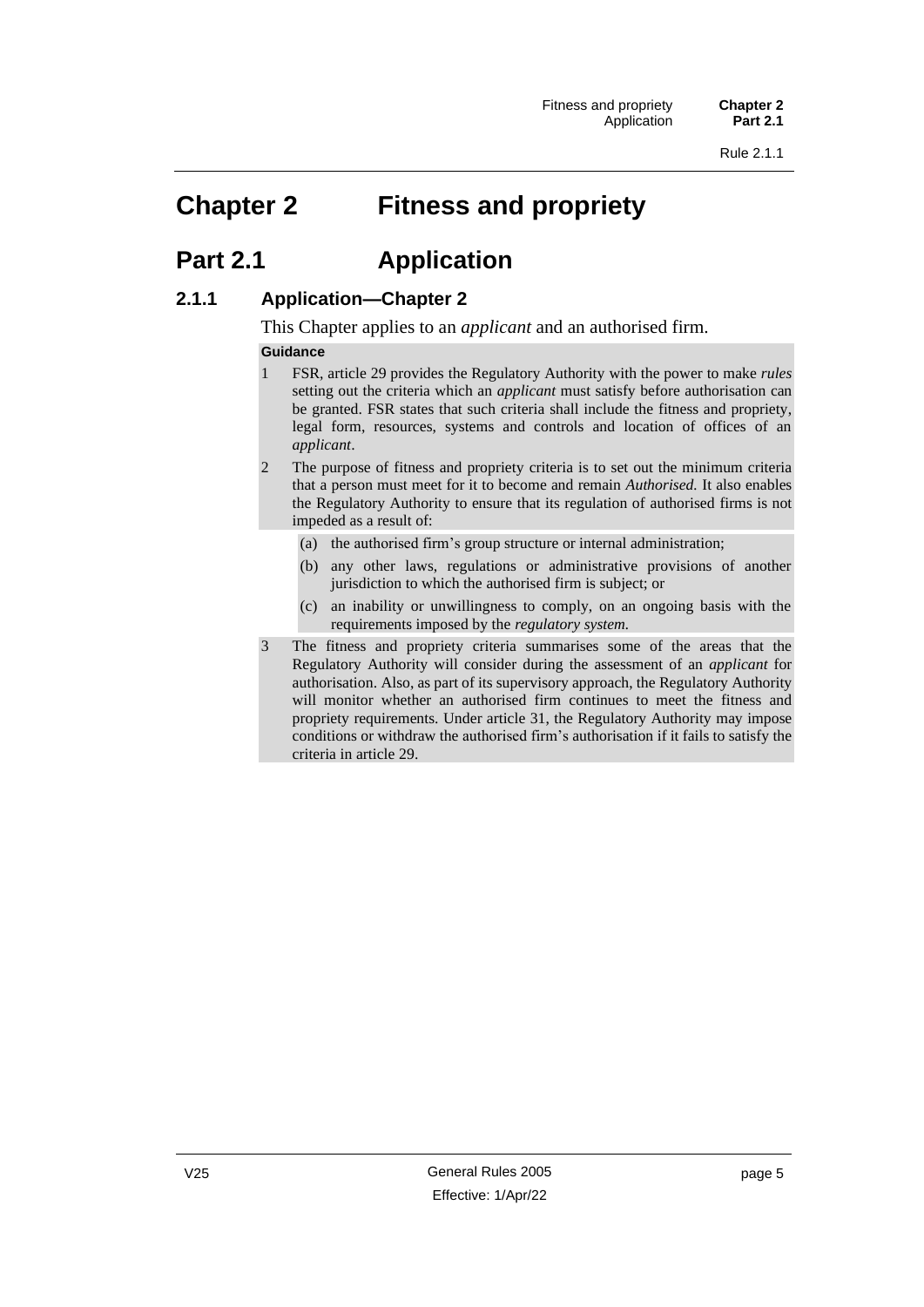# Chapter 2 Fitness and propriety

## Part 2.1 Application

### 2.1.1 Application—Chapter 2

This Chapter applies to an *applicant* and an authorised firm.

**Guidance**

1. FSR, article 29 provides the Regulatory Authority with the power to make *rules* setting out the criteria which an *applicant* must satisfy before authorisation can be granted. FSR states that such criteria shall include the fitness and propriety, legal form, resources, systems and controls and location of offices of an *applicant*.
2. The purpose of fitness and propriety criteria is to set out the minimum criteria that a person must meet for it to become and remain *Authorised.* It also enables the Regulatory Authority to ensure that its regulation of authorised firms is not impeded as a result of:
   - (a) the authorised firm's group structure or internal administration;
   - (b) any other laws, regulations or administrative provisions of another jurisdiction to which the authorised firm is subject; or
   - (c) an inability or unwillingness to comply, on an ongoing basis with the requirements imposed by the *regulatory system.*
3. The fitness and propriety criteria summarises some of the areas that the Regulatory Authority will consider during the assessment of an *applicant* for authorisation. Also, as part of its supervisory approach, the Regulatory Authority will monitor whether an authorised firm continues to meet the fitness and propriety requirements. Under article 31, the Regulatory Authority may impose conditions or withdraw the authorised firm's authorisation if it fails to satisfy the criteria in article 29.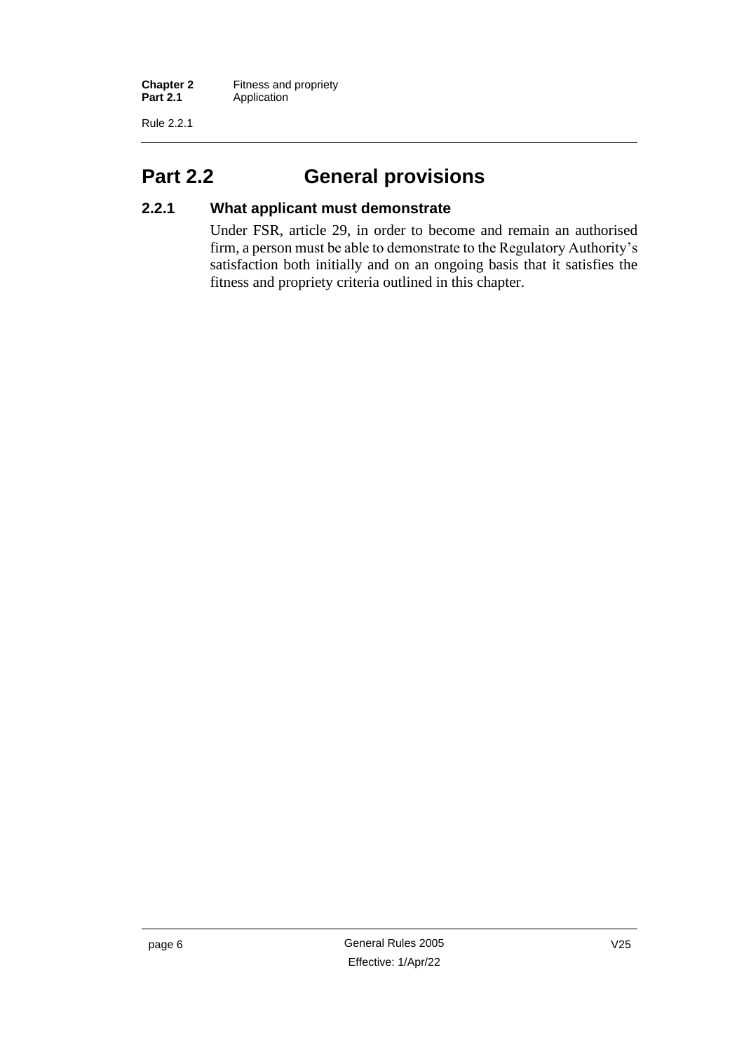# Part 2.2 General provisions

## 2.2.1 What applicant must demonstrate

Under FSR, article 29, in order to become and remain an authorised firm, a person must be able to demonstrate to the Regulatory Authority's satisfaction both initially and on an ongoing basis that it satisfies the fitness and propriety criteria outlined in this chapter.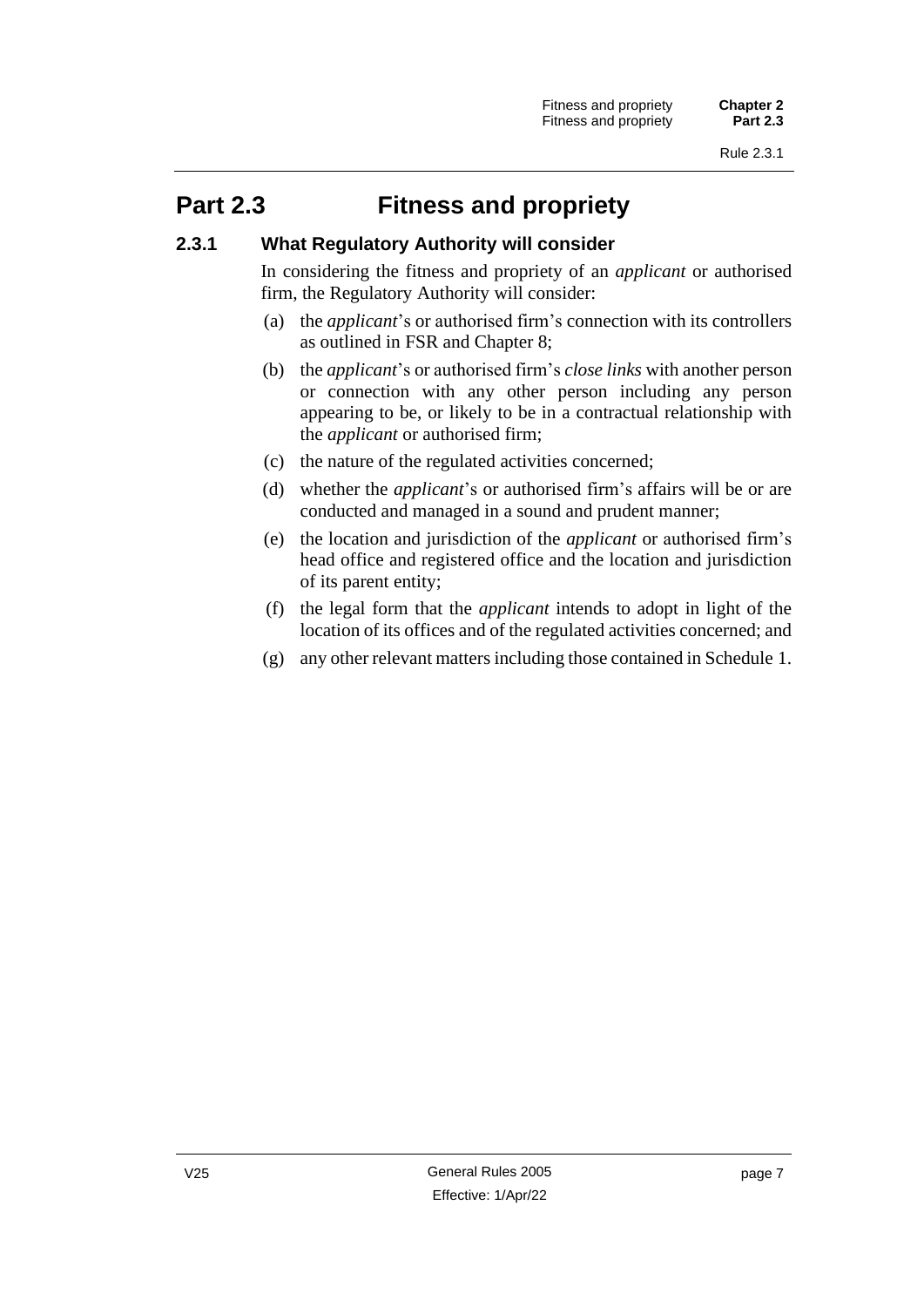# Part 2.3 Fitness and propriety

## 2.3.1 What Regulatory Authority will consider

In considering the fitness and propriety of an *applicant* or authorised firm, the Regulatory Authority will consider:

(a) the *applicant*'s or authorised firm's connection with its controllers as outlined in FSR and Chapter 8;

(b) the *applicant*'s or authorised firm's *close links* with another person or connection with any other person including any person appearing to be, or likely to be in a contractual relationship with the *applicant* or authorised firm;

(c) the nature of the regulated activities concerned;

(d) whether the *applicant*'s or authorised firm's affairs will be or are conducted and managed in a sound and prudent manner;

(e) the location and jurisdiction of the *applicant* or authorised firm's head office and registered office and the location and jurisdiction of its parent entity;

(f) the legal form that the *applicant* intends to adopt in light of the location of its offices and of the regulated activities concerned; and

(g) any other relevant matters including those contained in Schedule 1.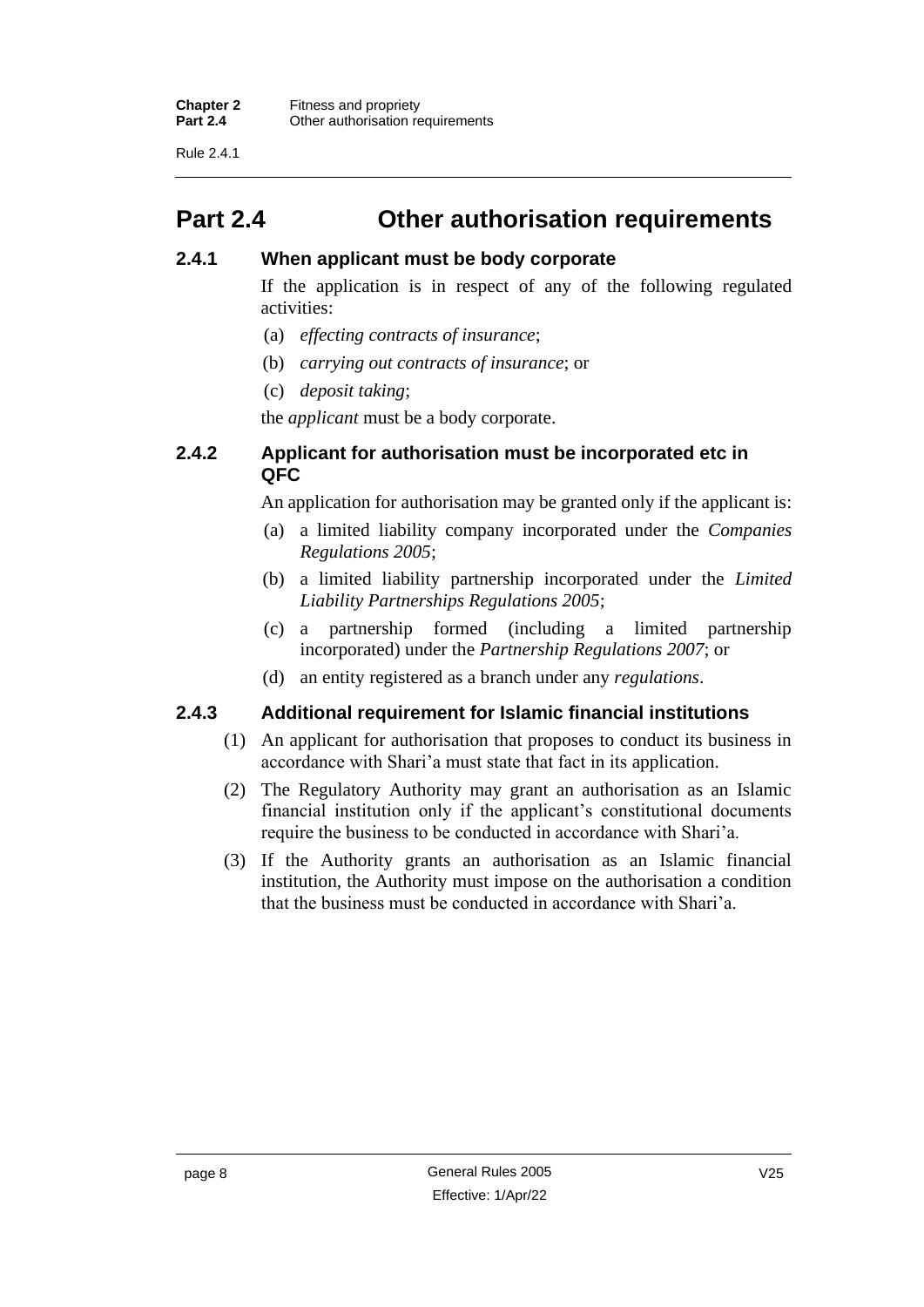# Part 2.4 Other authorisation requirements

### 2.4.1 When applicant must be body corporate

If the application is in respect of any of the following regulated activities:

(a) *effecting contracts of insurance*;

(b) *carrying out contracts of insurance*; or

(c) *deposit taking*;

the *applicant* must be a body corporate.

### 2.4.2 Applicant for authorisation must be incorporated etc in QFC

An application for authorisation may be granted only if the applicant is:

(a) a limited liability company incorporated under the *Companies Regulations 2005*;

(b) a limited liability partnership incorporated under the *Limited Liability Partnerships Regulations 2005*;

(c) a partnership formed (including a limited partnership incorporated) under the *Partnership Regulations 2007*; or

(d) an entity registered as a branch under any *regulations*.

### 2.4.3 Additional requirement for Islamic financial institutions

(1) An applicant for authorisation that proposes to conduct its business in accordance with Shari'a must state that fact in its application.

(2) The Regulatory Authority may grant an authorisation as an Islamic financial institution only if the applicant's constitutional documents require the business to be conducted in accordance with Shari'a.

(3) If the Authority grants an authorisation as an Islamic financial institution, the Authority must impose on the authorisation a condition that the business must be conducted in accordance with Shari'a.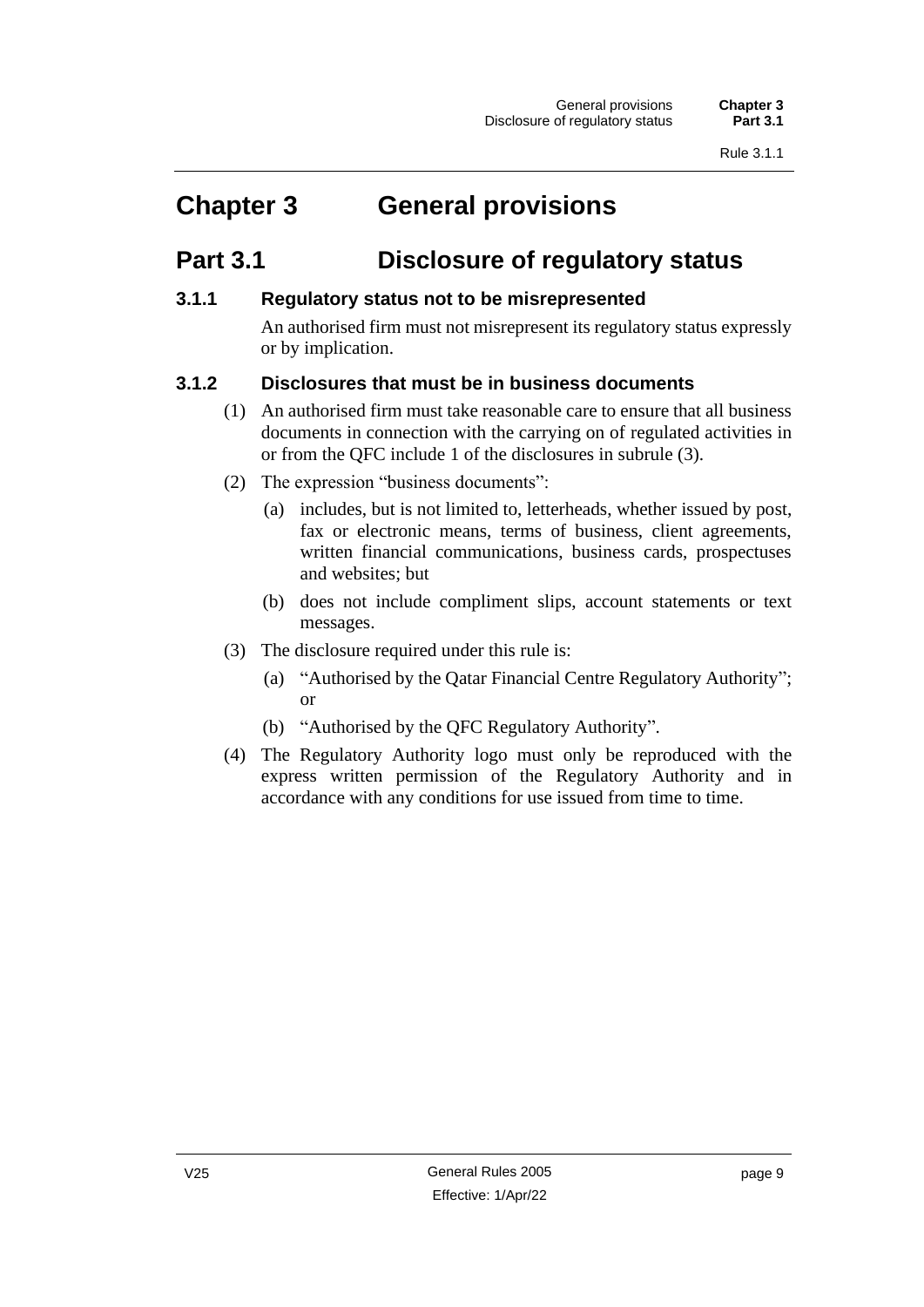# Chapter 3 General provisions

## Part 3.1 Disclosure of regulatory status

### 3.1.1 Regulatory status not to be misrepresented

An authorised firm must not misrepresent its regulatory status expressly or by implication.

### 3.1.2 Disclosures that must be in business documents

(1) An authorised firm must take reasonable care to ensure that all business documents in connection with the carrying on of regulated activities in or from the QFC include 1 of the disclosures in subrule (3).

(2) The expression "business documents":

(a) includes, but is not limited to, letterheads, whether issued by post, fax or electronic means, terms of business, client agreements, written financial communications, business cards, prospectuses and websites; but

(b) does not include compliment slips, account statements or text messages.

(3) The disclosure required under this rule is:

(a) "Authorised by the Qatar Financial Centre Regulatory Authority"; or

(b) "Authorised by the QFC Regulatory Authority".

(4) The Regulatory Authority logo must only be reproduced with the express written permission of the Regulatory Authority and in accordance with any conditions for use issued from time to time.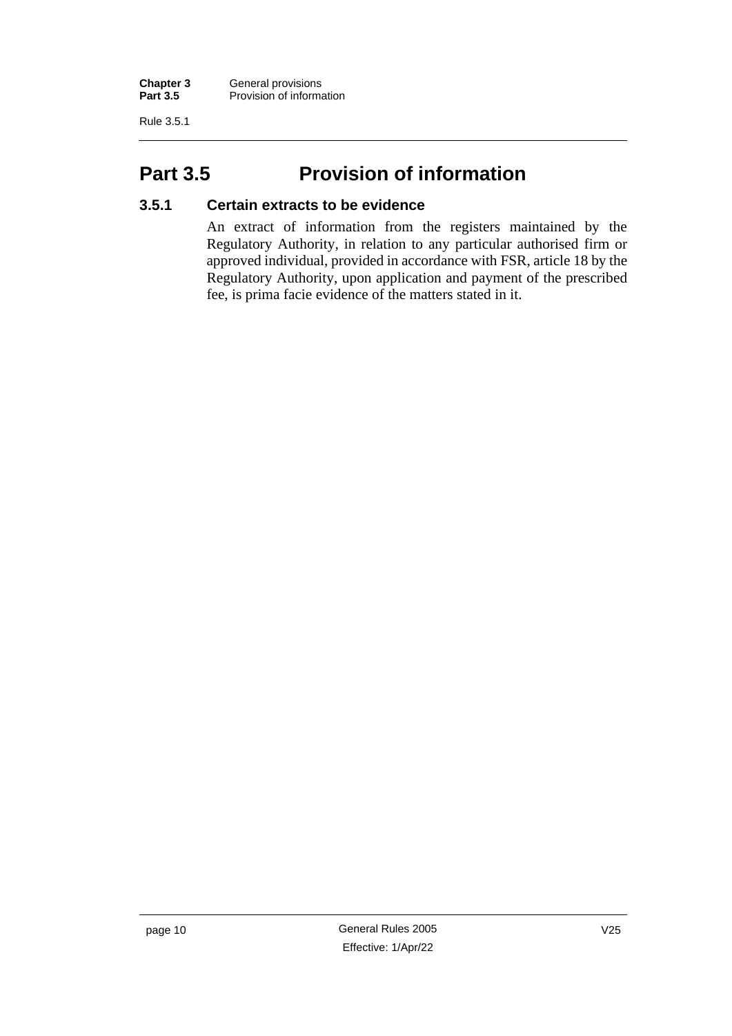# Part 3.5 Provision of information

### 3.5.1 Certain extracts to be evidence

An extract of information from the registers maintained by the Regulatory Authority, in relation to any particular authorised firm or approved individual, provided in accordance with FSR, article 18 by the Regulatory Authority, upon application and payment of the prescribed fee, is prima facie evidence of the matters stated in it.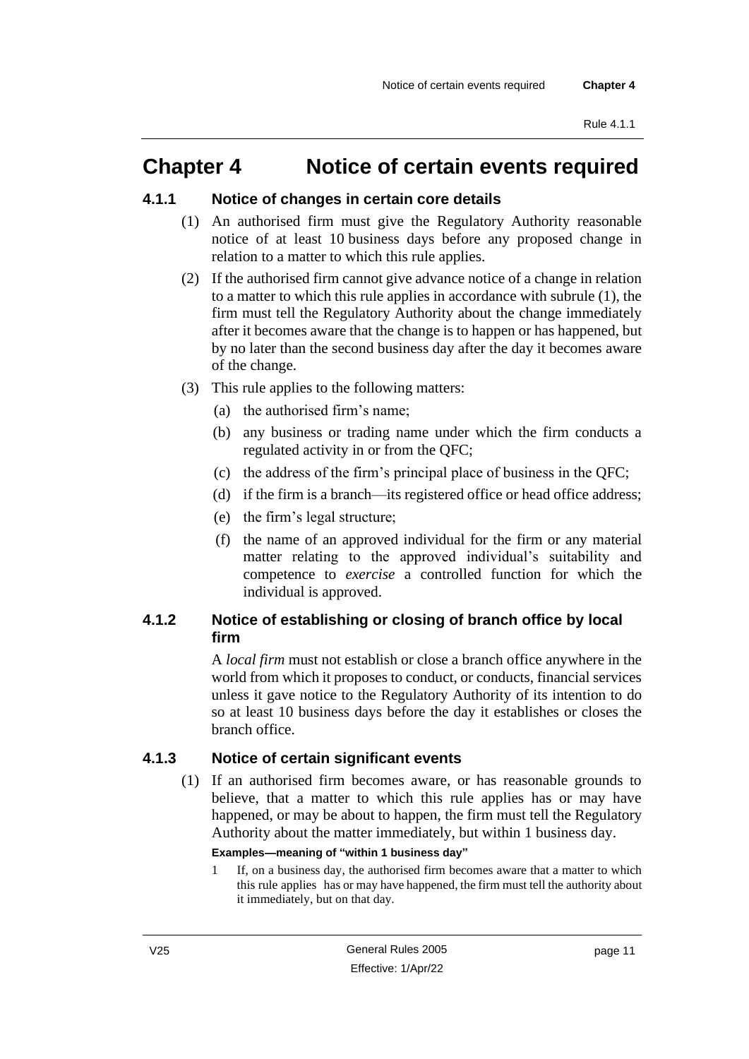# Chapter 4 Notice of certain events required

## 4.1.1 Notice of changes in certain core details

(1) An authorised firm must give the Regulatory Authority reasonable notice of at least 10 business days before any proposed change in relation to a matter to which this rule applies.

(2) If the authorised firm cannot give advance notice of a change in relation to a matter to which this rule applies in accordance with subrule (1), the firm must tell the Regulatory Authority about the change immediately after it becomes aware that the change is to happen or has happened, but by no later than the second business day after the day it becomes aware of the change.

(3) This rule applies to the following matters:

- (a) the authorised firm's name;
- (b) any business or trading name under which the firm conducts a regulated activity in or from the QFC;
- (c) the address of the firm's principal place of business in the QFC;
- (d) if the firm is a branch—its registered office or head office address;
- (e) the firm's legal structure;
- (f) the name of an approved individual for the firm or any material matter relating to the approved individual's suitability and competence to *exercise* a controlled function for which the individual is approved.

## 4.1.2 Notice of establishing or closing of branch office by local firm

A *local firm* must not establish or close a branch office anywhere in the world from which it proposes to conduct, or conducts, financial services unless it gave notice to the Regulatory Authority of its intention to do so at least 10 business days before the day it establishes or closes the branch office.

## 4.1.3 Notice of certain significant events

(1) If an authorised firm becomes aware, or has reasonable grounds to believe, that a matter to which this rule applies has or may have happened, or may be about to happen, the firm must tell the Regulatory Authority about the matter immediately, but within 1 business day.

**Examples—meaning of "within 1 business day"**

1 If, on a business day, the authorised firm becomes aware that a matter to which this rule applies has or may have happened, the firm must tell the authority about it immediately, but on that day.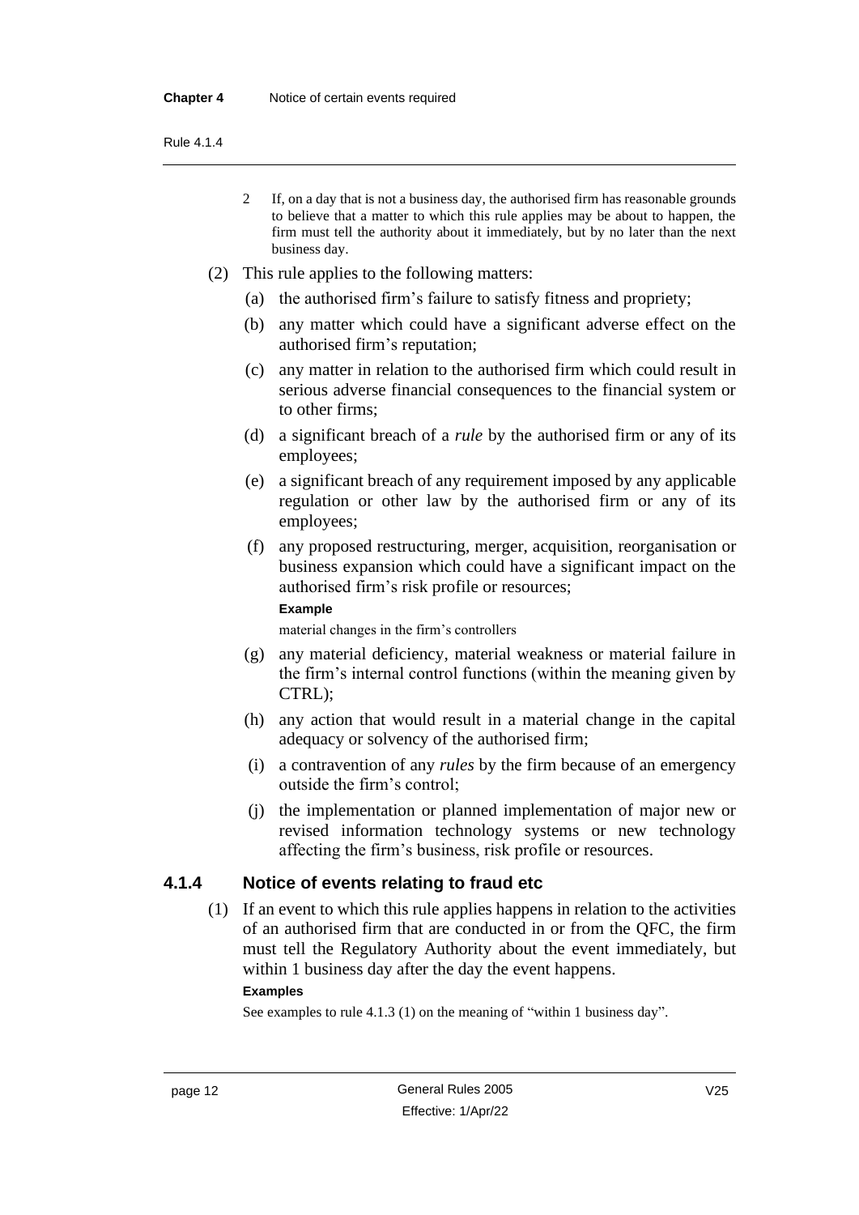2 If, on a day that is not a business day, the authorised firm has reasonable grounds to believe that a matter to which this rule applies may be about to happen, the firm must tell the authority about it immediately, but by no later than the next business day.

(2) This rule applies to the following matters:

(a) the authorised firm's failure to satisfy fitness and propriety;

(b) any matter which could have a significant adverse effect on the authorised firm's reputation;

(c) any matter in relation to the authorised firm which could result in serious adverse financial consequences to the financial system or to other firms;

(d) a significant breach of a *rule* by the authorised firm or any of its employees;

(e) a significant breach of any requirement imposed by any applicable regulation or other law by the authorised firm or any of its employees;

(f) any proposed restructuring, merger, acquisition, reorganisation or business expansion which could have a significant impact on the authorised firm's risk profile or resources;

**Example**

material changes in the firm's controllers

(g) any material deficiency, material weakness or material failure in the firm's internal control functions (within the meaning given by CTRL);

(h) any action that would result in a material change in the capital adequacy or solvency of the authorised firm;

(i) a contravention of any *rules* by the firm because of an emergency outside the firm's control;

(j) the implementation or planned implementation of major new or revised information technology systems or new technology affecting the firm's business, risk profile or resources.

### 4.1.4 Notice of events relating to fraud etc

(1) If an event to which this rule applies happens in relation to the activities of an authorised firm that are conducted in or from the QFC, the firm must tell the Regulatory Authority about the event immediately, but within 1 business day after the day the event happens.

**Examples**

See examples to rule 4.1.3 (1) on the meaning of "within 1 business day".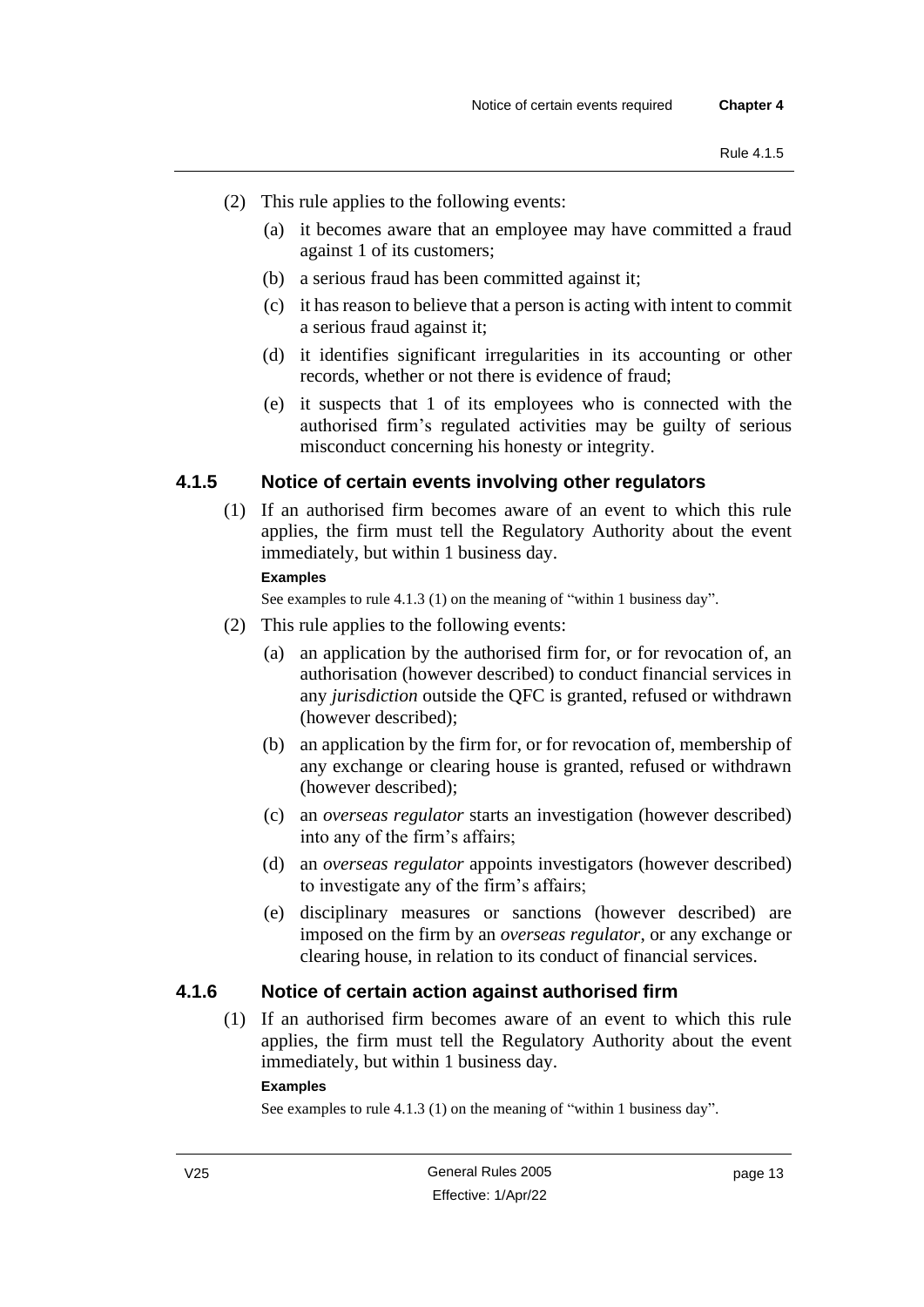(2) This rule applies to the following events:

(a) it becomes aware that an employee may have committed a fraud against 1 of its customers;

(b) a serious fraud has been committed against it;

(c) it has reason to believe that a person is acting with intent to commit a serious fraud against it;

(d) it identifies significant irregularities in its accounting or other records, whether or not there is evidence of fraud;

(e) it suspects that 1 of its employees who is connected with the authorised firm's regulated activities may be guilty of serious misconduct concerning his honesty or integrity.

### 4.1.5 Notice of certain events involving other regulators

(1) If an authorised firm becomes aware of an event to which this rule applies, the firm must tell the Regulatory Authority about the event immediately, but within 1 business day.

**Examples**

See examples to rule 4.1.3 (1) on the meaning of "within 1 business day".

(2) This rule applies to the following events:

(a) an application by the authorised firm for, or for revocation of, an authorisation (however described) to conduct financial services in any *jurisdiction* outside the QFC is granted, refused or withdrawn (however described);

(b) an application by the firm for, or for revocation of, membership of any exchange or clearing house is granted, refused or withdrawn (however described);

(c) an *overseas regulator* starts an investigation (however described) into any of the firm's affairs;

(d) an *overseas regulator* appoints investigators (however described) to investigate any of the firm's affairs;

(e) disciplinary measures or sanctions (however described) are imposed on the firm by an *overseas regulator*, or any exchange or clearing house, in relation to its conduct of financial services.

### 4.1.6 Notice of certain action against authorised firm

(1) If an authorised firm becomes aware of an event to which this rule applies, the firm must tell the Regulatory Authority about the event immediately, but within 1 business day.

**Examples**

See examples to rule 4.1.3 (1) on the meaning of "within 1 business day".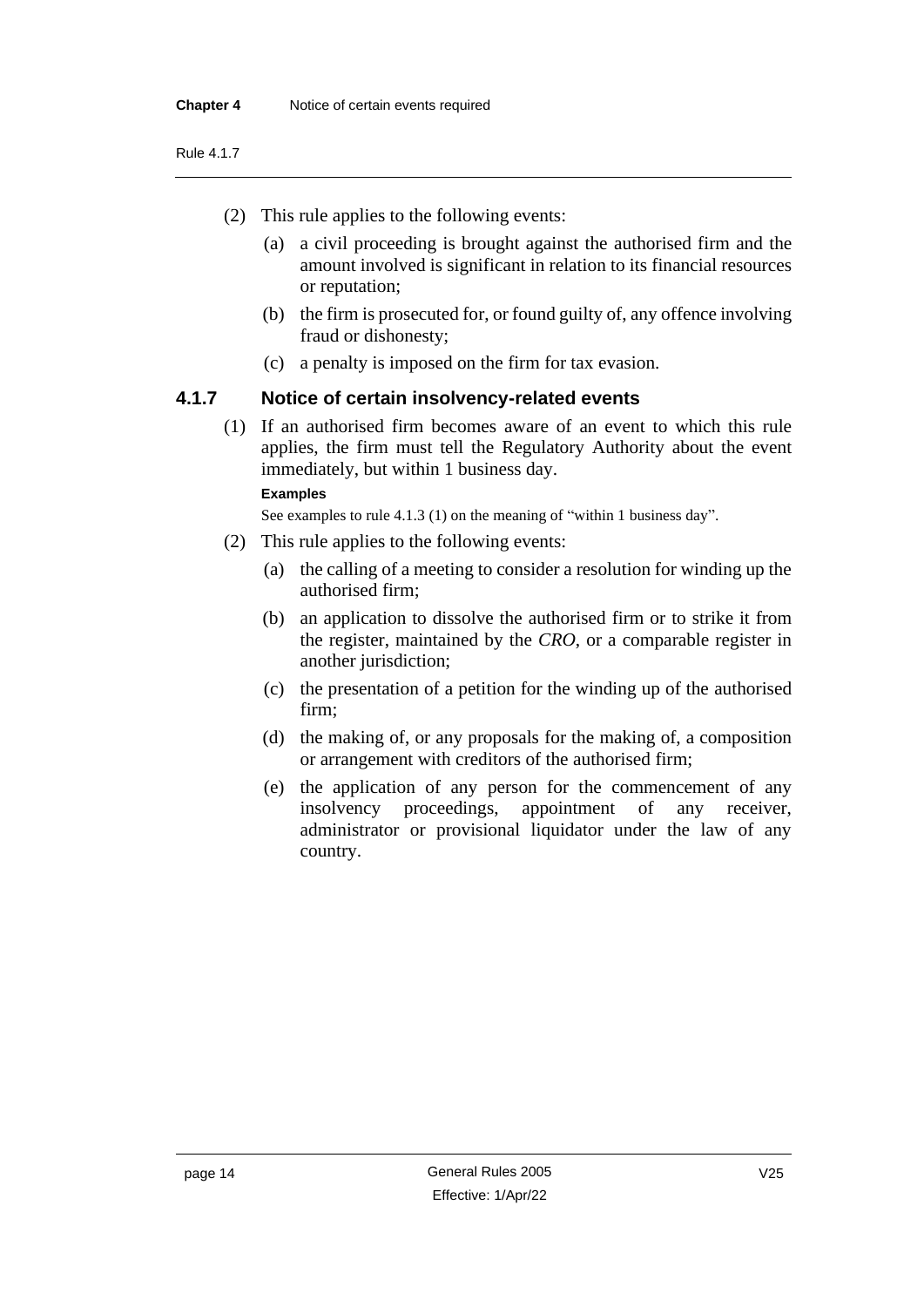(2) This rule applies to the following events:

(a) a civil proceeding is brought against the authorised firm and the amount involved is significant in relation to its financial resources or reputation;

(b) the firm is prosecuted for, or found guilty of, any offence involving fraud or dishonesty;

(c) a penalty is imposed on the firm for tax evasion.

### 4.1.7 Notice of certain insolvency-related events

(1) If an authorised firm becomes aware of an event to which this rule applies, the firm must tell the Regulatory Authority about the event immediately, but within 1 business day.

**Examples**

See examples to rule 4.1.3 (1) on the meaning of "within 1 business day".

(2) This rule applies to the following events:

(a) the calling of a meeting to consider a resolution for winding up the authorised firm;

(b) an application to dissolve the authorised firm or to strike it from the register, maintained by the *CRO*, or a comparable register in another jurisdiction;

(c) the presentation of a petition for the winding up of the authorised firm;

(d) the making of, or any proposals for the making of, a composition or arrangement with creditors of the authorised firm;

(e) the application of any person for the commencement of any insolvency proceedings, appointment of any receiver, administrator or provisional liquidator under the law of any country.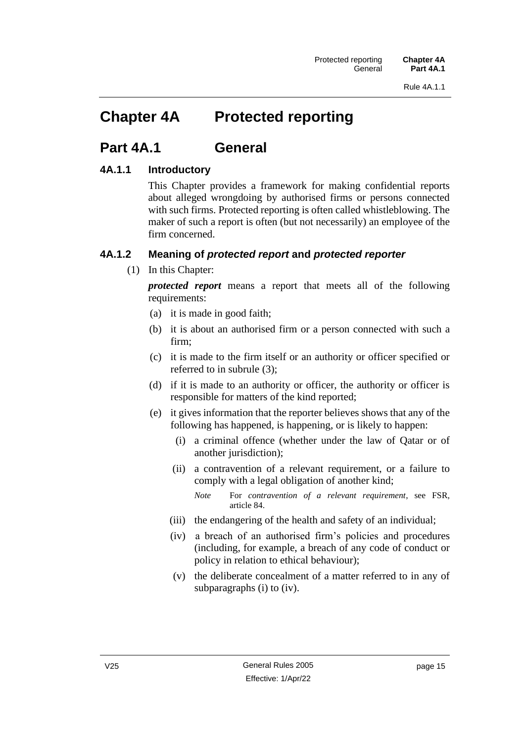# Chapter 4A Protected reporting

## Part 4A.1 General

### 4A.1.1 Introductory

This Chapter provides a framework for making confidential reports about alleged wrongdoing by authorised firms or persons connected with such firms. Protected reporting is often called whistleblowing. The maker of such a report is often (but not necessarily) an employee of the firm concerned.

### 4A.1.2 Meaning of *protected report* and *protected reporter*

(1) In this Chapter:

***protected report*** means a report that meets all of the following requirements:

(a) it is made in good faith;

(b) it is about an authorised firm or a person connected with such a firm;

(c) it is made to the firm itself or an authority or officer specified or referred to in subrule (3);

(d) if it is made to an authority or officer, the authority or officer is responsible for matters of the kind reported;

(e) it gives information that the reporter believes shows that any of the following has happened, is happening, or is likely to happen:

(i) a criminal offence (whether under the law of Qatar or of another jurisdiction);

(ii) a contravention of a relevant requirement, or a failure to comply with a legal obligation of another kind;

*Note* For *contravention of a relevant requirement*, see FSR, article 84.

(iii) the endangering of the health and safety of an individual;

(iv) a breach of an authorised firm's policies and procedures (including, for example, a breach of any code of conduct or policy in relation to ethical behaviour);

(v) the deliberate concealment of a matter referred to in any of subparagraphs (i) to (iv).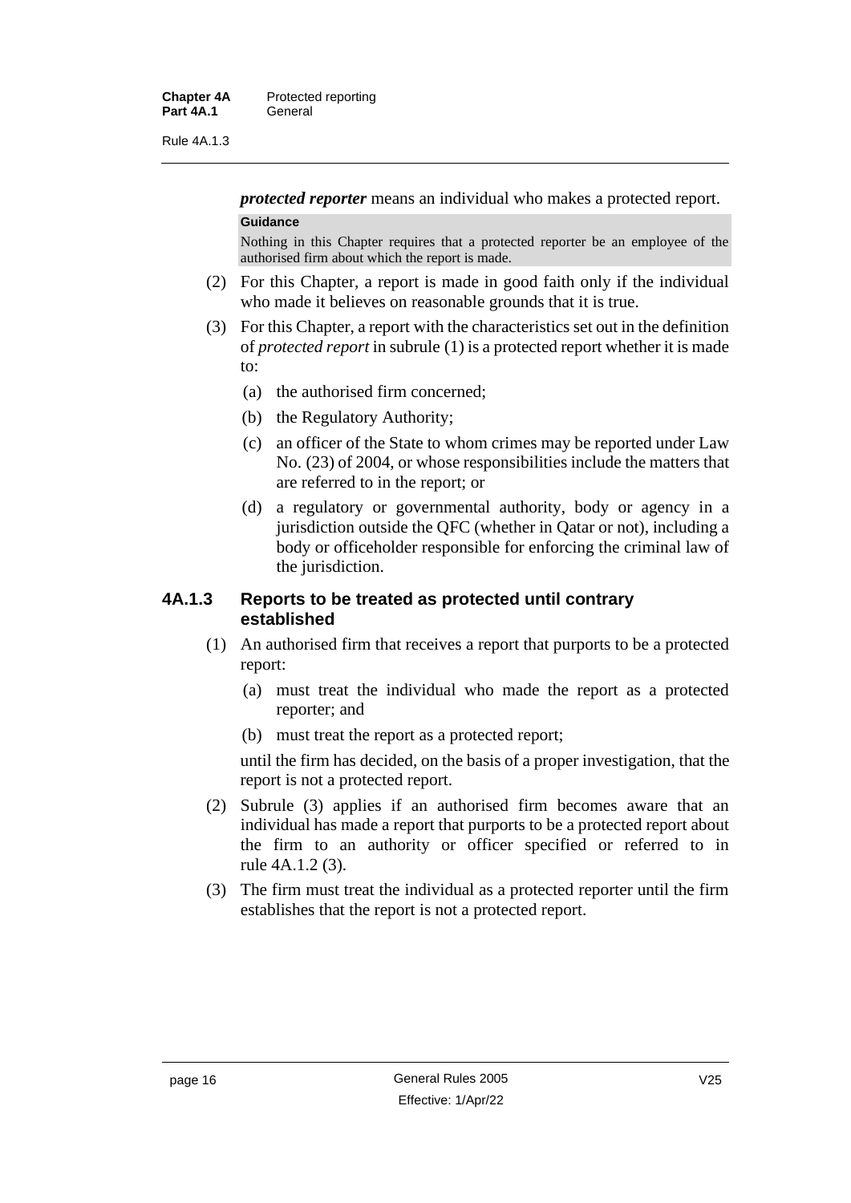***protected reporter*** means an individual who makes a protected report.

**Guidance**

Nothing in this Chapter requires that a protected reporter be an employee of the authorised firm about which the report is made.

(2) For this Chapter, a report is made in good faith only if the individual who made it believes on reasonable grounds that it is true.

(3) For this Chapter, a report with the characteristics set out in the definition of *protected report* in subrule (1) is a protected report whether it is made to:

(a) the authorised firm concerned;

(b) the Regulatory Authority;

(c) an officer of the State to whom crimes may be reported under Law No. (23) of 2004, or whose responsibilities include the matters that are referred to in the report; or

(d) a regulatory or governmental authority, body or agency in a jurisdiction outside the QFC (whether in Qatar or not), including a body or officeholder responsible for enforcing the criminal law of the jurisdiction.

### 4A.1.3 Reports to be treated as protected until contrary established

(1) An authorised firm that receives a report that purports to be a protected report:

(a) must treat the individual who made the report as a protected reporter; and

(b) must treat the report as a protected report;

until the firm has decided, on the basis of a proper investigation, that the report is not a protected report.

(2) Subrule (3) applies if an authorised firm becomes aware that an individual has made a report that purports to be a protected report about the firm to an authority or officer specified or referred to in rule 4A.1.2 (3).

(3) The firm must treat the individual as a protected reporter until the firm establishes that the report is not a protected report.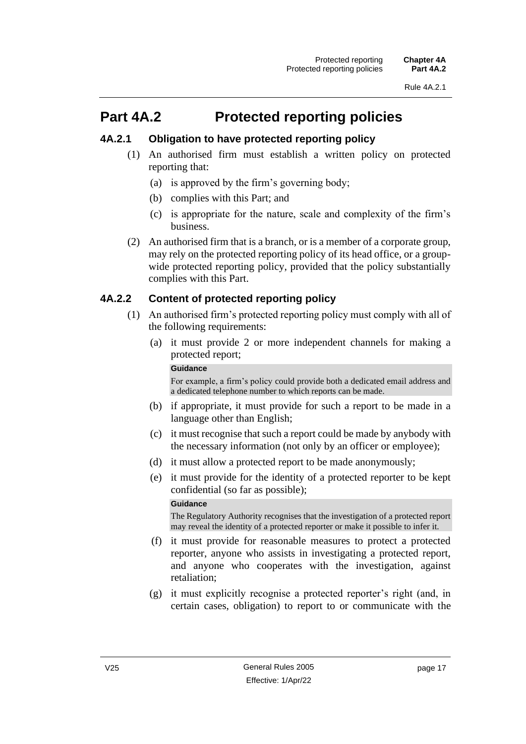# Part 4A.2 Protected reporting policies

## 4A.2.1 Obligation to have protected reporting policy

(1) An authorised firm must establish a written policy on protected reporting that:

(a) is approved by the firm's governing body;

(b) complies with this Part; and

(c) is appropriate for the nature, scale and complexity of the firm's business.

(2) An authorised firm that is a branch, or is a member of a corporate group, may rely on the protected reporting policy of its head office, or a group-wide protected reporting policy, provided that the policy substantially complies with this Part.

## 4A.2.2 Content of protected reporting policy

(1) An authorised firm's protected reporting policy must comply with all of the following requirements:

(a) it must provide 2 or more independent channels for making a protected report;

> **Guidance**
>
> For example, a firm's policy could provide both a dedicated email address and a dedicated telephone number to which reports can be made.

(b) if appropriate, it must provide for such a report to be made in a language other than English;

(c) it must recognise that such a report could be made by anybody with the necessary information (not only by an officer or employee);

(d) it must allow a protected report to be made anonymously;

(e) it must provide for the identity of a protected reporter to be kept confidential (so far as possible);

> **Guidance**
>
> The Regulatory Authority recognises that the investigation of a protected report may reveal the identity of a protected reporter or make it possible to infer it.

(f) it must provide for reasonable measures to protect a protected reporter, anyone who assists in investigating a protected report, and anyone who cooperates with the investigation, against retaliation;

(g) it must explicitly recognise a protected reporter's right (and, in certain cases, obligation) to report to or communicate with the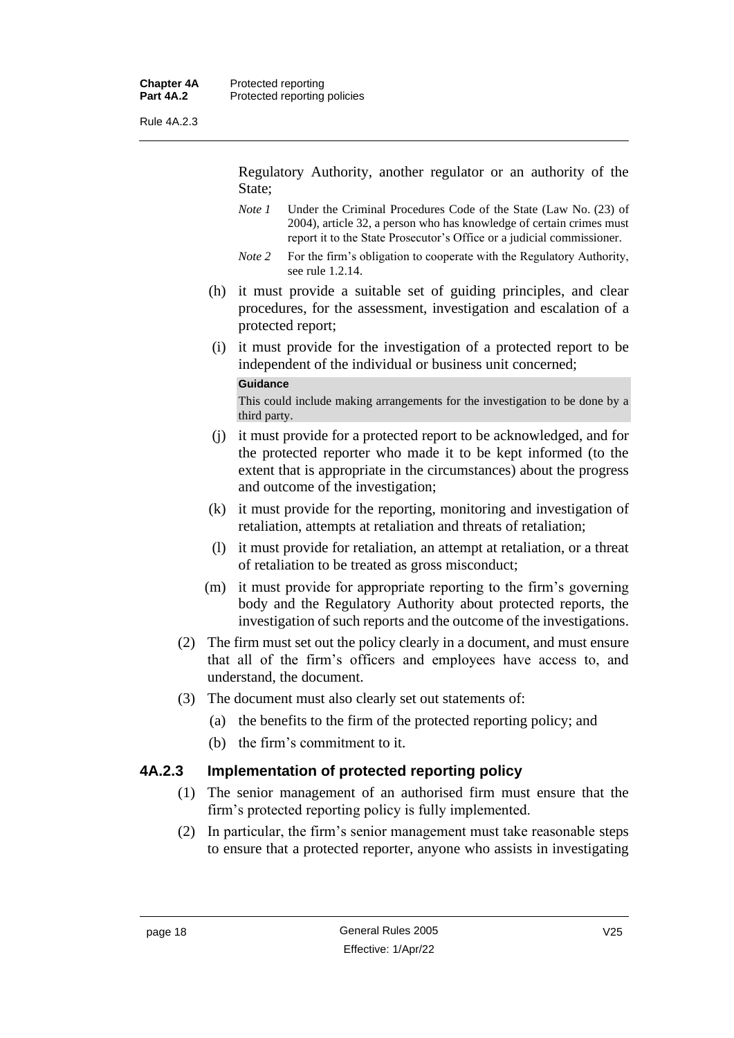Regulatory Authority, another regulator or an authority of the State;

*Note 1* Under the Criminal Procedures Code of the State (Law No. (23) of 2004), article 32, a person who has knowledge of certain crimes must report it to the State Prosecutor's Office or a judicial commissioner.

*Note 2* For the firm's obligation to cooperate with the Regulatory Authority, see rule 1.2.14.

(h) it must provide a suitable set of guiding principles, and clear procedures, for the assessment, investigation and escalation of a protected report;

(i) it must provide for the investigation of a protected report to be independent of the individual or business unit concerned;

**Guidance**

This could include making arrangements for the investigation to be done by a third party.

(j) it must provide for a protected report to be acknowledged, and for the protected reporter who made it to be kept informed (to the extent that is appropriate in the circumstances) about the progress and outcome of the investigation;

(k) it must provide for the reporting, monitoring and investigation of retaliation, attempts at retaliation and threats of retaliation;

(l) it must provide for retaliation, an attempt at retaliation, or a threat of retaliation to be treated as gross misconduct;

(m) it must provide for appropriate reporting to the firm's governing body and the Regulatory Authority about protected reports, the investigation of such reports and the outcome of the investigations.

(2) The firm must set out the policy clearly in a document, and must ensure that all of the firm's officers and employees have access to, and understand, the document.

(3) The document must also clearly set out statements of:

(a) the benefits to the firm of the protected reporting policy; and

(b) the firm's commitment to it.

### 4A.2.3 Implementation of protected reporting policy

(1) The senior management of an authorised firm must ensure that the firm's protected reporting policy is fully implemented.

(2) In particular, the firm's senior management must take reasonable steps to ensure that a protected reporter, anyone who assists in investigating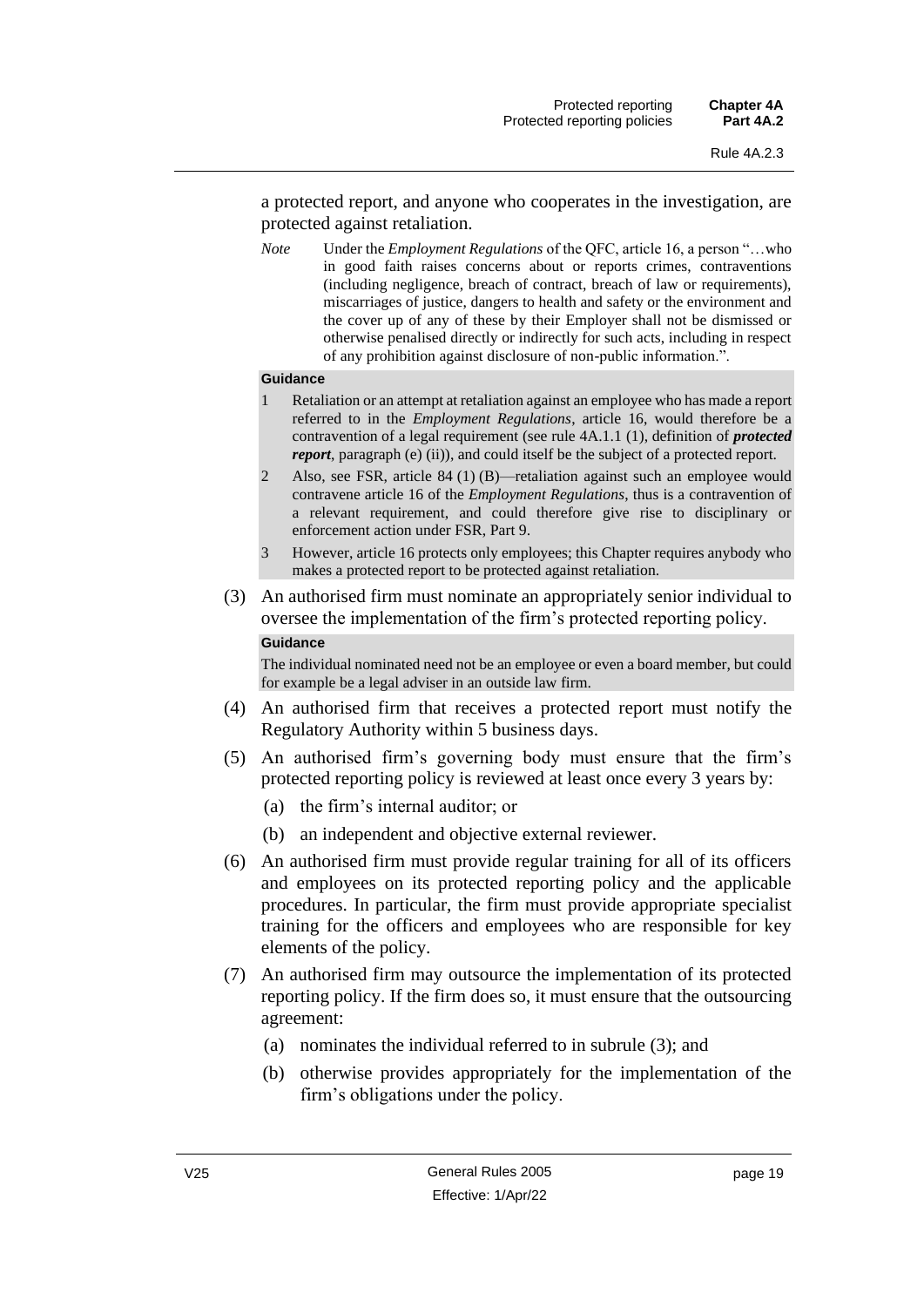a protected report, and anyone who cooperates in the investigation, are protected against retaliation.

*Note* Under the *Employment Regulations* of the QFC, article 16, a person "…who in good faith raises concerns about or reports crimes, contraventions (including negligence, breach of contract, breach of law or requirements), miscarriages of justice, dangers to health and safety or the environment and the cover up of any of these by their Employer shall not be dismissed or otherwise penalised directly or indirectly for such acts, including in respect of any prohibition against disclosure of non-public information.".

**Guidance**

1 Retaliation or an attempt at retaliation against an employee who has made a report referred to in the *Employment Regulations*, article 16, would therefore be a contravention of a legal requirement (see rule 4A.1.1 (1), definition of ***protected report***, paragraph (e) (ii)), and could itself be the subject of a protected report.

2 Also, see FSR, article 84 (1) (B)—retaliation against such an employee would contravene article 16 of the *Employment Regulations*, thus is a contravention of a relevant requirement, and could therefore give rise to disciplinary or enforcement action under FSR, Part 9.

3 However, article 16 protects only employees; this Chapter requires anybody who makes a protected report to be protected against retaliation.

(3) An authorised firm must nominate an appropriately senior individual to oversee the implementation of the firm's protected reporting policy.

**Guidance**

The individual nominated need not be an employee or even a board member, but could for example be a legal adviser in an outside law firm.

(4) An authorised firm that receives a protected report must notify the Regulatory Authority within 5 business days.

(5) An authorised firm's governing body must ensure that the firm's protected reporting policy is reviewed at least once every 3 years by:

(a) the firm's internal auditor; or

(b) an independent and objective external reviewer.

(6) An authorised firm must provide regular training for all of its officers and employees on its protected reporting policy and the applicable procedures. In particular, the firm must provide appropriate specialist training for the officers and employees who are responsible for key elements of the policy.

(7) An authorised firm may outsource the implementation of its protected reporting policy. If the firm does so, it must ensure that the outsourcing agreement:

(a) nominates the individual referred to in subrule (3); and

(b) otherwise provides appropriately for the implementation of the firm's obligations under the policy.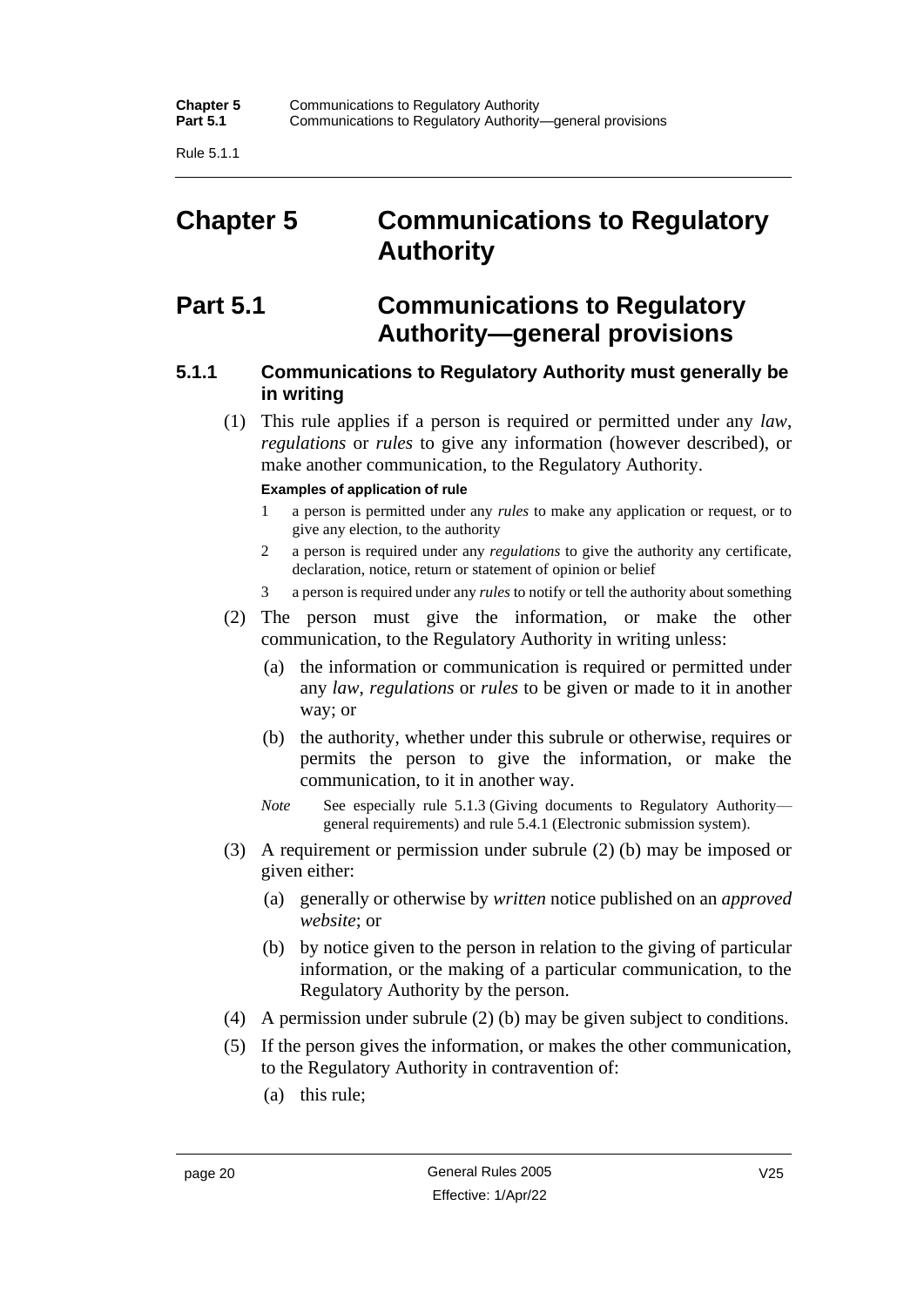# Chapter 5 Communications to Regulatory Authority

## Part 5.1 Communications to Regulatory Authority—general provisions

### 5.1.1 Communications to Regulatory Authority must generally be in writing

(1) This rule applies if a person is required or permitted under any *law*, *regulations* or *rules* to give any information (however described), or make another communication, to the Regulatory Authority.

**Examples of application of rule**

1. a person is permitted under any *rules* to make any application or request, or to give any election, to the authority
2. a person is required under any *regulations* to give the authority any certificate, declaration, notice, return or statement of opinion or belief
3. a person is required under any *rules* to notify or tell the authority about something

(2) The person must give the information, or make the other communication, to the Regulatory Authority in writing unless:

(a) the information or communication is required or permitted under any *law*, *regulations* or *rules* to be given or made to it in another way; or

(b) the authority, whether under this subrule or otherwise, requires or permits the person to give the information, or make the communication, to it in another way.

*Note* See especially rule 5.1.3 (Giving documents to Regulatory Authority—general requirements) and rule 5.4.1 (Electronic submission system).

(3) A requirement or permission under subrule (2) (b) may be imposed or given either:

(a) generally or otherwise by *written* notice published on an *approved website*; or

(b) by notice given to the person in relation to the giving of particular information, or the making of a particular communication, to the Regulatory Authority by the person.

(4) A permission under subrule (2) (b) may be given subject to conditions.

(5) If the person gives the information, or makes the other communication, to the Regulatory Authority in contravention of:

(a) this rule;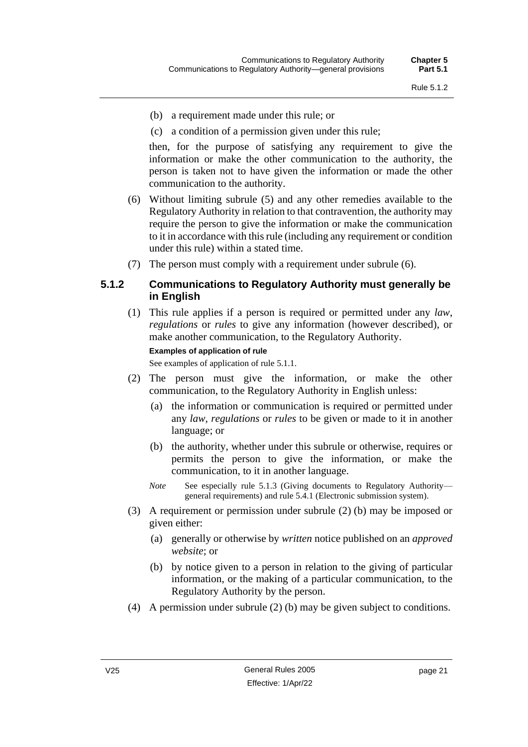(b) a requirement made under this rule; or

(c) a condition of a permission given under this rule;

then, for the purpose of satisfying any requirement to give the information or make the other communication to the authority, the person is taken not to have given the information or made the other communication to the authority.

(6) Without limiting subrule (5) and any other remedies available to the Regulatory Authority in relation to that contravention, the authority may require the person to give the information or make the communication to it in accordance with this rule (including any requirement or condition under this rule) within a stated time.

(7) The person must comply with a requirement under subrule (6).

### 5.1.2 Communications to Regulatory Authority must generally be in English

(1) This rule applies if a person is required or permitted under any *law*, *regulations* or *rules* to give any information (however described), or make another communication, to the Regulatory Authority.

**Examples of application of rule**

See examples of application of rule 5.1.1.

(2) The person must give the information, or make the other communication, to the Regulatory Authority in English unless:

(a) the information or communication is required or permitted under any *law*, *regulations* or *rules* to be given or made to it in another language; or

(b) the authority, whether under this subrule or otherwise, requires or permits the person to give the information, or make the communication, to it in another language.

*Note* See especially rule 5.1.3 (Giving documents to Regulatory Authority—general requirements) and rule 5.4.1 (Electronic submission system).

(3) A requirement or permission under subrule (2) (b) may be imposed or given either:

(a) generally or otherwise by *written* notice published on an *approved website*; or

(b) by notice given to a person in relation to the giving of particular information, or the making of a particular communication, to the Regulatory Authority by the person.

(4) A permission under subrule (2) (b) may be given subject to conditions.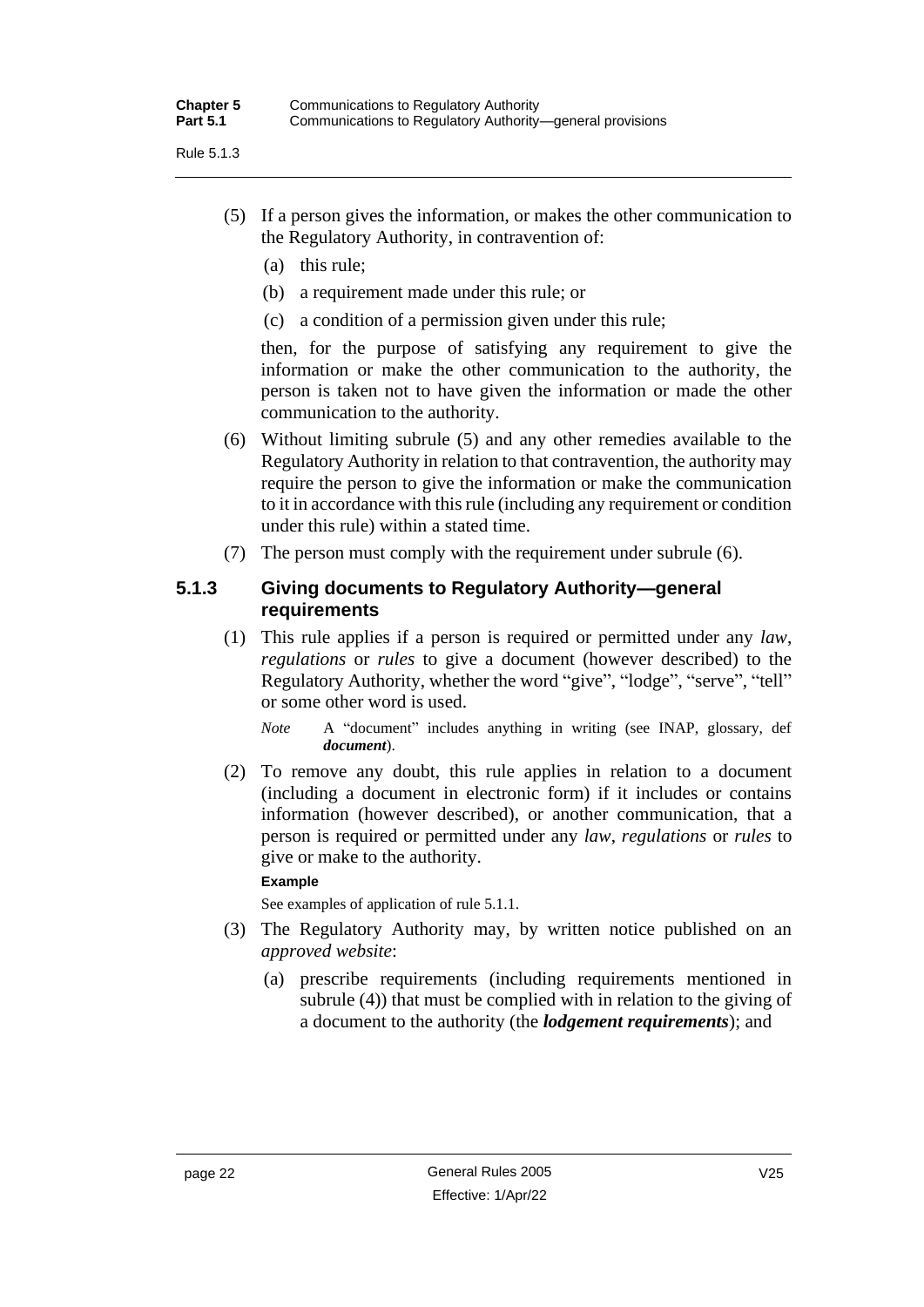(5) If a person gives the information, or makes the other communication to the Regulatory Authority, in contravention of:

(a) this rule;

(b) a requirement made under this rule; or

(c) a condition of a permission given under this rule;

then, for the purpose of satisfying any requirement to give the information or make the other communication to the authority, the person is taken not to have given the information or made the other communication to the authority.

(6) Without limiting subrule (5) and any other remedies available to the Regulatory Authority in relation to that contravention, the authority may require the person to give the information or make the communication to it in accordance with this rule (including any requirement or condition under this rule) within a stated time.

(7) The person must comply with the requirement under subrule (6).

### 5.1.3 Giving documents to Regulatory Authority—general requirements

(1) This rule applies if a person is required or permitted under any *law*, *regulations* or *rules* to give a document (however described) to the Regulatory Authority, whether the word “give”, “lodge”, “serve”, “tell” or some other word is used.

*Note* A “document” includes anything in writing (see INAP, glossary, def ***document***).

(2) To remove any doubt, this rule applies in relation to a document (including a document in electronic form) if it includes or contains information (however described), or another communication, that a person is required or permitted under any *law*, *regulations* or *rules* to give or make to the authority.

**Example**

See examples of application of rule 5.1.1.

(3) The Regulatory Authority may, by written notice published on an *approved website*:

(a) prescribe requirements (including requirements mentioned in subrule (4)) that must be complied with in relation to the giving of a document to the authority (the ***lodgement requirements***); and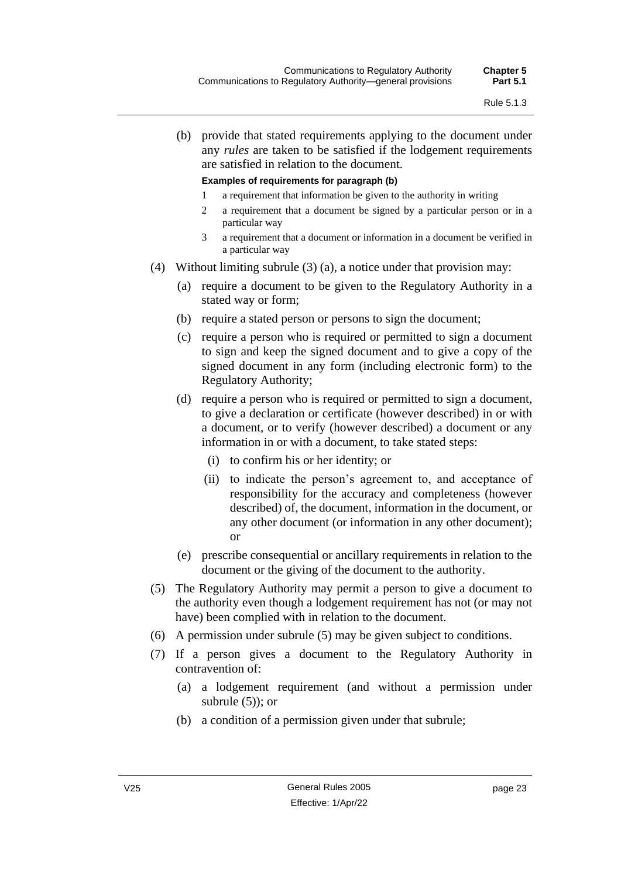(b) provide that stated requirements applying to the document under any *rules* are taken to be satisfied if the lodgement requirements are satisfied in relation to the document.

**Examples of requirements for paragraph (b)**

1 a requirement that information be given to the authority in writing

2 a requirement that a document be signed by a particular person or in a particular way

3 a requirement that a document or information in a document be verified in a particular way

(4) Without limiting subrule (3) (a), a notice under that provision may:

(a) require a document to be given to the Regulatory Authority in a stated way or form;

(b) require a stated person or persons to sign the document;

(c) require a person who is required or permitted to sign a document to sign and keep the signed document and to give a copy of the signed document in any form (including electronic form) to the Regulatory Authority;

(d) require a person who is required or permitted to sign a document, to give a declaration or certificate (however described) in or with a document, or to verify (however described) a document or any information in or with a document, to take stated steps:

(i) to confirm his or her identity; or

(ii) to indicate the person's agreement to, and acceptance of responsibility for the accuracy and completeness (however described) of, the document, information in the document, or any other document (or information in any other document); or

(e) prescribe consequential or ancillary requirements in relation to the document or the giving of the document to the authority.

(5) The Regulatory Authority may permit a person to give a document to the authority even though a lodgement requirement has not (or may not have) been complied with in relation to the document.

(6) A permission under subrule (5) may be given subject to conditions.

(7) If a person gives a document to the Regulatory Authority in contravention of:

(a) a lodgement requirement (and without a permission under subrule (5)); or

(b) a condition of a permission given under that subrule;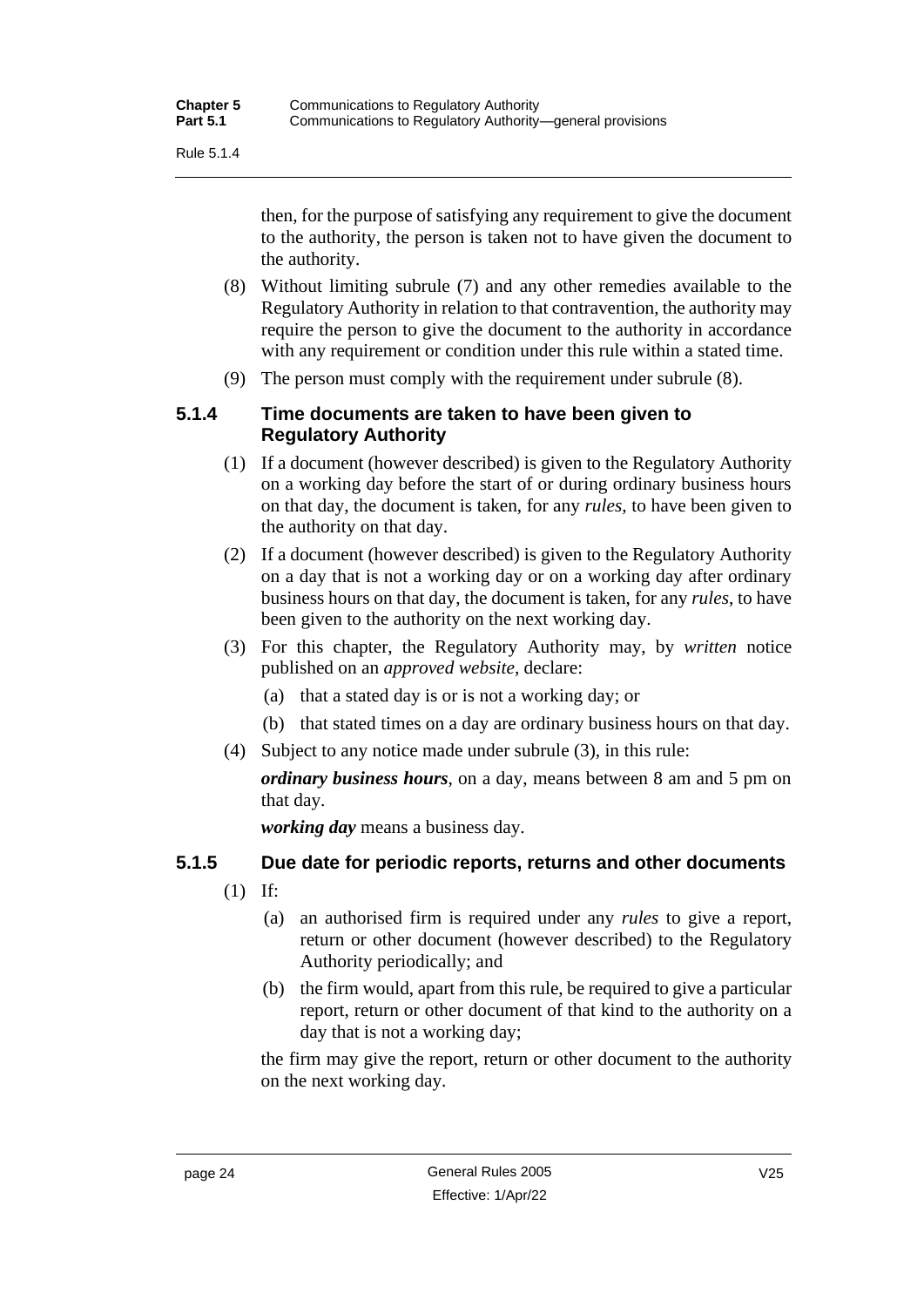then, for the purpose of satisfying any requirement to give the document to the authority, the person is taken not to have given the document to the authority.

(8) Without limiting subrule (7) and any other remedies available to the Regulatory Authority in relation to that contravention, the authority may require the person to give the document to the authority in accordance with any requirement or condition under this rule within a stated time.

(9) The person must comply with the requirement under subrule (8).

### 5.1.4 Time documents are taken to have been given to Regulatory Authority

(1) If a document (however described) is given to the Regulatory Authority on a working day before the start of or during ordinary business hours on that day, the document is taken, for any *rules*, to have been given to the authority on that day.

(2) If a document (however described) is given to the Regulatory Authority on a day that is not a working day or on a working day after ordinary business hours on that day, the document is taken, for any *rules*, to have been given to the authority on the next working day.

(3) For this chapter, the Regulatory Authority may, by *written* notice published on an *approved website*, declare:

(a) that a stated day is or is not a working day; or

(b) that stated times on a day are ordinary business hours on that day.

(4) Subject to any notice made under subrule (3), in this rule:

***ordinary business hours***, on a day, means between 8 am and 5 pm on that day.

***working day*** means a business day.

### 5.1.5 Due date for periodic reports, returns and other documents

(1) If:

(a) an authorised firm is required under any *rules* to give a report, return or other document (however described) to the Regulatory Authority periodically; and

(b) the firm would, apart from this rule, be required to give a particular report, return or other document of that kind to the authority on a day that is not a working day;

the firm may give the report, return or other document to the authority on the next working day.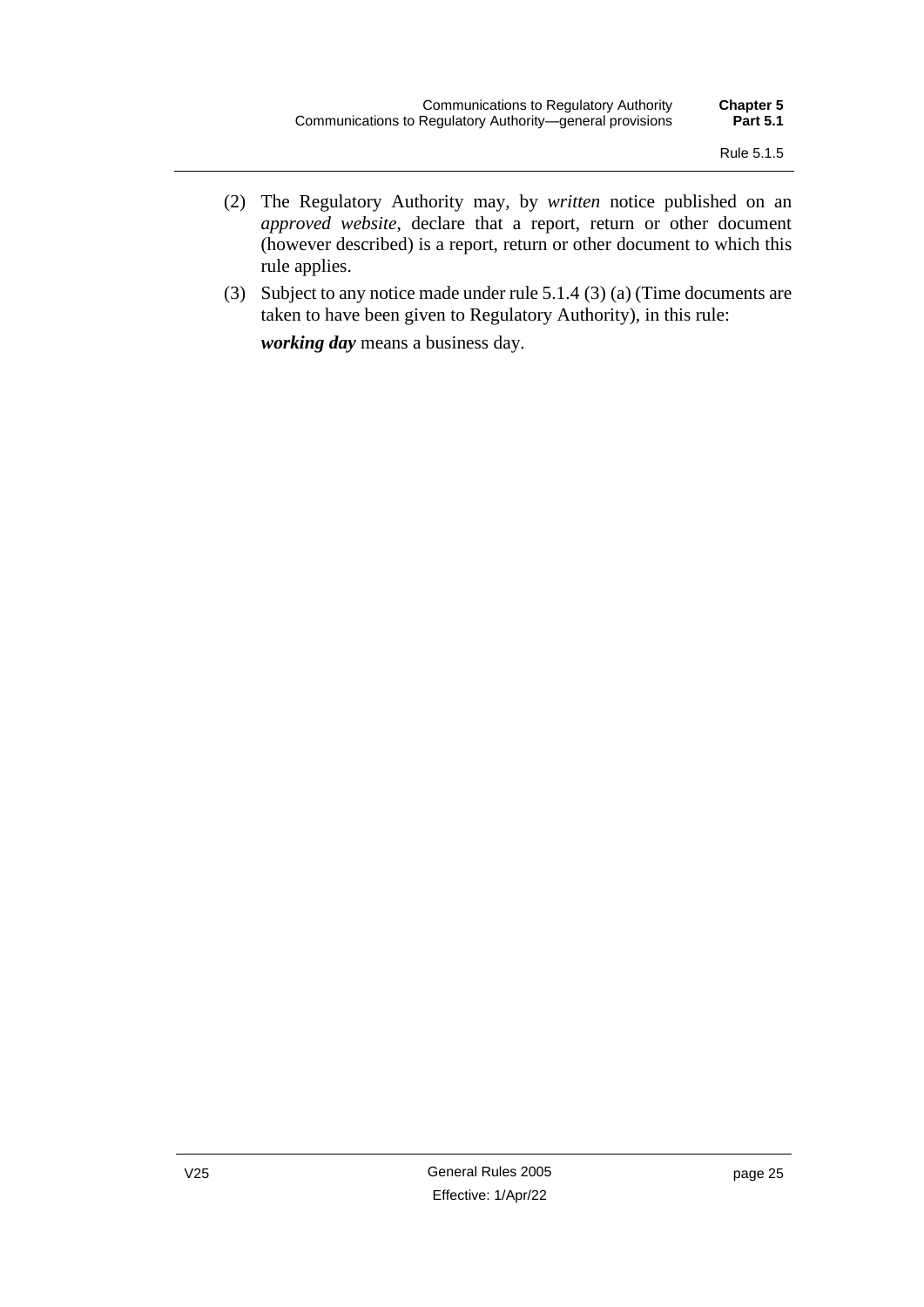(2) The Regulatory Authority may, by *written* notice published on an *approved website*, declare that a report, return or other document (however described) is a report, return or other document to which this rule applies.

(3) Subject to any notice made under rule 5.1.4 (3) (a) (Time documents are taken to have been given to Regulatory Authority), in this rule:

***working day*** means a business day.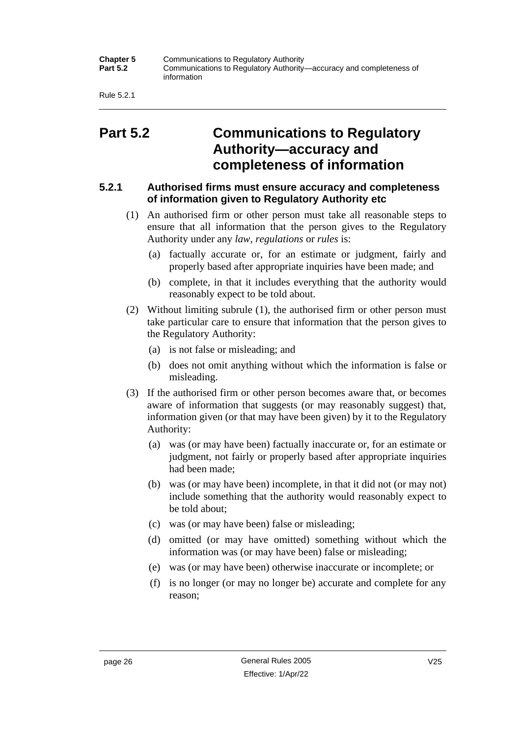# Part 5.2 Communications to Regulatory Authority—accuracy and completeness of information

### 5.2.1 Authorised firms must ensure accuracy and completeness of information given to Regulatory Authority etc

(1) An authorised firm or other person must take all reasonable steps to ensure that all information that the person gives to the Regulatory Authority under any *law*, *regulations* or *rules* is:

- (a) factually accurate or, for an estimate or judgment, fairly and properly based after appropriate inquiries have been made; and
- (b) complete, in that it includes everything that the authority would reasonably expect to be told about.

(2) Without limiting subrule (1), the authorised firm or other person must take particular care to ensure that information that the person gives to the Regulatory Authority:

- (a) is not false or misleading; and
- (b) does not omit anything without which the information is false or misleading.

(3) If the authorised firm or other person becomes aware that, or becomes aware of information that suggests (or may reasonably suggest) that, information given (or that may have been given) by it to the Regulatory Authority:

- (a) was (or may have been) factually inaccurate or, for an estimate or judgment, not fairly or properly based after appropriate inquiries had been made;
- (b) was (or may have been) incomplete, in that it did not (or may not) include something that the authority would reasonably expect to be told about;
- (c) was (or may have been) false or misleading;
- (d) omitted (or may have omitted) something without which the information was (or may have been) false or misleading;
- (e) was (or may have been) otherwise inaccurate or incomplete; or
- (f) is no longer (or may no longer be) accurate and complete for any reason;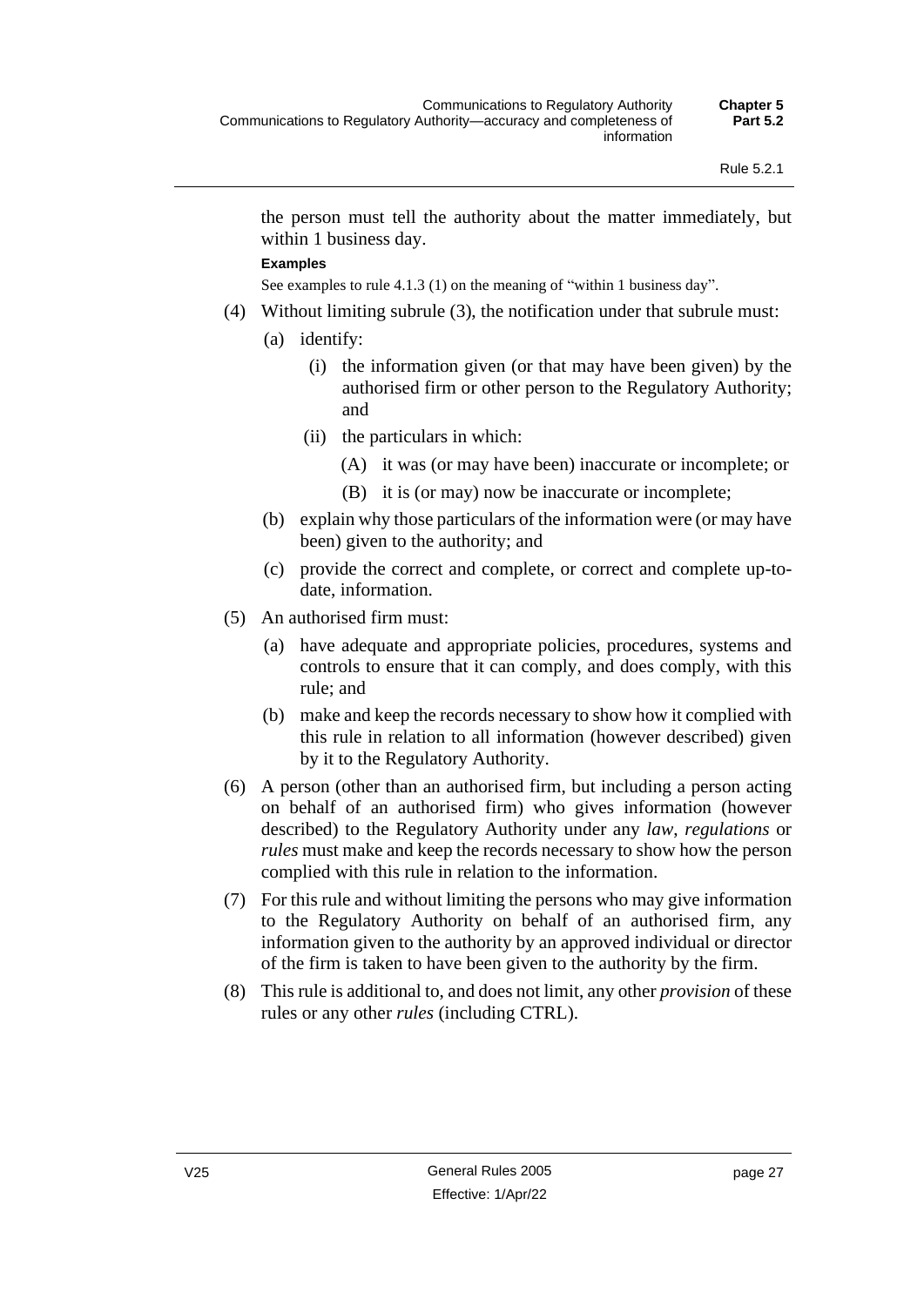the person must tell the authority about the matter immediately, but within 1 business day.

**Examples**

See examples to rule 4.1.3 (1) on the meaning of "within 1 business day".

(4) Without limiting subrule (3), the notification under that subrule must:

(a) identify:

(i) the information given (or that may have been given) by the authorised firm or other person to the Regulatory Authority; and

(ii) the particulars in which:

(A) it was (or may have been) inaccurate or incomplete; or

(B) it is (or may) now be inaccurate or incomplete;

(b) explain why those particulars of the information were (or may have been) given to the authority; and

(c) provide the correct and complete, or correct and complete up-to-date, information.

(5) An authorised firm must:

(a) have adequate and appropriate policies, procedures, systems and controls to ensure that it can comply, and does comply, with this rule; and

(b) make and keep the records necessary to show how it complied with this rule in relation to all information (however described) given by it to the Regulatory Authority.

(6) A person (other than an authorised firm, but including a person acting on behalf of an authorised firm) who gives information (however described) to the Regulatory Authority under any *law*, *regulations* or *rules* must make and keep the records necessary to show how the person complied with this rule in relation to the information.

(7) For this rule and without limiting the persons who may give information to the Regulatory Authority on behalf of an authorised firm, any information given to the authority by an approved individual or director of the firm is taken to have been given to the authority by the firm.

(8) This rule is additional to, and does not limit, any other *provision* of these rules or any other *rules* (including CTRL).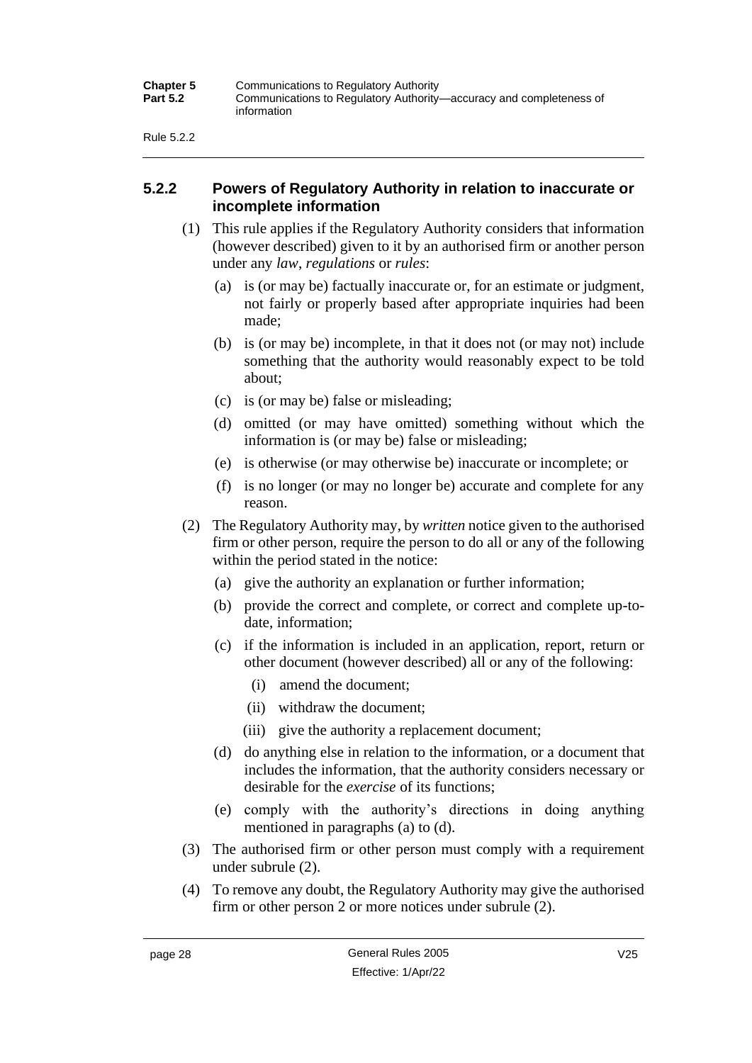## 5.2.2 Powers of Regulatory Authority in relation to inaccurate or incomplete information

(1) This rule applies if the Regulatory Authority considers that information (however described) given to it by an authorised firm or another person under any *law*, *regulations* or *rules*:

(a) is (or may be) factually inaccurate or, for an estimate or judgment, not fairly or properly based after appropriate inquiries had been made;

(b) is (or may be) incomplete, in that it does not (or may not) include something that the authority would reasonably expect to be told about;

(c) is (or may be) false or misleading;

(d) omitted (or may have omitted) something without which the information is (or may be) false or misleading;

(e) is otherwise (or may otherwise be) inaccurate or incomplete; or

(f) is no longer (or may no longer be) accurate and complete for any reason.

(2) The Regulatory Authority may, by *written* notice given to the authorised firm or other person, require the person to do all or any of the following within the period stated in the notice:

(a) give the authority an explanation or further information;

(b) provide the correct and complete, or correct and complete up-to-date, information;

(c) if the information is included in an application, report, return or other document (however described) all or any of the following:

(i) amend the document;

(ii) withdraw the document;

(iii) give the authority a replacement document;

(d) do anything else in relation to the information, or a document that includes the information, that the authority considers necessary or desirable for the *exercise* of its functions;

(e) comply with the authority's directions in doing anything mentioned in paragraphs (a) to (d).

(3) The authorised firm or other person must comply with a requirement under subrule (2).

(4) To remove any doubt, the Regulatory Authority may give the authorised firm or other person 2 or more notices under subrule (2).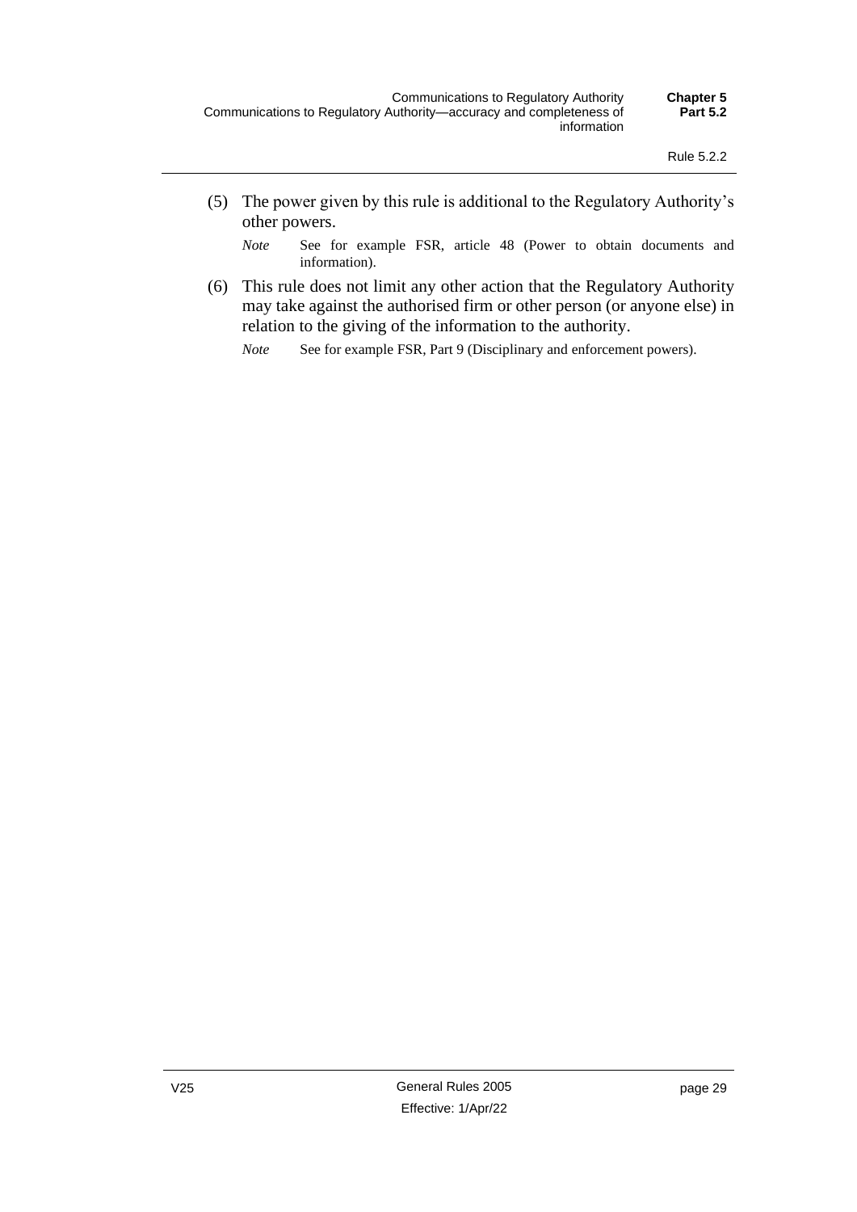(5) The power given by this rule is additional to the Regulatory Authority's other powers.

*Note* See for example FSR, article 48 (Power to obtain documents and information).

(6) This rule does not limit any other action that the Regulatory Authority may take against the authorised firm or other person (or anyone else) in relation to the giving of the information to the authority.

*Note* See for example FSR, Part 9 (Disciplinary and enforcement powers).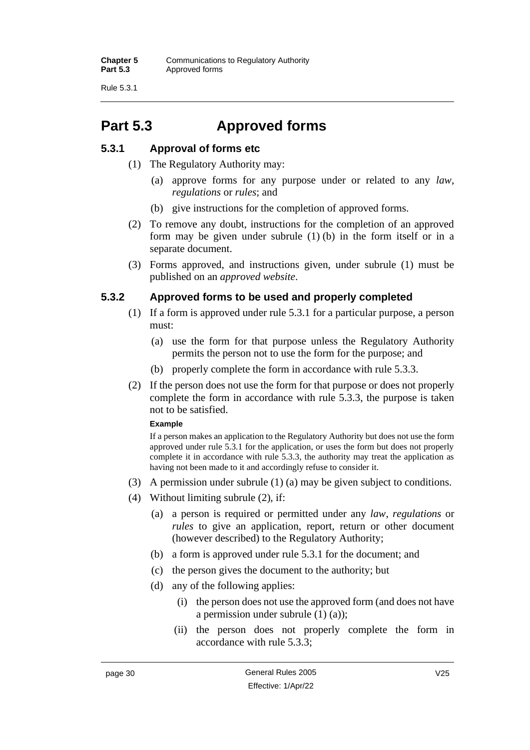# Part 5.3 Approved forms

### 5.3.1 Approval of forms etc

(1) The Regulatory Authority may:

   (a) approve forms for any purpose under or related to any *law*, *regulations* or *rules*; and

   (b) give instructions for the completion of approved forms.

(2) To remove any doubt, instructions for the completion of an approved form may be given under subrule (1) (b) in the form itself or in a separate document.

(3) Forms approved, and instructions given, under subrule (1) must be published on an *approved website*.

### 5.3.2 Approved forms to be used and properly completed

(1) If a form is approved under rule 5.3.1 for a particular purpose, a person must:

   (a) use the form for that purpose unless the Regulatory Authority permits the person not to use the form for the purpose; and

   (b) properly complete the form in accordance with rule 5.3.3.

(2) If the person does not use the form for that purpose or does not properly complete the form in accordance with rule 5.3.3, the purpose is taken not to be satisfied.

**Example**

If a person makes an application to the Regulatory Authority but does not use the form approved under rule 5.3.1 for the application, or uses the form but does not properly complete it in accordance with rule 5.3.3, the authority may treat the application as having not been made to it and accordingly refuse to consider it.

(3) A permission under subrule (1) (a) may be given subject to conditions.

(4) Without limiting subrule (2), if:

   (a) a person is required or permitted under any *law*, *regulations* or *rules* to give an application, report, return or other document (however described) to the Regulatory Authority;

   (b) a form is approved under rule 5.3.1 for the document; and

   (c) the person gives the document to the authority; but

   (d) any of the following applies:

      (i) the person does not use the approved form (and does not have a permission under subrule (1) (a));

      (ii) the person does not properly complete the form in accordance with rule 5.3.3;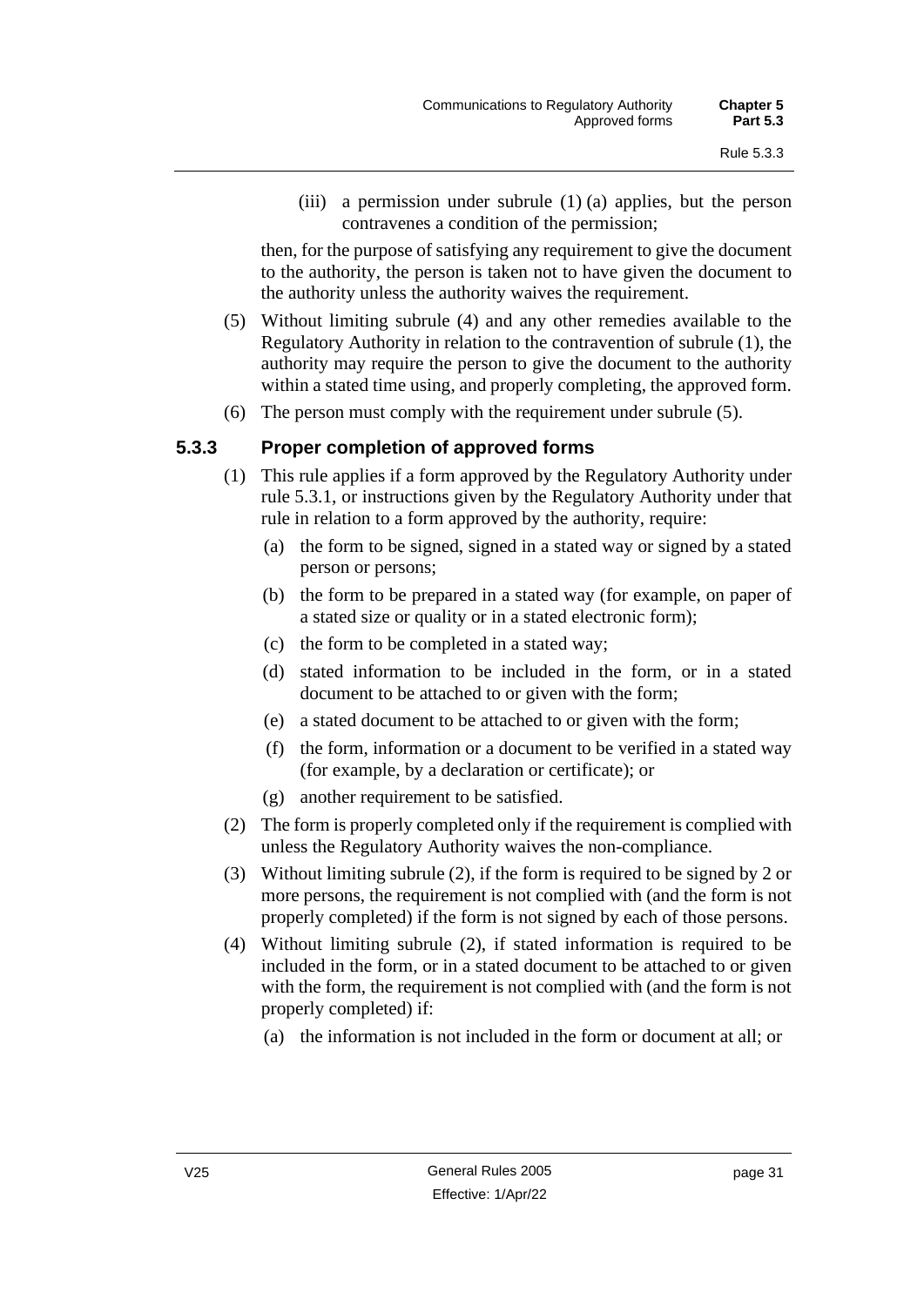(iii) a permission under subrule (1) (a) applies, but the person contravenes a condition of the permission;

then, for the purpose of satisfying any requirement to give the document to the authority, the person is taken not to have given the document to the authority unless the authority waives the requirement.

(5) Without limiting subrule (4) and any other remedies available to the Regulatory Authority in relation to the contravention of subrule (1), the authority may require the person to give the document to the authority within a stated time using, and properly completing, the approved form.

(6) The person must comply with the requirement under subrule (5).

### 5.3.3 Proper completion of approved forms

(1) This rule applies if a form approved by the Regulatory Authority under rule 5.3.1, or instructions given by the Regulatory Authority under that rule in relation to a form approved by the authority, require:

(a) the form to be signed, signed in a stated way or signed by a stated person or persons;

(b) the form to be prepared in a stated way (for example, on paper of a stated size or quality or in a stated electronic form);

(c) the form to be completed in a stated way;

(d) stated information to be included in the form, or in a stated document to be attached to or given with the form;

(e) a stated document to be attached to or given with the form;

(f) the form, information or a document to be verified in a stated way (for example, by a declaration or certificate); or

(g) another requirement to be satisfied.

(2) The form is properly completed only if the requirement is complied with unless the Regulatory Authority waives the non-compliance.

(3) Without limiting subrule (2), if the form is required to be signed by 2 or more persons, the requirement is not complied with (and the form is not properly completed) if the form is not signed by each of those persons.

(4) Without limiting subrule (2), if stated information is required to be included in the form, or in a stated document to be attached to or given with the form, the requirement is not complied with (and the form is not properly completed) if:

(a) the information is not included in the form or document at all; or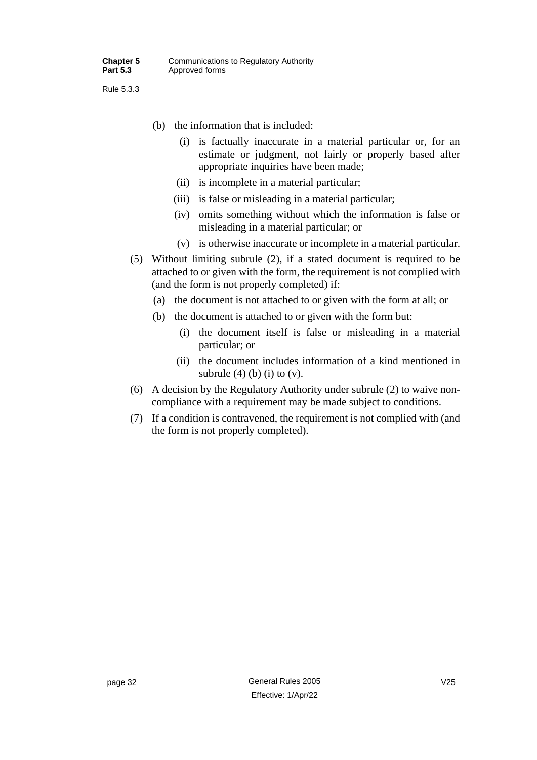(b) the information that is included:

  (i) is factually inaccurate in a material particular or, for an estimate or judgment, not fairly or properly based after appropriate inquiries have been made;

  (ii) is incomplete in a material particular;

  (iii) is false or misleading in a material particular;

  (iv) omits something without which the information is false or misleading in a material particular; or

  (v) is otherwise inaccurate or incomplete in a material particular.

(5) Without limiting subrule (2), if a stated document is required to be attached to or given with the form, the requirement is not complied with (and the form is not properly completed) if:

  (a) the document is not attached to or given with the form at all; or

  (b) the document is attached to or given with the form but:

    (i) the document itself is false or misleading in a material particular; or

    (ii) the document includes information of a kind mentioned in subrule (4) (b) (i) to (v).

(6) A decision by the Regulatory Authority under subrule (2) to waive non-compliance with a requirement may be made subject to conditions.

(7) If a condition is contravened, the requirement is not complied with (and the form is not properly completed).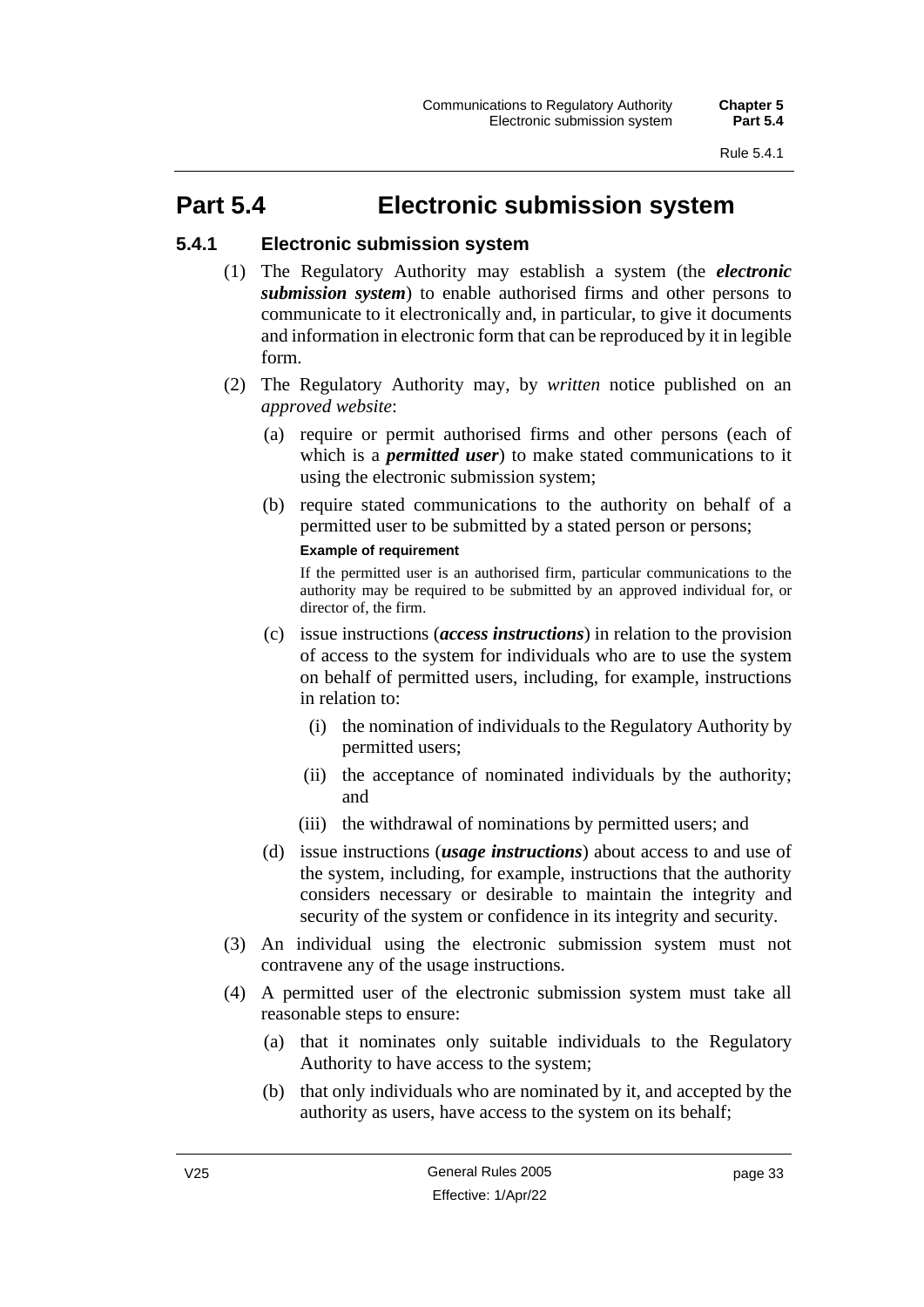# Part 5.4 Electronic submission system

## 5.4.1 Electronic submission system

(1) The Regulatory Authority may establish a system (the ***electronic submission system***) to enable authorised firms and other persons to communicate to it electronically and, in particular, to give it documents and information in electronic form that can be reproduced by it in legible form.

(2) The Regulatory Authority may, by *written* notice published on an *approved website*:

(a) require or permit authorised firms and other persons (each of which is a ***permitted user***) to make stated communications to it using the electronic submission system;

(b) require stated communications to the authority on behalf of a permitted user to be submitted by a stated person or persons;

**Example of requirement**

If the permitted user is an authorised firm, particular communications to the authority may be required to be submitted by an approved individual for, or director of, the firm.

(c) issue instructions (***access instructions***) in relation to the provision of access to the system for individuals who are to use the system on behalf of permitted users, including, for example, instructions in relation to:

(i) the nomination of individuals to the Regulatory Authority by permitted users;

(ii) the acceptance of nominated individuals by the authority; and

(iii) the withdrawal of nominations by permitted users; and

(d) issue instructions (***usage instructions***) about access to and use of the system, including, for example, instructions that the authority considers necessary or desirable to maintain the integrity and security of the system or confidence in its integrity and security.

(3) An individual using the electronic submission system must not contravene any of the usage instructions.

(4) A permitted user of the electronic submission system must take all reasonable steps to ensure:

(a) that it nominates only suitable individuals to the Regulatory Authority to have access to the system;

(b) that only individuals who are nominated by it, and accepted by the authority as users, have access to the system on its behalf;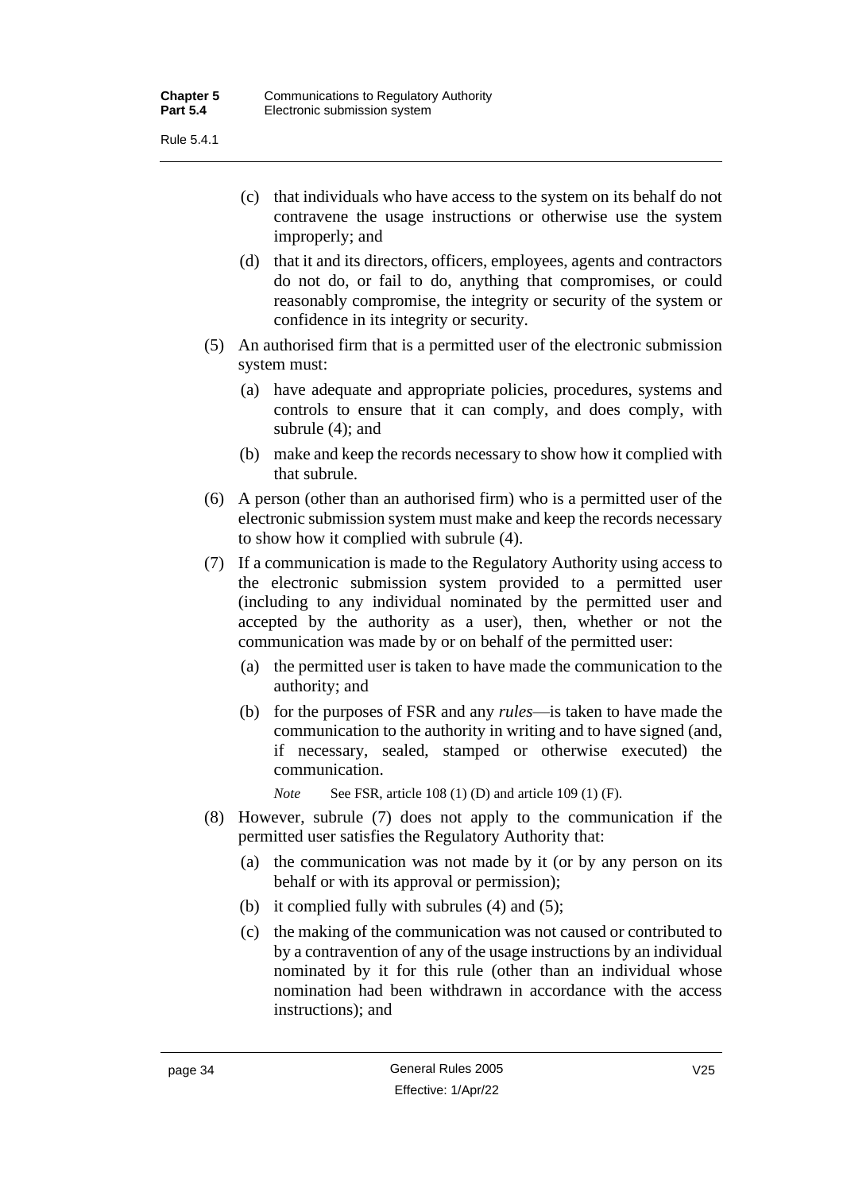(c) that individuals who have access to the system on its behalf do not contravene the usage instructions or otherwise use the system improperly; and

(d) that it and its directors, officers, employees, agents and contractors do not do, or fail to do, anything that compromises, or could reasonably compromise, the integrity or security of the system or confidence in its integrity or security.

(5) An authorised firm that is a permitted user of the electronic submission system must:

(a) have adequate and appropriate policies, procedures, systems and controls to ensure that it can comply, and does comply, with subrule (4); and

(b) make and keep the records necessary to show how it complied with that subrule.

(6) A person (other than an authorised firm) who is a permitted user of the electronic submission system must make and keep the records necessary to show how it complied with subrule (4).

(7) If a communication is made to the Regulatory Authority using access to the electronic submission system provided to a permitted user (including to any individual nominated by the permitted user and accepted by the authority as a user), then, whether or not the communication was made by or on behalf of the permitted user:

(a) the permitted user is taken to have made the communication to the authority; and

(b) for the purposes of FSR and any *rules*—is taken to have made the communication to the authority in writing and to have signed (and, if necessary, sealed, stamped or otherwise executed) the communication.

*Note* See FSR, article 108 (1) (D) and article 109 (1) (F).

(8) However, subrule (7) does not apply to the communication if the permitted user satisfies the Regulatory Authority that:

(a) the communication was not made by it (or by any person on its behalf or with its approval or permission);

(b) it complied fully with subrules (4) and (5);

(c) the making of the communication was not caused or contributed to by a contravention of any of the usage instructions by an individual nominated by it for this rule (other than an individual whose nomination had been withdrawn in accordance with the access instructions); and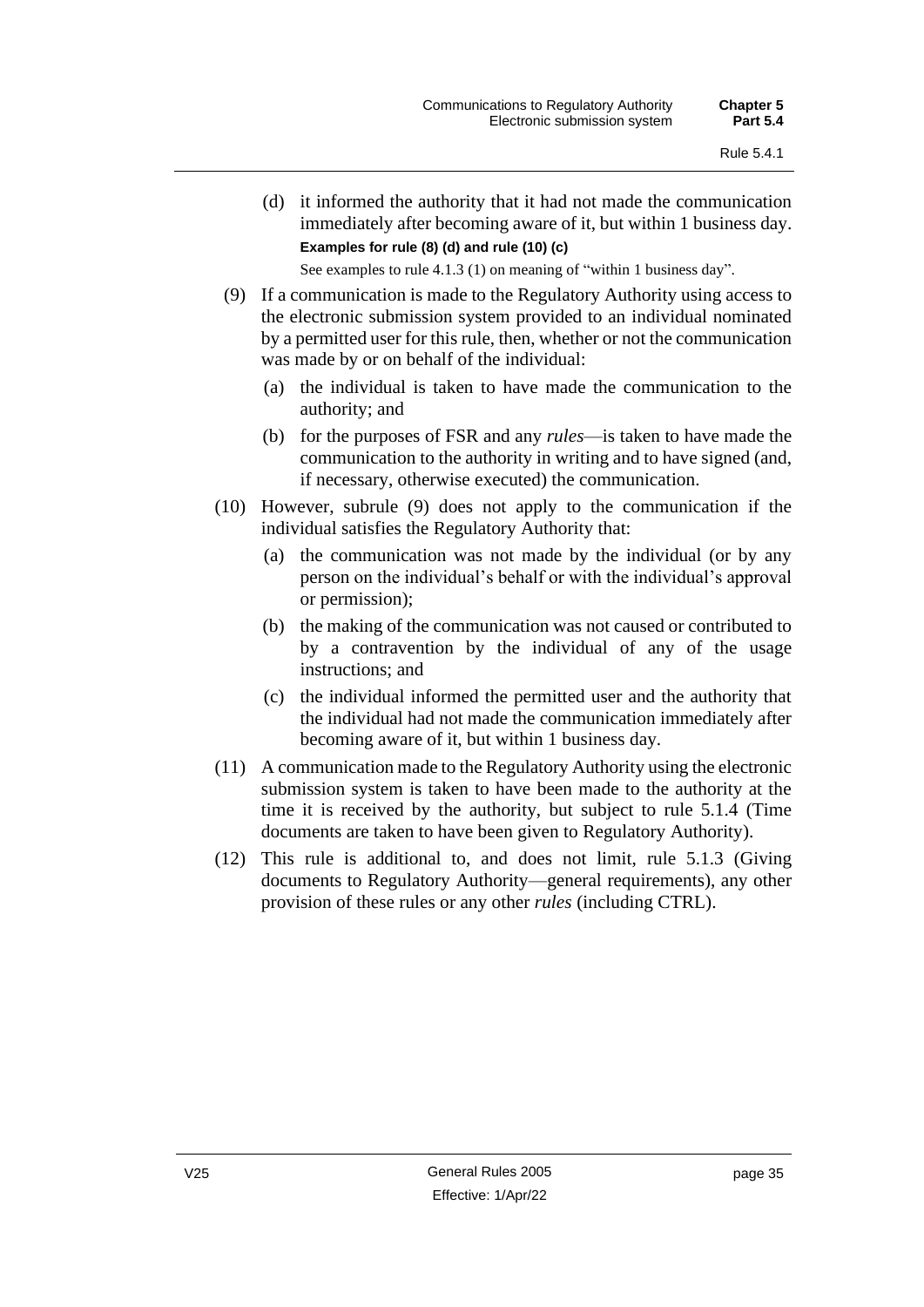(d) it informed the authority that it had not made the communication immediately after becoming aware of it, but within 1 business day.

**Examples for rule (8) (d) and rule (10) (c)**

See examples to rule 4.1.3 (1) on meaning of "within 1 business day".

(9) If a communication is made to the Regulatory Authority using access to the electronic submission system provided to an individual nominated by a permitted user for this rule, then, whether or not the communication was made by or on behalf of the individual:

(a) the individual is taken to have made the communication to the authority; and

(b) for the purposes of FSR and any *rules*—is taken to have made the communication to the authority in writing and to have signed (and, if necessary, otherwise executed) the communication.

(10) However, subrule (9) does not apply to the communication if the individual satisfies the Regulatory Authority that:

(a) the communication was not made by the individual (or by any person on the individual's behalf or with the individual's approval or permission);

(b) the making of the communication was not caused or contributed to by a contravention by the individual of any of the usage instructions; and

(c) the individual informed the permitted user and the authority that the individual had not made the communication immediately after becoming aware of it, but within 1 business day.

(11) A communication made to the Regulatory Authority using the electronic submission system is taken to have been made to the authority at the time it is received by the authority, but subject to rule 5.1.4 (Time documents are taken to have been given to Regulatory Authority).

(12) This rule is additional to, and does not limit, rule 5.1.3 (Giving documents to Regulatory Authority—general requirements), any other provision of these rules or any other *rules* (including CTRL).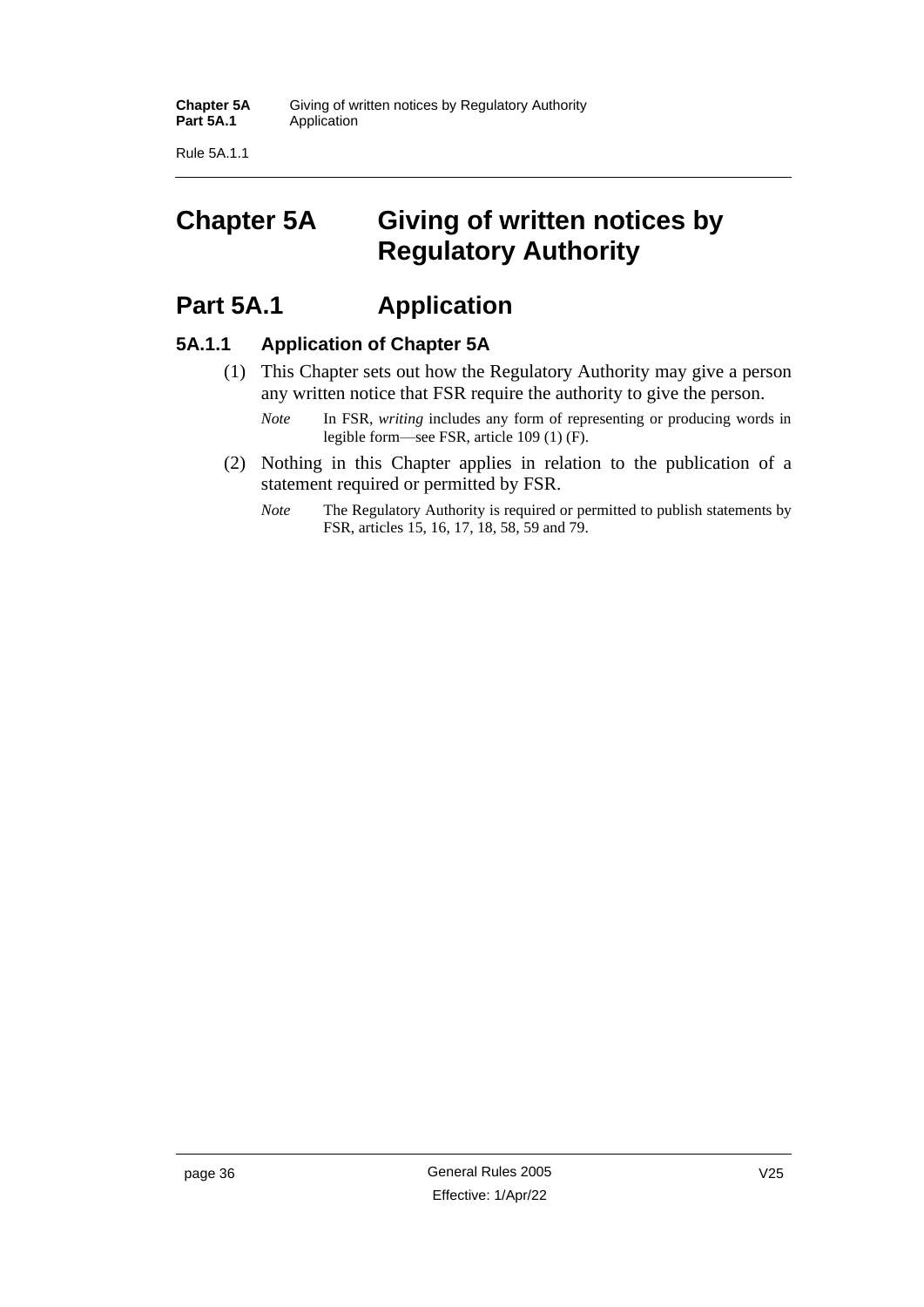# Chapter 5A Giving of written notices by Regulatory Authority

## Part 5A.1 Application

### 5A.1.1 Application of Chapter 5A

(1) This Chapter sets out how the Regulatory Authority may give a person any written notice that FSR require the authority to give the person.

*Note* In FSR, ***writing*** includes any form of representing or producing words in legible form—see FSR, article 109 (1) (F).

(2) Nothing in this Chapter applies in relation to the publication of a statement required or permitted by FSR.

*Note* The Regulatory Authority is required or permitted to publish statements by FSR, articles 15, 16, 17, 18, 58, 59 and 79.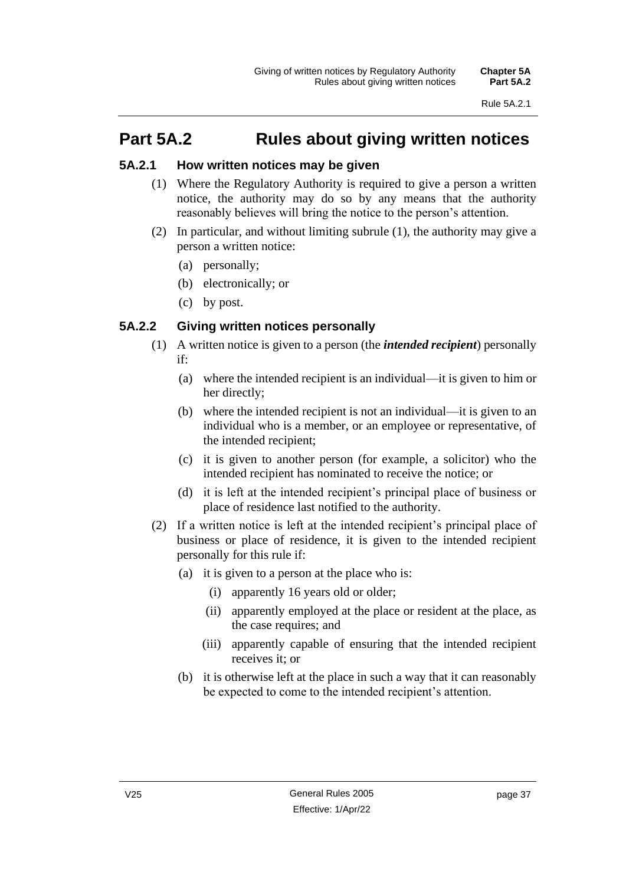## Part 5A.2 Rules about giving written notices

### 5A.2.1 How written notices may be given

(1) Where the Regulatory Authority is required to give a person a written notice, the authority may do so by any means that the authority reasonably believes will bring the notice to the person's attention.

(2) In particular, and without limiting subrule (1), the authority may give a person a written notice:

- (a) personally;
- (b) electronically; or
- (c) by post.

### 5A.2.2 Giving written notices personally

(1) A written notice is given to a person (the ***intended recipient***) personally if:

- (a) where the intended recipient is an individual—it is given to him or her directly;
- (b) where the intended recipient is not an individual—it is given to an individual who is a member, or an employee or representative, of the intended recipient;
- (c) it is given to another person (for example, a solicitor) who the intended recipient has nominated to receive the notice; or
- (d) it is left at the intended recipient's principal place of business or place of residence last notified to the authority.

(2) If a written notice is left at the intended recipient's principal place of business or place of residence, it is given to the intended recipient personally for this rule if:

- (a) it is given to a person at the place who is:
  - (i) apparently 16 years old or older;
  - (ii) apparently employed at the place or resident at the place, as the case requires; and
  - (iii) apparently capable of ensuring that the intended recipient receives it; or
- (b) it is otherwise left at the place in such a way that it can reasonably be expected to come to the intended recipient's attention.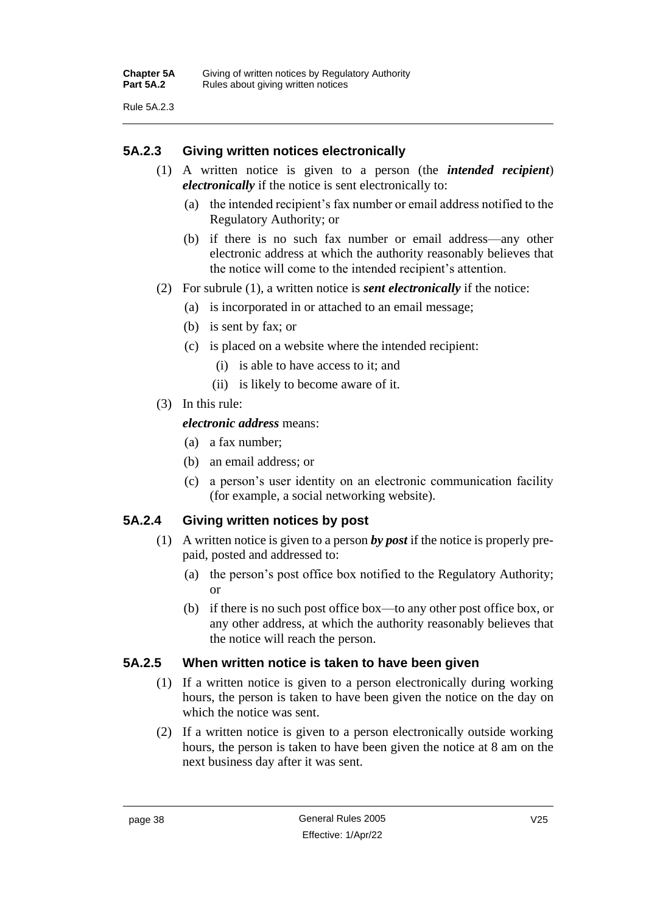## 5A.2.3 Giving written notices electronically

(1) A written notice is given to a person (the ***intended recipient***) ***electronically*** if the notice is sent electronically to:

(a) the intended recipient's fax number or email address notified to the Regulatory Authority; or

(b) if there is no such fax number or email address—any other electronic address at which the authority reasonably believes that the notice will come to the intended recipient's attention.

(2) For subrule (1), a written notice is ***sent electronically*** if the notice:

(a) is incorporated in or attached to an email message;

(b) is sent by fax; or

(c) is placed on a website where the intended recipient:

(i) is able to have access to it; and

(ii) is likely to become aware of it.

(3) In this rule:

***electronic address*** means:

(a) a fax number;

(b) an email address; or

(c) a person's user identity on an electronic communication facility (for example, a social networking website).

## 5A.2.4 Giving written notices by post

(1) A written notice is given to a person ***by post*** if the notice is properly pre-paid, posted and addressed to:

(a) the person's post office box notified to the Regulatory Authority; or

(b) if there is no such post office box—to any other post office box, or any other address, at which the authority reasonably believes that the notice will reach the person.

## 5A.2.5 When written notice is taken to have been given

(1) If a written notice is given to a person electronically during working hours, the person is taken to have been given the notice on the day on which the notice was sent.

(2) If a written notice is given to a person electronically outside working hours, the person is taken to have been given the notice at 8 am on the next business day after it was sent.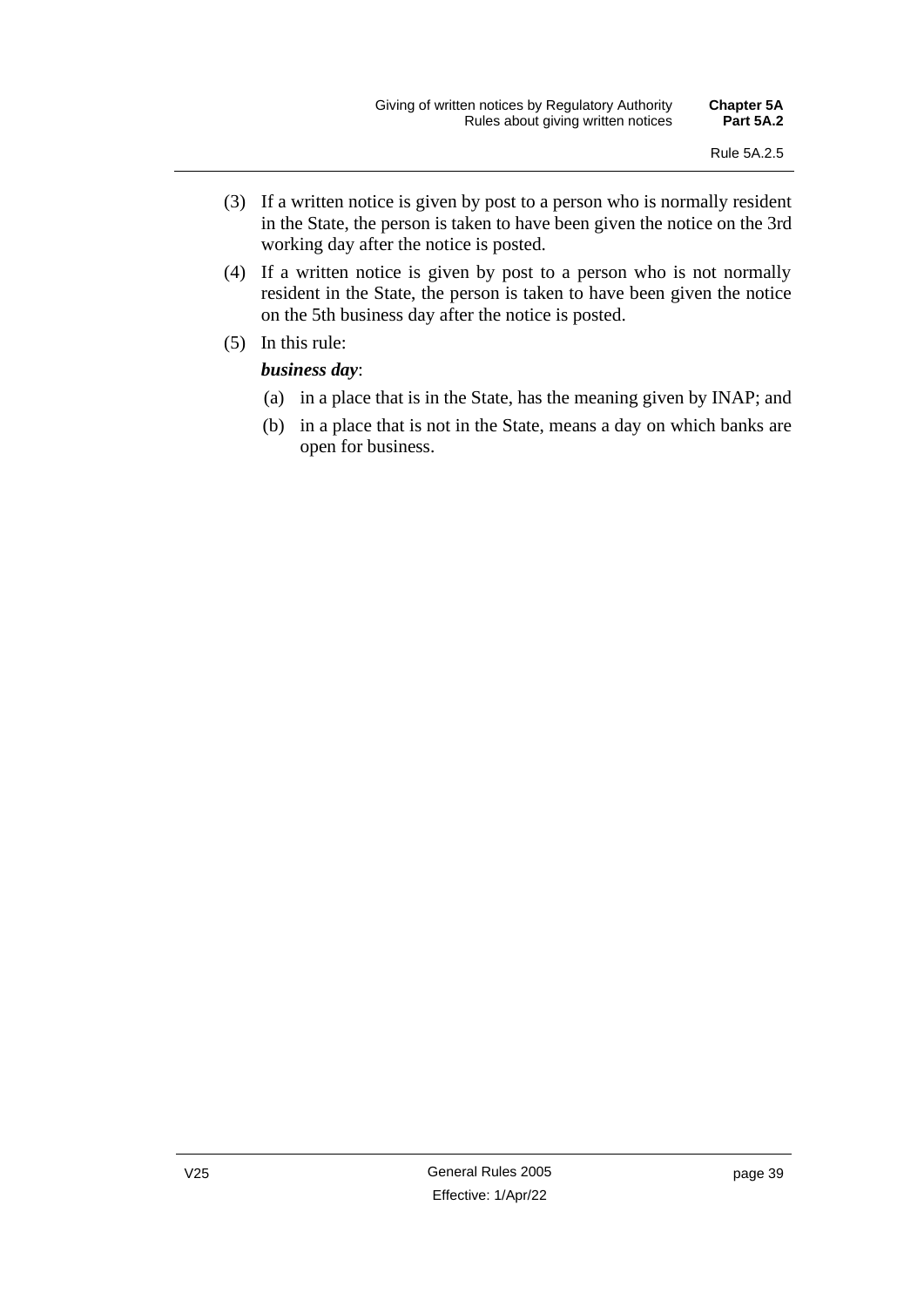(3) If a written notice is given by post to a person who is normally resident in the State, the person is taken to have been given the notice on the 3rd working day after the notice is posted.

(4) If a written notice is given by post to a person who is not normally resident in the State, the person is taken to have been given the notice on the 5th business day after the notice is posted.

(5) In this rule:

***business day***:

(a) in a place that is in the State, has the meaning given by INAP; and

(b) in a place that is not in the State, means a day on which banks are open for business.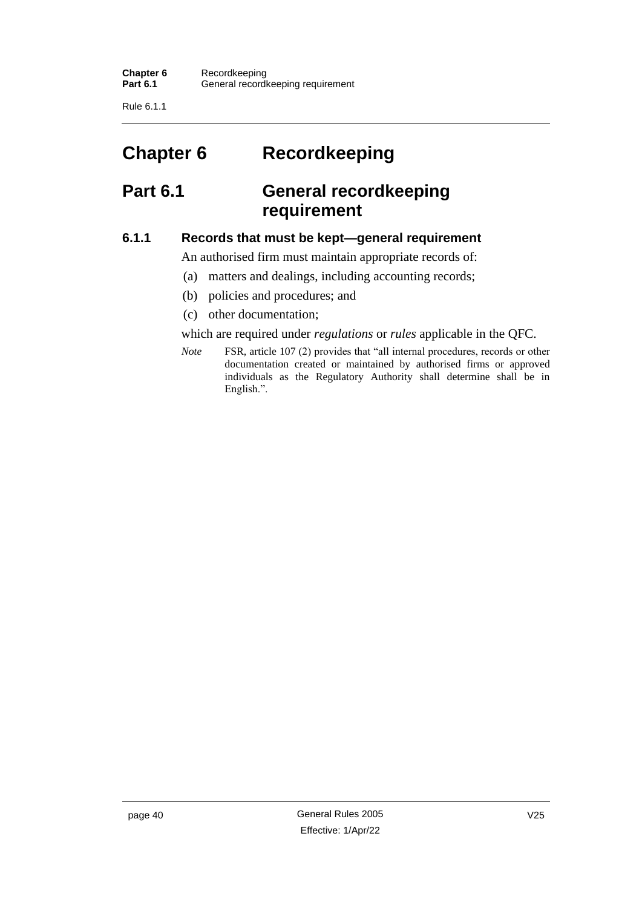# Chapter 6 Recordkeeping

## Part 6.1 General recordkeeping requirement

### 6.1.1 Records that must be kept—general requirement

An authorised firm must maintain appropriate records of:

(a) matters and dealings, including accounting records;

(b) policies and procedures; and

(c) other documentation;

which are required under *regulations* or *rules* applicable in the QFC.

*Note* FSR, article 107 (2) provides that "all internal procedures, records or other documentation created or maintained by authorised firms or approved individuals as the Regulatory Authority shall determine shall be in English.".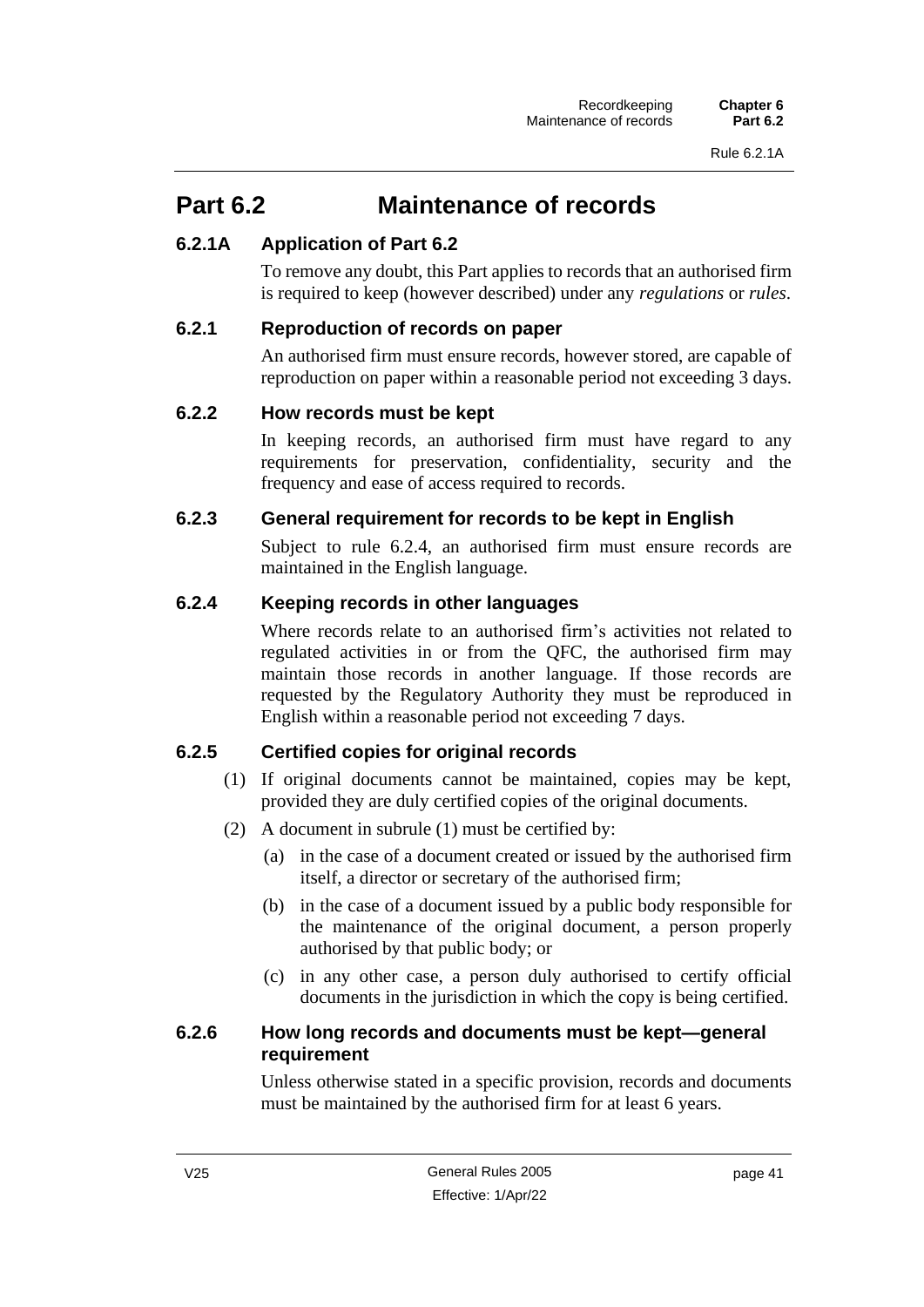## Part 6.2 Maintenance of records

### 6.2.1A Application of Part 6.2

To remove any doubt, this Part applies to records that an authorised firm is required to keep (however described) under any *regulations* or *rules*.

### 6.2.1 Reproduction of records on paper

An authorised firm must ensure records, however stored, are capable of reproduction on paper within a reasonable period not exceeding 3 days.

### 6.2.2 How records must be kept

In keeping records, an authorised firm must have regard to any requirements for preservation, confidentiality, security and the frequency and ease of access required to records.

### 6.2.3 General requirement for records to be kept in English

Subject to rule 6.2.4, an authorised firm must ensure records are maintained in the English language.

### 6.2.4 Keeping records in other languages

Where records relate to an authorised firm's activities not related to regulated activities in or from the QFC, the authorised firm may maintain those records in another language. If those records are requested by the Regulatory Authority they must be reproduced in English within a reasonable period not exceeding 7 days.

### 6.2.5 Certified copies for original records

(1) If original documents cannot be maintained, copies may be kept, provided they are duly certified copies of the original documents.

(2) A document in subrule (1) must be certified by:

- (a) in the case of a document created or issued by the authorised firm itself, a director or secretary of the authorised firm;
- (b) in the case of a document issued by a public body responsible for the maintenance of the original document, a person properly authorised by that public body; or
- (c) in any other case, a person duly authorised to certify official documents in the jurisdiction in which the copy is being certified.

### 6.2.6 How long records and documents must be kept—general requirement

Unless otherwise stated in a specific provision, records and documents must be maintained by the authorised firm for at least 6 years.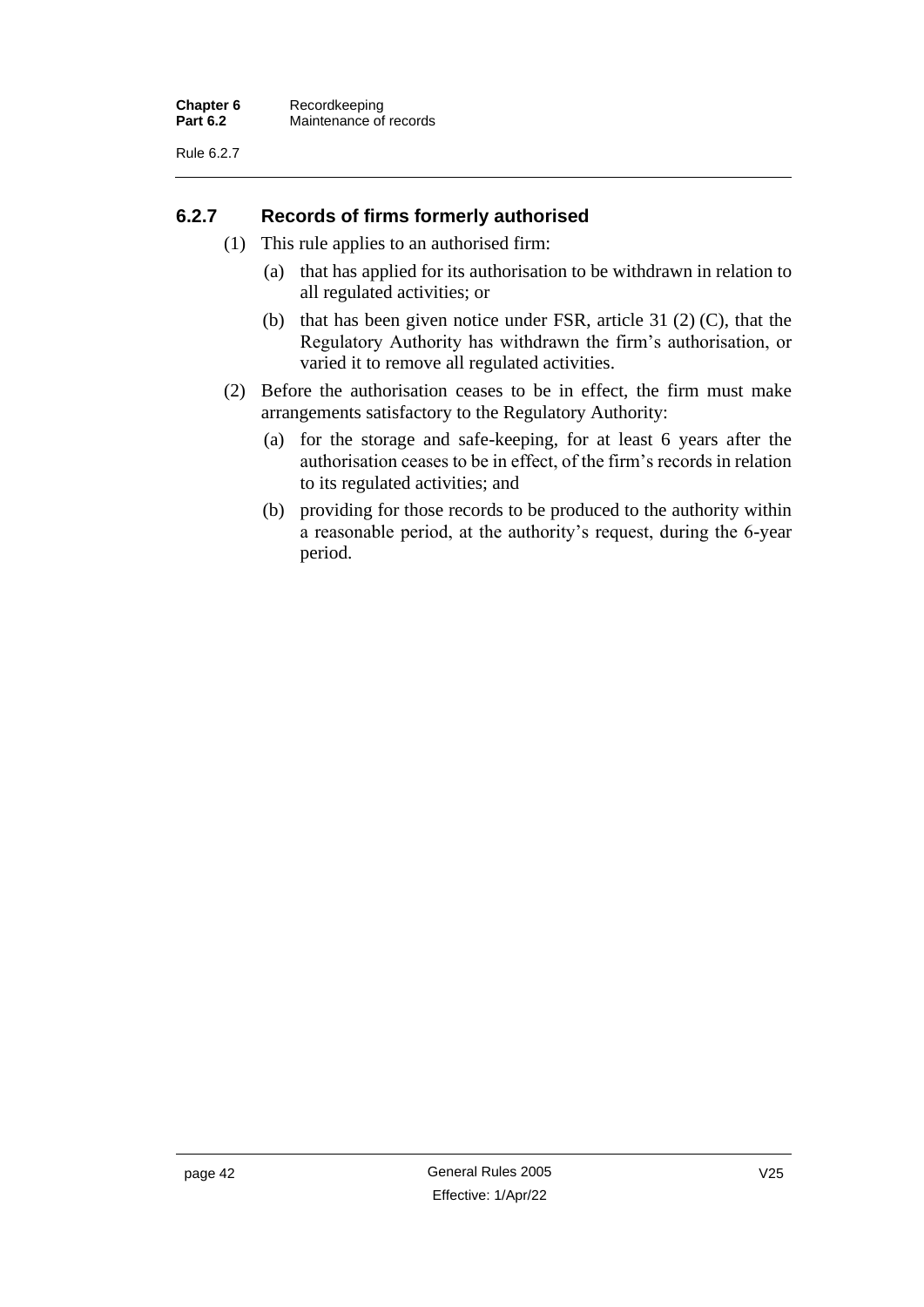## 6.2.7 Records of firms formerly authorised

(1) This rule applies to an authorised firm:

(a) that has applied for its authorisation to be withdrawn in relation to all regulated activities; or

(b) that has been given notice under FSR, article 31 (2) (C), that the Regulatory Authority has withdrawn the firm's authorisation, or varied it to remove all regulated activities.

(2) Before the authorisation ceases to be in effect, the firm must make arrangements satisfactory to the Regulatory Authority:

(a) for the storage and safe-keeping, for at least 6 years after the authorisation ceases to be in effect, of the firm's records in relation to its regulated activities; and

(b) providing for those records to be produced to the authority within a reasonable period, at the authority's request, during the 6-year period.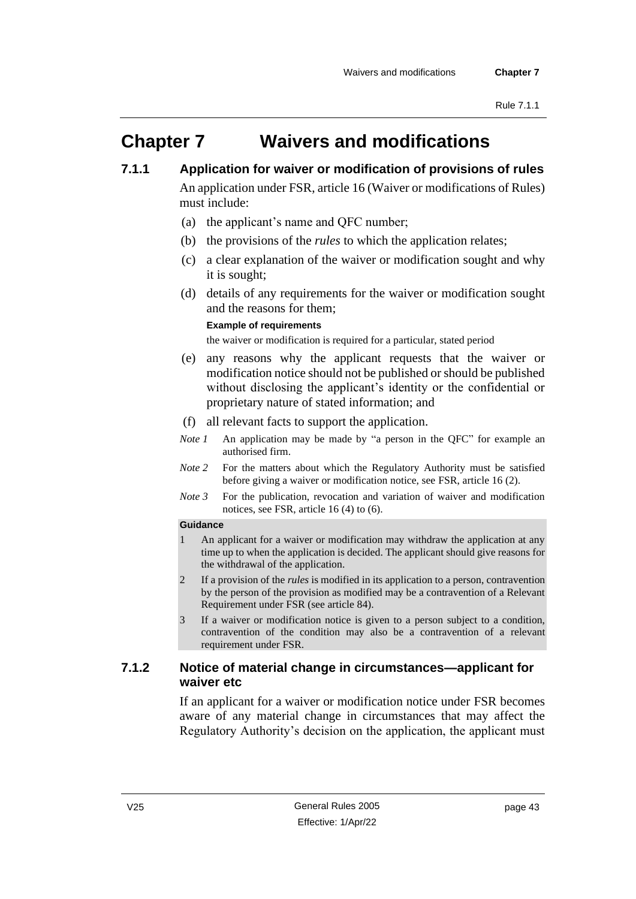# Chapter 7 Waivers and modifications

## 7.1.1 Application for waiver or modification of provisions of rules

An application under FSR, article 16 (Waiver or modifications of Rules) must include:

(a) the applicant's name and QFC number;

(b) the provisions of the *rules* to which the application relates;

(c) a clear explanation of the waiver or modification sought and why it is sought;

(d) details of any requirements for the waiver or modification sought and the reasons for them;

**Example of requirements**

the waiver or modification is required for a particular, stated period

(e) any reasons why the applicant requests that the waiver or modification notice should not be published or should be published without disclosing the applicant's identity or the confidential or proprietary nature of stated information; and

(f) all relevant facts to support the application.

*Note 1* An application may be made by "a person in the QFC" for example an authorised firm.

*Note 2* For the matters about which the Regulatory Authority must be satisfied before giving a waiver or modification notice, see FSR, article 16 (2).

*Note 3* For the publication, revocation and variation of waiver and modification notices, see FSR, article 16 (4) to (6).

**Guidance**

1 An applicant for a waiver or modification may withdraw the application at any time up to when the application is decided. The applicant should give reasons for the withdrawal of the application.

2 If a provision of the *rules* is modified in its application to a person, contravention by the person of the provision as modified may be a contravention of a Relevant Requirement under FSR (see article 84).

3 If a waiver or modification notice is given to a person subject to a condition, contravention of the condition may also be a contravention of a relevant requirement under FSR.

## 7.1.2 Notice of material change in circumstances—applicant for waiver etc

If an applicant for a waiver or modification notice under FSR becomes aware of any material change in circumstances that may affect the Regulatory Authority's decision on the application, the applicant must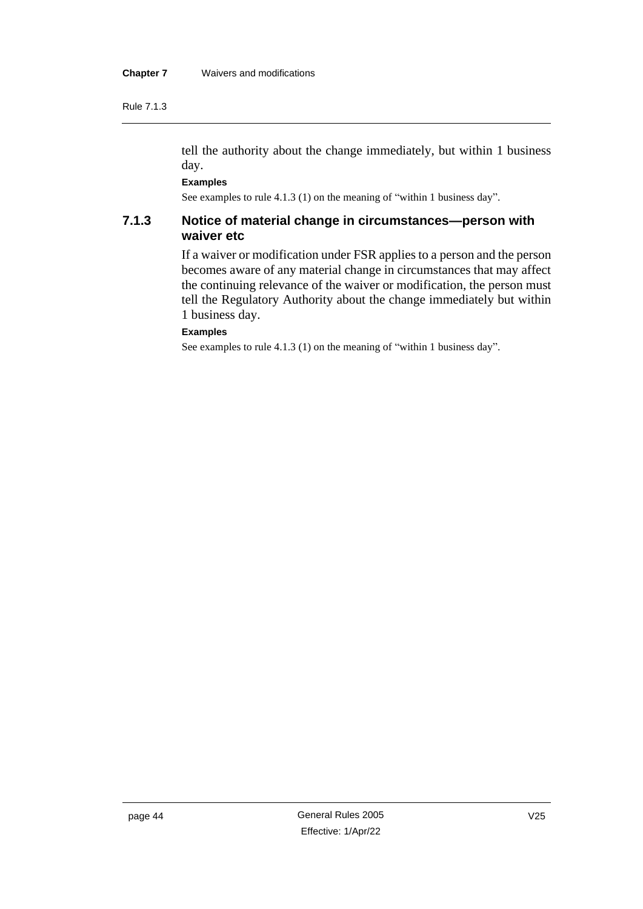tell the authority about the change immediately, but within 1 business day.

**Examples**

See examples to rule 4.1.3 (1) on the meaning of "within 1 business day".

### 7.1.3 Notice of material change in circumstances—person with waiver etc

If a waiver or modification under FSR applies to a person and the person becomes aware of any material change in circumstances that may affect the continuing relevance of the waiver or modification, the person must tell the Regulatory Authority about the change immediately but within 1 business day.

**Examples**

See examples to rule 4.1.3 (1) on the meaning of "within 1 business day".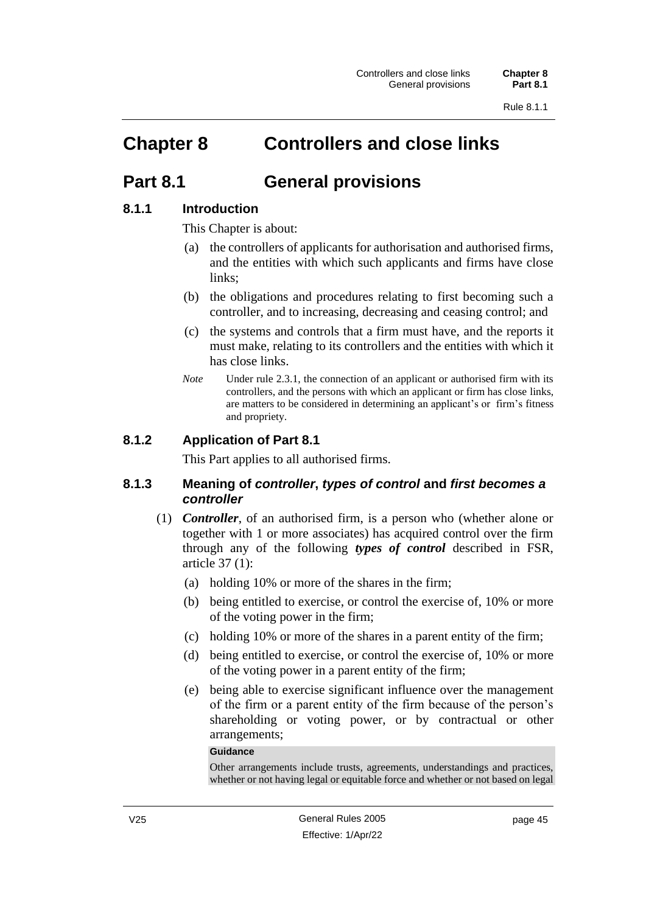# Chapter 8 Controllers and close links

## Part 8.1 General provisions

### 8.1.1 Introduction

This Chapter is about:

(a) the controllers of applicants for authorisation and authorised firms, and the entities with which such applicants and firms have close links;

(b) the obligations and procedures relating to first becoming such a controller, and to increasing, decreasing and ceasing control; and

(c) the systems and controls that a firm must have, and the reports it must make, relating to its controllers and the entities with which it has close links.

*Note* Under rule 2.3.1, the connection of an applicant or authorised firm with its controllers, and the persons with which an applicant or firm has close links, are matters to be considered in determining an applicant's or firm's fitness and propriety.

### 8.1.2 Application of Part 8.1

This Part applies to all authorised firms.

### 8.1.3 Meaning of *controller*, *types of control* and *first becomes a controller*

(1) ***Controller***, of an authorised firm, is a person who (whether alone or together with 1 or more associates) has acquired control over the firm through any of the following ***types of control*** described in FSR, article 37 (1):

(a) holding 10% or more of the shares in the firm;

(b) being entitled to exercise, or control the exercise of, 10% or more of the voting power in the firm;

(c) holding 10% or more of the shares in a parent entity of the firm;

(d) being entitled to exercise, or control the exercise of, 10% or more of the voting power in a parent entity of the firm;

(e) being able to exercise significant influence over the management of the firm or a parent entity of the firm because of the person's shareholding or voting power, or by contractual or other arrangements;

**Guidance**

Other arrangements include trusts, agreements, understandings and practices, whether or not having legal or equitable force and whether or not based on legal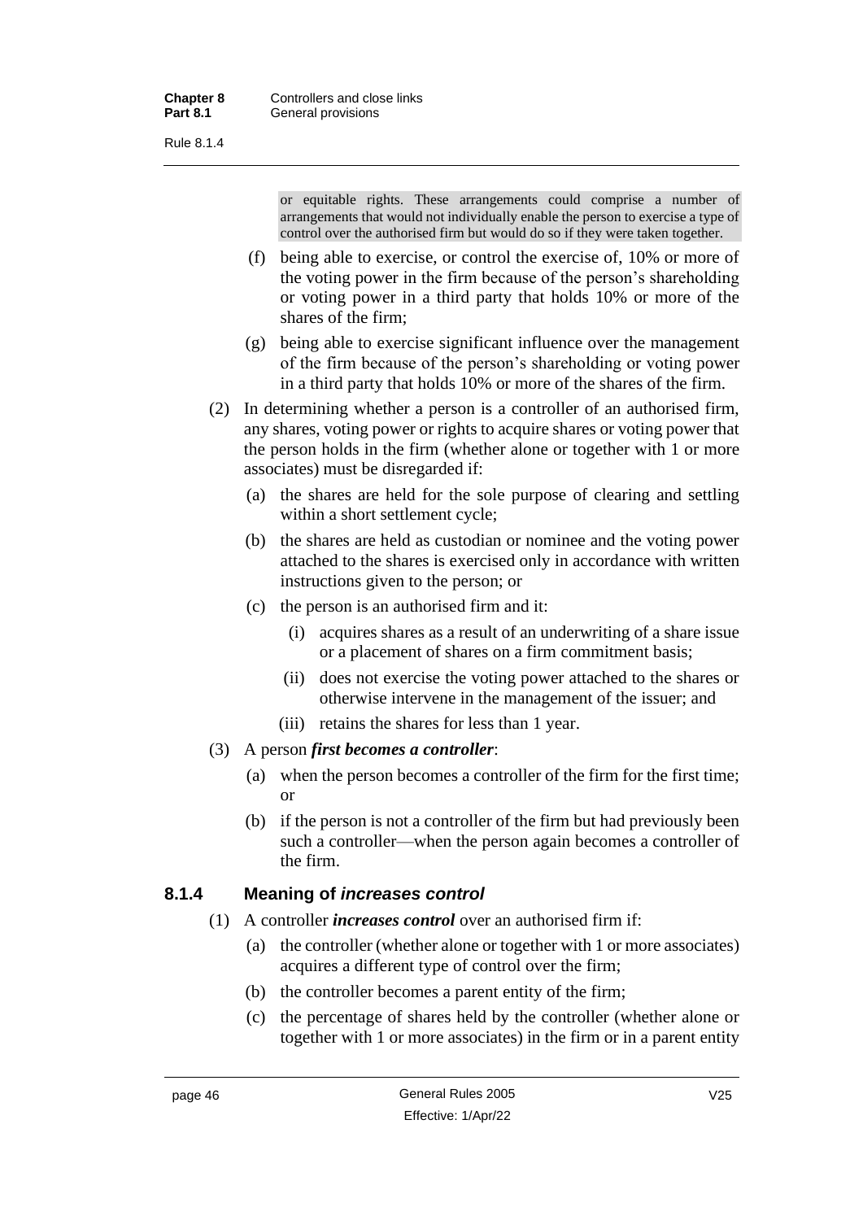or equitable rights. These arrangements could comprise a number of arrangements that would not individually enable the person to exercise a type of control over the authorised firm but would do so if they were taken together.

(f) being able to exercise, or control the exercise of, 10% or more of the voting power in the firm because of the person's shareholding or voting power in a third party that holds 10% or more of the shares of the firm;

(g) being able to exercise significant influence over the management of the firm because of the person's shareholding or voting power in a third party that holds 10% or more of the shares of the firm.

(2) In determining whether a person is a controller of an authorised firm, any shares, voting power or rights to acquire shares or voting power that the person holds in the firm (whether alone or together with 1 or more associates) must be disregarded if:

(a) the shares are held for the sole purpose of clearing and settling within a short settlement cycle;

(b) the shares are held as custodian or nominee and the voting power attached to the shares is exercised only in accordance with written instructions given to the person; or

(c) the person is an authorised firm and it:

(i) acquires shares as a result of an underwriting of a share issue or a placement of shares on a firm commitment basis;

(ii) does not exercise the voting power attached to the shares or otherwise intervene in the management of the issuer; and

(iii) retains the shares for less than 1 year.

(3) A person ***first becomes a controller***:

(a) when the person becomes a controller of the firm for the first time; or

(b) if the person is not a controller of the firm but had previously been such a controller—when the person again becomes a controller of the firm.

### 8.1.4 Meaning of *increases control*

(1) A controller ***increases control*** over an authorised firm if:

(a) the controller (whether alone or together with 1 or more associates) acquires a different type of control over the firm;

(b) the controller becomes a parent entity of the firm;

(c) the percentage of shares held by the controller (whether alone or together with 1 or more associates) in the firm or in a parent entity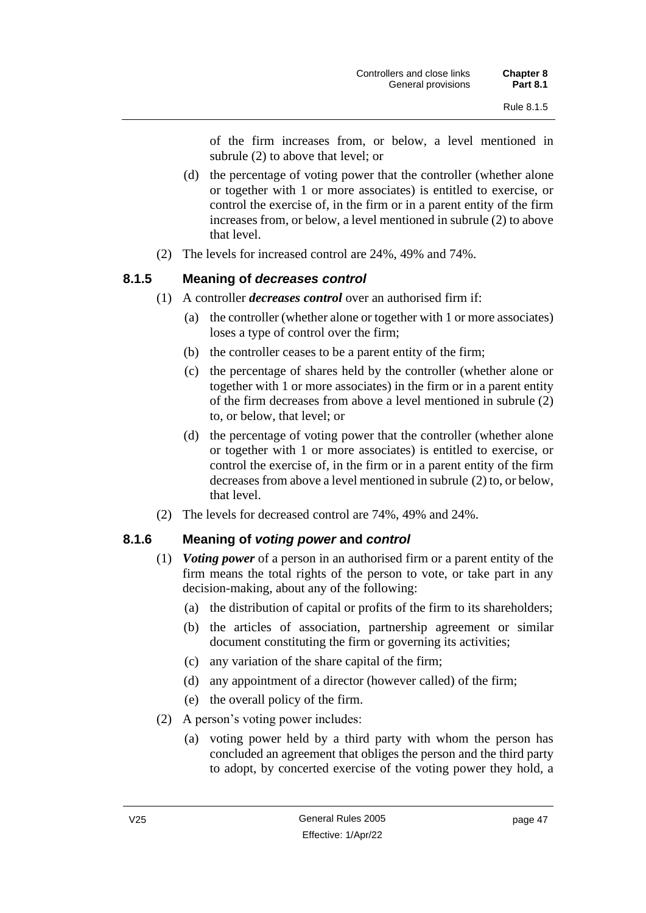of the firm increases from, or below, a level mentioned in subrule (2) to above that level; or

(d) the percentage of voting power that the controller (whether alone or together with 1 or more associates) is entitled to exercise, or control the exercise of, in the firm or in a parent entity of the firm increases from, or below, a level mentioned in subrule (2) to above that level.

(2) The levels for increased control are 24%, 49% and 74%.

### 8.1.5 Meaning of *decreases control*

(1) A controller ***decreases control*** over an authorised firm if:

(a) the controller (whether alone or together with 1 or more associates) loses a type of control over the firm;

(b) the controller ceases to be a parent entity of the firm;

(c) the percentage of shares held by the controller (whether alone or together with 1 or more associates) in the firm or in a parent entity of the firm decreases from above a level mentioned in subrule (2) to, or below, that level; or

(d) the percentage of voting power that the controller (whether alone or together with 1 or more associates) is entitled to exercise, or control the exercise of, in the firm or in a parent entity of the firm decreases from above a level mentioned in subrule (2) to, or below, that level.

(2) The levels for decreased control are 74%, 49% and 24%.

### 8.1.6 Meaning of *voting power* and *control*

(1) ***Voting power*** of a person in an authorised firm or a parent entity of the firm means the total rights of the person to vote, or take part in any decision-making, about any of the following:

(a) the distribution of capital or profits of the firm to its shareholders;

(b) the articles of association, partnership agreement or similar document constituting the firm or governing its activities;

(c) any variation of the share capital of the firm;

(d) any appointment of a director (however called) of the firm;

(e) the overall policy of the firm.

(2) A person's voting power includes:

(a) voting power held by a third party with whom the person has concluded an agreement that obliges the person and the third party to adopt, by concerted exercise of the voting power they hold, a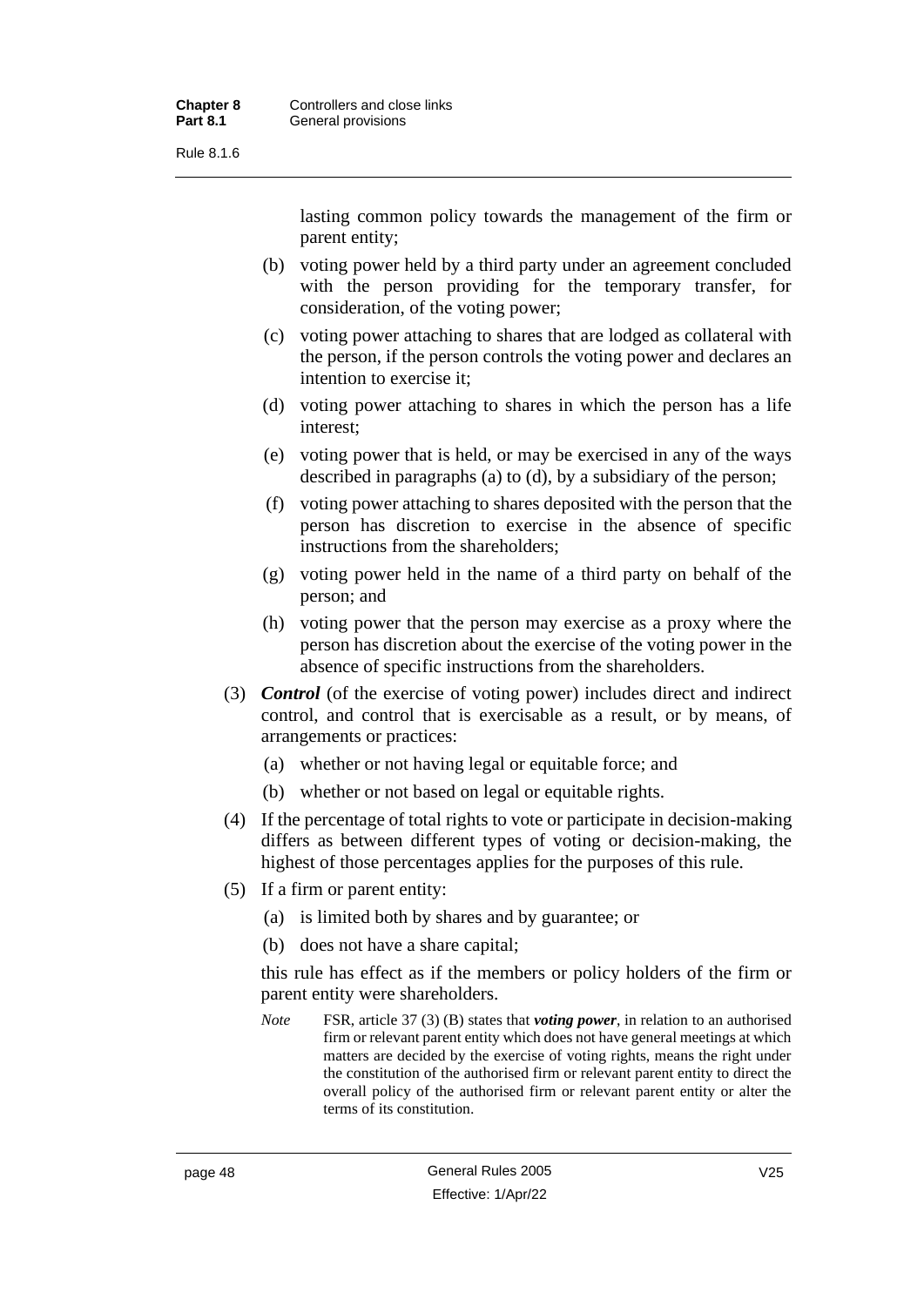lasting common policy towards the management of the firm or parent entity;

(b) voting power held by a third party under an agreement concluded with the person providing for the temporary transfer, for consideration, of the voting power;

(c) voting power attaching to shares that are lodged as collateral with the person, if the person controls the voting power and declares an intention to exercise it;

(d) voting power attaching to shares in which the person has a life interest;

(e) voting power that is held, or may be exercised in any of the ways described in paragraphs (a) to (d), by a subsidiary of the person;

(f) voting power attaching to shares deposited with the person that the person has discretion to exercise in the absence of specific instructions from the shareholders;

(g) voting power held in the name of a third party on behalf of the person; and

(h) voting power that the person may exercise as a proxy where the person has discretion about the exercise of the voting power in the absence of specific instructions from the shareholders.

(3) ***Control*** (of the exercise of voting power) includes direct and indirect control, and control that is exercisable as a result, or by means, of arrangements or practices:

(a) whether or not having legal or equitable force; and

(b) whether or not based on legal or equitable rights.

(4) If the percentage of total rights to vote or participate in decision-making differs as between different types of voting or decision-making, the highest of those percentages applies for the purposes of this rule.

(5) If a firm or parent entity:

(a) is limited both by shares and by guarantee; or

(b) does not have a share capital;

this rule has effect as if the members or policy holders of the firm or parent entity were shareholders.

*Note* FSR, article 37 (3) (B) states that ***voting power***, in relation to an authorised firm or relevant parent entity which does not have general meetings at which matters are decided by the exercise of voting rights, means the right under the constitution of the authorised firm or relevant parent entity to direct the overall policy of the authorised firm or relevant parent entity or alter the terms of its constitution.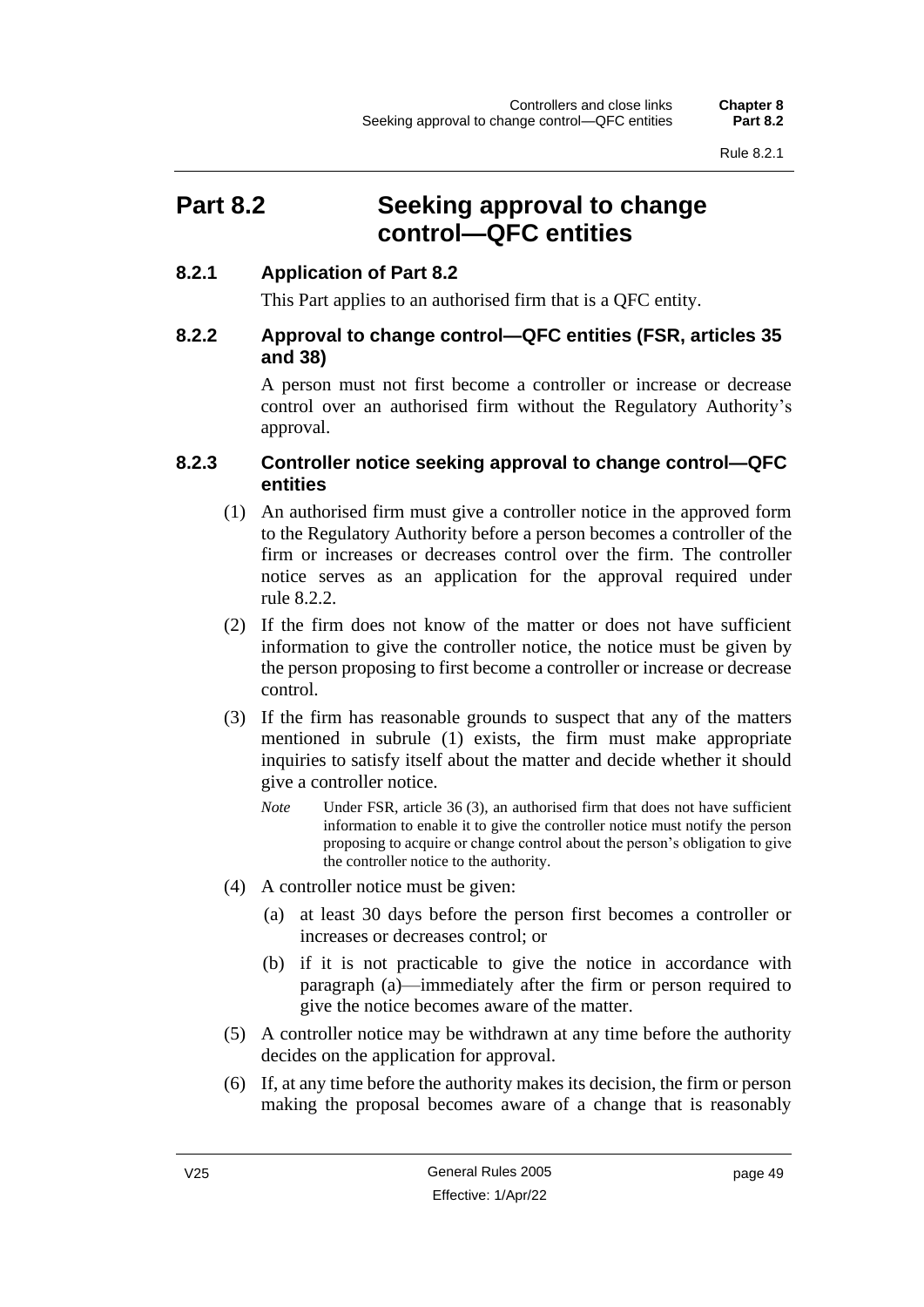# Part 8.2 Seeking approval to change control—QFC entities

## 8.2.1 Application of Part 8.2

This Part applies to an authorised firm that is a QFC entity.

## 8.2.2 Approval to change control—QFC entities (FSR, articles 35 and 38)

A person must not first become a controller or increase or decrease control over an authorised firm without the Regulatory Authority's approval.

## 8.2.3 Controller notice seeking approval to change control—QFC entities

(1) An authorised firm must give a controller notice in the approved form to the Regulatory Authority before a person becomes a controller of the firm or increases or decreases control over the firm. The controller notice serves as an application for the approval required under rule 8.2.2.

(2) If the firm does not know of the matter or does not have sufficient information to give the controller notice, the notice must be given by the person proposing to first become a controller or increase or decrease control.

(3) If the firm has reasonable grounds to suspect that any of the matters mentioned in subrule (1) exists, the firm must make appropriate inquiries to satisfy itself about the matter and decide whether it should give a controller notice.

*Note* Under FSR, article 36 (3), an authorised firm that does not have sufficient information to enable it to give the controller notice must notify the person proposing to acquire or change control about the person's obligation to give the controller notice to the authority.

(4) A controller notice must be given:

(a) at least 30 days before the person first becomes a controller or increases or decreases control; or

(b) if it is not practicable to give the notice in accordance with paragraph (a)—immediately after the firm or person required to give the notice becomes aware of the matter.

(5) A controller notice may be withdrawn at any time before the authority decides on the application for approval.

(6) If, at any time before the authority makes its decision, the firm or person making the proposal becomes aware of a change that is reasonably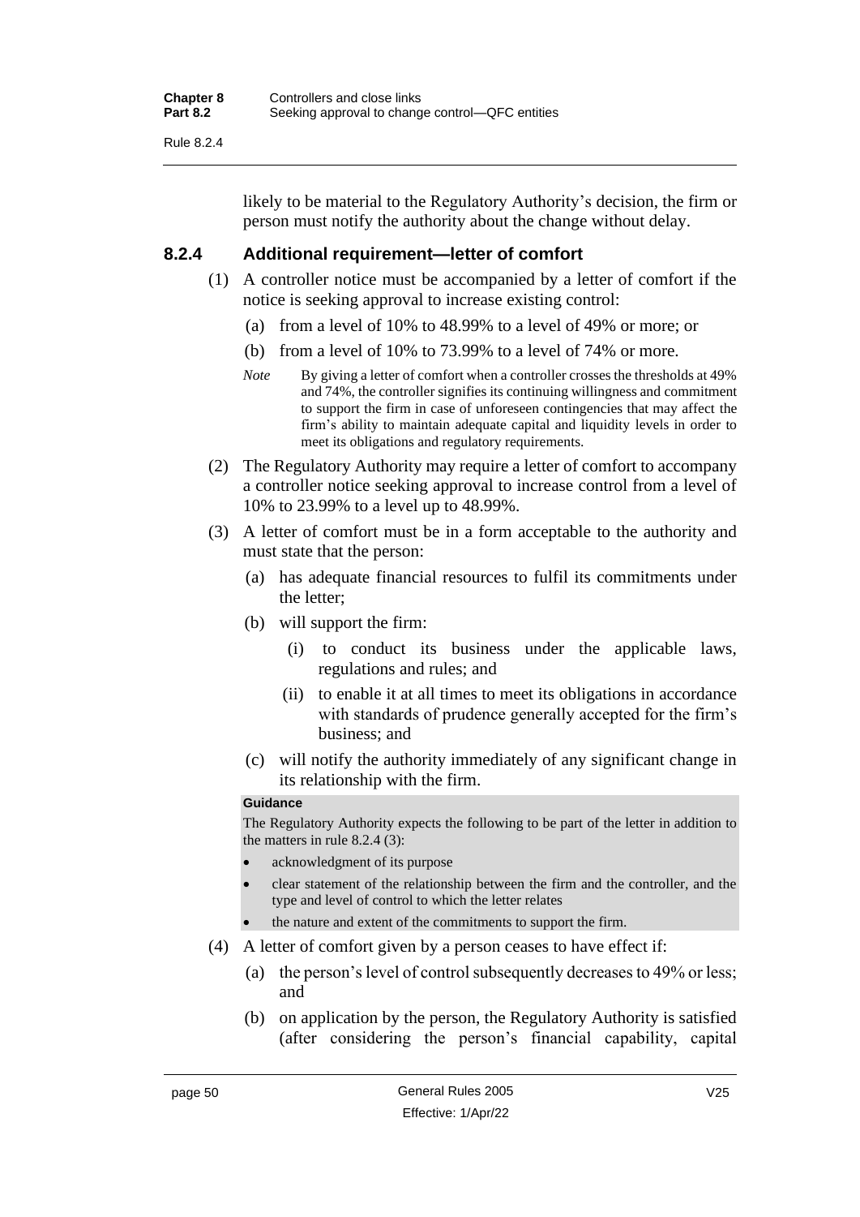likely to be material to the Regulatory Authority's decision, the firm or person must notify the authority about the change without delay.

### 8.2.4 Additional requirement—letter of comfort

(1) A controller notice must be accompanied by a letter of comfort if the notice is seeking approval to increase existing control:

(a) from a level of 10% to 48.99% to a level of 49% or more; or

(b) from a level of 10% to 73.99% to a level of 74% or more.

*Note* By giving a letter of comfort when a controller crosses the thresholds at 49% and 74%, the controller signifies its continuing willingness and commitment to support the firm in case of unforeseen contingencies that may affect the firm's ability to maintain adequate capital and liquidity levels in order to meet its obligations and regulatory requirements.

(2) The Regulatory Authority may require a letter of comfort to accompany a controller notice seeking approval to increase control from a level of 10% to 23.99% to a level up to 48.99%.

(3) A letter of comfort must be in a form acceptable to the authority and must state that the person:

(a) has adequate financial resources to fulfil its commitments under the letter;

(b) will support the firm:

(i) to conduct its business under the applicable laws, regulations and rules; and

(ii) to enable it at all times to meet its obligations in accordance with standards of prudence generally accepted for the firm's business; and

(c) will notify the authority immediately of any significant change in its relationship with the firm.

**Guidance**

The Regulatory Authority expects the following to be part of the letter in addition to the matters in rule 8.2.4 (3):

- acknowledgment of its purpose
- clear statement of the relationship between the firm and the controller, and the type and level of control to which the letter relates
- the nature and extent of the commitments to support the firm.

(4) A letter of comfort given by a person ceases to have effect if:

(a) the person's level of control subsequently decreases to 49% or less; and

(b) on application by the person, the Regulatory Authority is satisfied (after considering the person's financial capability, capital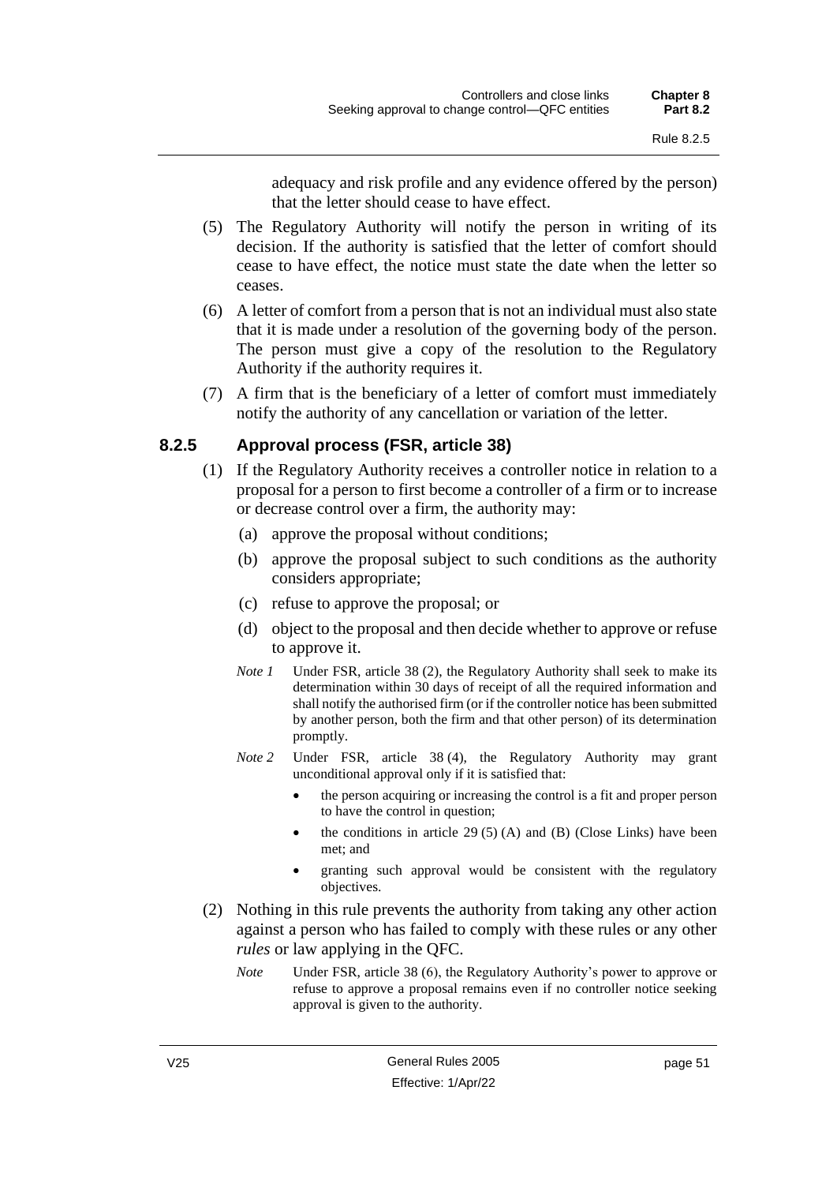adequacy and risk profile and any evidence offered by the person) that the letter should cease to have effect.

(5) The Regulatory Authority will notify the person in writing of its decision. If the authority is satisfied that the letter of comfort should cease to have effect, the notice must state the date when the letter so ceases.

(6) A letter of comfort from a person that is not an individual must also state that it is made under a resolution of the governing body of the person. The person must give a copy of the resolution to the Regulatory Authority if the authority requires it.

(7) A firm that is the beneficiary of a letter of comfort must immediately notify the authority of any cancellation or variation of the letter.

### 8.2.5 Approval process (FSR, article 38)

(1) If the Regulatory Authority receives a controller notice in relation to a proposal for a person to first become a controller of a firm or to increase or decrease control over a firm, the authority may:

(a) approve the proposal without conditions;

(b) approve the proposal subject to such conditions as the authority considers appropriate;

(c) refuse to approve the proposal; or

(d) object to the proposal and then decide whether to approve or refuse to approve it.

*Note 1* Under FSR, article 38 (2), the Regulatory Authority shall seek to make its determination within 30 days of receipt of all the required information and shall notify the authorised firm (or if the controller notice has been submitted by another person, both the firm and that other person) of its determination promptly.

*Note 2* Under FSR, article 38 (4), the Regulatory Authority may grant unconditional approval only if it is satisfied that:

- the person acquiring or increasing the control is a fit and proper person to have the control in question;
- the conditions in article 29 (5) (A) and (B) (Close Links) have been met; and
- granting such approval would be consistent with the regulatory objectives.

(2) Nothing in this rule prevents the authority from taking any other action against a person who has failed to comply with these rules or any other *rules* or law applying in the QFC.

*Note* Under FSR, article 38 (6), the Regulatory Authority's power to approve or refuse to approve a proposal remains even if no controller notice seeking approval is given to the authority.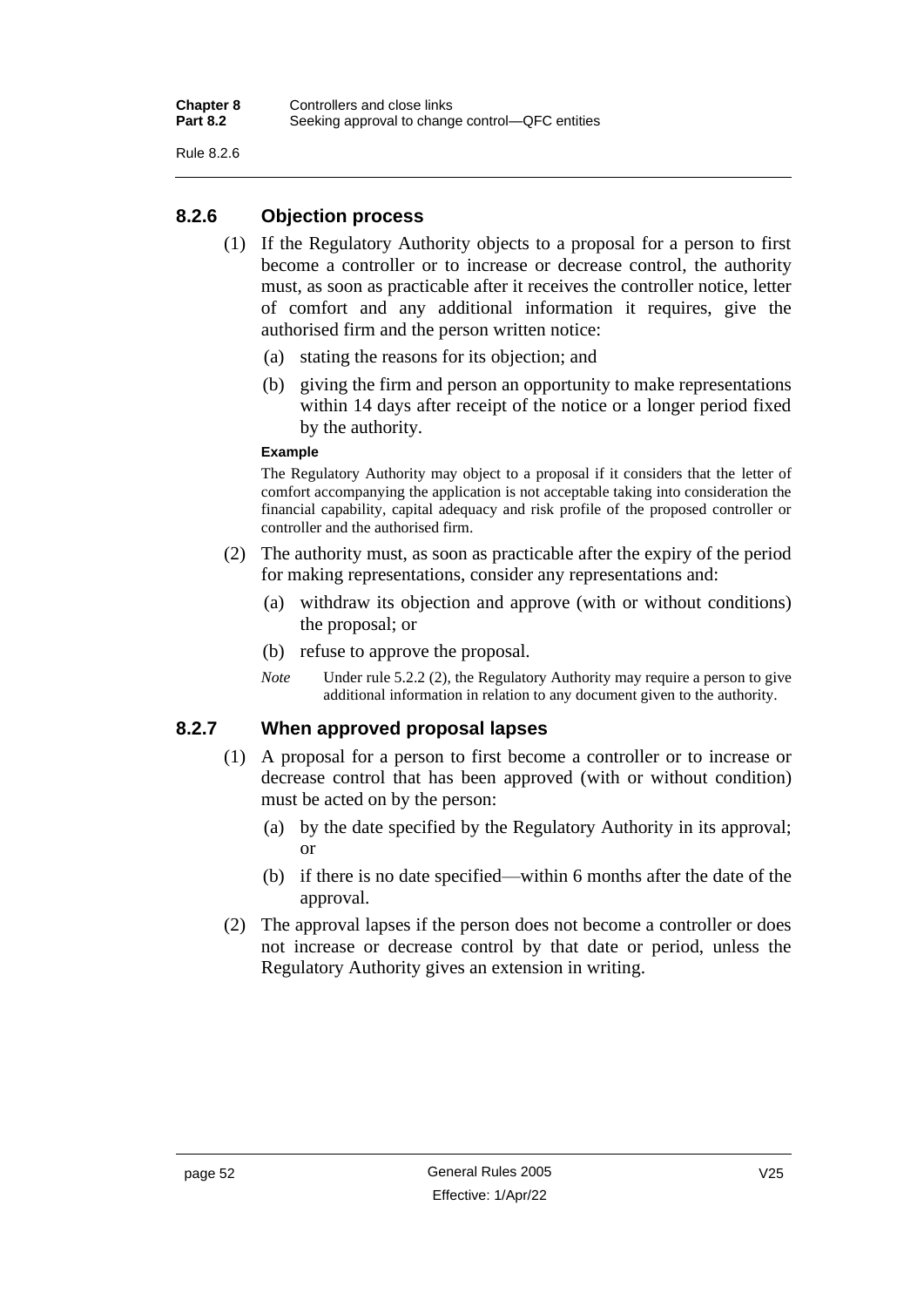## 8.2.6 Objection process

(1) If the Regulatory Authority objects to a proposal for a person to first become a controller or to increase or decrease control, the authority must, as soon as practicable after it receives the controller notice, letter of comfort and any additional information it requires, give the authorised firm and the person written notice:

(a) stating the reasons for its objection; and

(b) giving the firm and person an opportunity to make representations within 14 days after receipt of the notice or a longer period fixed by the authority.

**Example**

The Regulatory Authority may object to a proposal if it considers that the letter of comfort accompanying the application is not acceptable taking into consideration the financial capability, capital adequacy and risk profile of the proposed controller or controller and the authorised firm.

(2) The authority must, as soon as practicable after the expiry of the period for making representations, consider any representations and:

(a) withdraw its objection and approve (with or without conditions) the proposal; or

(b) refuse to approve the proposal.

*Note* Under rule 5.2.2 (2), the Regulatory Authority may require a person to give additional information in relation to any document given to the authority.

## 8.2.7 When approved proposal lapses

(1) A proposal for a person to first become a controller or to increase or decrease control that has been approved (with or without condition) must be acted on by the person:

(a) by the date specified by the Regulatory Authority in its approval; or

(b) if there is no date specified—within 6 months after the date of the approval.

(2) The approval lapses if the person does not become a controller or does not increase or decrease control by that date or period, unless the Regulatory Authority gives an extension in writing.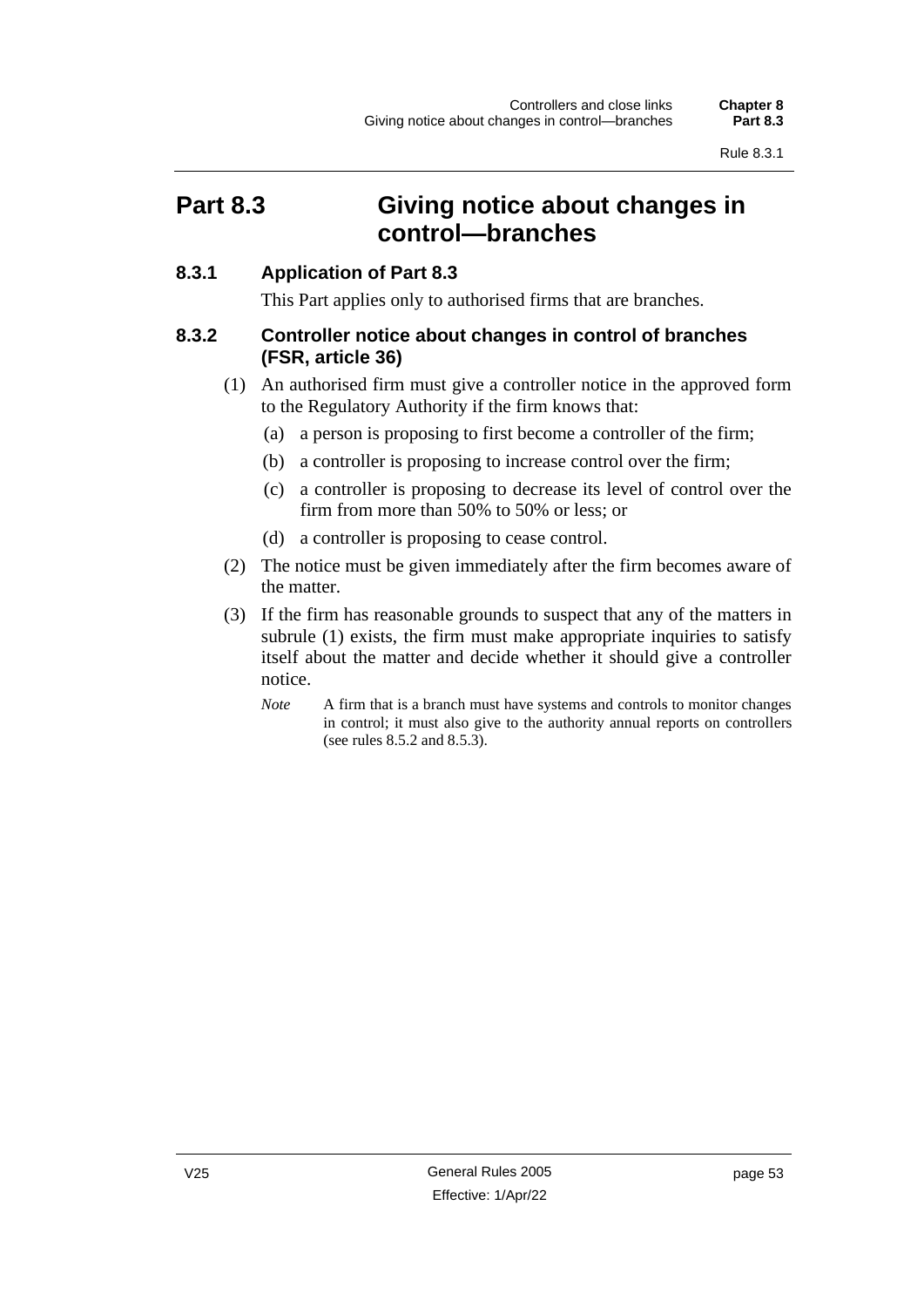# Part 8.3 Giving notice about changes in control—branches

## 8.3.1 Application of Part 8.3

This Part applies only to authorised firms that are branches.

## 8.3.2 Controller notice about changes in control of branches (FSR, article 36)

(1) An authorised firm must give a controller notice in the approved form to the Regulatory Authority if the firm knows that:

(a) a person is proposing to first become a controller of the firm;

(b) a controller is proposing to increase control over the firm;

(c) a controller is proposing to decrease its level of control over the firm from more than 50% to 50% or less; or

(d) a controller is proposing to cease control.

(2) The notice must be given immediately after the firm becomes aware of the matter.

(3) If the firm has reasonable grounds to suspect that any of the matters in subrule (1) exists, the firm must make appropriate inquiries to satisfy itself about the matter and decide whether it should give a controller notice.

*Note* A firm that is a branch must have systems and controls to monitor changes in control; it must also give to the authority annual reports on controllers (see rules 8.5.2 and 8.5.3).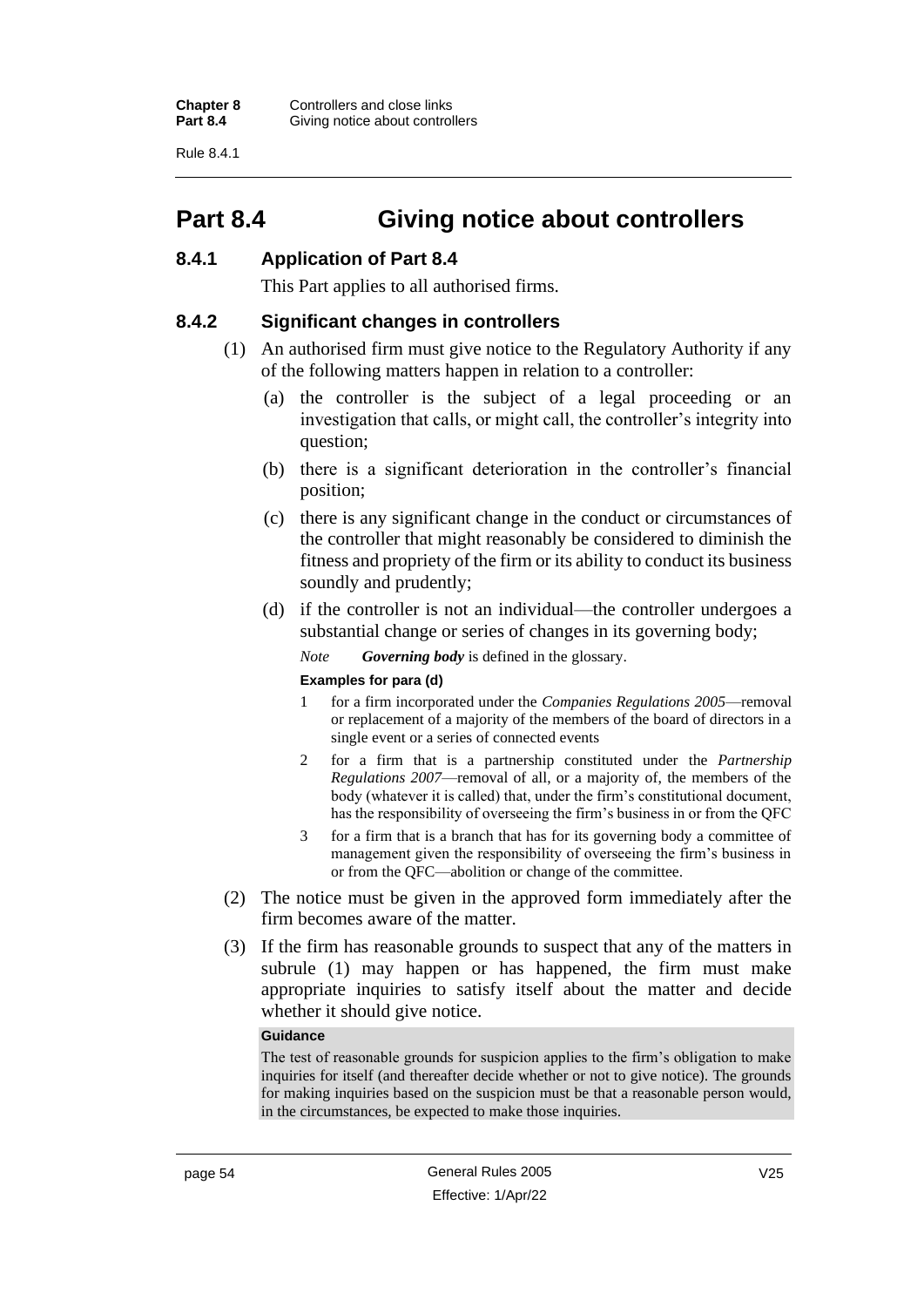# Part 8.4 Giving notice about controllers

## 8.4.1 Application of Part 8.4

This Part applies to all authorised firms.

## 8.4.2 Significant changes in controllers

(1) An authorised firm must give notice to the Regulatory Authority if any of the following matters happen in relation to a controller:

(a) the controller is the subject of a legal proceeding or an investigation that calls, or might call, the controller's integrity into question;

(b) there is a significant deterioration in the controller's financial position;

(c) there is any significant change in the conduct or circumstances of the controller that might reasonably be considered to diminish the fitness and propriety of the firm or its ability to conduct its business soundly and prudently;

(d) if the controller is not an individual—the controller undergoes a substantial change or series of changes in its governing body;

*Note* ***Governing body*** is defined in the glossary.

**Examples for para (d)**

1 for a firm incorporated under the *Companies Regulations 2005*—removal or replacement of a majority of the members of the board of directors in a single event or a series of connected events

2 for a firm that is a partnership constituted under the *Partnership Regulations 2007*—removal of all, or a majority of, the members of the body (whatever it is called) that, under the firm's constitutional document, has the responsibility of overseeing the firm's business in or from the QFC

3 for a firm that is a branch that has for its governing body a committee of management given the responsibility of overseeing the firm's business in or from the QFC—abolition or change of the committee.

(2) The notice must be given in the approved form immediately after the firm becomes aware of the matter.

(3) If the firm has reasonable grounds to suspect that any of the matters in subrule (1) may happen or has happened, the firm must make appropriate inquiries to satisfy itself about the matter and decide whether it should give notice.

**Guidance**

The test of reasonable grounds for suspicion applies to the firm's obligation to make inquiries for itself (and thereafter decide whether or not to give notice). The grounds for making inquiries based on the suspicion must be that a reasonable person would, in the circumstances, be expected to make those inquiries.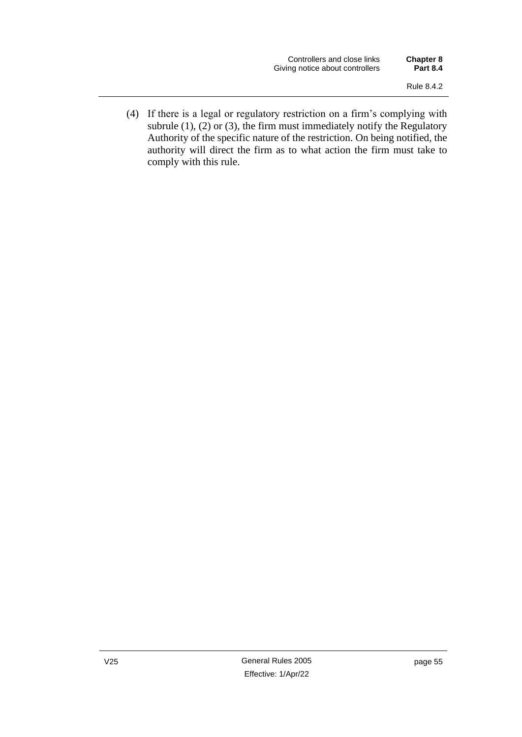(4) If there is a legal or regulatory restriction on a firm's complying with subrule (1), (2) or (3), the firm must immediately notify the Regulatory Authority of the specific nature of the restriction. On being notified, the authority will direct the firm as to what action the firm must take to comply with this rule.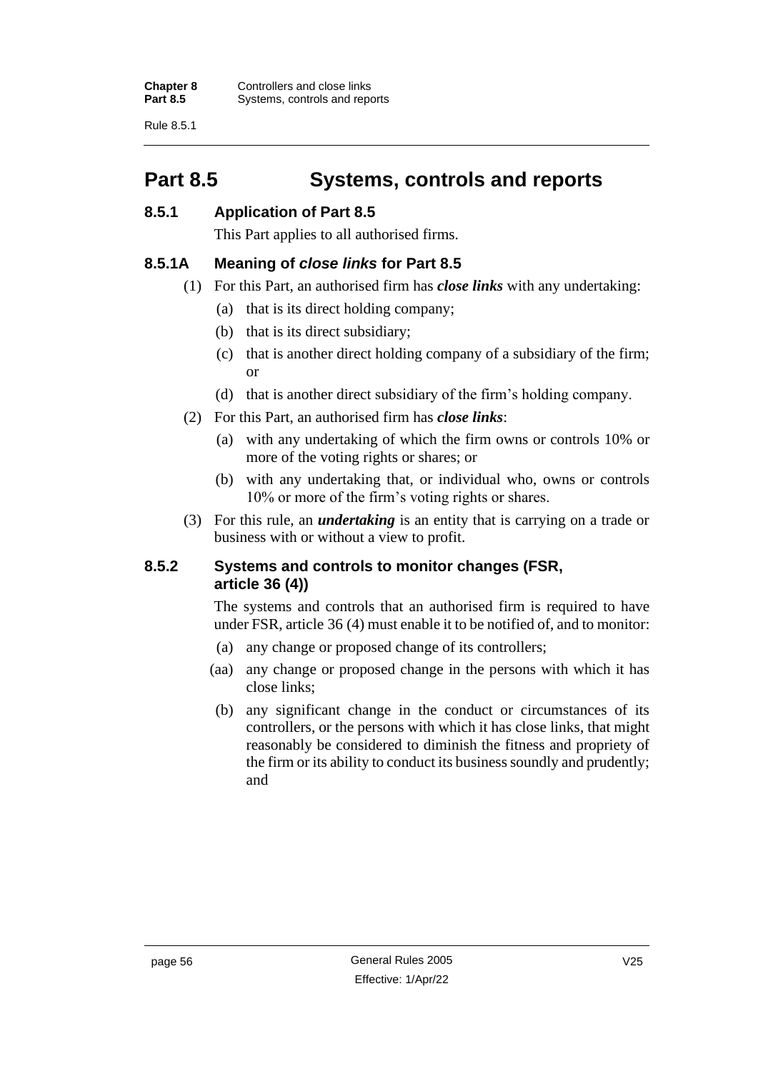## Part 8.5 Systems, controls and reports

### 8.5.1 Application of Part 8.5

This Part applies to all authorised firms.

### 8.5.1A Meaning of *close links* for Part 8.5

(1) For this Part, an authorised firm has ***close links*** with any undertaking:

(a) that is its direct holding company;

(b) that is its direct subsidiary;

(c) that is another direct holding company of a subsidiary of the firm; or

(d) that is another direct subsidiary of the firm's holding company.

(2) For this Part, an authorised firm has ***close links***:

(a) with any undertaking of which the firm owns or controls 10% or more of the voting rights or shares; or

(b) with any undertaking that, or individual who, owns or controls 10% or more of the firm's voting rights or shares.

(3) For this rule, an ***undertaking*** is an entity that is carrying on a trade or business with or without a view to profit.

### 8.5.2 Systems and controls to monitor changes (FSR, article 36 (4))

The systems and controls that an authorised firm is required to have under FSR, article 36 (4) must enable it to be notified of, and to monitor:

(a) any change or proposed change of its controllers;

(aa) any change or proposed change in the persons with which it has close links;

(b) any significant change in the conduct or circumstances of its controllers, or the persons with which it has close links, that might reasonably be considered to diminish the fitness and propriety of the firm or its ability to conduct its business soundly and prudently; and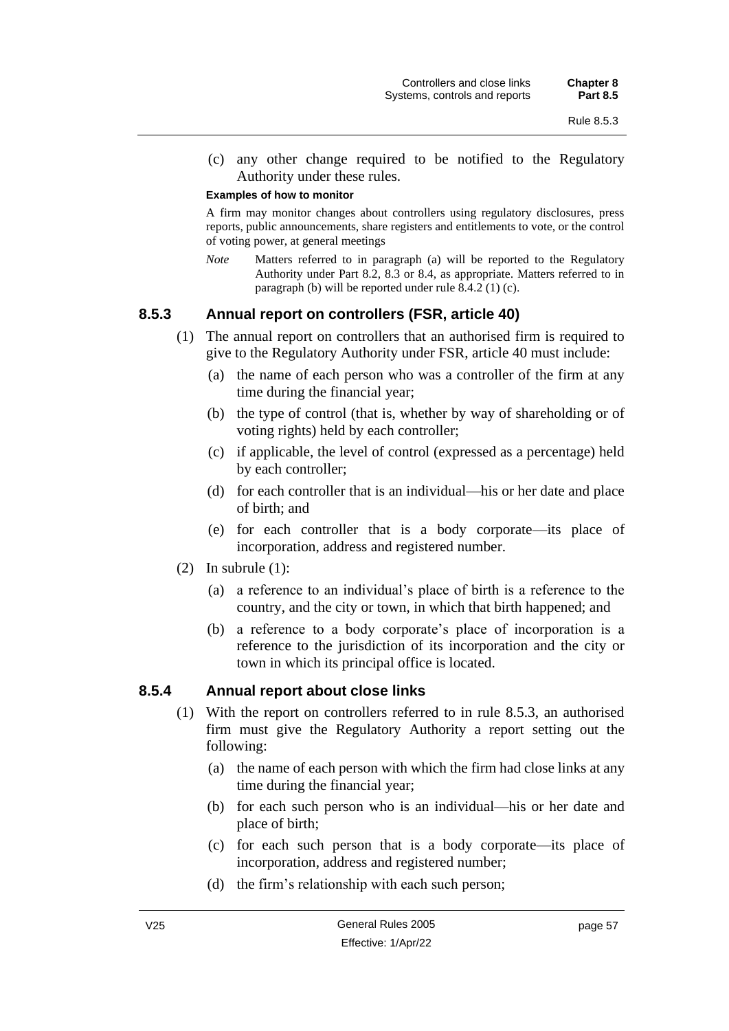(c) any other change required to be notified to the Regulatory Authority under these rules.

**Examples of how to monitor**

A firm may monitor changes about controllers using regulatory disclosures, press reports, public announcements, share registers and entitlements to vote, or the control of voting power, at general meetings

*Note* Matters referred to in paragraph (a) will be reported to the Regulatory Authority under Part 8.2, 8.3 or 8.4, as appropriate. Matters referred to in paragraph (b) will be reported under rule 8.4.2 (1) (c).

### 8.5.3 Annual report on controllers (FSR, article 40)

(1) The annual report on controllers that an authorised firm is required to give to the Regulatory Authority under FSR, article 40 must include:

(a) the name of each person who was a controller of the firm at any time during the financial year;

(b) the type of control (that is, whether by way of shareholding or of voting rights) held by each controller;

(c) if applicable, the level of control (expressed as a percentage) held by each controller;

(d) for each controller that is an individual—his or her date and place of birth; and

(e) for each controller that is a body corporate—its place of incorporation, address and registered number.

(2) In subrule (1):

(a) a reference to an individual's place of birth is a reference to the country, and the city or town, in which that birth happened; and

(b) a reference to a body corporate's place of incorporation is a reference to the jurisdiction of its incorporation and the city or town in which its principal office is located.

### 8.5.4 Annual report about close links

(1) With the report on controllers referred to in rule 8.5.3, an authorised firm must give the Regulatory Authority a report setting out the following:

(a) the name of each person with which the firm had close links at any time during the financial year;

(b) for each such person who is an individual—his or her date and place of birth;

(c) for each such person that is a body corporate—its place of incorporation, address and registered number;

(d) the firm's relationship with each such person;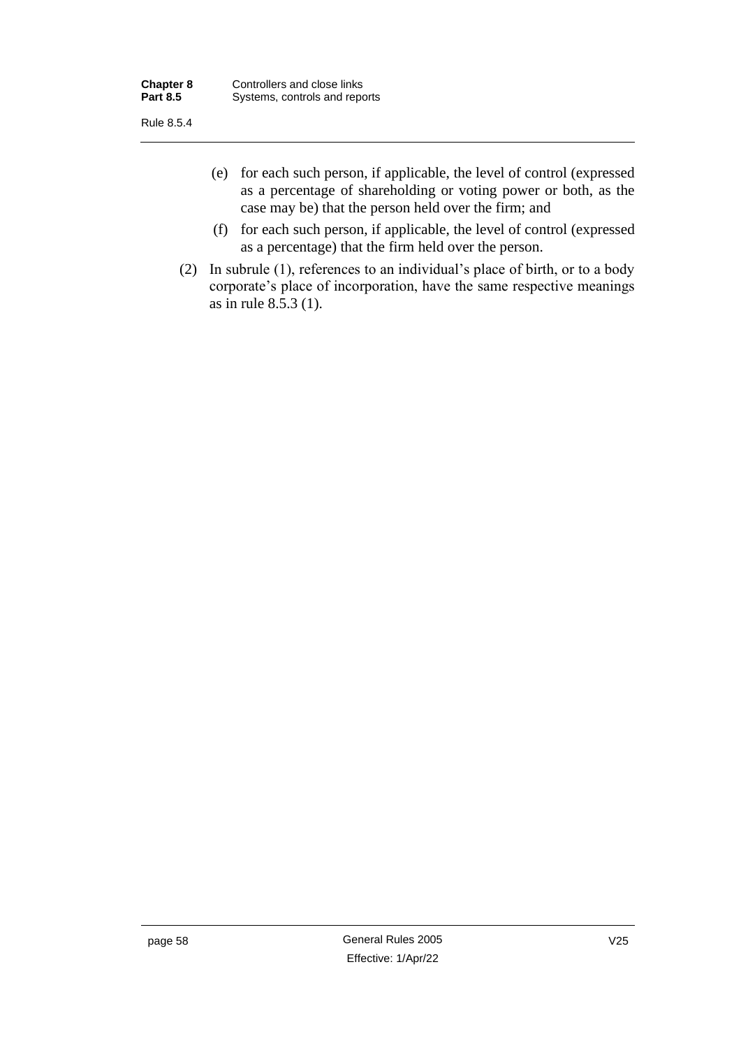(e) for each such person, if applicable, the level of control (expressed as a percentage of shareholding or voting power or both, as the case may be) that the person held over the firm; and

(f) for each such person, if applicable, the level of control (expressed as a percentage) that the firm held over the person.

(2) In subrule (1), references to an individual's place of birth, or to a body corporate's place of incorporation, have the same respective meanings as in rule 8.5.3 (1).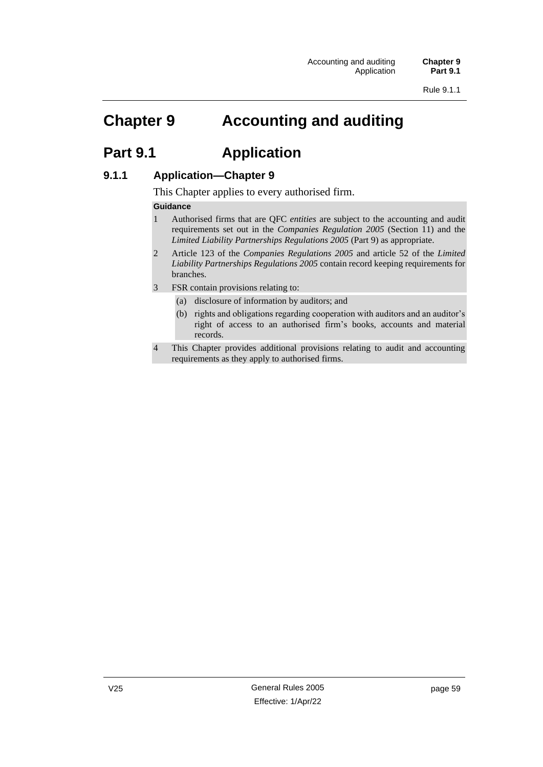# Chapter 9 Accounting and auditing

## Part 9.1 Application

### 9.1.1 Application—Chapter 9

This Chapter applies to every authorised firm.

**Guidance**

1 Authorised firms that are QFC *entities* are subject to the accounting and audit requirements set out in the *Companies Regulation 2005* (Section 11) and the *Limited Liability Partnerships Regulations 2005* (Part 9) as appropriate.

2 Article 123 of the *Companies Regulations 2005* and article 52 of the *Limited Liability Partnerships Regulations 2005* contain record keeping requirements for branches.

3 FSR contain provisions relating to:

(a) disclosure of information by auditors; and

(b) rights and obligations regarding cooperation with auditors and an auditor's right of access to an authorised firm's books, accounts and material records.

4 This Chapter provides additional provisions relating to audit and accounting requirements as they apply to authorised firms.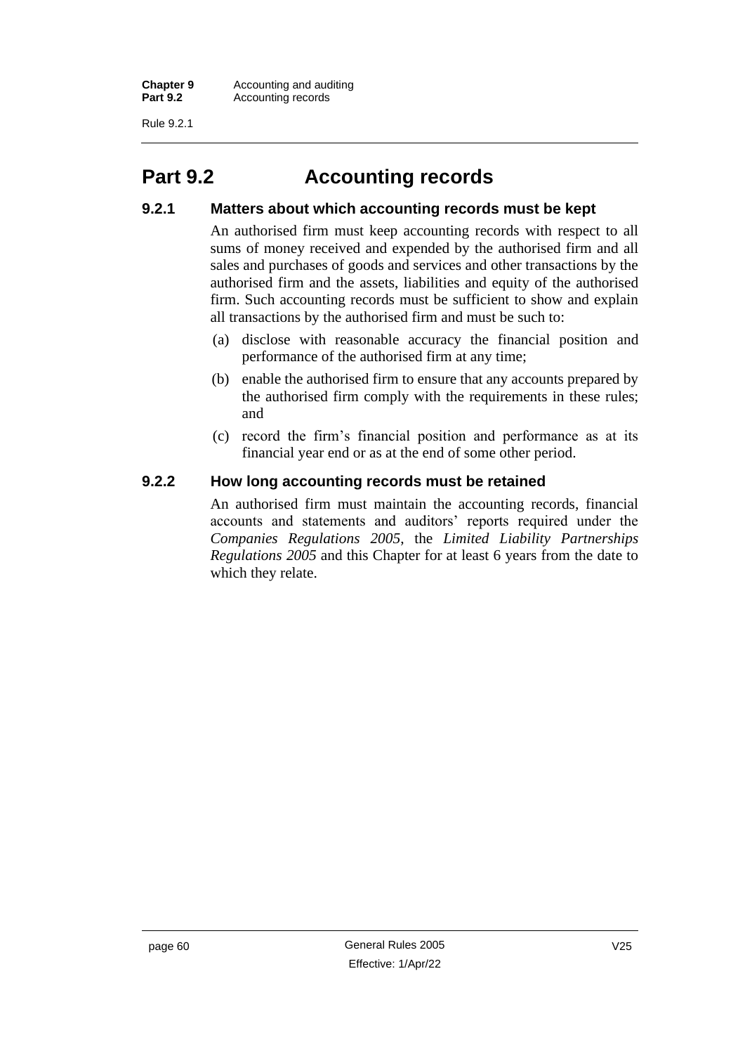# Part 9.2 Accounting records

## 9.2.1 Matters about which accounting records must be kept

An authorised firm must keep accounting records with respect to all sums of money received and expended by the authorised firm and all sales and purchases of goods and services and other transactions by the authorised firm and the assets, liabilities and equity of the authorised firm. Such accounting records must be sufficient to show and explain all transactions by the authorised firm and must be such to:

(a) disclose with reasonable accuracy the financial position and performance of the authorised firm at any time;

(b) enable the authorised firm to ensure that any accounts prepared by the authorised firm comply with the requirements in these rules; and

(c) record the firm's financial position and performance as at its financial year end or as at the end of some other period.

## 9.2.2 How long accounting records must be retained

An authorised firm must maintain the accounting records, financial accounts and statements and auditors' reports required under the *Companies Regulations 2005*, the *Limited Liability Partnerships Regulations 2005* and this Chapter for at least 6 years from the date to which they relate.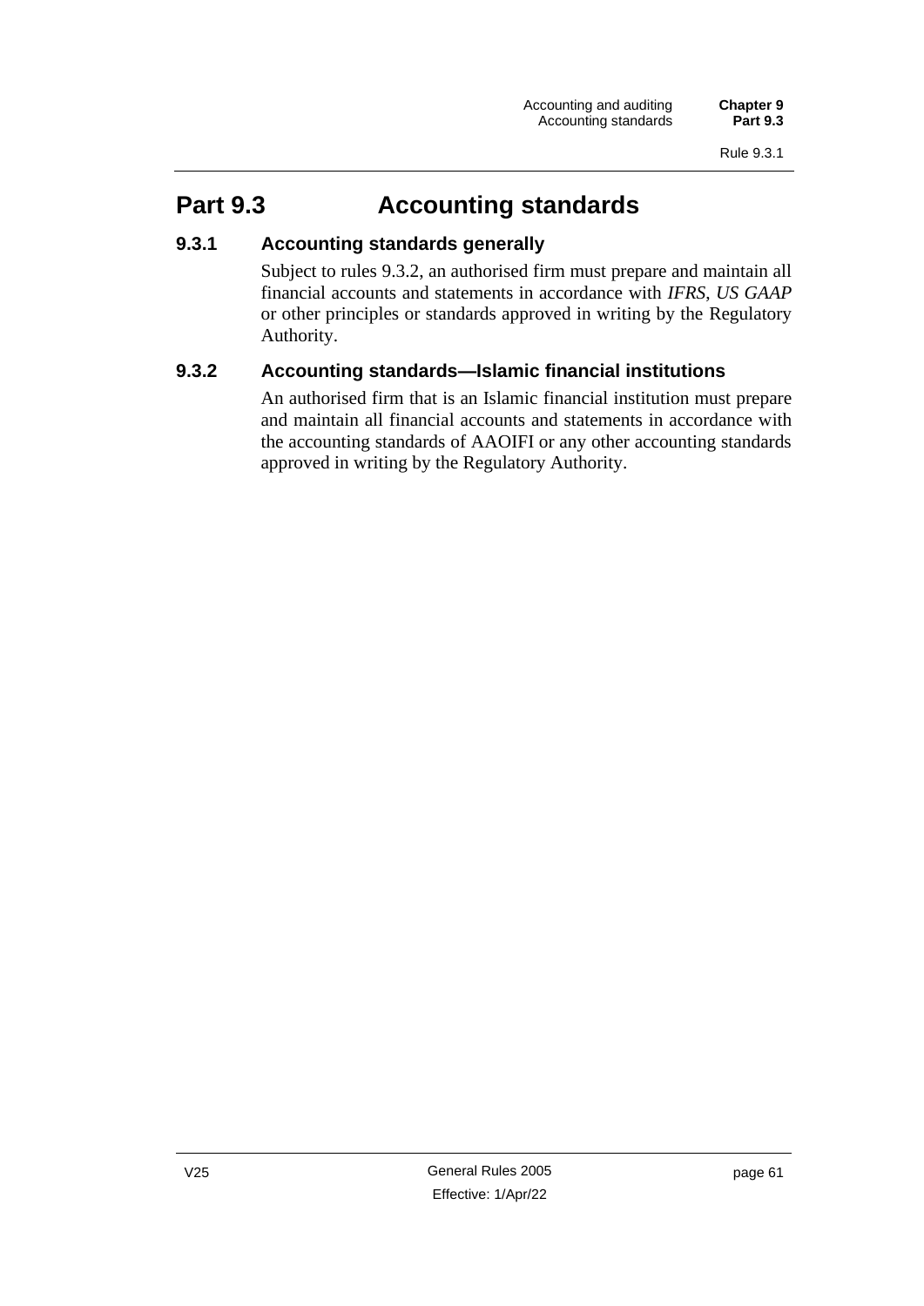# Part 9.3 Accounting standards

## 9.3.1 Accounting standards generally

Subject to rules 9.3.2, an authorised firm must prepare and maintain all financial accounts and statements in accordance with *IFRS*, *US GAAP* or other principles or standards approved in writing by the Regulatory Authority.

## 9.3.2 Accounting standards—Islamic financial institutions

An authorised firm that is an Islamic financial institution must prepare and maintain all financial accounts and statements in accordance with the accounting standards of AAOIFI or any other accounting standards approved in writing by the Regulatory Authority.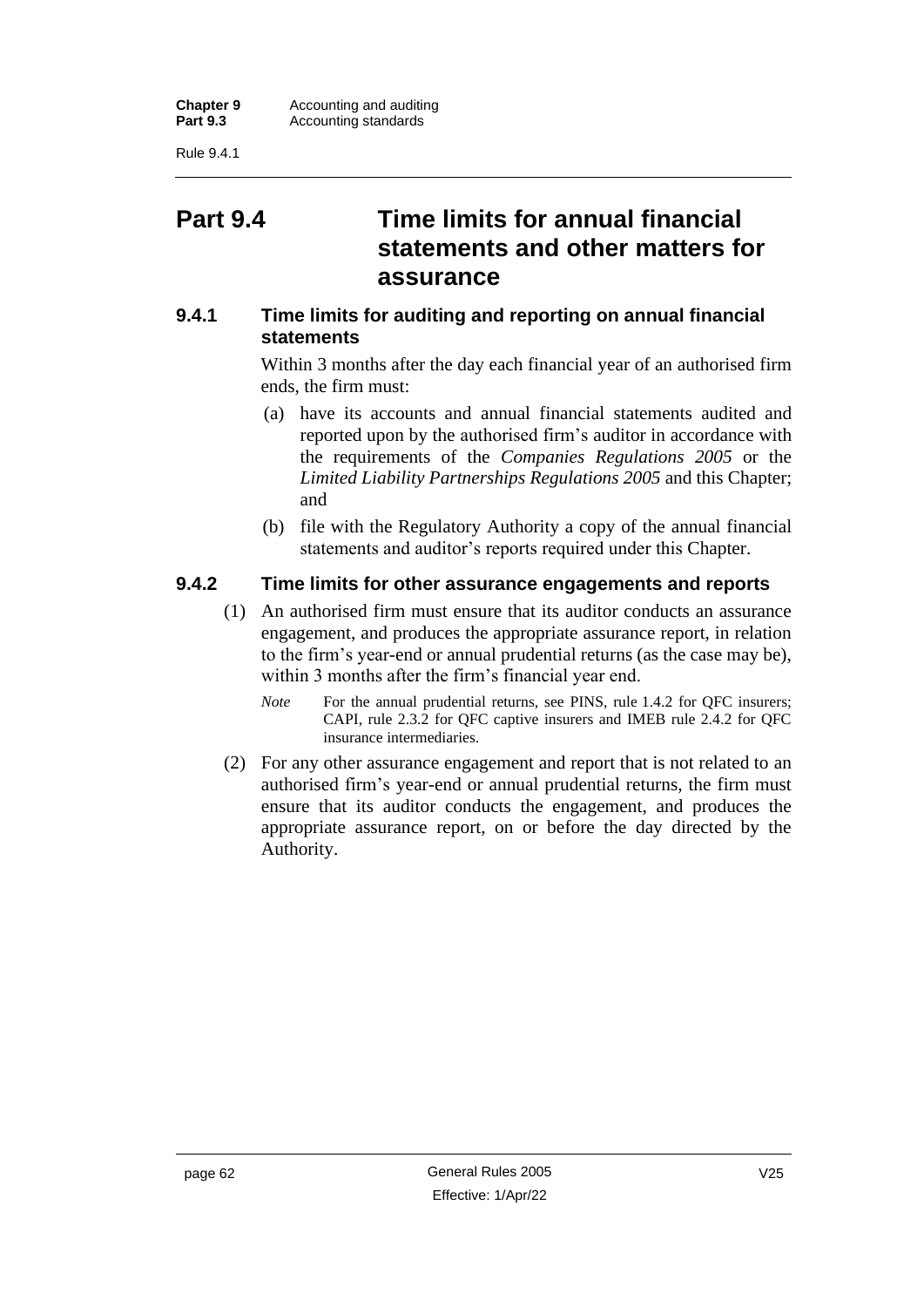## Part 9.4 Time limits for annual financial statements and other matters for assurance

### 9.4.1 Time limits for auditing and reporting on annual financial statements

Within 3 months after the day each financial year of an authorised firm ends, the firm must:

(a) have its accounts and annual financial statements audited and reported upon by the authorised firm's auditor in accordance with the requirements of the *Companies Regulations 2005* or the *Limited Liability Partnerships Regulations 2005* and this Chapter; and

(b) file with the Regulatory Authority a copy of the annual financial statements and auditor's reports required under this Chapter.

### 9.4.2 Time limits for other assurance engagements and reports

(1) An authorised firm must ensure that its auditor conducts an assurance engagement, and produces the appropriate assurance report, in relation to the firm's year-end or annual prudential returns (as the case may be), within 3 months after the firm's financial year end.

*Note* For the annual prudential returns, see PINS, rule 1.4.2 for QFC insurers; CAPI, rule 2.3.2 for QFC captive insurers and IMEB rule 2.4.2 for QFC insurance intermediaries.

(2) For any other assurance engagement and report that is not related to an authorised firm's year-end or annual prudential returns, the firm must ensure that its auditor conducts the engagement, and produces the appropriate assurance report, on or before the day directed by the Authority.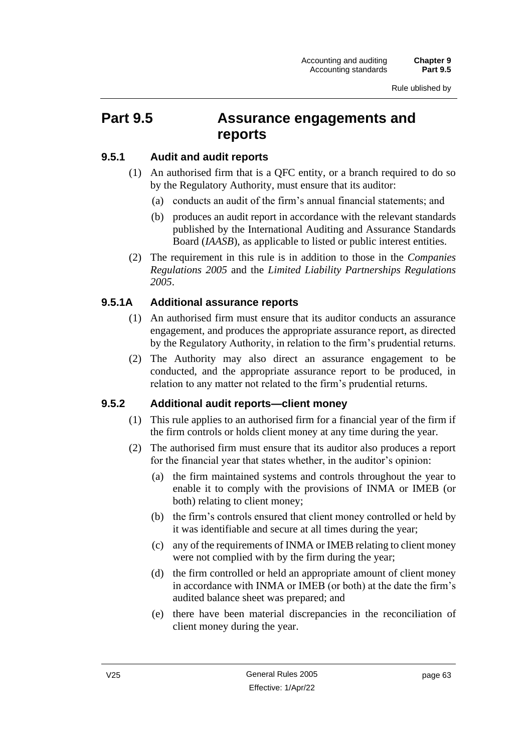## Part 9.5 Assurance engagements and reports

### 9.5.1 Audit and audit reports

(1) An authorised firm that is a QFC entity, or a branch required to do so by the Regulatory Authority, must ensure that its auditor:

(a) conducts an audit of the firm's annual financial statements; and

(b) produces an audit report in accordance with the relevant standards published by the International Auditing and Assurance Standards Board (*IAASB*), as applicable to listed or public interest entities.

(2) The requirement in this rule is in addition to those in the *Companies Regulations 2005* and the *Limited Liability Partnerships Regulations 2005*.

### 9.5.1A Additional assurance reports

(1) An authorised firm must ensure that its auditor conducts an assurance engagement, and produces the appropriate assurance report, as directed by the Regulatory Authority, in relation to the firm's prudential returns.

(2) The Authority may also direct an assurance engagement to be conducted, and the appropriate assurance report to be produced, in relation to any matter not related to the firm's prudential returns.

### 9.5.2 Additional audit reports—client money

(1) This rule applies to an authorised firm for a financial year of the firm if the firm controls or holds client money at any time during the year.

(2) The authorised firm must ensure that its auditor also produces a report for the financial year that states whether, in the auditor's opinion:

(a) the firm maintained systems and controls throughout the year to enable it to comply with the provisions of INMA or IMEB (or both) relating to client money;

(b) the firm's controls ensured that client money controlled or held by it was identifiable and secure at all times during the year;

(c) any of the requirements of INMA or IMEB relating to client money were not complied with by the firm during the year;

(d) the firm controlled or held an appropriate amount of client money in accordance with INMA or IMEB (or both) at the date the firm's audited balance sheet was prepared; and

(e) there have been material discrepancies in the reconciliation of client money during the year.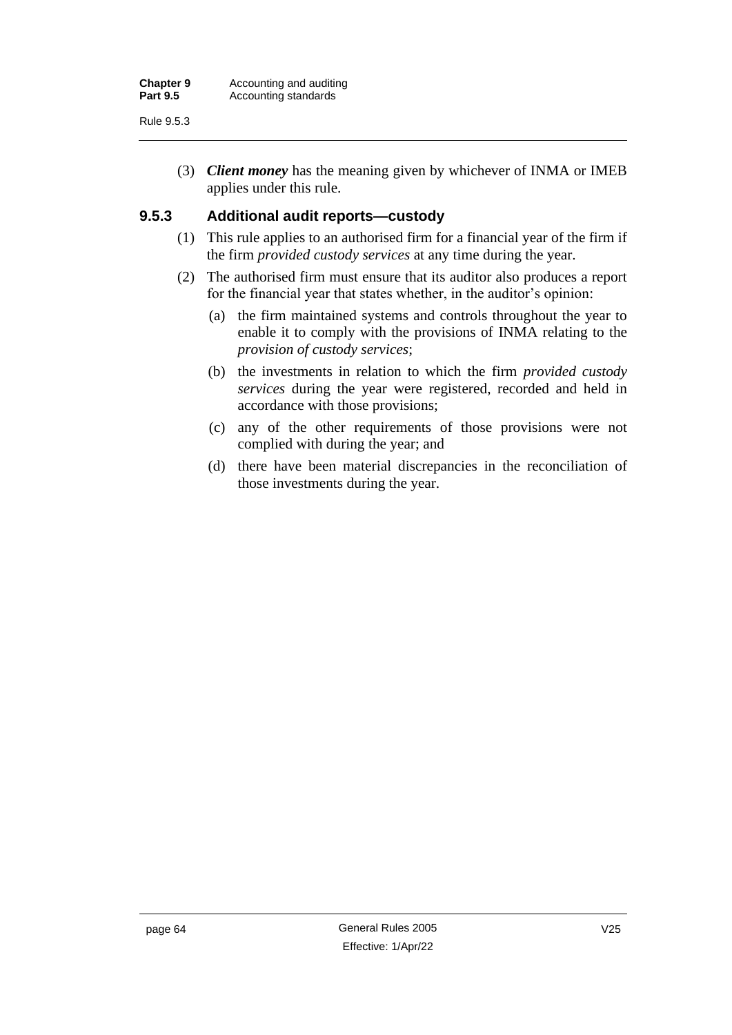(3) ***Client money*** has the meaning given by whichever of INMA or IMEB applies under this rule.

### 9.5.3 Additional audit reports—custody

(1) This rule applies to an authorised firm for a financial year of the firm if the firm *provided custody services* at any time during the year.

(2) The authorised firm must ensure that its auditor also produces a report for the financial year that states whether, in the auditor's opinion:

(a) the firm maintained systems and controls throughout the year to enable it to comply with the provisions of INMA relating to the *provision of custody services*;

(b) the investments in relation to which the firm *provided custody services* during the year were registered, recorded and held in accordance with those provisions;

(c) any of the other requirements of those provisions were not complied with during the year; and

(d) there have been material discrepancies in the reconciliation of those investments during the year.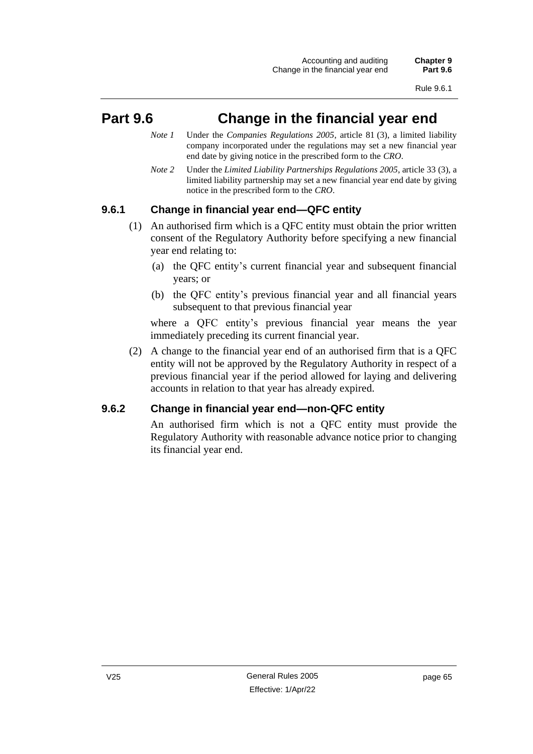# Part 9.6 Change in the financial year end

*Note 1* Under the *Companies Regulations 2005*, article 81 (3), a limited liability company incorporated under the regulations may set a new financial year end date by giving notice in the prescribed form to the *CRO*.

*Note 2* Under the *Limited Liability Partnerships Regulations 2005*, article 33 (3), a limited liability partnership may set a new financial year end date by giving notice in the prescribed form to the *CRO*.

## 9.6.1 Change in financial year end—QFC entity

(1) An authorised firm which is a QFC entity must obtain the prior written consent of the Regulatory Authority before specifying a new financial year end relating to:

(a) the QFC entity's current financial year and subsequent financial years; or

(b) the QFC entity's previous financial year and all financial years subsequent to that previous financial year

where a QFC entity's previous financial year means the year immediately preceding its current financial year.

(2) A change to the financial year end of an authorised firm that is a QFC entity will not be approved by the Regulatory Authority in respect of a previous financial year if the period allowed for laying and delivering accounts in relation to that year has already expired.

## 9.6.2 Change in financial year end—non-QFC entity

An authorised firm which is not a QFC entity must provide the Regulatory Authority with reasonable advance notice prior to changing its financial year end.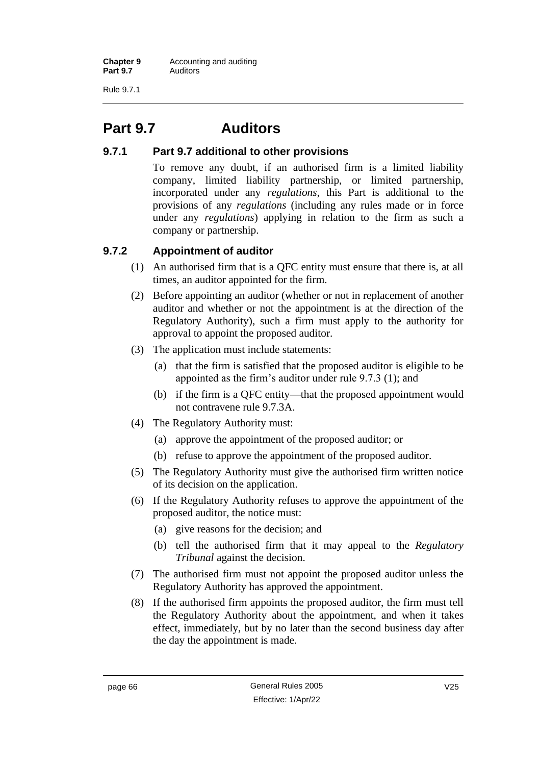# Part 9.7 Auditors

## 9.7.1 Part 9.7 additional to other provisions

To remove any doubt, if an authorised firm is a limited liability company, limited liability partnership, or limited partnership, incorporated under any *regulations*, this Part is additional to the provisions of any *regulations* (including any rules made or in force under any *regulations*) applying in relation to the firm as such a company or partnership.

## 9.7.2 Appointment of auditor

(1) An authorised firm that is a QFC entity must ensure that there is, at all times, an auditor appointed for the firm.

(2) Before appointing an auditor (whether or not in replacement of another auditor and whether or not the appointment is at the direction of the Regulatory Authority), such a firm must apply to the authority for approval to appoint the proposed auditor.

(3) The application must include statements:

- (a) that the firm is satisfied that the proposed auditor is eligible to be appointed as the firm's auditor under rule 9.7.3 (1); and
- (b) if the firm is a QFC entity—that the proposed appointment would not contravene rule 9.7.3A.

(4) The Regulatory Authority must:

- (a) approve the appointment of the proposed auditor; or
- (b) refuse to approve the appointment of the proposed auditor.

(5) The Regulatory Authority must give the authorised firm written notice of its decision on the application.

(6) If the Regulatory Authority refuses to approve the appointment of the proposed auditor, the notice must:

- (a) give reasons for the decision; and
- (b) tell the authorised firm that it may appeal to the *Regulatory Tribunal* against the decision.

(7) The authorised firm must not appoint the proposed auditor unless the Regulatory Authority has approved the appointment.

(8) If the authorised firm appoints the proposed auditor, the firm must tell the Regulatory Authority about the appointment, and when it takes effect, immediately, but by no later than the second business day after the day the appointment is made.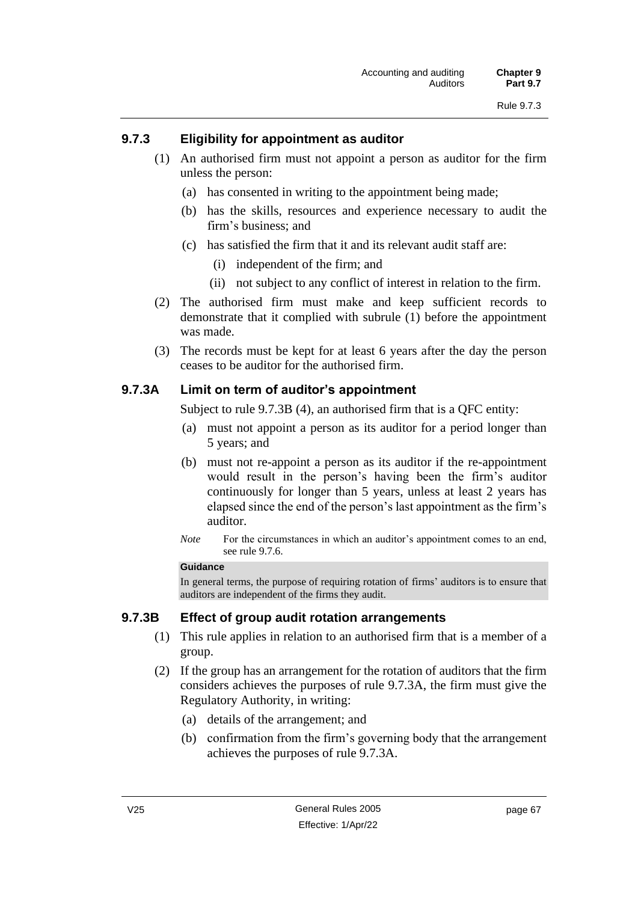### 9.7.3 Eligibility for appointment as auditor

(1) An authorised firm must not appoint a person as auditor for the firm unless the person:

(a) has consented in writing to the appointment being made;

(b) has the skills, resources and experience necessary to audit the firm's business; and

(c) has satisfied the firm that it and its relevant audit staff are:

(i) independent of the firm; and

(ii) not subject to any conflict of interest in relation to the firm.

(2) The authorised firm must make and keep sufficient records to demonstrate that it complied with subrule (1) before the appointment was made.

(3) The records must be kept for at least 6 years after the day the person ceases to be auditor for the authorised firm.

### 9.7.3A Limit on term of auditor's appointment

Subject to rule 9.7.3B (4), an authorised firm that is a QFC entity:

(a) must not appoint a person as its auditor for a period longer than 5 years; and

(b) must not re-appoint a person as its auditor if the re-appointment would result in the person's having been the firm's auditor continuously for longer than 5 years, unless at least 2 years has elapsed since the end of the person's last appointment as the firm's auditor.

*Note* For the circumstances in which an auditor's appointment comes to an end, see rule 9.7.6.

**Guidance**

In general terms, the purpose of requiring rotation of firms' auditors is to ensure that auditors are independent of the firms they audit.

### 9.7.3B Effect of group audit rotation arrangements

(1) This rule applies in relation to an authorised firm that is a member of a group.

(2) If the group has an arrangement for the rotation of auditors that the firm considers achieves the purposes of rule 9.7.3A, the firm must give the Regulatory Authority, in writing:

(a) details of the arrangement; and

(b) confirmation from the firm's governing body that the arrangement achieves the purposes of rule 9.7.3A.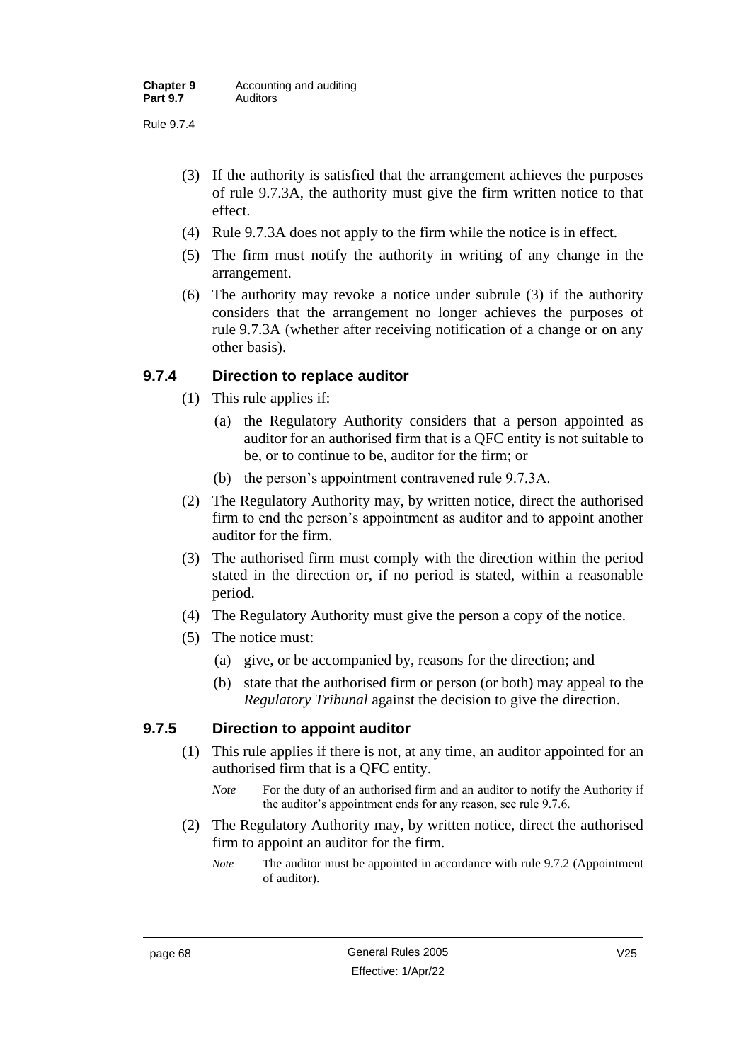(3) If the authority is satisfied that the arrangement achieves the purposes of rule 9.7.3A, the authority must give the firm written notice to that effect.

(4) Rule 9.7.3A does not apply to the firm while the notice is in effect.

(5) The firm must notify the authority in writing of any change in the arrangement.

(6) The authority may revoke a notice under subrule (3) if the authority considers that the arrangement no longer achieves the purposes of rule 9.7.3A (whether after receiving notification of a change or on any other basis).

### 9.7.4 Direction to replace auditor

(1) This rule applies if:

(a) the Regulatory Authority considers that a person appointed as auditor for an authorised firm that is a QFC entity is not suitable to be, or to continue to be, auditor for the firm; or

(b) the person's appointment contravened rule 9.7.3A.

(2) The Regulatory Authority may, by written notice, direct the authorised firm to end the person's appointment as auditor and to appoint another auditor for the firm.

(3) The authorised firm must comply with the direction within the period stated in the direction or, if no period is stated, within a reasonable period.

(4) The Regulatory Authority must give the person a copy of the notice.

(5) The notice must:

(a) give, or be accompanied by, reasons for the direction; and

(b) state that the authorised firm or person (or both) may appeal to the *Regulatory Tribunal* against the decision to give the direction.

### 9.7.5 Direction to appoint auditor

(1) This rule applies if there is not, at any time, an auditor appointed for an authorised firm that is a QFC entity.

*Note* For the duty of an authorised firm and an auditor to notify the Authority if the auditor's appointment ends for any reason, see rule 9.7.6.

(2) The Regulatory Authority may, by written notice, direct the authorised firm to appoint an auditor for the firm.

*Note* The auditor must be appointed in accordance with rule 9.7.2 (Appointment of auditor).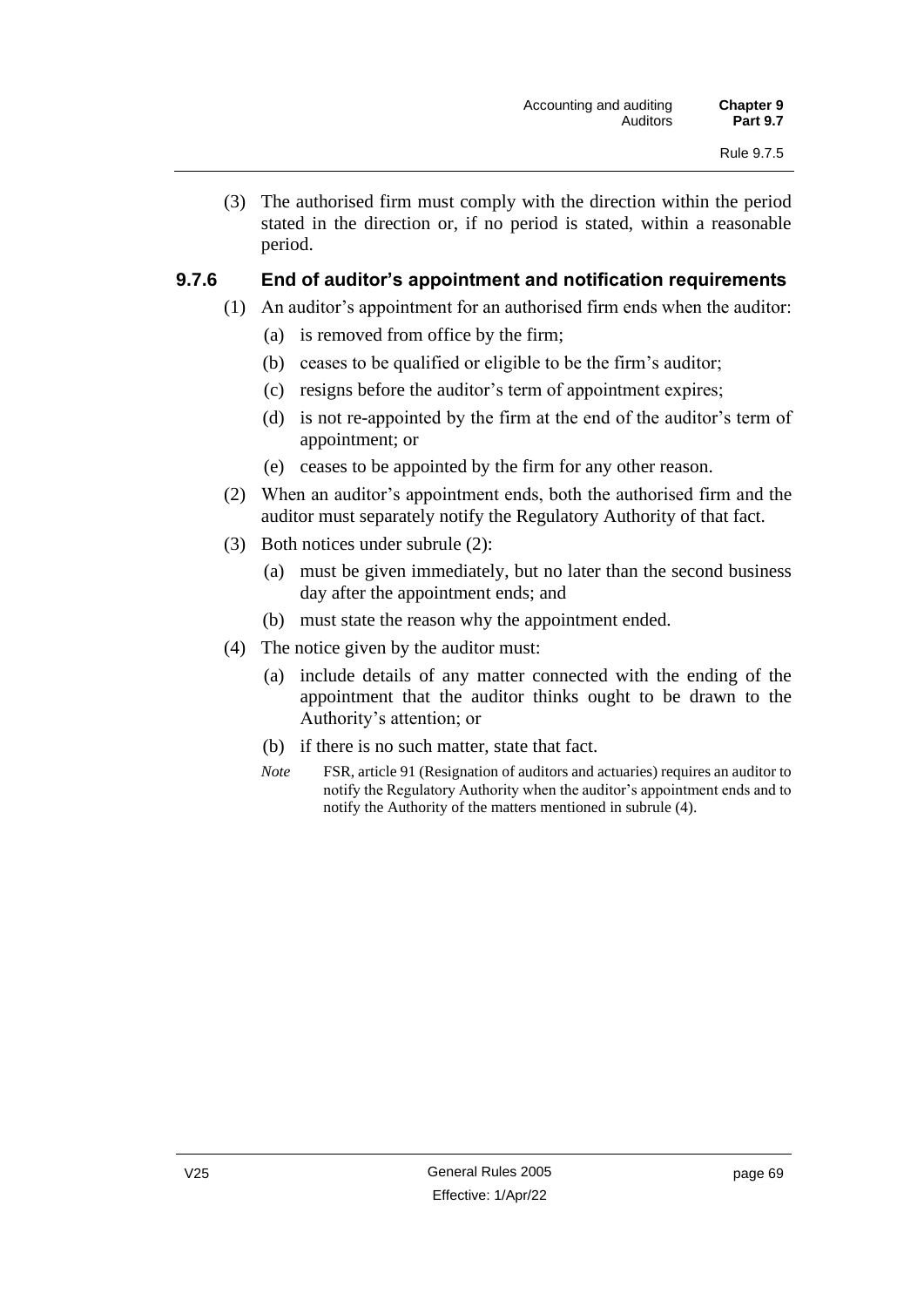(3) The authorised firm must comply with the direction within the period stated in the direction or, if no period is stated, within a reasonable period.

### 9.7.6 End of auditor's appointment and notification requirements

(1) An auditor's appointment for an authorised firm ends when the auditor:

   (a) is removed from office by the firm;

   (b) ceases to be qualified or eligible to be the firm's auditor;

   (c) resigns before the auditor's term of appointment expires;

   (d) is not re-appointed by the firm at the end of the auditor's term of appointment; or

   (e) ceases to be appointed by the firm for any other reason.

(2) When an auditor's appointment ends, both the authorised firm and the auditor must separately notify the Regulatory Authority of that fact.

(3) Both notices under subrule (2):

   (a) must be given immediately, but no later than the second business day after the appointment ends; and

   (b) must state the reason why the appointment ended.

(4) The notice given by the auditor must:

   (a) include details of any matter connected with the ending of the appointment that the auditor thinks ought to be drawn to the Authority's attention; or

   (b) if there is no such matter, state that fact.

   *Note* FSR, article 91 (Resignation of auditors and actuaries) requires an auditor to notify the Regulatory Authority when the auditor's appointment ends and to notify the Authority of the matters mentioned in subrule (4).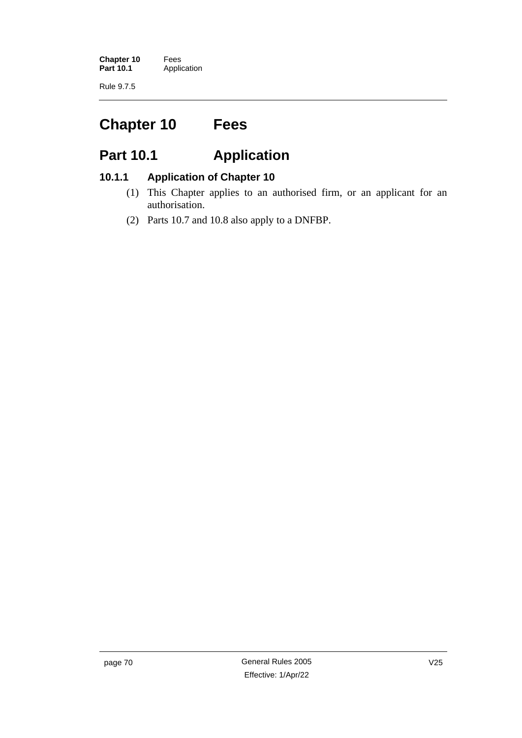# Chapter 10 Fees

## Part 10.1 Application

### 10.1.1 Application of Chapter 10

(1) This Chapter applies to an authorised firm, or an applicant for an authorisation.

(2) Parts 10.7 and 10.8 also apply to a DNFBP.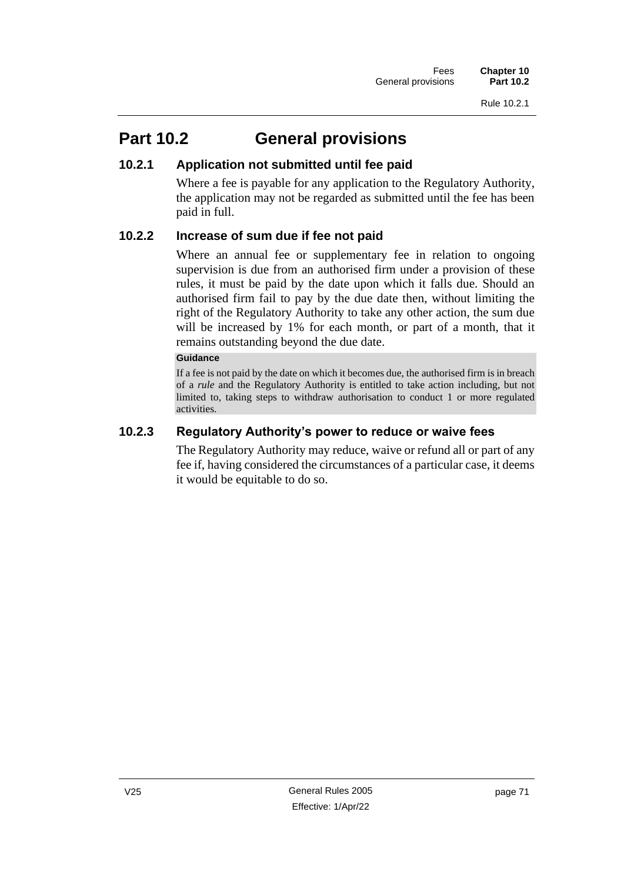# Part 10.2 General provisions

## 10.2.1 Application not submitted until fee paid

Where a fee is payable for any application to the Regulatory Authority, the application may not be regarded as submitted until the fee has been paid in full.

## 10.2.2 Increase of sum due if fee not paid

Where an annual fee or supplementary fee in relation to ongoing supervision is due from an authorised firm under a provision of these rules, it must be paid by the date upon which it falls due. Should an authorised firm fail to pay by the due date then, without limiting the right of the Regulatory Authority to take any other action, the sum due will be increased by 1% for each month, or part of a month, that it remains outstanding beyond the due date.

**Guidance**

If a fee is not paid by the date on which it becomes due, the authorised firm is in breach of a *rule* and the Regulatory Authority is entitled to take action including, but not limited to, taking steps to withdraw authorisation to conduct 1 or more regulated activities.

## 10.2.3 Regulatory Authority's power to reduce or waive fees

The Regulatory Authority may reduce, waive or refund all or part of any fee if, having considered the circumstances of a particular case, it deems it would be equitable to do so.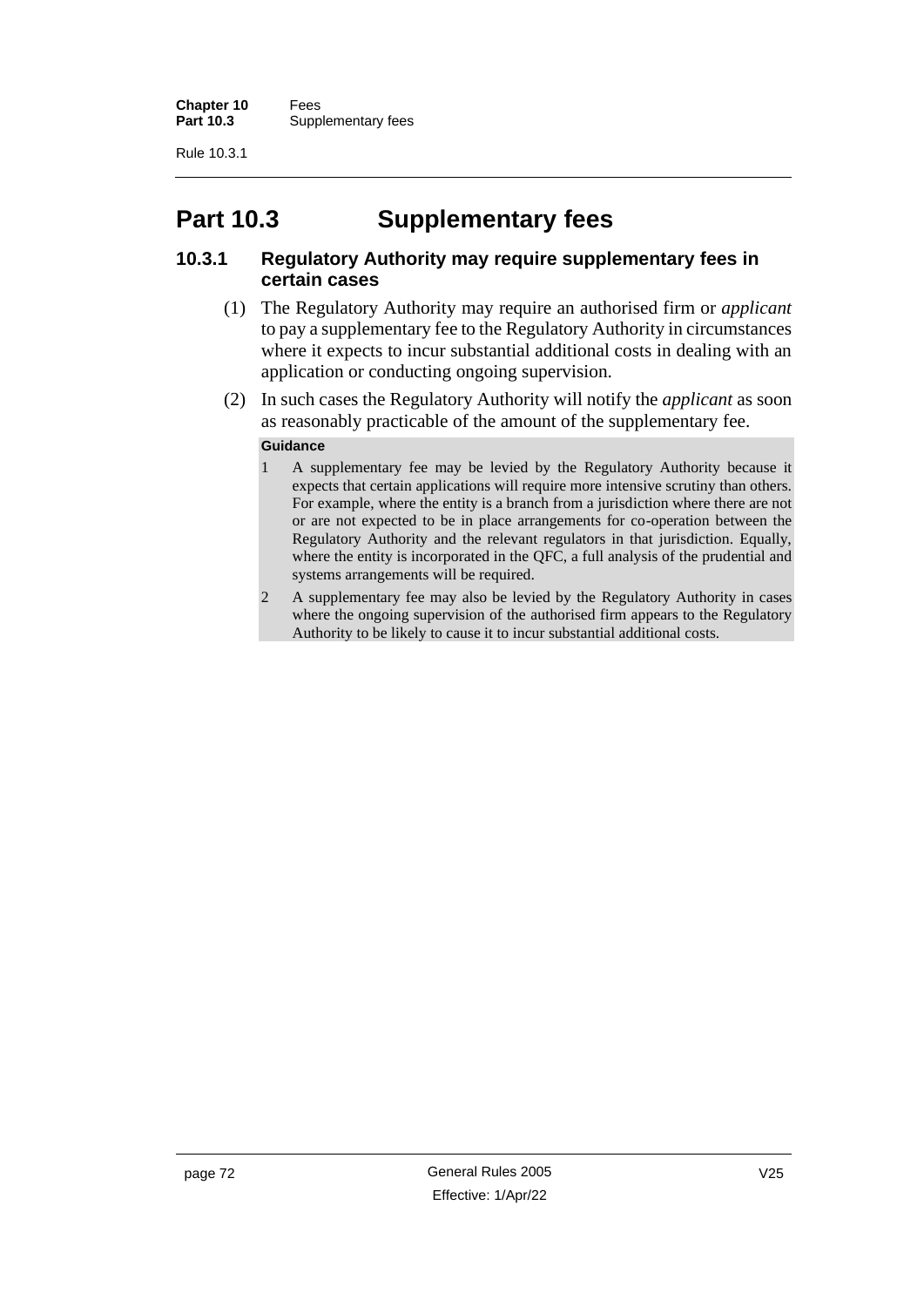# Part 10.3 Supplementary fees

### 10.3.1 Regulatory Authority may require supplementary fees in certain cases

(1) The Regulatory Authority may require an authorised firm or *applicant* to pay a supplementary fee to the Regulatory Authority in circumstances where it expects to incur substantial additional costs in dealing with an application or conducting ongoing supervision.

(2) In such cases the Regulatory Authority will notify the *applicant* as soon as reasonably practicable of the amount of the supplementary fee.

**Guidance**

1 A supplementary fee may be levied by the Regulatory Authority because it expects that certain applications will require more intensive scrutiny than others. For example, where the entity is a branch from a jurisdiction where there are not or are not expected to be in place arrangements for co-operation between the Regulatory Authority and the relevant regulators in that jurisdiction. Equally, where the entity is incorporated in the QFC, a full analysis of the prudential and systems arrangements will be required.

2 A supplementary fee may also be levied by the Regulatory Authority in cases where the ongoing supervision of the authorised firm appears to the Regulatory Authority to be likely to cause it to incur substantial additional costs.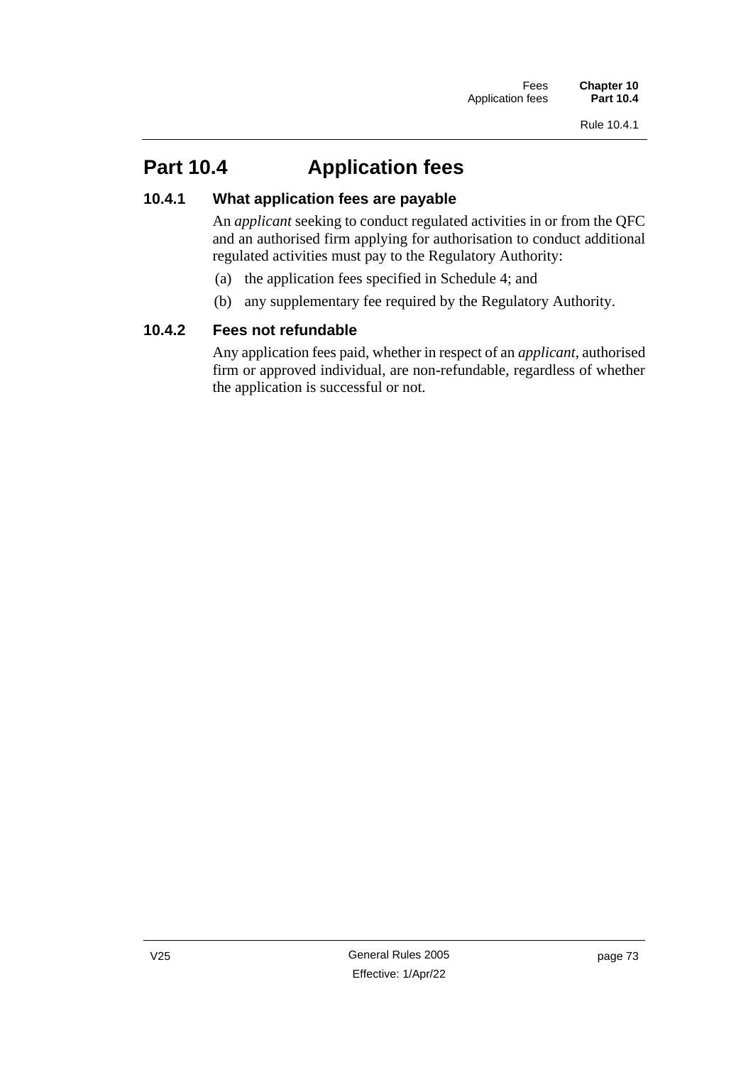# Part 10.4 Application fees

### 10.4.1 What application fees are payable

An *applicant* seeking to conduct regulated activities in or from the QFC and an authorised firm applying for authorisation to conduct additional regulated activities must pay to the Regulatory Authority:

(a) the application fees specified in Schedule 4; and

(b) any supplementary fee required by the Regulatory Authority.

### 10.4.2 Fees not refundable

Any application fees paid, whether in respect of an *applicant*, authorised firm or approved individual, are non-refundable, regardless of whether the application is successful or not.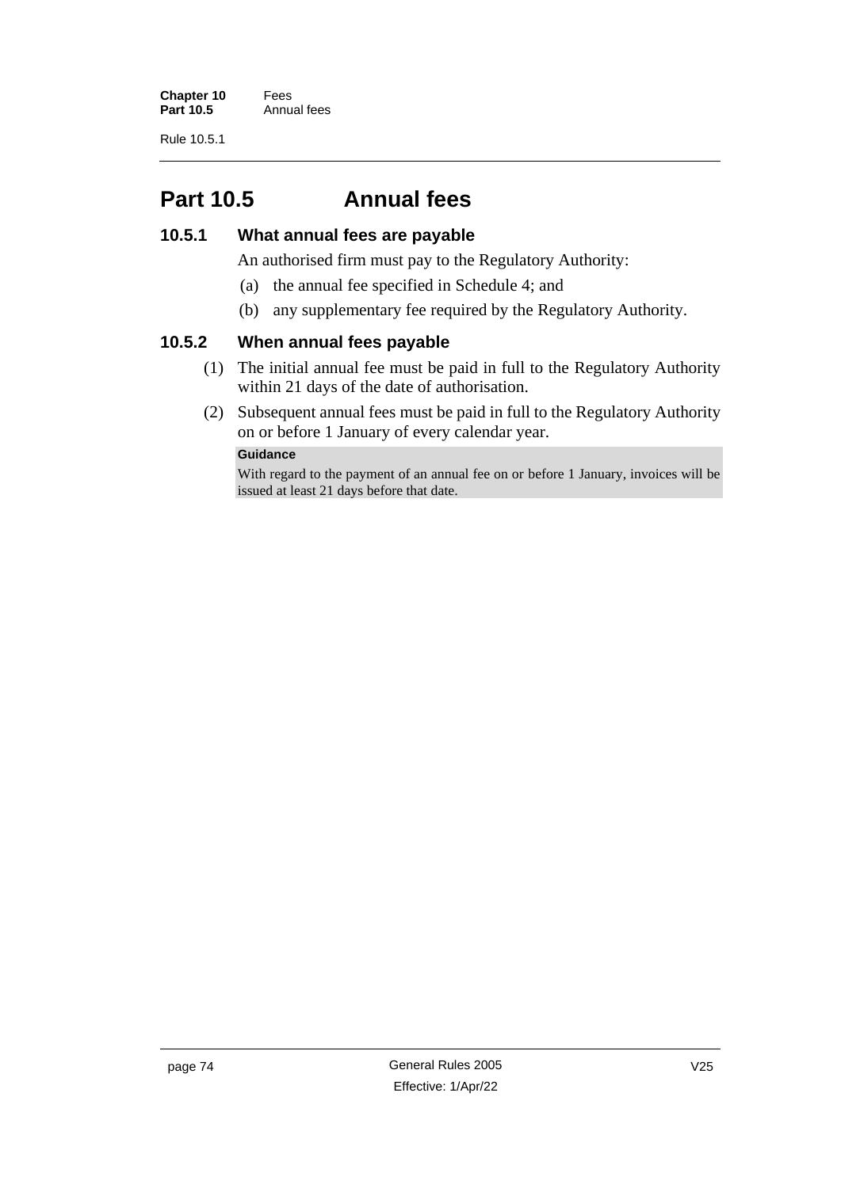# Part 10.5 Annual fees

## 10.5.1 What annual fees are payable

An authorised firm must pay to the Regulatory Authority:

(a) the annual fee specified in Schedule 4; and

(b) any supplementary fee required by the Regulatory Authority.

## 10.5.2 When annual fees payable

(1) The initial annual fee must be paid in full to the Regulatory Authority within 21 days of the date of authorisation.

(2) Subsequent annual fees must be paid in full to the Regulatory Authority on or before 1 January of every calendar year.

**Guidance**

With regard to the payment of an annual fee on or before 1 January, invoices will be issued at least 21 days before that date.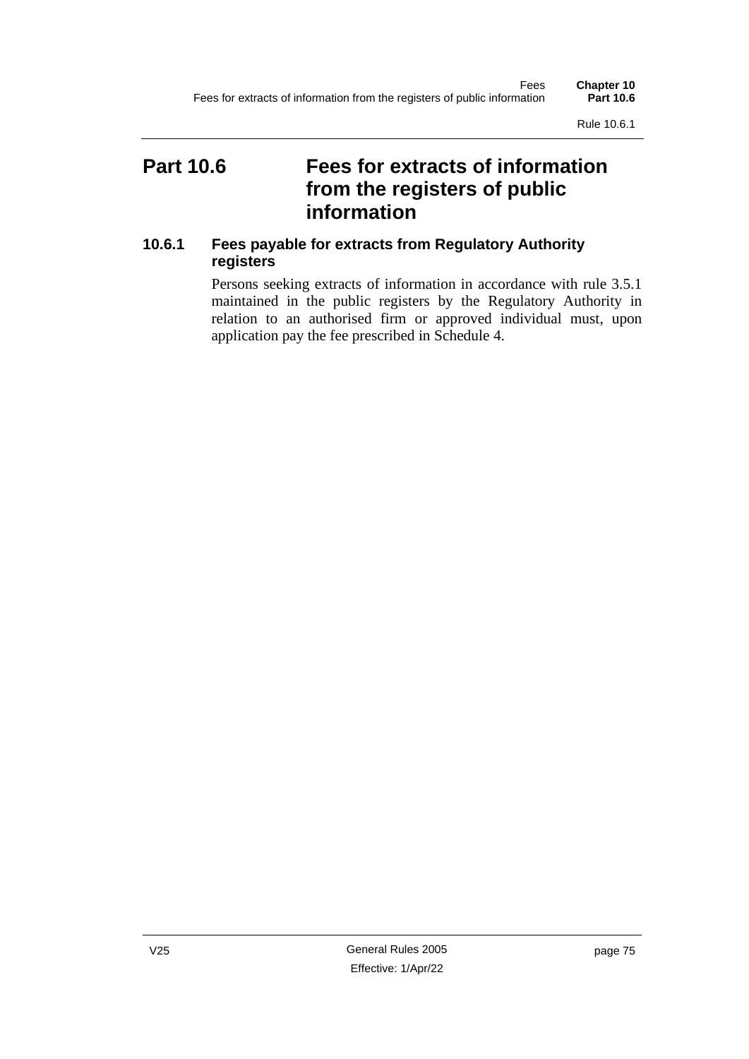# Part 10.6 Fees for extracts of information from the registers of public information

### 10.6.1 Fees payable for extracts from Regulatory Authority registers

Persons seeking extracts of information in accordance with rule 3.5.1 maintained in the public registers by the Regulatory Authority in relation to an authorised firm or approved individual must, upon application pay the fee prescribed in Schedule 4.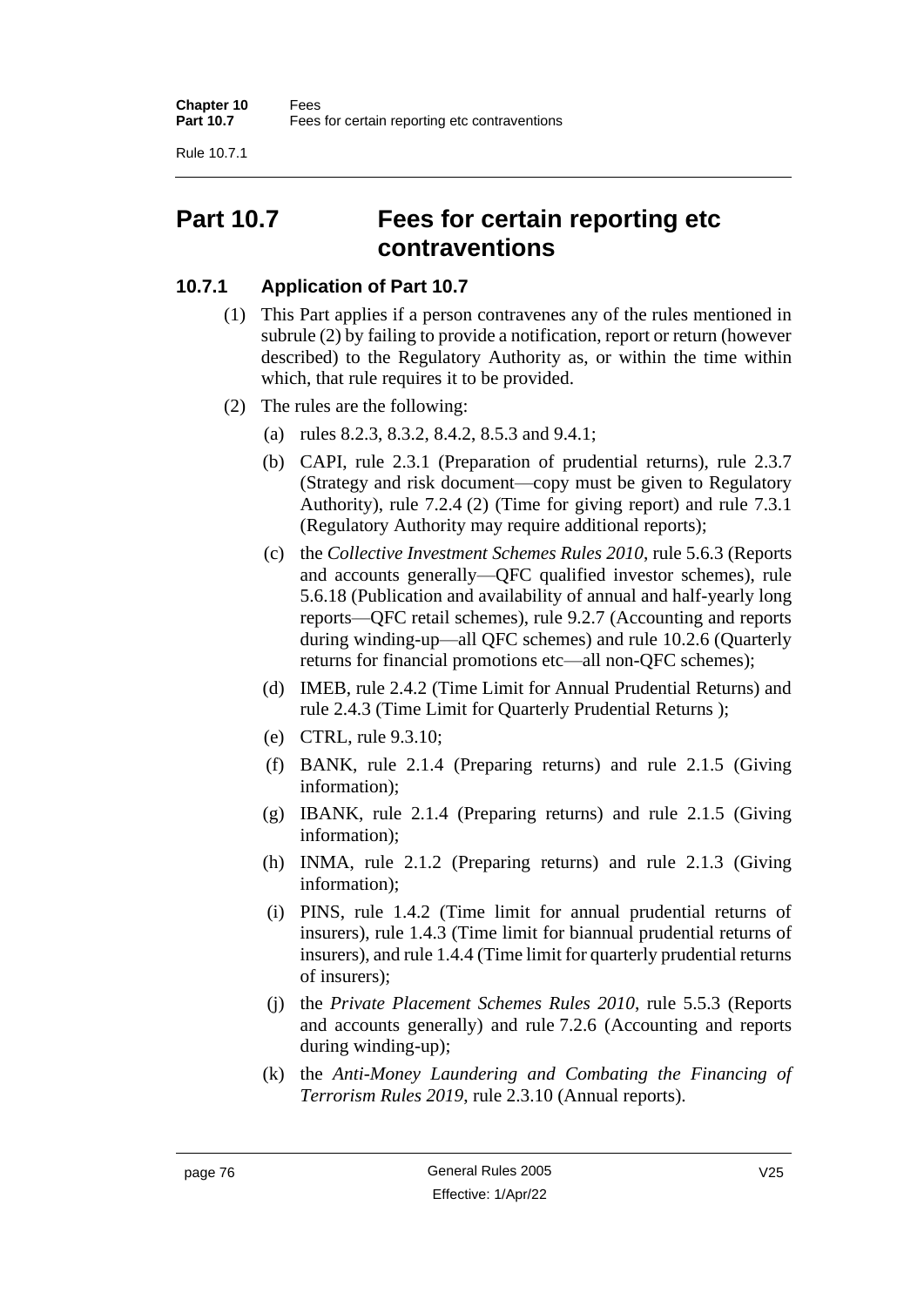# Part 10.7 Fees for certain reporting etc contraventions

### 10.7.1 Application of Part 10.7

(1) This Part applies if a person contravenes any of the rules mentioned in subrule (2) by failing to provide a notification, report or return (however described) to the Regulatory Authority as, or within the time within which, that rule requires it to be provided.

(2) The rules are the following:

(a) rules 8.2.3, 8.3.2, 8.4.2, 8.5.3 and 9.4.1;

(b) CAPI, rule 2.3.1 (Preparation of prudential returns), rule 2.3.7 (Strategy and risk document—copy must be given to Regulatory Authority), rule 7.2.4 (2) (Time for giving report) and rule 7.3.1 (Regulatory Authority may require additional reports);

(c) the *Collective Investment Schemes Rules 2010*, rule 5.6.3 (Reports and accounts generally—QFC qualified investor schemes), rule 5.6.18 (Publication and availability of annual and half-yearly long reports—QFC retail schemes), rule 9.2.7 (Accounting and reports during winding-up—all QFC schemes) and rule 10.2.6 (Quarterly returns for financial promotions etc—all non-QFC schemes);

(d) IMEB, rule 2.4.2 (Time Limit for Annual Prudential Returns) and rule 2.4.3 (Time Limit for Quarterly Prudential Returns );

(e) CTRL, rule 9.3.10;

(f) BANK, rule 2.1.4 (Preparing returns) and rule 2.1.5 (Giving information);

(g) IBANK, rule 2.1.4 (Preparing returns) and rule 2.1.5 (Giving information);

(h) INMA, rule 2.1.2 (Preparing returns) and rule 2.1.3 (Giving information);

(i) PINS, rule 1.4.2 (Time limit for annual prudential returns of insurers), rule 1.4.3 (Time limit for biannual prudential returns of insurers), and rule 1.4.4 (Time limit for quarterly prudential returns of insurers);

(j) the *Private Placement Schemes Rules 2010*, rule 5.5.3 (Reports and accounts generally) and rule 7.2.6 (Accounting and reports during winding-up);

(k) the *Anti-Money Laundering and Combating the Financing of Terrorism Rules 2019*, rule 2.3.10 (Annual reports).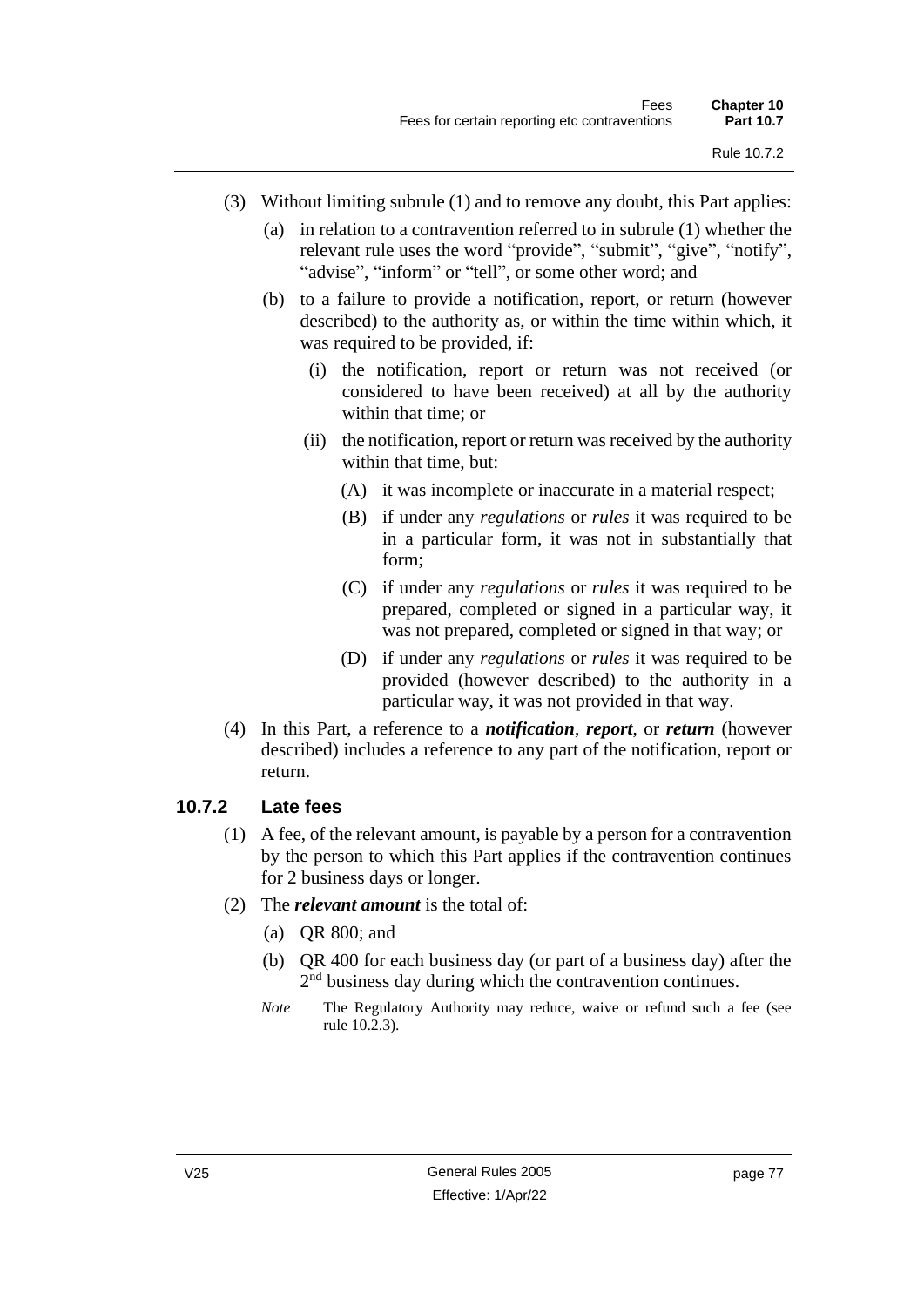(3) Without limiting subrule (1) and to remove any doubt, this Part applies:

(a) in relation to a contravention referred to in subrule (1) whether the relevant rule uses the word "provide", "submit", "give", "notify", "advise", "inform" or "tell", or some other word; and

(b) to a failure to provide a notification, report, or return (however described) to the authority as, or within the time within which, it was required to be provided, if:

(i) the notification, report or return was not received (or considered to have been received) at all by the authority within that time; or

(ii) the notification, report or return was received by the authority within that time, but:

(A) it was incomplete or inaccurate in a material respect;

(B) if under any *regulations* or *rules* it was required to be in a particular form, it was not in substantially that form;

(C) if under any *regulations* or *rules* it was required to be prepared, completed or signed in a particular way, it was not prepared, completed or signed in that way; or

(D) if under any *regulations* or *rules* it was required to be provided (however described) to the authority in a particular way, it was not provided in that way.

(4) In this Part, a reference to a ***notification***, ***report***, or ***return*** (however described) includes a reference to any part of the notification, report or return.

### 10.7.2 Late fees

(1) A fee, of the relevant amount, is payable by a person for a contravention by the person to which this Part applies if the contravention continues for 2 business days or longer.

(2) The ***relevant amount*** is the total of:

(a) QR 800; and

(b) QR 400 for each business day (or part of a business day) after the 2nd business day during which the contravention continues.

*Note* The Regulatory Authority may reduce, waive or refund such a fee (see rule 10.2.3).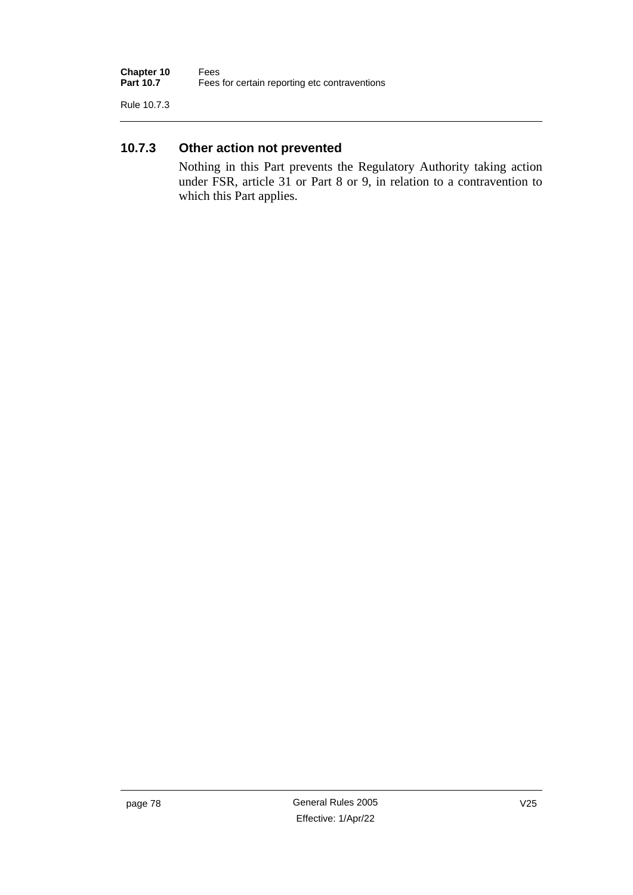### 10.7.3 Other action not prevented

Nothing in this Part prevents the Regulatory Authority taking action under FSR, article 31 or Part 8 or 9, in relation to a contravention to which this Part applies.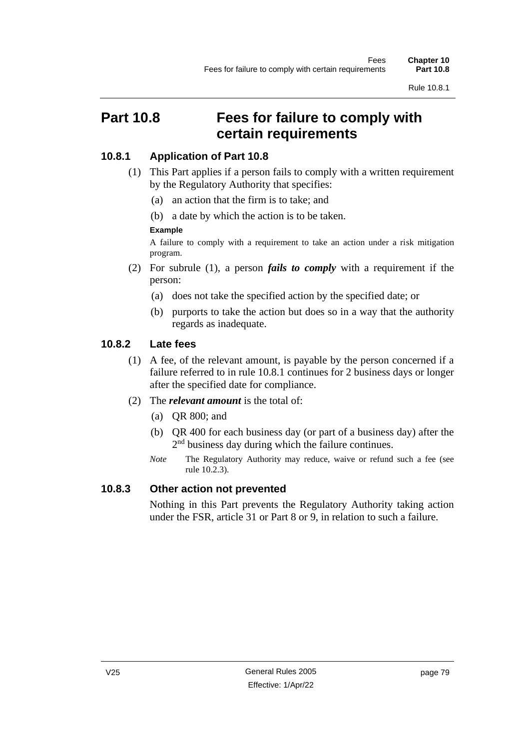# Part 10.8 Fees for failure to comply with certain requirements

## 10.8.1 Application of Part 10.8

(1) This Part applies if a person fails to comply with a written requirement by the Regulatory Authority that specifies:

(a) an action that the firm is to take; and

(b) a date by which the action is to be taken.

**Example**

A failure to comply with a requirement to take an action under a risk mitigation program.

(2) For subrule (1), a person ***fails to comply*** with a requirement if the person:

(a) does not take the specified action by the specified date; or

(b) purports to take the action but does so in a way that the authority regards as inadequate.

## 10.8.2 Late fees

(1) A fee, of the relevant amount, is payable by the person concerned if a failure referred to in rule 10.8.1 continues for 2 business days or longer after the specified date for compliance.

(2) The ***relevant amount*** is the total of:

(a) QR 800; and

(b) QR 400 for each business day (or part of a business day) after the 2nd business day during which the failure continues.

*Note* The Regulatory Authority may reduce, waive or refund such a fee (see rule 10.2.3).

## 10.8.3 Other action not prevented

Nothing in this Part prevents the Regulatory Authority taking action under the FSR, article 31 or Part 8 or 9, in relation to such a failure.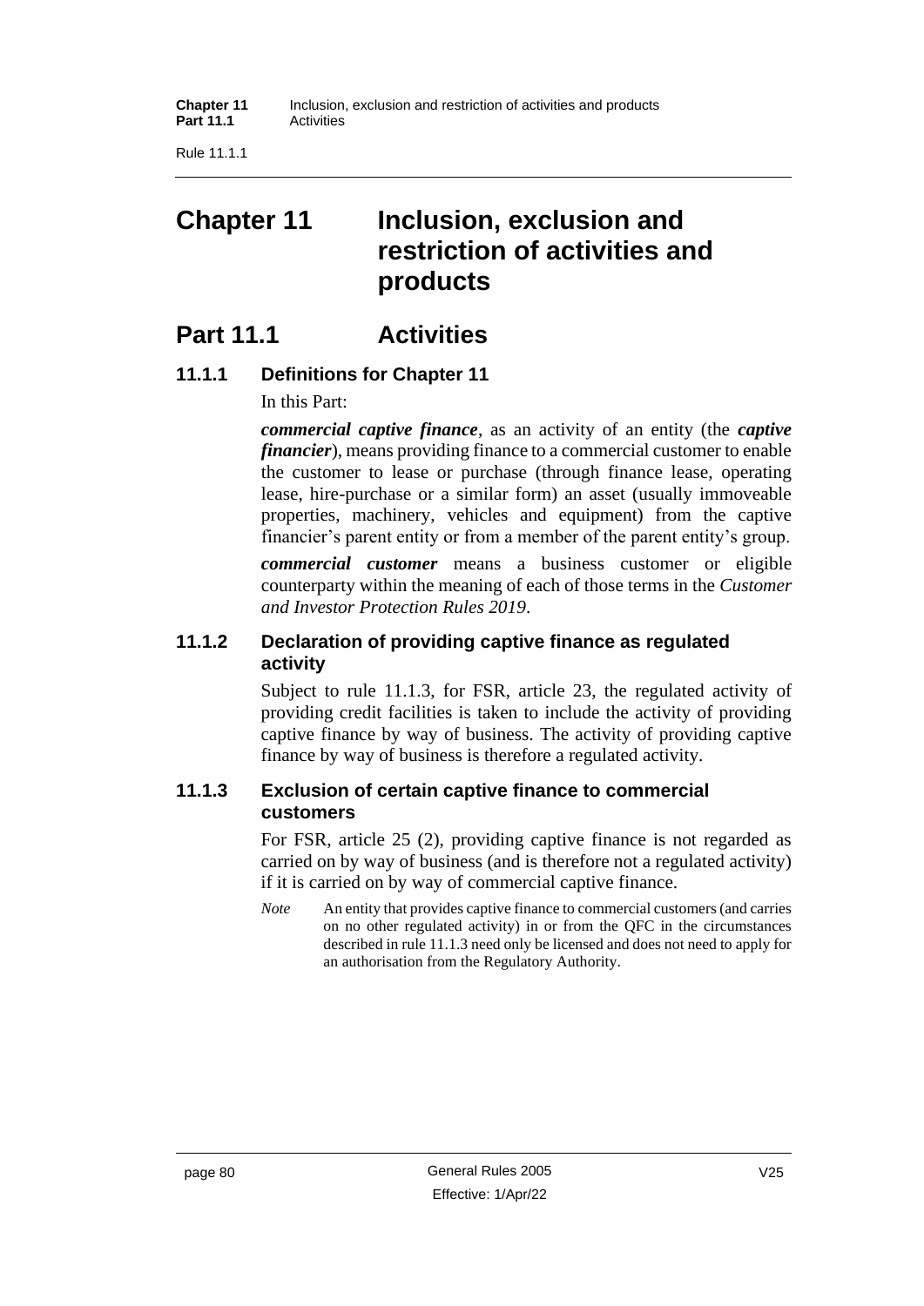# Chapter 11 Inclusion, exclusion and restriction of activities and products

## Part 11.1 Activities

### 11.1.1 Definitions for Chapter 11

In this Part:

***commercial captive finance***, as an activity of an entity (the ***captive financier***), means providing finance to a commercial customer to enable the customer to lease or purchase (through finance lease, operating lease, hire-purchase or a similar form) an asset (usually immoveable properties, machinery, vehicles and equipment) from the captive financier's parent entity or from a member of the parent entity's group.

***commercial customer*** means a business customer or eligible counterparty within the meaning of each of those terms in the *Customer and Investor Protection Rules 2019*.

### 11.1.2 Declaration of providing captive finance as regulated activity

Subject to rule 11.1.3, for FSR, article 23, the regulated activity of providing credit facilities is taken to include the activity of providing captive finance by way of business. The activity of providing captive finance by way of business is therefore a regulated activity.

### 11.1.3 Exclusion of certain captive finance to commercial customers

For FSR, article 25 (2), providing captive finance is not regarded as carried on by way of business (and is therefore not a regulated activity) if it is carried on by way of commercial captive finance.

*Note* An entity that provides captive finance to commercial customers (and carries on no other regulated activity) in or from the QFC in the circumstances described in rule 11.1.3 need only be licensed and does not need to apply for an authorisation from the Regulatory Authority.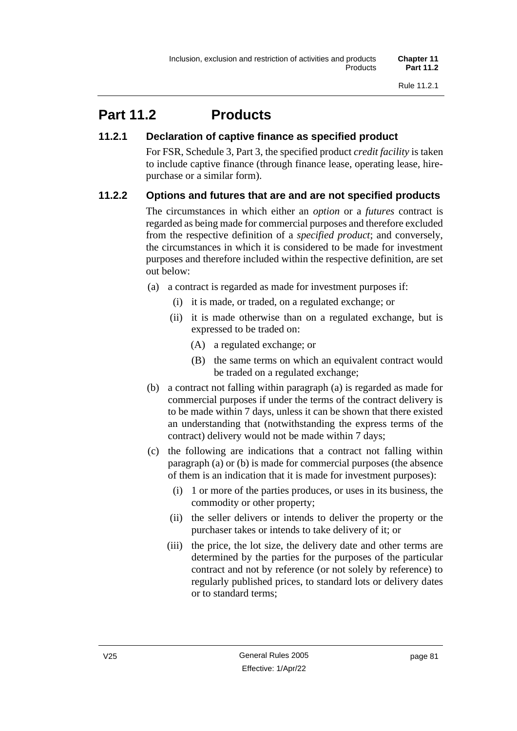# Part 11.2 Products

### 11.2.1 Declaration of captive finance as specified product

For FSR, Schedule 3, Part 3, the specified product *credit facility* is taken to include captive finance (through finance lease, operating lease, hire-purchase or a similar form).

### 11.2.2 Options and futures that are and are not specified products

The circumstances in which either an *option* or a *futures* contract is regarded as being made for commercial purposes and therefore excluded from the respective definition of a *specified product*; and conversely, the circumstances in which it is considered to be made for investment purposes and therefore included within the respective definition, are set out below:

(a) a contract is regarded as made for investment purposes if:

  (i) it is made, or traded, on a regulated exchange; or

  (ii) it is made otherwise than on a regulated exchange, but is expressed to be traded on:

    (A) a regulated exchange; or

    (B) the same terms on which an equivalent contract would be traded on a regulated exchange;

(b) a contract not falling within paragraph (a) is regarded as made for commercial purposes if under the terms of the contract delivery is to be made within 7 days, unless it can be shown that there existed an understanding that (notwithstanding the express terms of the contract) delivery would not be made within 7 days;

(c) the following are indications that a contract not falling within paragraph (a) or (b) is made for commercial purposes (the absence of them is an indication that it is made for investment purposes):

  (i) 1 or more of the parties produces, or uses in its business, the commodity or other property;

  (ii) the seller delivers or intends to deliver the property or the purchaser takes or intends to take delivery of it; or

  (iii) the price, the lot size, the delivery date and other terms are determined by the parties for the purposes of the particular contract and not by reference (or not solely by reference) to regularly published prices, to standard lots or delivery dates or to standard terms;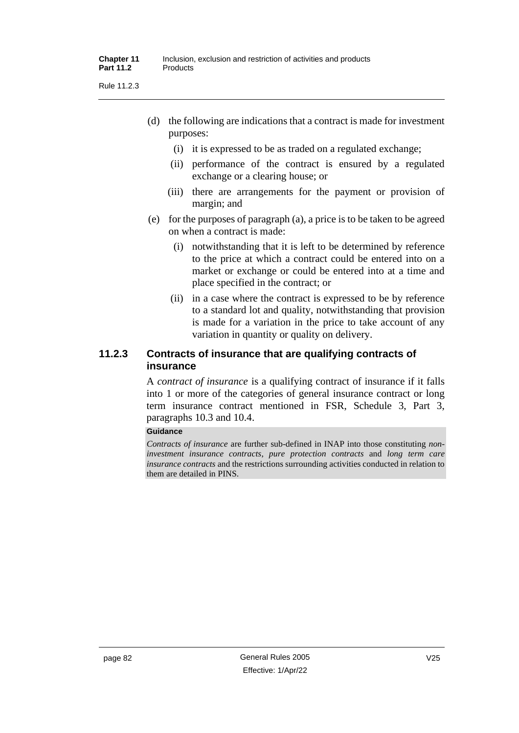(d) the following are indications that a contract is made for investment purposes:

  (i) it is expressed to be as traded on a regulated exchange;

  (ii) performance of the contract is ensured by a regulated exchange or a clearing house; or

  (iii) there are arrangements for the payment or provision of margin; and

(e) for the purposes of paragraph (a), a price is to be taken to be agreed on when a contract is made:

  (i) notwithstanding that it is left to be determined by reference to the price at which a contract could be entered into on a market or exchange or could be entered into at a time and place specified in the contract; or

  (ii) in a case where the contract is expressed to be by reference to a standard lot and quality, notwithstanding that provision is made for a variation in the price to take account of any variation in quantity or quality on delivery.

### 11.2.3 Contracts of insurance that are qualifying contracts of insurance

A *contract of insurance* is a qualifying contract of insurance if it falls into 1 or more of the categories of general insurance contract or long term insurance contract mentioned in FSR, Schedule 3, Part 3, paragraphs 10.3 and 10.4.

**Guidance**

*Contracts of insurance* are further sub-defined in INAP into those constituting *non-investment insurance contracts*, *pure protection contracts* and *long term care insurance contracts* and the restrictions surrounding activities conducted in relation to them are detailed in PINS.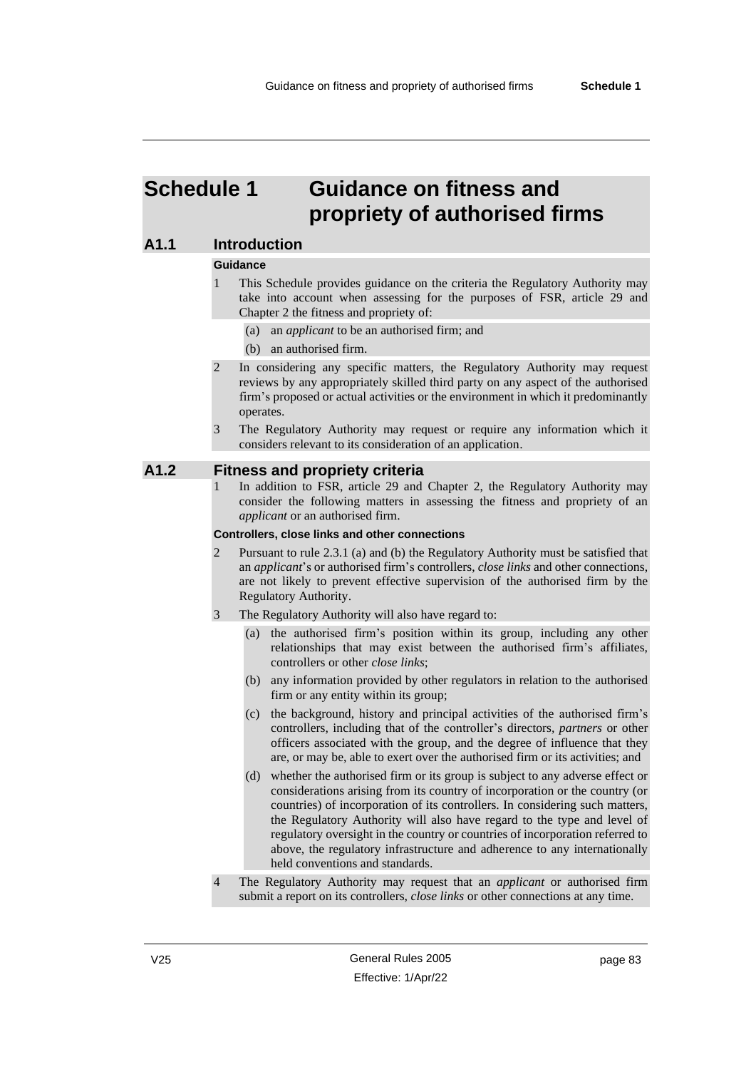# Schedule 1 Guidance on fitness and propriety of authorised firms

## A1.1 Introduction

**Guidance**

1 This Schedule provides guidance on the criteria the Regulatory Authority may take into account when assessing for the purposes of FSR, article 29 and Chapter 2 the fitness and propriety of:

   (a) an *applicant* to be an authorised firm; and

   (b) an authorised firm.

2 In considering any specific matters, the Regulatory Authority may request reviews by any appropriately skilled third party on any aspect of the authorised firm's proposed or actual activities or the environment in which it predominantly operates.

3 The Regulatory Authority may request or require any information which it considers relevant to its consideration of an application.

## A1.2 Fitness and propriety criteria

1 In addition to FSR, article 29 and Chapter 2, the Regulatory Authority may consider the following matters in assessing the fitness and propriety of an *applicant* or an authorised firm.

**Controllers, close links and other connections**

2 Pursuant to rule 2.3.1 (a) and (b) the Regulatory Authority must be satisfied that an *applicant*'s or authorised firm's controllers, *close links* and other connections, are not likely to prevent effective supervision of the authorised firm by the Regulatory Authority.

3 The Regulatory Authority will also have regard to:

   (a) the authorised firm's position within its group, including any other relationships that may exist between the authorised firm's affiliates, controllers or other *close links*;

   (b) any information provided by other regulators in relation to the authorised firm or any entity within its group;

   (c) the background, history and principal activities of the authorised firm's controllers, including that of the controller's directors, *partners* or other officers associated with the group, and the degree of influence that they are, or may be, able to exert over the authorised firm or its activities; and

   (d) whether the authorised firm or its group is subject to any adverse effect or considerations arising from its country of incorporation or the country (or countries) of incorporation of its controllers. In considering such matters, the Regulatory Authority will also have regard to the type and level of regulatory oversight in the country or countries of incorporation referred to above, the regulatory infrastructure and adherence to any internationally held conventions and standards.

4 The Regulatory Authority may request that an *applicant* or authorised firm submit a report on its controllers, *close links* or other connections at any time.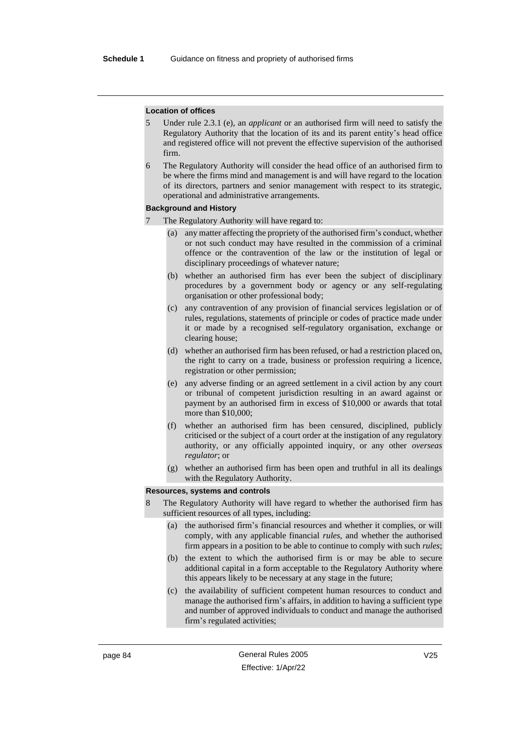#### Location of offices

5 Under rule 2.3.1 (e), an *applicant* or an authorised firm will need to satisfy the Regulatory Authority that the location of its and its parent entity's head office and registered office will not prevent the effective supervision of the authorised firm.

6 The Regulatory Authority will consider the head office of an authorised firm to be where the firms mind and management is and will have regard to the location of its directors, partners and senior management with respect to its strategic, operational and administrative arrangements.

#### Background and History

7 The Regulatory Authority will have regard to:

(a) any matter affecting the propriety of the authorised firm's conduct, whether or not such conduct may have resulted in the commission of a criminal offence or the contravention of the law or the institution of legal or disciplinary proceedings of whatever nature;

(b) whether an authorised firm has ever been the subject of disciplinary procedures by a government body or agency or any self-regulating organisation or other professional body;

(c) any contravention of any provision of financial services legislation or of rules, regulations, statements of principle or codes of practice made under it or made by a recognised self-regulatory organisation, exchange or clearing house;

(d) whether an authorised firm has been refused, or had a restriction placed on, the right to carry on a trade, business or profession requiring a licence, registration or other permission;

(e) any adverse finding or an agreed settlement in a civil action by any court or tribunal of competent jurisdiction resulting in an award against or payment by an authorised firm in excess of $10,000 or awards that total more than $10,000;

(f) whether an authorised firm has been censured, disciplined, publicly criticised or the subject of a court order at the instigation of any regulatory authority, or any officially appointed inquiry, or any other *overseas regulator*; or

(g) whether an authorised firm has been open and truthful in all its dealings with the Regulatory Authority.

#### Resources, systems and controls

8 The Regulatory Authority will have regard to whether the authorised firm has sufficient resources of all types, including:

(a) the authorised firm's financial resources and whether it complies, or will comply, with any applicable financial *rules*, and whether the authorised firm appears in a position to be able to continue to comply with such *rules*;

(b) the extent to which the authorised firm is or may be able to secure additional capital in a form acceptable to the Regulatory Authority where this appears likely to be necessary at any stage in the future;

(c) the availability of sufficient competent human resources to conduct and manage the authorised firm's affairs, in addition to having a sufficient type and number of approved individuals to conduct and manage the authorised firm's regulated activities;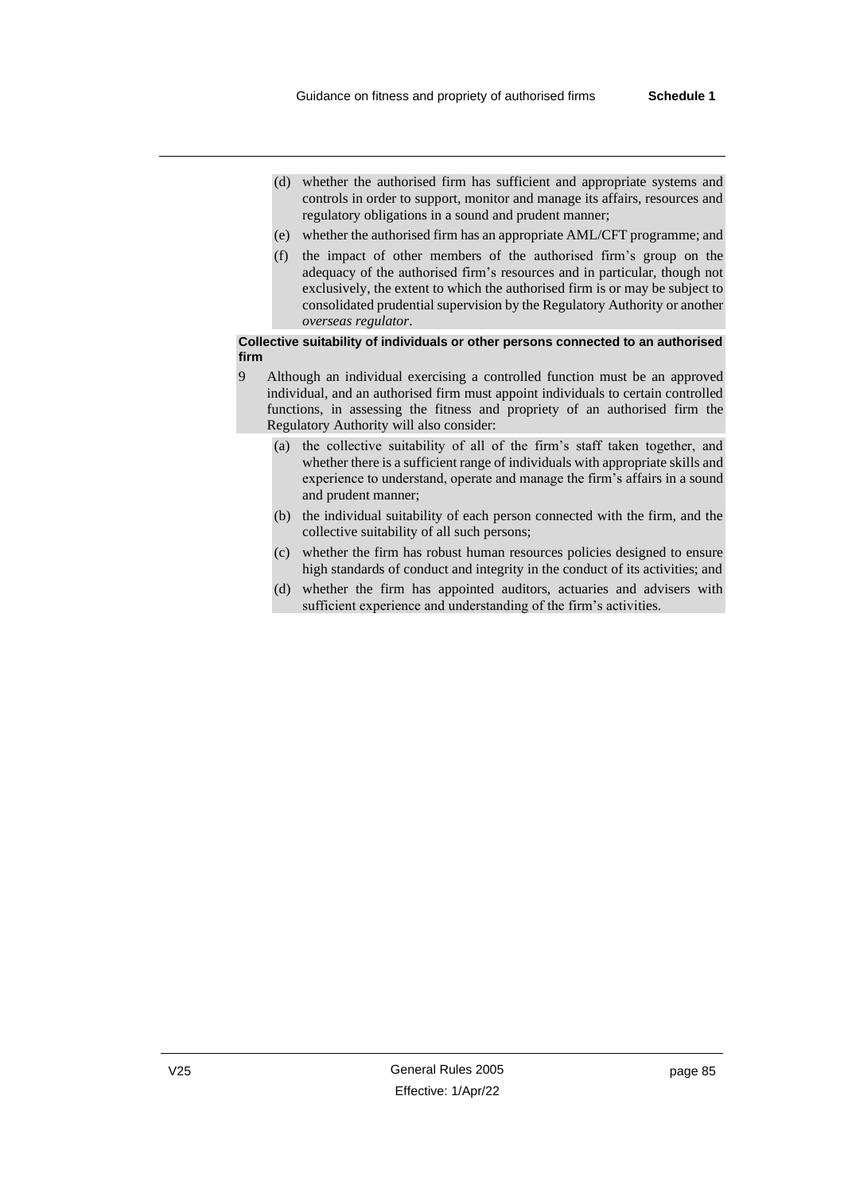(d) whether the authorised firm has sufficient and appropriate systems and controls in order to support, monitor and manage its affairs, resources and regulatory obligations in a sound and prudent manner;

(e) whether the authorised firm has an appropriate AML/CFT programme; and

(f) the impact of other members of the authorised firm's group on the adequacy of the authorised firm's resources and in particular, though not exclusively, the extent to which the authorised firm is or may be subject to consolidated prudential supervision by the Regulatory Authority or another *overseas regulator*.

**Collective suitability of individuals or other persons connected to an authorised firm**

9 Although an individual exercising a controlled function must be an approved individual, and an authorised firm must appoint individuals to certain controlled functions, in assessing the fitness and propriety of an authorised firm the Regulatory Authority will also consider:

(a) the collective suitability of all of the firm's staff taken together, and whether there is a sufficient range of individuals with appropriate skills and experience to understand, operate and manage the firm's affairs in a sound and prudent manner;

(b) the individual suitability of each person connected with the firm, and the collective suitability of all such persons;

(c) whether the firm has robust human resources policies designed to ensure high standards of conduct and integrity in the conduct of its activities; and

(d) whether the firm has appointed auditors, actuaries and advisers with sufficient experience and understanding of the firm's activities.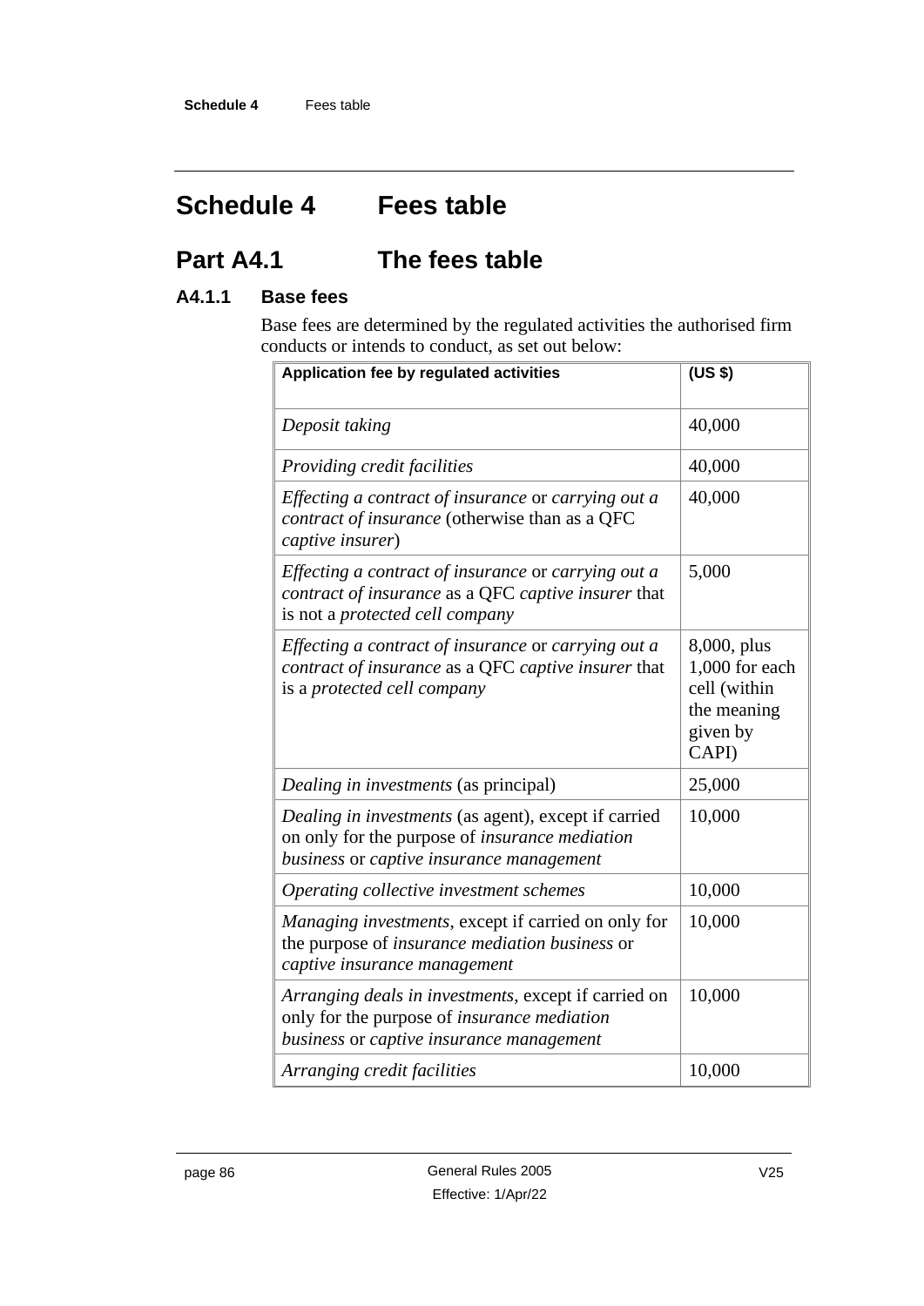# Schedule 4 Fees table

## Part A4.1 The fees table

### A4.1.1 Base fees

Base fees are determined by the regulated activities the authorised firm conducts or intends to conduct, as set out below:

| **Application fee by regulated activities** | **(US $)** |
|---|---|
| *Deposit taking* | 40,000 |
| *Providing credit facilities* | 40,000 |
| *Effecting a contract of insurance* or *carrying out a contract of insurance* (otherwise than as a QFC *captive insurer*) | 40,000 |
| *Effecting a contract of insurance* or *carrying out a contract of insurance* as a QFC *captive insurer* that is not a *protected cell company* | 5,000 |
| *Effecting a contract of insurance* or *carrying out a contract of insurance* as a QFC *captive insurer* that is a *protected cell company* | 8,000, plus 1,000 for each cell (within the meaning given by CAPI) |
| *Dealing in investments* (as principal) | 25,000 |
| *Dealing in investments* (as agent), except if carried on only for the purpose of *insurance mediation business* or *captive insurance management* | 10,000 |
| *Operating collective investment schemes* | 10,000 |
| *Managing investments*, except if carried on only for the purpose of *insurance mediation business* or *captive insurance management* | 10,000 |
| *Arranging deals in investments*, except if carried on only for the purpose of *insurance mediation business* or *captive insurance management* | 10,000 |
| *Arranging credit facilities* | 10,000 |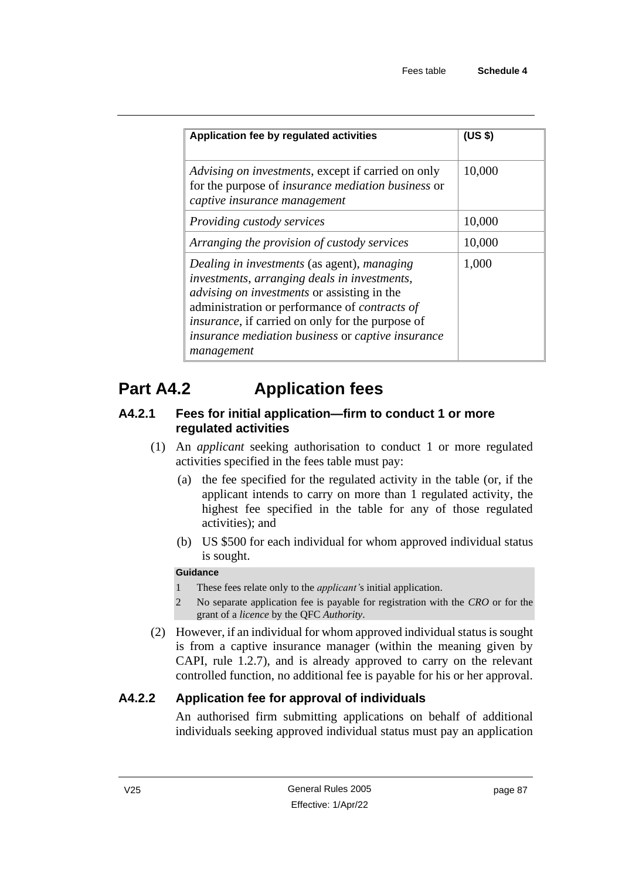| Application fee by regulated activities | (US $) |
|---|---|
| *Advising on investments*, except if carried on only for the purpose of *insurance mediation business* or *captive insurance management* | 10,000 |
| *Providing custody services* | 10,000 |
| *Arranging the provision of custody services* | 10,000 |
| *Dealing in investments* (as agent), *managing investments*, *arranging deals in investments*, *advising on investments* or assisting in the administration or performance of *contracts of insurance*, if carried on only for the purpose of *insurance mediation business* or *captive insurance management* | 1,000 |

## Part A4.2 Application fees

### A4.2.1 Fees for initial application—firm to conduct 1 or more regulated activities

(1) An *applicant* seeking authorisation to conduct 1 or more regulated activities specified in the fees table must pay:

(a) the fee specified for the regulated activity in the table (or, if the applicant intends to carry on more than 1 regulated activity, the highest fee specified in the table for any of those regulated activities); and

(b) US $500 for each individual for whom approved individual status is sought.

**Guidance**

1 These fees relate only to the *applicant'*s initial application.

2 No separate application fee is payable for registration with the *CRO* or for the grant of a *licence* by the QFC *Authority*.

(2) However, if an individual for whom approved individual status is sought is from a captive insurance manager (within the meaning given by CAPI, rule 1.2.7), and is already approved to carry on the relevant controlled function, no additional fee is payable for his or her approval.

### A4.2.2 Application fee for approval of individuals

An authorised firm submitting applications on behalf of additional individuals seeking approved individual status must pay an application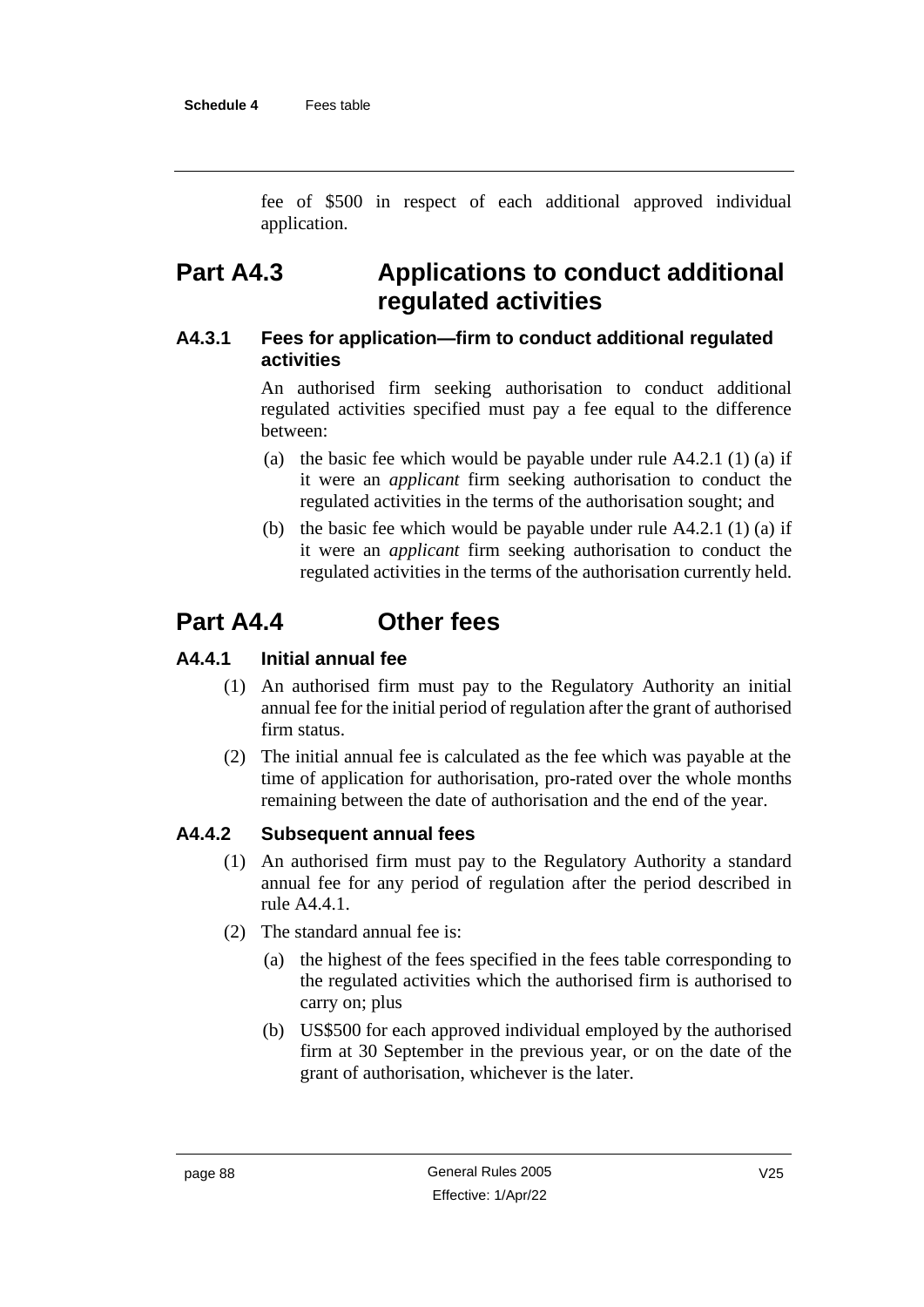fee of $500 in respect of each additional approved individual application.

## Part A4.3 Applications to conduct additional regulated activities

### A4.3.1 Fees for application—firm to conduct additional regulated activities

An authorised firm seeking authorisation to conduct additional regulated activities specified must pay a fee equal to the difference between:

(a) the basic fee which would be payable under rule A4.2.1 (1) (a) if it were an *applicant* firm seeking authorisation to conduct the regulated activities in the terms of the authorisation sought; and

(b) the basic fee which would be payable under rule A4.2.1 (1) (a) if it were an *applicant* firm seeking authorisation to conduct the regulated activities in the terms of the authorisation currently held.

## Part A4.4 Other fees

### A4.4.1 Initial annual fee

(1) An authorised firm must pay to the Regulatory Authority an initial annual fee for the initial period of regulation after the grant of authorised firm status.

(2) The initial annual fee is calculated as the fee which was payable at the time of application for authorisation, pro-rated over the whole months remaining between the date of authorisation and the end of the year.

### A4.4.2 Subsequent annual fees

(1) An authorised firm must pay to the Regulatory Authority a standard annual fee for any period of regulation after the period described in rule A4.4.1.

(2) The standard annual fee is:

(a) the highest of the fees specified in the fees table corresponding to the regulated activities which the authorised firm is authorised to carry on; plus

(b) US$500 for each approved individual employed by the authorised firm at 30 September in the previous year, or on the date of the grant of authorisation, whichever is the later.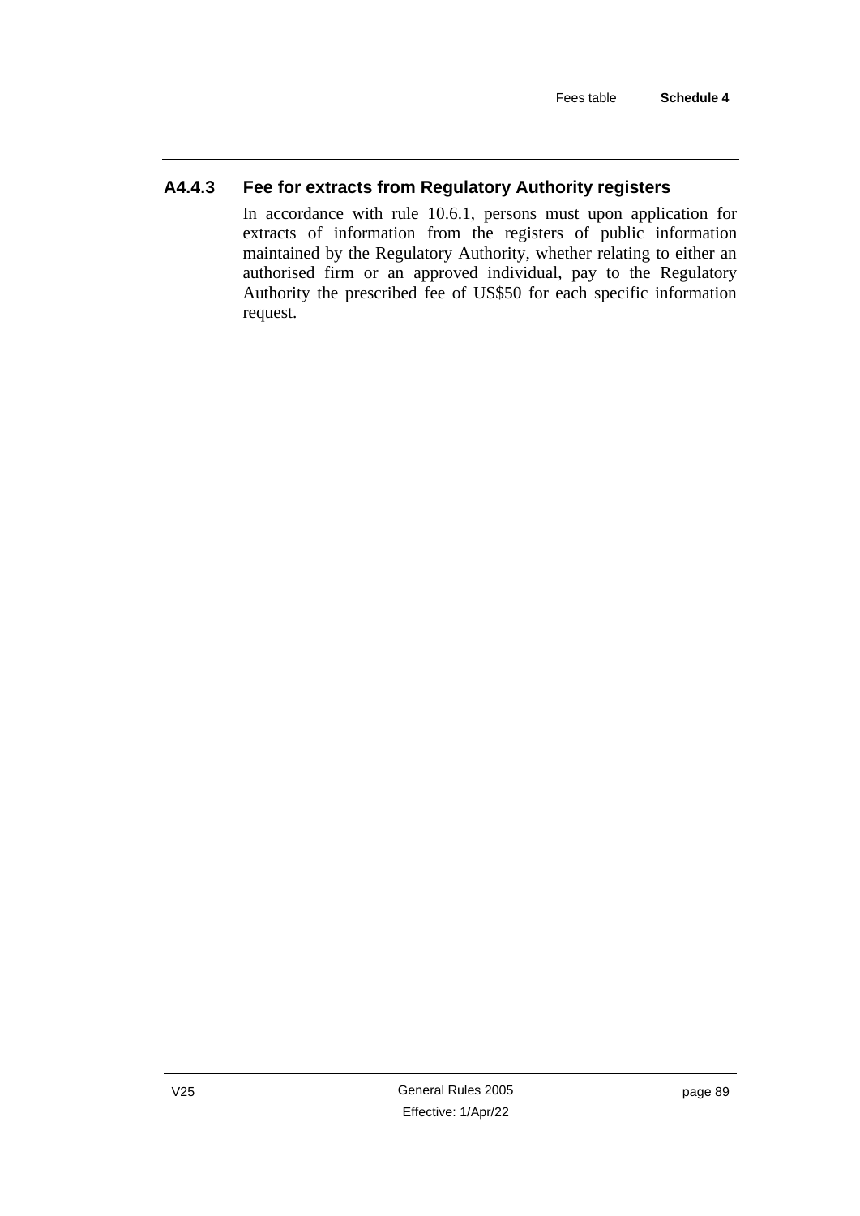### A4.4.3 Fee for extracts from Regulatory Authority registers

In accordance with rule 10.6.1, persons must upon application for extracts of information from the registers of public information maintained by the Regulatory Authority, whether relating to either an authorised firm or an approved individual, pay to the Regulatory Authority the prescribed fee of US$50 for each specific information request.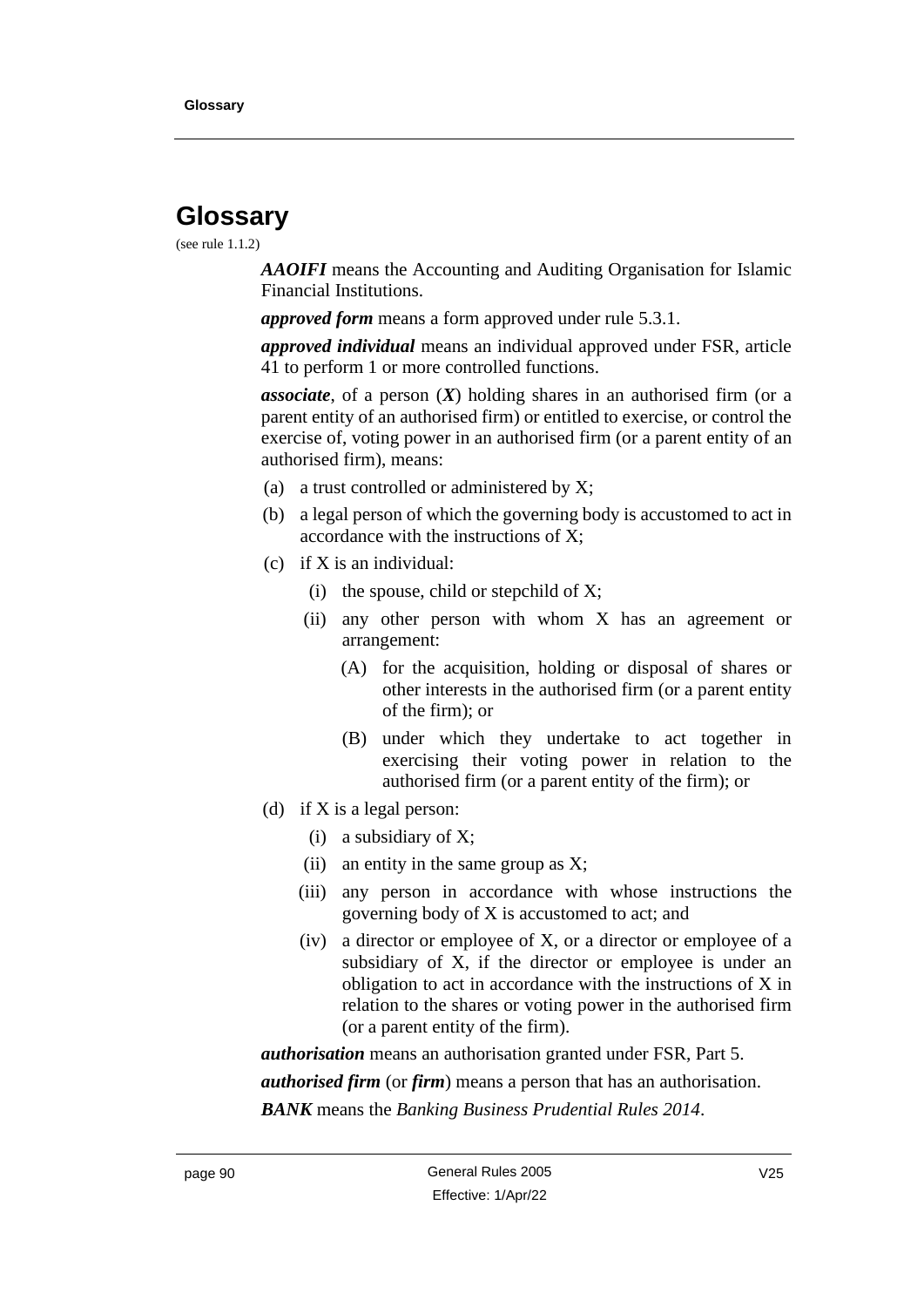# Glossary

(see rule 1.1.2)

***AAOIFI*** means the Accounting and Auditing Organisation for Islamic Financial Institutions.

***approved form*** means a form approved under rule 5.3.1.

***approved individual*** means an individual approved under FSR, article 41 to perform 1 or more controlled functions.

***associate***, of a person (***X***) holding shares in an authorised firm (or a parent entity of an authorised firm) or entitled to exercise, or control the exercise of, voting power in an authorised firm (or a parent entity of an authorised firm), means:

(a) a trust controlled or administered by X;

(b) a legal person of which the governing body is accustomed to act in accordance with the instructions of X;

(c) if X is an individual:

  (i) the spouse, child or stepchild of X;

  (ii) any other person with whom X has an agreement or arrangement:

    (A) for the acquisition, holding or disposal of shares or other interests in the authorised firm (or a parent entity of the firm); or

    (B) under which they undertake to act together in exercising their voting power in relation to the authorised firm (or a parent entity of the firm); or

(d) if X is a legal person:

  (i) a subsidiary of X;

  (ii) an entity in the same group as X;

  (iii) any person in accordance with whose instructions the governing body of X is accustomed to act; and

  (iv) a director or employee of X, or a director or employee of a subsidiary of X, if the director or employee is under an obligation to act in accordance with the instructions of X in relation to the shares or voting power in the authorised firm (or a parent entity of the firm).

***authorisation*** means an authorisation granted under FSR, Part 5.

***authorised firm*** (or ***firm***) means a person that has an authorisation.

***BANK*** means the *Banking Business Prudential Rules 2014*.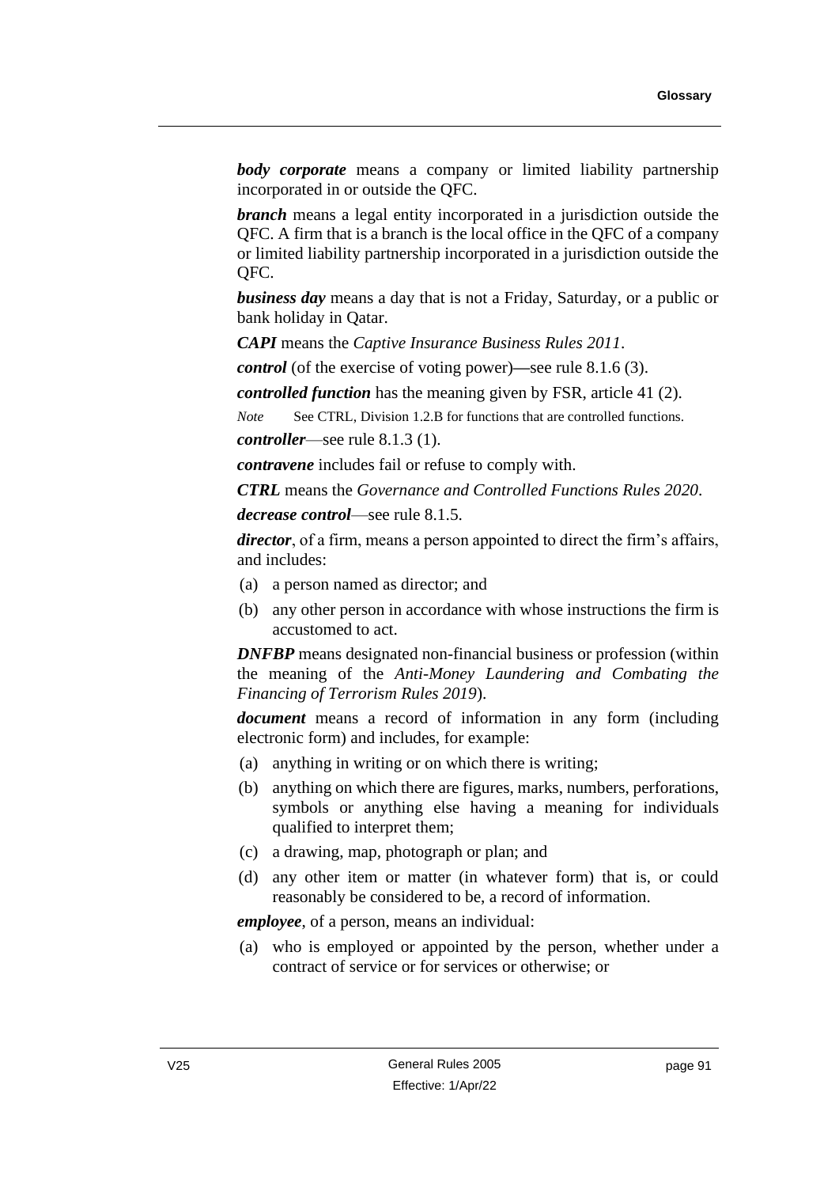***body corporate*** means a company or limited liability partnership incorporated in or outside the QFC.

***branch*** means a legal entity incorporated in a jurisdiction outside the QFC. A firm that is a branch is the local office in the QFC of a company or limited liability partnership incorporated in a jurisdiction outside the QFC.

***business day*** means a day that is not a Friday, Saturday, or a public or bank holiday in Qatar.

***CAPI*** means the *Captive Insurance Business Rules 2011*.

***control*** (of the exercise of voting power)—see rule 8.1.6 (3).

***controlled function*** has the meaning given by FSR, article 41 (2).

*Note* See CTRL, Division 1.2.B for functions that are controlled functions.

***controller***—see rule 8.1.3 (1).

***contravene*** includes fail or refuse to comply with.

***CTRL*** means the *Governance and Controlled Functions Rules 2020*.

***decrease control***—see rule 8.1.5.

***director***, of a firm, means a person appointed to direct the firm's affairs, and includes:

(a) a person named as director; and

(b) any other person in accordance with whose instructions the firm is accustomed to act.

***DNFBP*** means designated non-financial business or profession (within the meaning of the *Anti-Money Laundering and Combating the Financing of Terrorism Rules 2019*).

***document*** means a record of information in any form (including electronic form) and includes, for example:

(a) anything in writing or on which there is writing;

(b) anything on which there are figures, marks, numbers, perforations, symbols or anything else having a meaning for individuals qualified to interpret them;

(c) a drawing, map, photograph or plan; and

(d) any other item or matter (in whatever form) that is, or could reasonably be considered to be, a record of information.

***employee***, of a person, means an individual:

(a) who is employed or appointed by the person, whether under a contract of service or for services or otherwise; or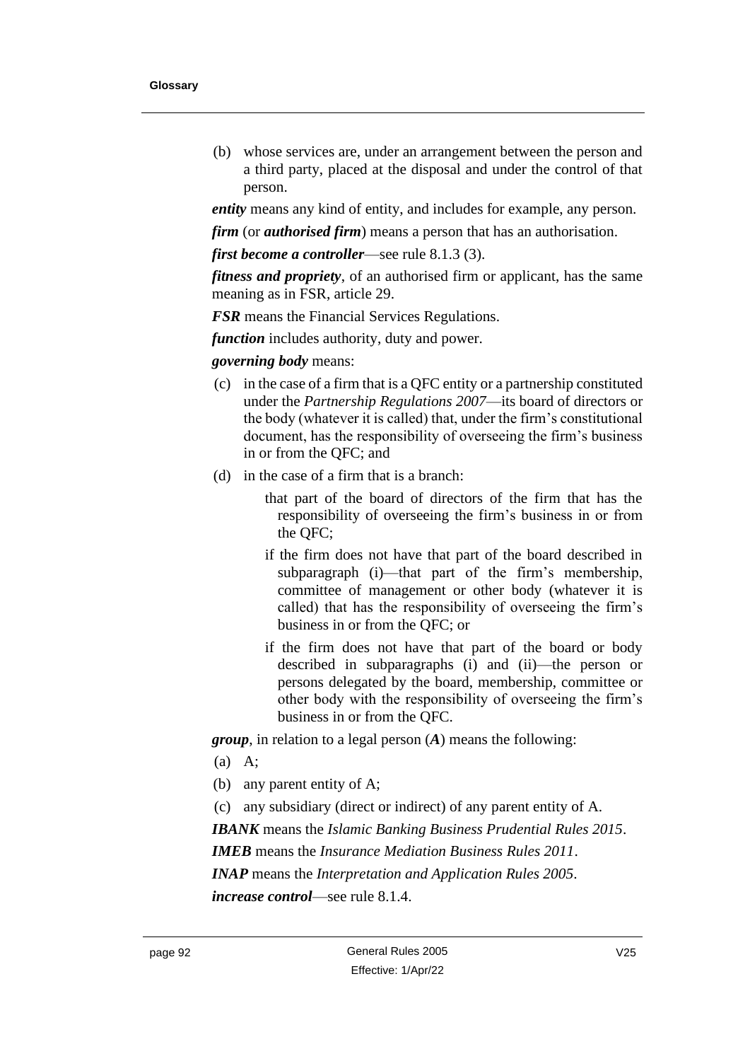(b) whose services are, under an arrangement between the person and a third party, placed at the disposal and under the control of that person.

***entity*** means any kind of entity, and includes for example, any person.

***firm*** (or ***authorised firm***) means a person that has an authorisation.

***first become a controller***—see rule 8.1.3 (3).

***fitness and propriety***, of an authorised firm or applicant, has the same meaning as in FSR, article 29.

***FSR*** means the Financial Services Regulations.

***function*** includes authority, duty and power.

***governing body*** means:

(c) in the case of a firm that is a QFC entity or a partnership constituted under the *Partnership Regulations 2007*—its board of directors or the body (whatever it is called) that, under the firm's constitutional document, has the responsibility of overseeing the firm's business in or from the QFC; and

(d) in the case of a firm that is a branch:

that part of the board of directors of the firm that has the responsibility of overseeing the firm's business in or from the QFC;

if the firm does not have that part of the board described in subparagraph (i)—that part of the firm's membership, committee of management or other body (whatever it is called) that has the responsibility of overseeing the firm's business in or from the QFC; or

if the firm does not have that part of the board or body described in subparagraphs (i) and (ii)—the person or persons delegated by the board, membership, committee or other body with the responsibility of overseeing the firm's business in or from the QFC.

***group***, in relation to a legal person (***A***) means the following:

(a) A;

(b) any parent entity of A;

(c) any subsidiary (direct or indirect) of any parent entity of A.

***IBANK*** means the *Islamic Banking Business Prudential Rules 2015*.

***IMEB*** means the *Insurance Mediation Business Rules 2011*.

***INAP*** means the *Interpretation and Application Rules 2005*.

***increase control***—see rule 8.1.4.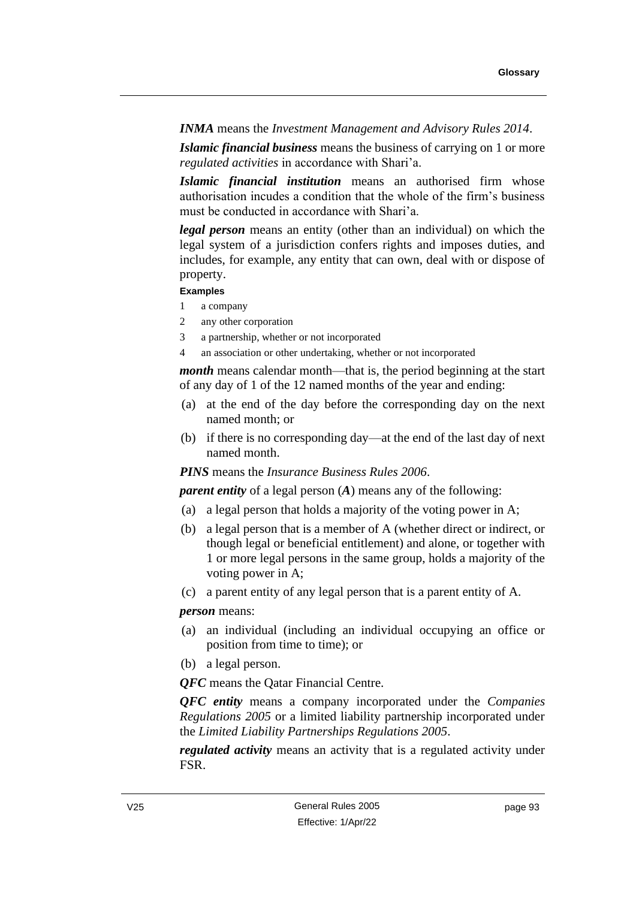***INMA*** means the *Investment Management and Advisory Rules 2014*.

***Islamic financial business*** means the business of carrying on 1 or more *regulated activities* in accordance with Shari'a.

***Islamic financial institution*** means an authorised firm whose authorisation incudes a condition that the whole of the firm's business must be conducted in accordance with Shari'a.

***legal person*** means an entity (other than an individual) on which the legal system of a jurisdiction confers rights and imposes duties, and includes, for example, any entity that can own, deal with or dispose of property.

**Examples**

1 a company

2 any other corporation

3 a partnership, whether or not incorporated

4 an association or other undertaking, whether or not incorporated

***month*** means calendar month—that is, the period beginning at the start of any day of 1 of the 12 named months of the year and ending:

(a) at the end of the day before the corresponding day on the next named month; or

(b) if there is no corresponding day—at the end of the last day of next named month.

***PINS*** means the *Insurance Business Rules 2006*.

***parent entity*** of a legal person (***A***) means any of the following:

(a) a legal person that holds a majority of the voting power in A;

(b) a legal person that is a member of A (whether direct or indirect, or though legal or beneficial entitlement) and alone, or together with 1 or more legal persons in the same group, holds a majority of the voting power in A;

(c) a parent entity of any legal person that is a parent entity of A.

***person*** means:

(a) an individual (including an individual occupying an office or position from time to time); or

(b) a legal person.

***QFC*** means the Qatar Financial Centre.

***QFC entity*** means a company incorporated under the *Companies Regulations 2005* or a limited liability partnership incorporated under the *Limited Liability Partnerships Regulations 2005*.

***regulated activity*** means an activity that is a regulated activity under FSR.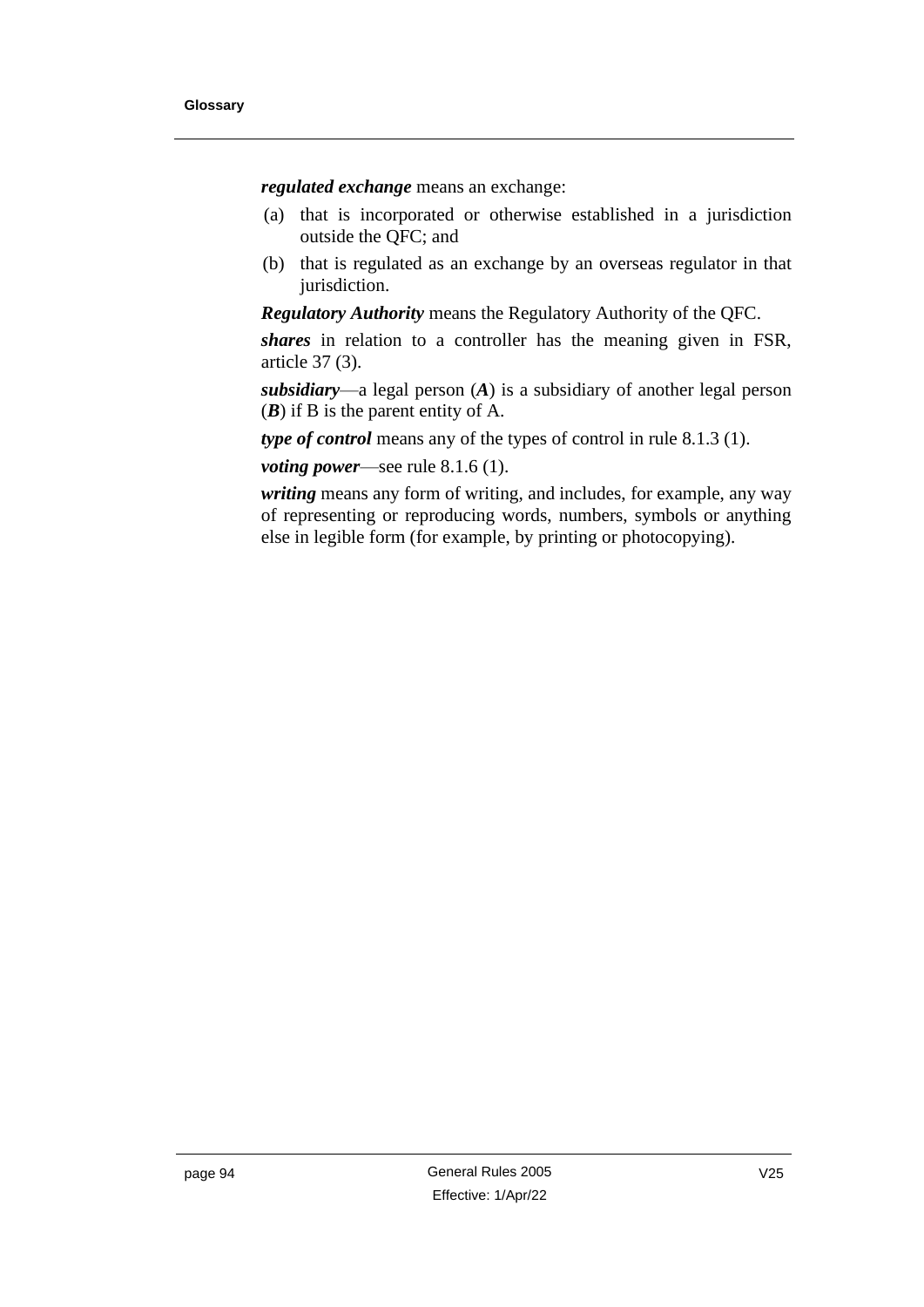***regulated exchange*** means an exchange:

(a) that is incorporated or otherwise established in a jurisdiction outside the QFC; and

(b) that is regulated as an exchange by an overseas regulator in that jurisdiction.

***Regulatory Authority*** means the Regulatory Authority of the QFC.

***shares*** in relation to a controller has the meaning given in FSR, article 37 (3).

***subsidiary***—a legal person (***A***) is a subsidiary of another legal person (***B***) if B is the parent entity of A.

***type of control*** means any of the types of control in rule 8.1.3 (1).

***voting power***—see rule 8.1.6 (1).

***writing*** means any form of writing, and includes, for example, any way of representing or reproducing words, numbers, symbols or anything else in legible form (for example, by printing or photocopying).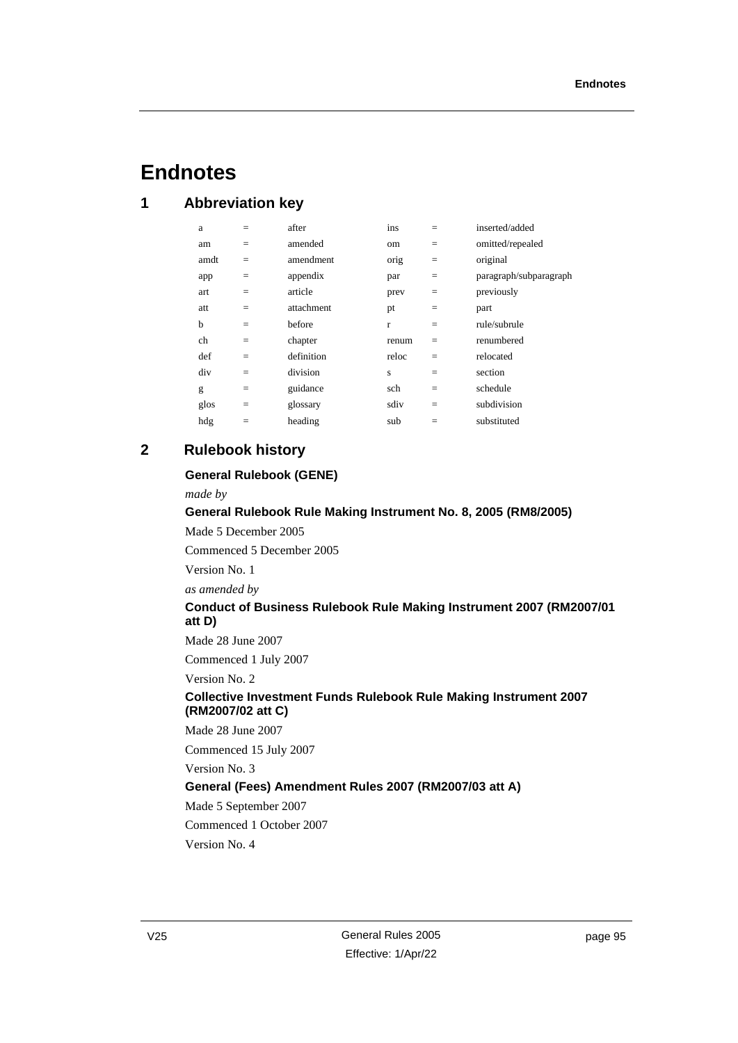# Endnotes

## 1 Abbreviation key

| | | | | | |
|---|---|---|---|---|---|
| a | = | after | ins | = | inserted/added |
| am | = | amended | om | = | omitted/repealed |
| amdt | = | amendment | orig | = | original |
| app | = | appendix | par | = | paragraph/subparagraph |
| art | = | article | prev | = | previously |
| att | = | attachment | pt | = | part |
| b | = | before | r | = | rule/subrule |
| ch | = | chapter | renum | = | renumbered |
| def | = | definition | reloc | = | relocated |
| div | = | division | s | = | section |
| g | = | guidance | sch | = | schedule |
| glos | = | glossary | sdiv | = | subdivision |
| hdg | = | heading | sub | = | substituted |

## 2 Rulebook history

**General Rulebook (GENE)**

*made by*

**General Rulebook Rule Making Instrument No. 8, 2005 (RM8/2005)**

Made 5 December 2005

Commenced 5 December 2005

Version No. 1

*as amended by*

**Conduct of Business Rulebook Rule Making Instrument 2007 (RM2007/01 att D)**

Made 28 June 2007

Commenced 1 July 2007

Version No. 2

**Collective Investment Funds Rulebook Rule Making Instrument 2007 (RM2007/02 att C)**

Made 28 June 2007

Commenced 15 July 2007

Version No. 3

**General (Fees) Amendment Rules 2007 (RM2007/03 att A)**

Made 5 September 2007

Commenced 1 October 2007

Version No. 4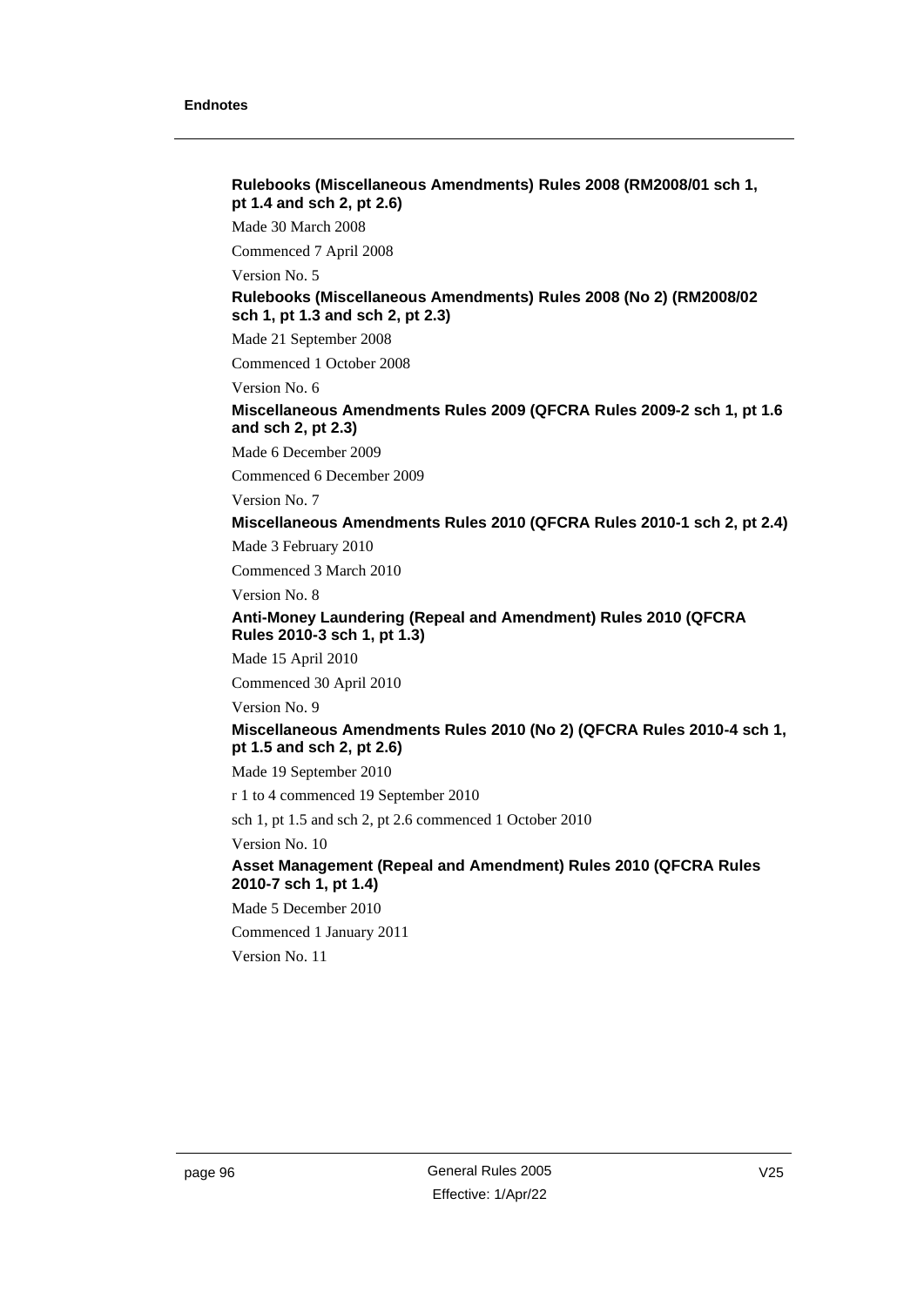**Rulebooks (Miscellaneous Amendments) Rules 2008 (RM2008/01 sch 1, pt 1.4 and sch 2, pt 2.6)**

Made 30 March 2008

Commenced 7 April 2008

Version No. 5

**Rulebooks (Miscellaneous Amendments) Rules 2008 (No 2) (RM2008/02 sch 1, pt 1.3 and sch 2, pt 2.3)**

Made 21 September 2008

Commenced 1 October 2008

Version No. 6

**Miscellaneous Amendments Rules 2009 (QFCRA Rules 2009-2 sch 1, pt 1.6 and sch 2, pt 2.3)**

Made 6 December 2009

Commenced 6 December 2009

Version No. 7

**Miscellaneous Amendments Rules 2010 (QFCRA Rules 2010-1 sch 2, pt 2.4)**

Made 3 February 2010

Commenced 3 March 2010

Version No. 8

**Anti-Money Laundering (Repeal and Amendment) Rules 2010 (QFCRA Rules 2010-3 sch 1, pt 1.3)**

Made 15 April 2010

Commenced 30 April 2010

Version No. 9

**Miscellaneous Amendments Rules 2010 (No 2) (QFCRA Rules 2010-4 sch 1, pt 1.5 and sch 2, pt 2.6)**

Made 19 September 2010

r 1 to 4 commenced 19 September 2010

sch 1, pt 1.5 and sch 2, pt 2.6 commenced 1 October 2010

Version No. 10

**Asset Management (Repeal and Amendment) Rules 2010 (QFCRA Rules 2010-7 sch 1, pt 1.4)**

Made 5 December 2010

Commenced 1 January 2011

Version No. 11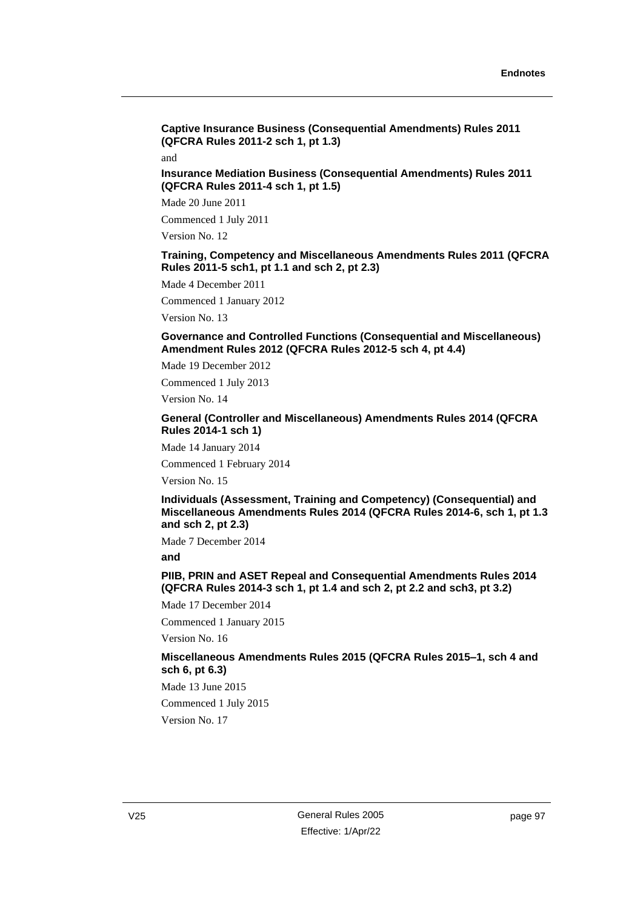**Captive Insurance Business (Consequential Amendments) Rules 2011 (QFCRA Rules 2011-2 sch 1, pt 1.3)**

and

**Insurance Mediation Business (Consequential Amendments) Rules 2011 (QFCRA Rules 2011-4 sch 1, pt 1.5)**

Made 20 June 2011

Commenced 1 July 2011

Version No. 12

**Training, Competency and Miscellaneous Amendments Rules 2011 (QFCRA Rules 2011-5 sch1, pt 1.1 and sch 2, pt 2.3)**

Made 4 December 2011

Commenced 1 January 2012

Version No. 13

**Governance and Controlled Functions (Consequential and Miscellaneous) Amendment Rules 2012 (QFCRA Rules 2012-5 sch 4, pt 4.4)**

Made 19 December 2012

Commenced 1 July 2013

Version No. 14

**General (Controller and Miscellaneous) Amendments Rules 2014 (QFCRA Rules 2014-1 sch 1)**

Made 14 January 2014

Commenced 1 February 2014

Version No. 15

**Individuals (Assessment, Training and Competency) (Consequential) and Miscellaneous Amendments Rules 2014 (QFCRA Rules 2014-6, sch 1, pt 1.3 and sch 2, pt 2.3)**

Made 7 December 2014

**and**

**PIIB, PRIN and ASET Repeal and Consequential Amendments Rules 2014 (QFCRA Rules 2014-3 sch 1, pt 1.4 and sch 2, pt 2.2 and sch3, pt 3.2)**

Made 17 December 2014

Commenced 1 January 2015

Version No. 16

**Miscellaneous Amendments Rules 2015 (QFCRA Rules 2015–1, sch 4 and sch 6, pt 6.3)**

Made 13 June 2015

Commenced 1 July 2015

Version No. 17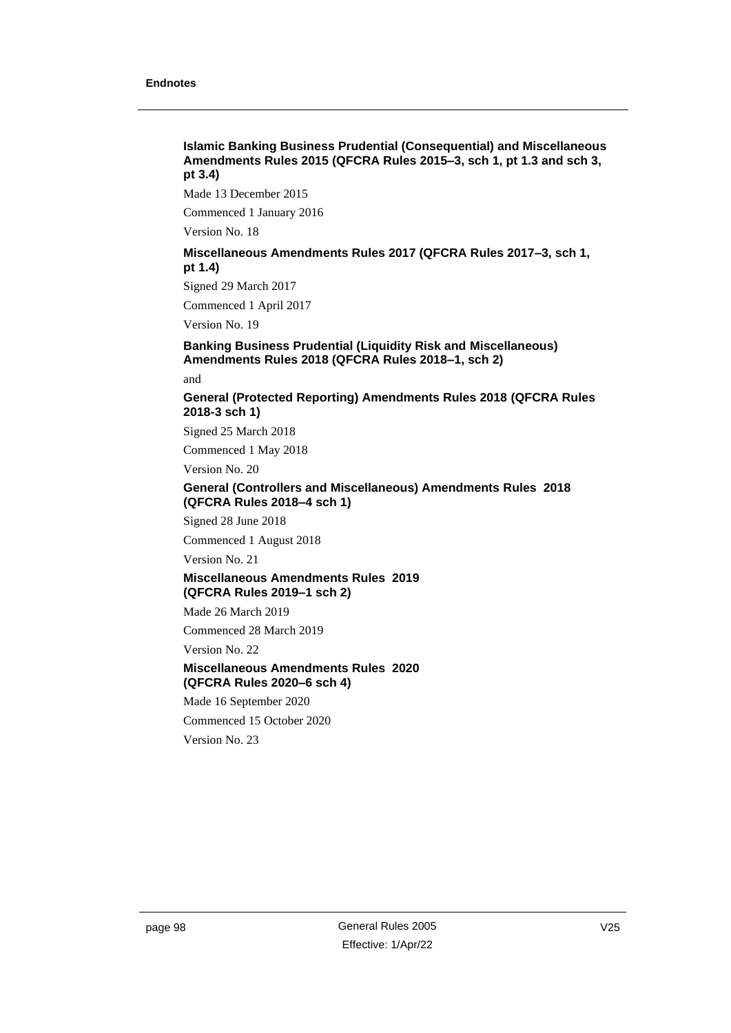**Islamic Banking Business Prudential (Consequential) and Miscellaneous Amendments Rules 2015 (QFCRA Rules 2015–3, sch 1, pt 1.3 and sch 3, pt 3.4)**

Made 13 December 2015

Commenced 1 January 2016

Version No. 18

**Miscellaneous Amendments Rules 2017 (QFCRA Rules 2017–3, sch 1, pt 1.4)**

Signed 29 March 2017

Commenced 1 April 2017

Version No. 19

**Banking Business Prudential (Liquidity Risk and Miscellaneous) Amendments Rules 2018 (QFCRA Rules 2018–1, sch 2)**

and

**General (Protected Reporting) Amendments Rules 2018 (QFCRA Rules 2018-3 sch 1)**

Signed 25 March 2018

Commenced 1 May 2018

Version No. 20

**General (Controllers and Miscellaneous) Amendments Rules 2018 (QFCRA Rules 2018–4 sch 1)**

Signed 28 June 2018

Commenced 1 August 2018

Version No. 21

**Miscellaneous Amendments Rules 2019 (QFCRA Rules 2019–1 sch 2)**

Made 26 March 2019

Commenced 28 March 2019

Version No. 22

**Miscellaneous Amendments Rules 2020 (QFCRA Rules 2020–6 sch 4)**

Made 16 September 2020

Commenced 15 October 2020

Version No. 23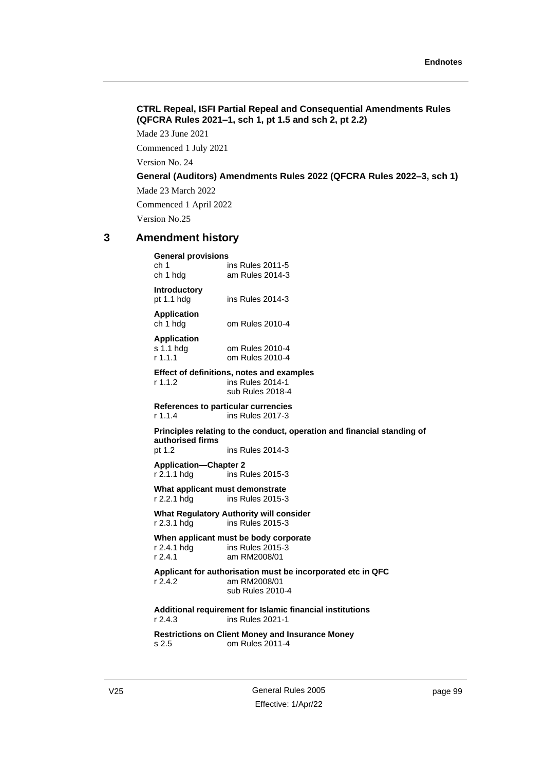**CTRL Repeal, ISFI Partial Repeal and Consequential Amendments Rules (QFCRA Rules 2021–1, sch 1, pt 1.5 and sch 2, pt 2.2)**

Made 23 June 2021

Commenced 1 July 2021

Version No. 24

**General (Auditors) Amendments Rules 2022 (QFCRA Rules 2022–3, sch 1)**

Made 23 March 2022

Commenced 1 April 2022

Version No.25

## 3 Amendment history

**General provisions**
ch 1 ins Rules 2011-5
ch 1 hdg am Rules 2014-3

**Introductory**
pt 1.1 hdg ins Rules 2014-3

**Application**
ch 1 hdg om Rules 2010-4

**Application**
s 1.1 hdg om Rules 2010-4
r 1.1.1 om Rules 2010-4

**Effect of definitions, notes and examples**
r 1.1.2 ins Rules 2014-1
sub Rules 2018-4

**References to particular currencies**
r 1.1.4 ins Rules 2017-3

**Principles relating to the conduct, operation and financial standing of authorised firms**
pt 1.2 ins Rules 2014-3

**Application—Chapter 2**
r 2.1.1 hdg ins Rules 2015-3

**What applicant must demonstrate**
r 2.2.1 hdg ins Rules 2015-3

**What Regulatory Authority will consider**
r 2.3.1 hdg ins Rules 2015-3

**When applicant must be body corporate**
r 2.4.1 hdg ins Rules 2015-3
r 2.4.1 am RM2008/01

**Applicant for authorisation must be incorporated etc in QFC**
r 2.4.2 am RM2008/01
sub Rules 2010-4

**Additional requirement for Islamic financial institutions**
r 2.4.3 ins Rules 2021-1

**Restrictions on Client Money and Insurance Money**
s 2.5 om Rules 2011-4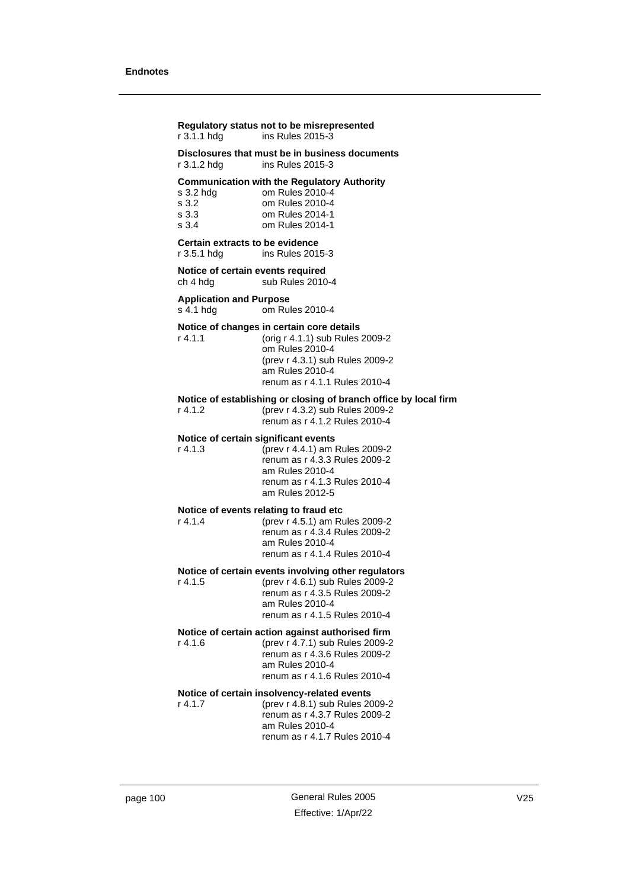**Regulatory status not to be misrepresented**
r 3.1.1 hdg ins Rules 2015-3

**Disclosures that must be in business documents**
r 3.1.2 hdg ins Rules 2015-3

**Communication with the Regulatory Authority**
s 3.2 hdg om Rules 2010-4
s 3.2 om Rules 2010-4
s 3.3 om Rules 2014-1
s 3.4 om Rules 2014-1

**Certain extracts to be evidence**
r 3.5.1 hdg ins Rules 2015-3

**Notice of certain events required**
ch 4 hdg sub Rules 2010-4

**Application and Purpose**
s 4.1 hdg om Rules 2010-4

**Notice of changes in certain core details**
r 4.1.1 (orig r 4.1.1) sub Rules 2009-2
om Rules 2010-4
(prev r 4.3.1) sub Rules 2009-2
am Rules 2010-4
renum as r 4.1.1 Rules 2010-4

**Notice of establishing or closing of branch office by local firm**
r 4.1.2 (prev r 4.3.2) sub Rules 2009-2
renum as r 4.1.2 Rules 2010-4

**Notice of certain significant events**
r 4.1.3 (prev r 4.4.1) am Rules 2009-2
renum as r 4.3.3 Rules 2009-2
am Rules 2010-4
renum as r 4.1.3 Rules 2010-4
am Rules 2012-5

**Notice of events relating to fraud etc**
r 4.1.4 (prev r 4.5.1) am Rules 2009-2
renum as r 4.3.4 Rules 2009-2
am Rules 2010-4
renum as r 4.1.4 Rules 2010-4

**Notice of certain events involving other regulators**
r 4.1.5 (prev r 4.6.1) sub Rules 2009-2
renum as r 4.3.5 Rules 2009-2
am Rules 2010-4
renum as r 4.1.5 Rules 2010-4

**Notice of certain action against authorised firm**
r 4.1.6 (prev r 4.7.1) sub Rules 2009-2
renum as r 4.3.6 Rules 2009-2
am Rules 2010-4
renum as r 4.1.6 Rules 2010-4

**Notice of certain insolvency-related events**
r 4.1.7 (prev r 4.8.1) sub Rules 2009-2
renum as r 4.3.7 Rules 2009-2
am Rules 2010-4
renum as r 4.1.7 Rules 2010-4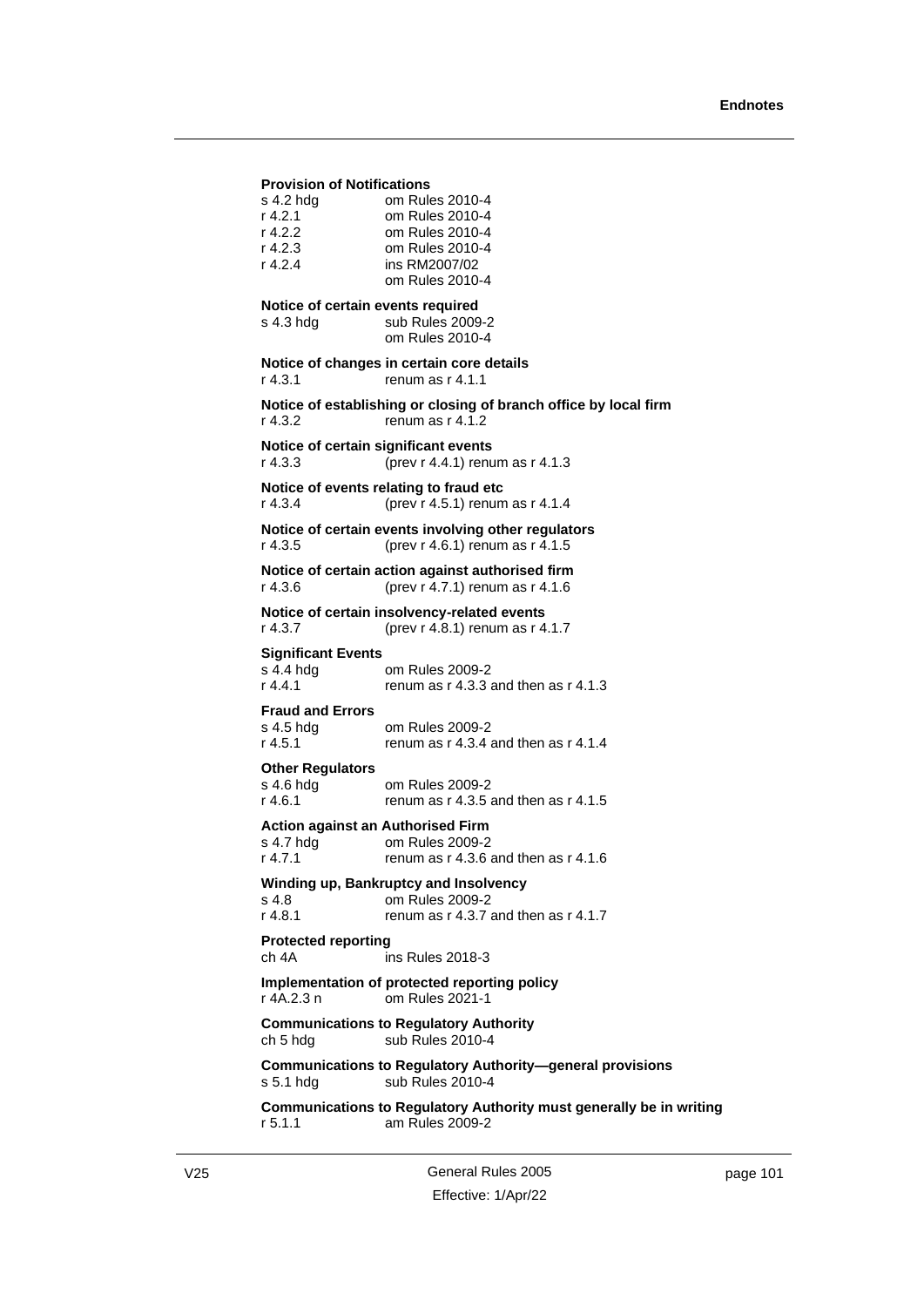**Provision of Notifications**

s 4.2 hdg om Rules 2010-4
r 4.2.1 om Rules 2010-4
r 4.2.2 om Rules 2010-4
r 4.2.3 om Rules 2010-4
r 4.2.4 ins RM2007/02
om Rules 2010-4

**Notice of certain events required**

s 4.3 hdg sub Rules 2009-2
om Rules 2010-4

**Notice of changes in certain core details**

r 4.3.1 renum as r 4.1.1

**Notice of establishing or closing of branch office by local firm**

r 4.3.2 renum as r 4.1.2

**Notice of certain significant events**

r 4.3.3 (prev r 4.4.1) renum as r 4.1.3

**Notice of events relating to fraud etc**

r 4.3.4 (prev r 4.5.1) renum as r 4.1.4

**Notice of certain events involving other regulators**

r 4.3.5 (prev r 4.6.1) renum as r 4.1.5

**Notice of certain action against authorised firm**

r 4.3.6 (prev r 4.7.1) renum as r 4.1.6

**Notice of certain insolvency-related events**

r 4.3.7 (prev r 4.8.1) renum as r 4.1.7

**Significant Events**

s 4.4 hdg om Rules 2009-2
r 4.4.1 renum as r 4.3.3 and then as r 4.1.3

**Fraud and Errors**

s 4.5 hdg om Rules 2009-2
r 4.5.1 renum as r 4.3.4 and then as r 4.1.4

**Other Regulators**

s 4.6 hdg om Rules 2009-2
r 4.6.1 renum as r 4.3.5 and then as r 4.1.5

**Action against an Authorised Firm**

s 4.7 hdg om Rules 2009-2
r 4.7.1 renum as r 4.3.6 and then as r 4.1.6

**Winding up, Bankruptcy and Insolvency**

s 4.8 om Rules 2009-2
r 4.8.1 renum as r 4.3.7 and then as r 4.1.7

**Protected reporting**

ch 4A ins Rules 2018-3

**Implementation of protected reporting policy**

r 4A.2.3 n om Rules 2021-1

**Communications to Regulatory Authority**

ch 5 hdg sub Rules 2010-4

**Communications to Regulatory Authority—general provisions**

s 5.1 hdg sub Rules 2010-4

**Communications to Regulatory Authority must generally be in writing**

r 5.1.1 am Rules 2009-2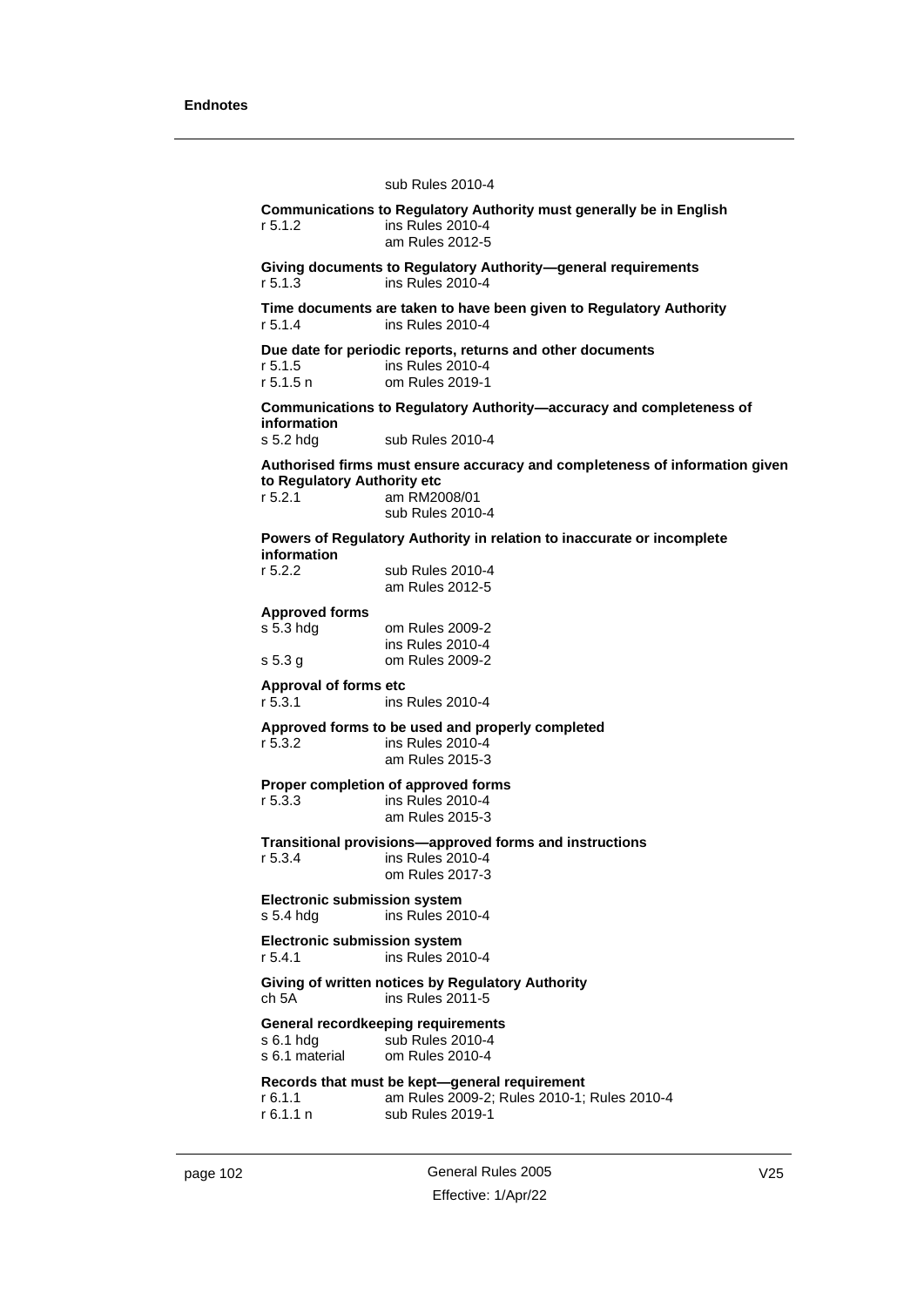sub Rules 2010-4

**Communications to Regulatory Authority must generally be in English**

| | |
|---|---|
| r 5.1.2 | ins Rules 2010-4<br>am Rules 2012-5 |

**Giving documents to Regulatory Authority—general requirements**

| | |
|---|---|
| r 5.1.3 | ins Rules 2010-4 |

**Time documents are taken to have been given to Regulatory Authority**

| | |
|---|---|
| r 5.1.4 | ins Rules 2010-4 |

**Due date for periodic reports, returns and other documents**

| | |
|---|---|
| r 5.1.5 | ins Rules 2010-4 |
| r 5.1.5 n | om Rules 2019-1 |

**Communications to Regulatory Authority—accuracy and completeness of information**

| | |
|---|---|
| s 5.2 hdg | sub Rules 2010-4 |

**Authorised firms must ensure accuracy and completeness of information given to Regulatory Authority etc**

| | |
|---|---|
| r 5.2.1 | am RM2008/01<br>sub Rules 2010-4 |

**Powers of Regulatory Authority in relation to inaccurate or incomplete information**

| | |
|---|---|
| r 5.2.2 | sub Rules 2010-4<br>am Rules 2012-5 |

**Approved forms**

| | |
|---|---|
| s 5.3 hdg | om Rules 2009-2<br>ins Rules 2010-4 |
| s 5.3 g | om Rules 2009-2 |

**Approval of forms etc**

| | |
|---|---|
| r 5.3.1 | ins Rules 2010-4 |

**Approved forms to be used and properly completed**

| | |
|---|---|
| r 5.3.2 | ins Rules 2010-4<br>am Rules 2015-3 |

**Proper completion of approved forms**

| | |
|---|---|
| r 5.3.3 | ins Rules 2010-4<br>am Rules 2015-3 |

**Transitional provisions—approved forms and instructions**

| | |
|---|---|
| r 5.3.4 | ins Rules 2010-4<br>om Rules 2017-3 |

**Electronic submission system**

| | |
|---|---|
| s 5.4 hdg | ins Rules 2010-4 |

**Electronic submission system**

| | |
|---|---|
| r 5.4.1 | ins Rules 2010-4 |

**Giving of written notices by Regulatory Authority**

| | |
|---|---|
| ch 5A | ins Rules 2011-5 |

**General recordkeeping requirements**

| | |
|---|---|
| s 6.1 hdg | sub Rules 2010-4 |
| s 6.1 material | om Rules 2010-4 |

**Records that must be kept—general requirement**

| | |
|---|---|
| r 6.1.1 | am Rules 2009-2; Rules 2010-1; Rules 2010-4 |
| r 6.1.1 n | sub Rules 2019-1 |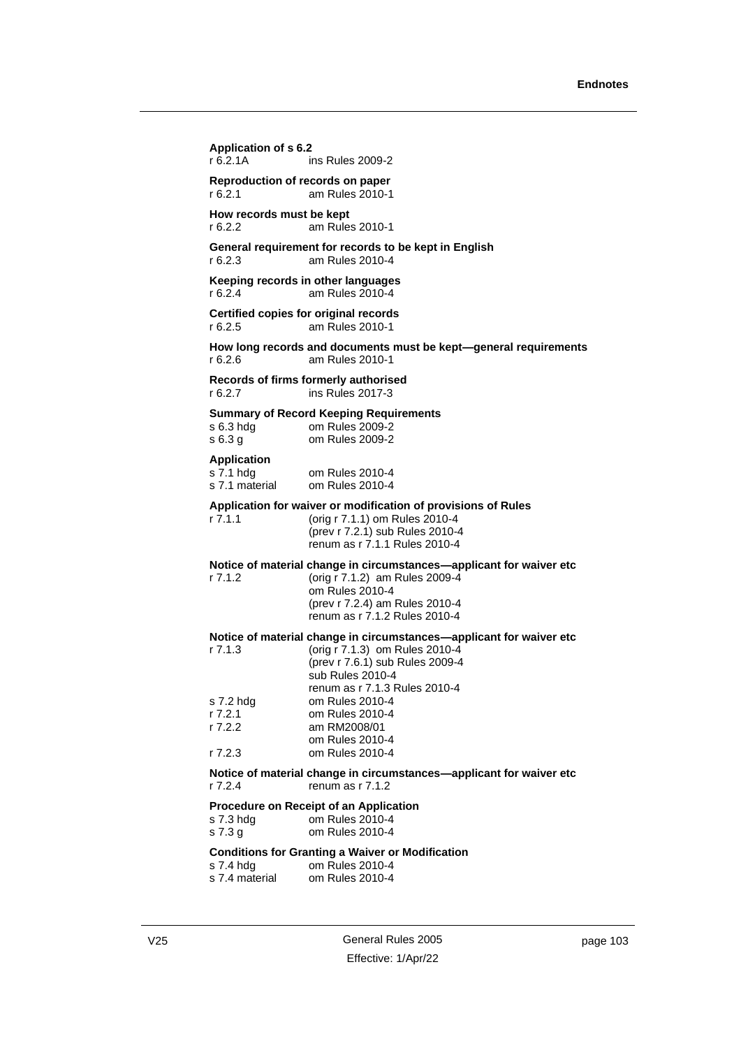**Application of s 6.2**
r 6.2.1A ins Rules 2009-2

**Reproduction of records on paper**
r 6.2.1 am Rules 2010-1

**How records must be kept**
r 6.2.2 am Rules 2010-1

**General requirement for records to be kept in English**
r 6.2.3 am Rules 2010-4

**Keeping records in other languages**
r 6.2.4 am Rules 2010-4

**Certified copies for original records**
r 6.2.5 am Rules 2010-1

**How long records and documents must be kept—general requirements**
r 6.2.6 am Rules 2010-1

**Records of firms formerly authorised**
r 6.2.7 ins Rules 2017-3

**Summary of Record Keeping Requirements**
s 6.3 hdg om Rules 2009-2
s 6.3 g om Rules 2009-2

**Application**
s 7.1 hdg om Rules 2010-4
s 7.1 material om Rules 2010-4

**Application for waiver or modification of provisions of Rules**
r 7.1.1 (orig r 7.1.1) om Rules 2010-4
(prev r 7.2.1) sub Rules 2010-4
renum as r 7.1.1 Rules 2010-4

**Notice of material change in circumstances—applicant for waiver etc**
r 7.1.2 (orig r 7.1.2) am Rules 2009-4
om Rules 2010-4
(prev r 7.2.4) am Rules 2010-4
renum as r 7.1.2 Rules 2010-4

**Notice of material change in circumstances—applicant for waiver etc**
r 7.1.3 (orig r 7.1.3) om Rules 2010-4
(prev r 7.6.1) sub Rules 2009-4
sub Rules 2010-4
renum as r 7.1.3 Rules 2010-4
s 7.2 hdg om Rules 2010-4
r 7.2.1 om Rules 2010-4
r 7.2.2 am RM2008/01
om Rules 2010-4
r 7.2.3 om Rules 2010-4

**Notice of material change in circumstances—applicant for waiver etc**
r 7.2.4 renum as r 7.1.2

**Procedure on Receipt of an Application**
s 7.3 hdg om Rules 2010-4
s 7.3 g om Rules 2010-4

**Conditions for Granting a Waiver or Modification**
s 7.4 hdg om Rules 2010-4
s 7.4 material om Rules 2010-4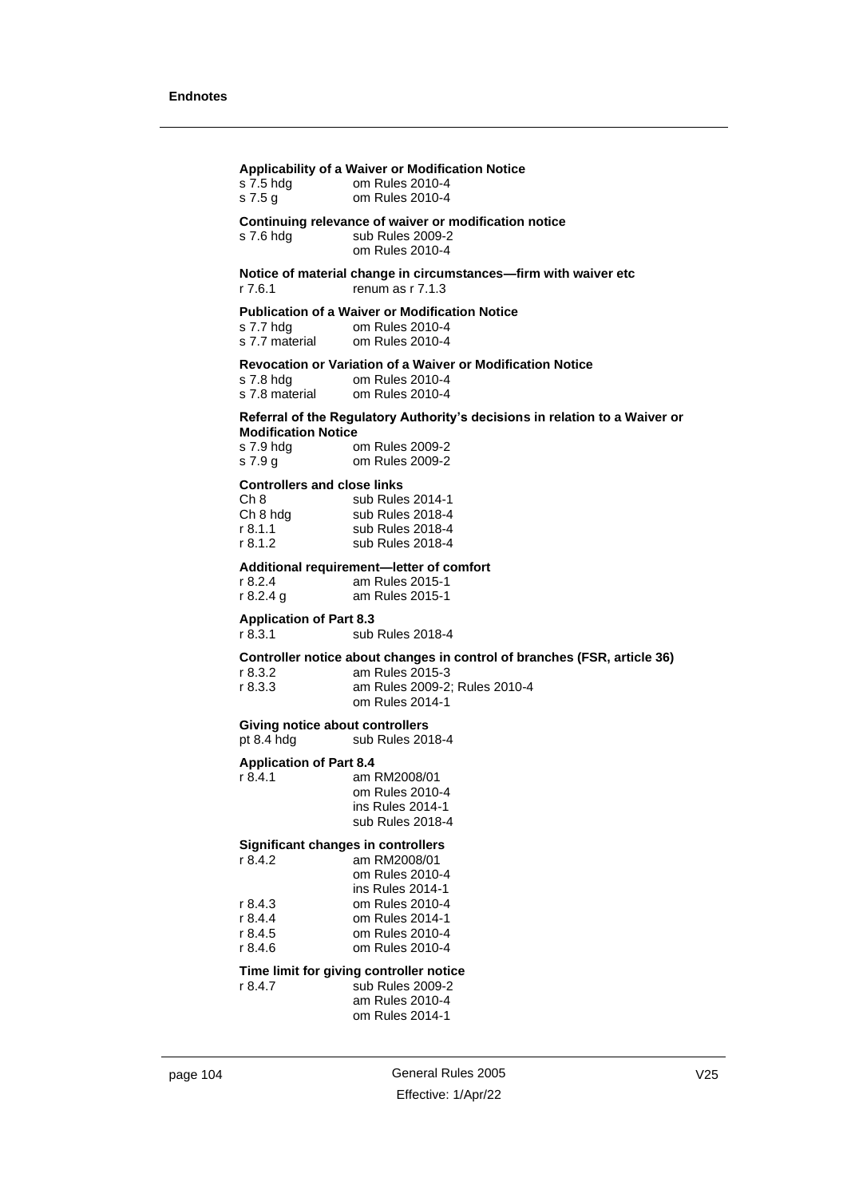**Applicability of a Waiver or Modification Notice**

s 7.5 hdg om Rules 2010-4
s 7.5 g om Rules 2010-4

**Continuing relevance of waiver or modification notice**

s 7.6 hdg sub Rules 2009-2
om Rules 2010-4

**Notice of material change in circumstances—firm with waiver etc**

r 7.6.1 renum as r 7.1.3

**Publication of a Waiver or Modification Notice**

s 7.7 hdg om Rules 2010-4
s 7.7 material om Rules 2010-4

**Revocation or Variation of a Waiver or Modification Notice**

s 7.8 hdg om Rules 2010-4
s 7.8 material om Rules 2010-4

**Referral of the Regulatory Authority's decisions in relation to a Waiver or Modification Notice**

s 7.9 hdg om Rules 2009-2
s 7.9 g om Rules 2009-2

**Controllers and close links**

Ch 8 sub Rules 2014-1
Ch 8 hdg sub Rules 2018-4
r 8.1.1 sub Rules 2018-4
r 8.1.2 sub Rules 2018-4

**Additional requirement—letter of comfort**

r 8.2.4 am Rules 2015-1
r 8.2.4 g am Rules 2015-1

**Application of Part 8.3**

r 8.3.1 sub Rules 2018-4

**Controller notice about changes in control of branches (FSR, article 36)**

r 8.3.2 am Rules 2015-3
r 8.3.3 am Rules 2009-2; Rules 2010-4
om Rules 2014-1

**Giving notice about controllers**

pt 8.4 hdg sub Rules 2018-4

**Application of Part 8.4**

r 8.4.1 am RM2008/01
om Rules 2010-4
ins Rules 2014-1
sub Rules 2018-4

**Significant changes in controllers**

r 8.4.2 am RM2008/01
om Rules 2010-4
ins Rules 2014-1
r 8.4.3 om Rules 2010-4
r 8.4.4 om Rules 2014-1
r 8.4.5 om Rules 2010-4
r 8.4.6 om Rules 2010-4

**Time limit for giving controller notice**

r 8.4.7 sub Rules 2009-2
am Rules 2010-4
om Rules 2014-1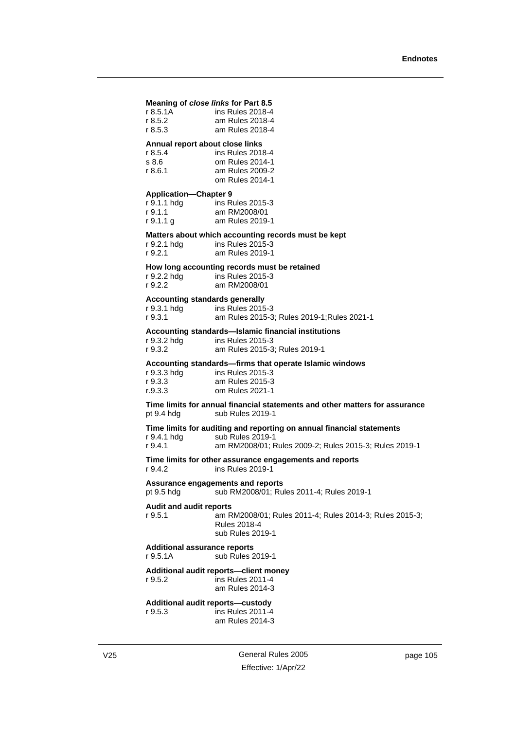**Meaning of *close links* for Part 8.5**

| | |
|---|---|
| r 8.5.1A | ins Rules 2018-4 |
| r 8.5.2 | am Rules 2018-4 |
| r 8.5.3 | am Rules 2018-4 |

**Annual report about close links**

| | |
|---|---|
| r 8.5.4 | ins Rules 2018-4 |
| s 8.6 | om Rules 2014-1 |
| r 8.6.1 | am Rules 2009-2<br>om Rules 2014-1 |

**Application—Chapter 9**

| | |
|---|---|
| r 9.1.1 hdg | ins Rules 2015-3 |
| r 9.1.1 | am RM2008/01 |
| r 9.1.1 g | am Rules 2019-1 |

**Matters about which accounting records must be kept**

| | |
|---|---|
| r 9.2.1 hdg | ins Rules 2015-3 |
| r 9.2.1 | am Rules 2019-1 |

**How long accounting records must be retained**

| | |
|---|---|
| r 9.2.2 hdg | ins Rules 2015-3 |
| r 9.2.2 | am RM2008/01 |

**Accounting standards generally**

| | |
|---|---|
| r 9.3.1 hdg | ins Rules 2015-3 |
| r 9.3.1 | am Rules 2015-3; Rules 2019-1;Rules 2021-1 |

**Accounting standards—Islamic financial institutions**

| | |
|---|---|
| r 9.3.2 hdg | ins Rules 2015-3 |
| r 9.3.2 | am Rules 2015-3; Rules 2019-1 |

**Accounting standards—firms that operate Islamic windows**

| | |
|---|---|
| r 9.3.3 hdg | ins Rules 2015-3 |
| r 9.3.3 | am Rules 2015-3 |
| r.9.3.3 | om Rules 2021-1 |

**Time limits for annual financial statements and other matters for assurance**

| | |
|---|---|
| pt 9.4 hdg | sub Rules 2019-1 |

**Time limits for auditing and reporting on annual financial statements**

| | |
|---|---|
| r 9.4.1 hdg | sub Rules 2019-1 |
| r 9.4.1 | am RM2008/01; Rules 2009-2; Rules 2015-3; Rules 2019-1 |

**Time limits for other assurance engagements and reports**

| | |
|---|---|
| r 9.4.2 | ins Rules 2019-1 |

**Assurance engagements and reports**

| | |
|---|---|
| pt 9.5 hdg | sub RM2008/01; Rules 2011-4; Rules 2019-1 |

**Audit and audit reports**

| | |
|---|---|
| r 9.5.1 | am RM2008/01; Rules 2011-4; Rules 2014-3; Rules 2015-3; Rules 2018-4<br>sub Rules 2019-1 |

**Additional assurance reports**

| | |
|---|---|
| r 9.5.1A | sub Rules 2019-1 |

**Additional audit reports—client money**

| | |
|---|---|
| r 9.5.2 | ins Rules 2011-4<br>am Rules 2014-3 |

**Additional audit reports—custody**

| | |
|---|---|
| r 9.5.3 | ins Rules 2011-4<br>am Rules 2014-3 |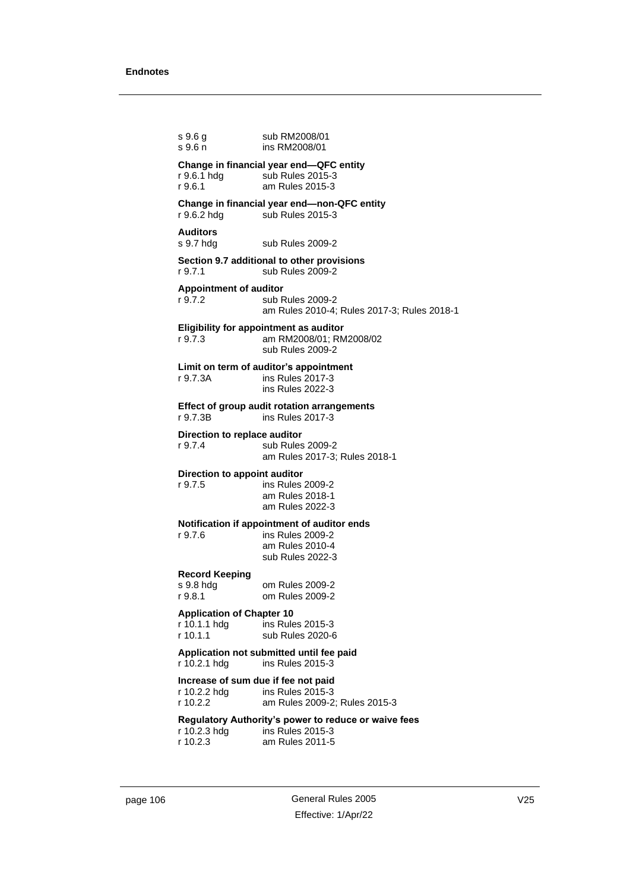| | |
|---|---|
| s 9.6 g | sub RM2008/01 |
| s 9.6 n | ins RM2008/01 |

**Change in financial year end—QFC entity**

| | |
|---|---|
| r 9.6.1 hdg | sub Rules 2015-3 |
| r 9.6.1 | am Rules 2015-3 |

**Change in financial year end—non-QFC entity**

| | |
|---|---|
| r 9.6.2 hdg | sub Rules 2015-3 |

**Auditors**

| | |
|---|---|
| s 9.7 hdg | sub Rules 2009-2 |

**Section 9.7 additional to other provisions**

| | |
|---|---|
| r 9.7.1 | sub Rules 2009-2 |

**Appointment of auditor**

| | |
|---|---|
| r 9.7.2 | sub Rules 2009-2<br>am Rules 2010-4; Rules 2017-3; Rules 2018-1 |

**Eligibility for appointment as auditor**

| | |
|---|---|
| r 9.7.3 | am RM2008/01; RM2008/02<br>sub Rules 2009-2 |

**Limit on term of auditor's appointment**

| | |
|---|---|
| r 9.7.3A | ins Rules 2017-3<br>ins Rules 2022-3 |

**Effect of group audit rotation arrangements**

| | |
|---|---|
| r 9.7.3B | ins Rules 2017-3 |

**Direction to replace auditor**

| | |
|---|---|
| r 9.7.4 | sub Rules 2009-2<br>am Rules 2017-3; Rules 2018-1 |

**Direction to appoint auditor**

| | |
|---|---|
| r 9.7.5 | ins Rules 2009-2<br>am Rules 2018-1<br>am Rules 2022-3 |

**Notification if appointment of auditor ends**

| | |
|---|---|
| r 9.7.6 | ins Rules 2009-2<br>am Rules 2010-4<br>sub Rules 2022-3 |

**Record Keeping**

| | |
|---|---|
| s 9.8 hdg | om Rules 2009-2 |
| r 9.8.1 | om Rules 2009-2 |

**Application of Chapter 10**

| | |
|---|---|
| r 10.1.1 hdg | ins Rules 2015-3 |
| r 10.1.1 | sub Rules 2020-6 |

**Application not submitted until fee paid**

| | |
|---|---|
| r 10.2.1 hdg | ins Rules 2015-3 |

**Increase of sum due if fee not paid**

| | |
|---|---|
| r 10.2.2 hdg | ins Rules 2015-3 |
| r 10.2.2 | am Rules 2009-2; Rules 2015-3 |

**Regulatory Authority's power to reduce or waive fees**

| | |
|---|---|
| r 10.2.3 hdg | ins Rules 2015-3 |
| r 10.2.3 | am Rules 2011-5 |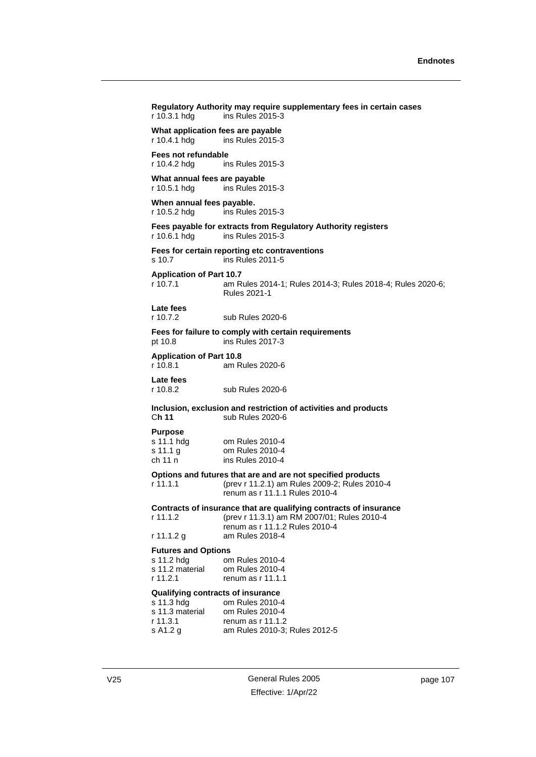**Regulatory Authority may require supplementary fees in certain cases**
r 10.3.1 hdg ins Rules 2015-3

**What application fees are payable**
r 10.4.1 hdg ins Rules 2015-3

**Fees not refundable**
r 10.4.2 hdg ins Rules 2015-3

**What annual fees are payable**
r 10.5.1 hdg ins Rules 2015-3

**When annual fees payable.**
r 10.5.2 hdg ins Rules 2015-3

**Fees payable for extracts from Regulatory Authority registers**
r 10.6.1 hdg ins Rules 2015-3

**Fees for certain reporting etc contraventions**
s 10.7 ins Rules 2011-5

**Application of Part 10.7**
r 10.7.1 am Rules 2014-1; Rules 2014-3; Rules 2018-4; Rules 2020-6; Rules 2021-1

**Late fees**
r 10.7.2 sub Rules 2020-6

**Fees for failure to comply with certain requirements**
pt 10.8 ins Rules 2017-3

**Application of Part 10.8**
r 10.8.1 am Rules 2020-6

**Late fees**
r 10.8.2 sub Rules 2020-6

**Inclusion, exclusion and restriction of activities and products**
C**h 11** sub Rules 2020-6

**Purpose**
s 11.1 hdg om Rules 2010-4
s 11.1 g om Rules 2010-4
ch 11 n ins Rules 2010-4

**Options and futures that are and are not specified products**
r 11.1.1 (prev r 11.2.1) am Rules 2009-2; Rules 2010-4
renum as r 11.1.1 Rules 2010-4

**Contracts of insurance that are qualifying contracts of insurance**
r 11.1.2 (prev r 11.3.1) am RM 2007/01; Rules 2010-4
renum as r 11.1.2 Rules 2010-4
r 11.1.2 g am Rules 2018-4

**Futures and Options**
s 11.2 hdg om Rules 2010-4
s 11.2 material om Rules 2010-4
r 11.2.1 renum as r 11.1.1

**Qualifying contracts of insurance**
s 11.3 hdg om Rules 2010-4
s 11.3 material om Rules 2010-4
r 11.3.1 renum as r 11.1.2
s A1.2 g am Rules 2010-3; Rules 2012-5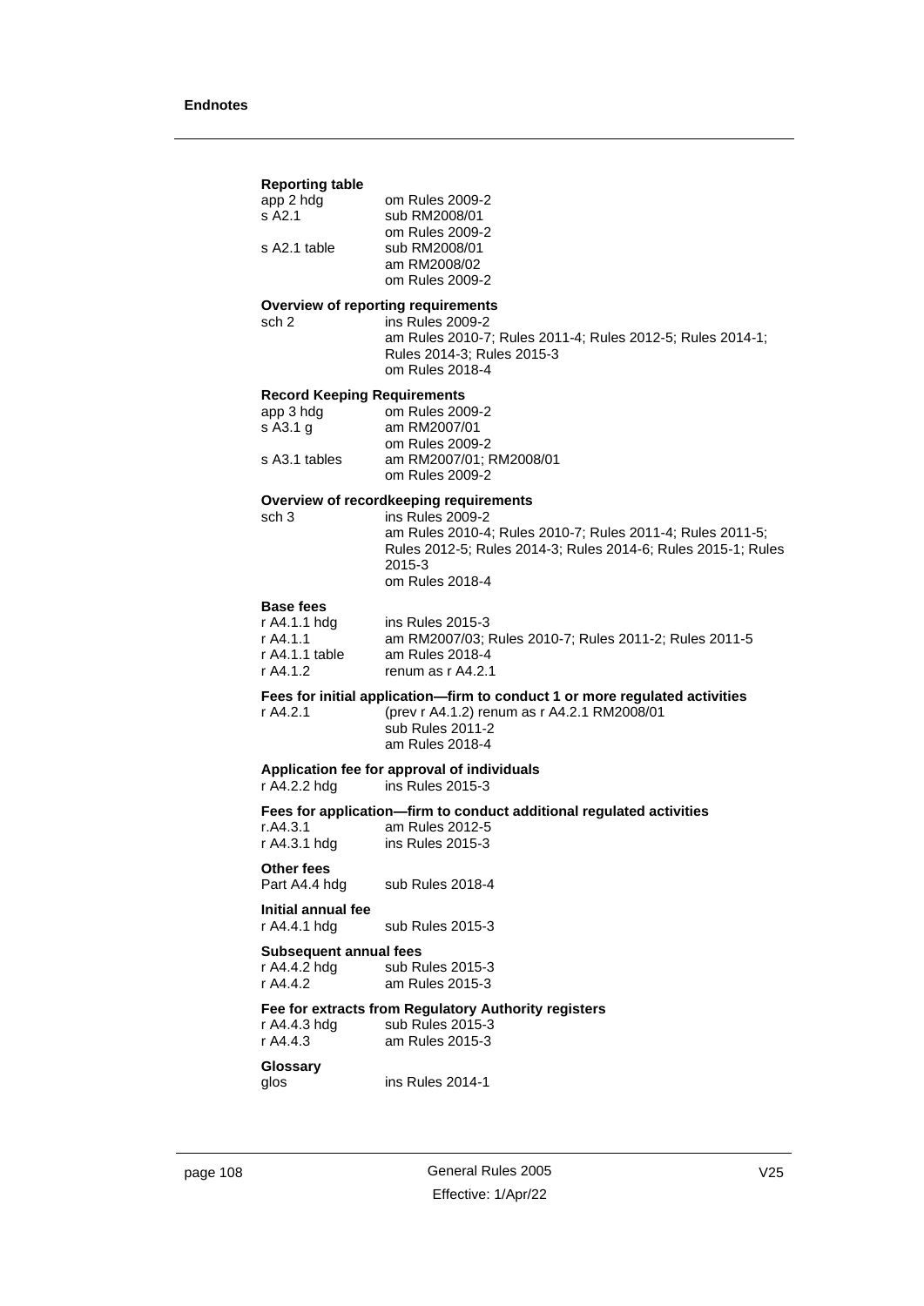**Reporting table**

app 2 hdg om Rules 2009-2
s A2.1 sub RM2008/01
om Rules 2009-2
s A2.1 table sub RM2008/01
am RM2008/02
om Rules 2009-2

**Overview of reporting requirements**

sch 2 ins Rules 2009-2
am Rules 2010-7; Rules 2011-4; Rules 2012-5; Rules 2014-1; Rules 2014-3; Rules 2015-3
om Rules 2018-4

**Record Keeping Requirements**

app 3 hdg om Rules 2009-2
s A3.1 g am RM2007/01
om Rules 2009-2
s A3.1 tables am RM2007/01; RM2008/01
om Rules 2009-2

**Overview of recordkeeping requirements**

sch 3 ins Rules 2009-2
am Rules 2010-4; Rules 2010-7; Rules 2011-4; Rules 2011-5; Rules 2012-5; Rules 2014-3; Rules 2014-6; Rules 2015-1; Rules 2015-3
om Rules 2018-4

**Base fees**

r A4.1.1 hdg ins Rules 2015-3
r A4.1.1 am RM2007/03; Rules 2010-7; Rules 2011-2; Rules 2011-5
r A4.1.1 table am Rules 2018-4
r A4.1.2 renum as r A4.2.1

**Fees for initial application—firm to conduct 1 or more regulated activities**

r A4.2.1 (prev r A4.1.2) renum as r A4.2.1 RM2008/01
sub Rules 2011-2
am Rules 2018-4

**Application fee for approval of individuals**

r A4.2.2 hdg ins Rules 2015-3

**Fees for application—firm to conduct additional regulated activities**

r.A4.3.1 am Rules 2012-5
r A4.3.1 hdg ins Rules 2015-3

**Other fees**

Part A4.4 hdg sub Rules 2018-4

**Initial annual fee**

r A4.4.1 hdg sub Rules 2015-3

**Subsequent annual fees**

r A4.4.2 hdg sub Rules 2015-3
r A4.4.2 am Rules 2015-3

**Fee for extracts from Regulatory Authority registers**

r A4.4.3 hdg sub Rules 2015-3
r A4.4.3 am Rules 2015-3

**Glossary**

glos ins Rules 2014-1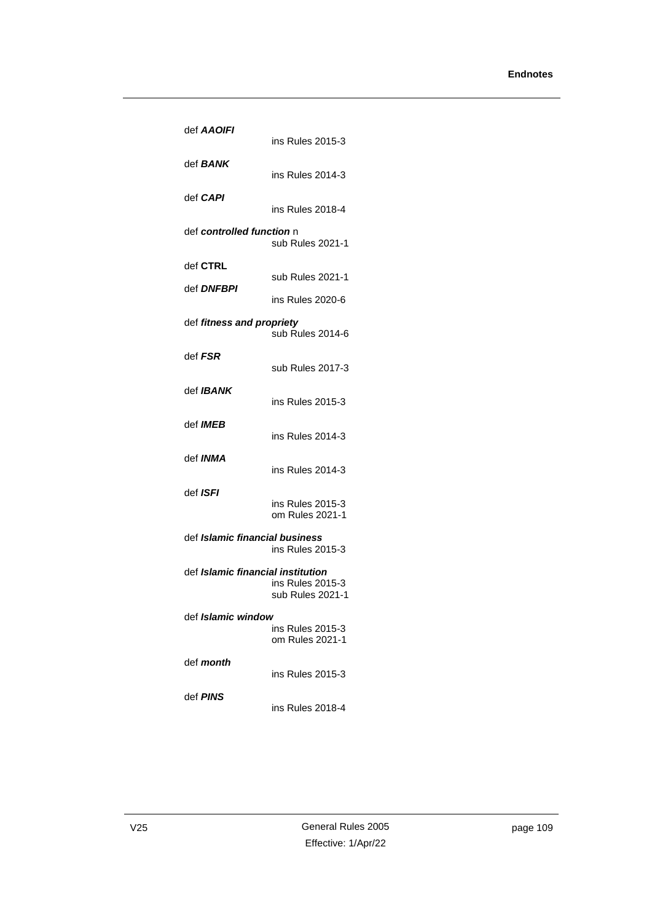def ***AAOIFI***
ins Rules 2015-3

def ***BANK***
ins Rules 2014-3

def ***CAPI***
ins Rules 2018-4

def ***controlled function*** n
sub Rules 2021-1

def **CTRL**
sub Rules 2021-1

def ***DNFBPI***
ins Rules 2020-6

def ***fitness and propriety***
sub Rules 2014-6

def ***FSR***
sub Rules 2017-3

def ***IBANK***
ins Rules 2015-3

def ***IMEB***
ins Rules 2014-3

def ***INMA***
ins Rules 2014-3

def ***ISFI***
ins Rules 2015-3
om Rules 2021-1

def ***Islamic financial business***
ins Rules 2015-3

def ***Islamic financial institution***
ins Rules 2015-3
sub Rules 2021-1

def ***Islamic window***
ins Rules 2015-3
om Rules 2021-1

def ***month***
ins Rules 2015-3

def ***PINS***
ins Rules 2018-4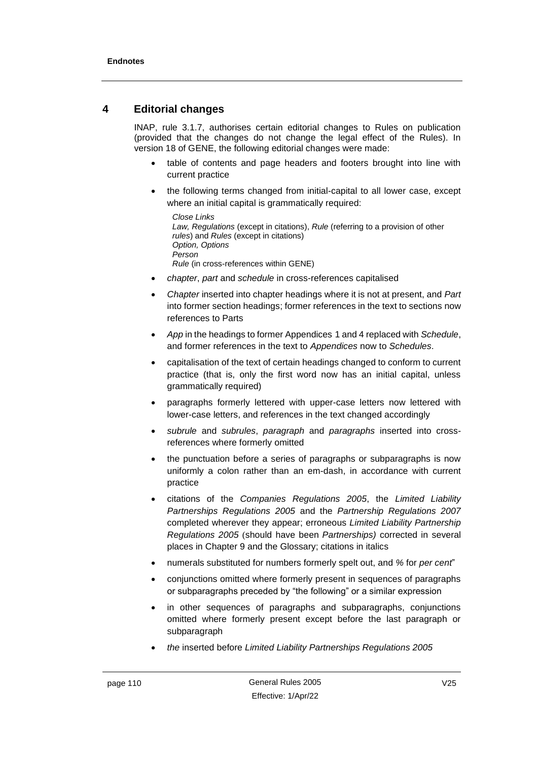## 4 Editorial changes

INAP, rule 3.1.7, authorises certain editorial changes to Rules on publication (provided that the changes do not change the legal effect of the Rules). In version 18 of GENE, the following editorial changes were made:

- table of contents and page headers and footers brought into line with current practice
- the following terms changed from initial-capital to all lower case, except where an initial capital is grammatically required:

  *Close Links*
  *Law, Regulations* (except in citations), *Rule* (referring to a provision of other *rules*) and *Rules* (except in citations)
  *Option, Options*
  *Person*
  *Rule* (in cross-references within GENE)

- *chapter*, *part* and *schedule* in cross-references capitalised
- *Chapter* inserted into chapter headings where it is not at present, and *Part* into former section headings; former references in the text to sections now references to Parts
- *App* in the headings to former Appendices 1 and 4 replaced with *Schedule*, and former references in the text to *Appendices* now to *Schedules*.
- capitalisation of the text of certain headings changed to conform to current practice (that is, only the first word now has an initial capital, unless grammatically required)
- paragraphs formerly lettered with upper-case letters now lettered with lower-case letters, and references in the text changed accordingly
- *subrule* and *subrules*, *paragraph* and *paragraphs* inserted into cross-references where formerly omitted
- the punctuation before a series of paragraphs or subparagraphs is now uniformly a colon rather than an em-dash, in accordance with current practice
- citations of the *Companies Regulations 2005*, the *Limited Liability Partnerships Regulations 2005* and the *Partnership Regulations 2007* completed wherever they appear; erroneous *Limited Liability Partnership Regulations 2005* (should have been *Partnerships)* corrected in several places in Chapter 9 and the Glossary; citations in italics
- numerals substituted for numbers formerly spelt out, and *%* for *per cent*"
- conjunctions omitted where formerly present in sequences of paragraphs or subparagraphs preceded by "the following" or a similar expression
- in other sequences of paragraphs and subparagraphs, conjunctions omitted where formerly present except before the last paragraph or subparagraph
- *the* inserted before *Limited Liability Partnerships Regulations 2005*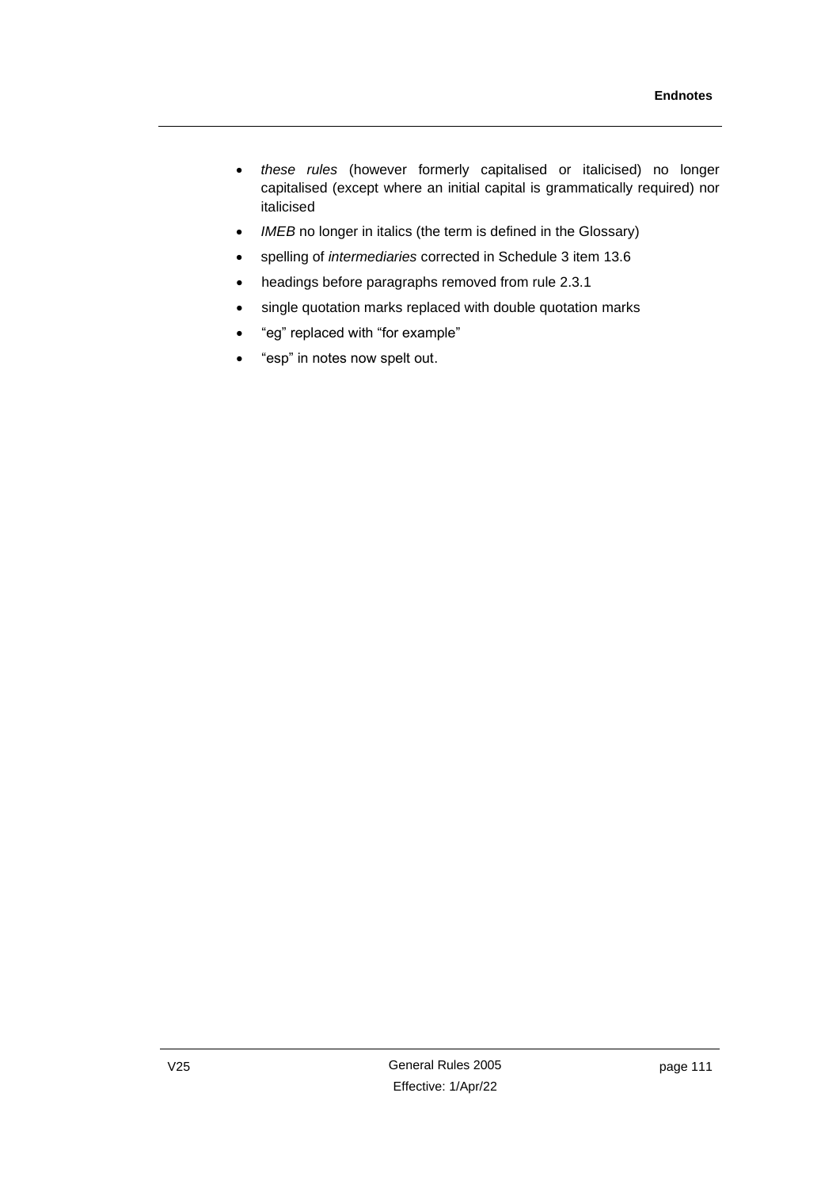- *these rules* (however formerly capitalised or italicised) no longer capitalised (except where an initial capital is grammatically required) nor italicised
- *IMEB* no longer in italics (the term is defined in the Glossary)
- spelling of *intermediaries* corrected in Schedule 3 item 13.6
- headings before paragraphs removed from rule 2.3.1
- single quotation marks replaced with double quotation marks
- “eg” replaced with “for example”
- “esp” in notes now spelt out.